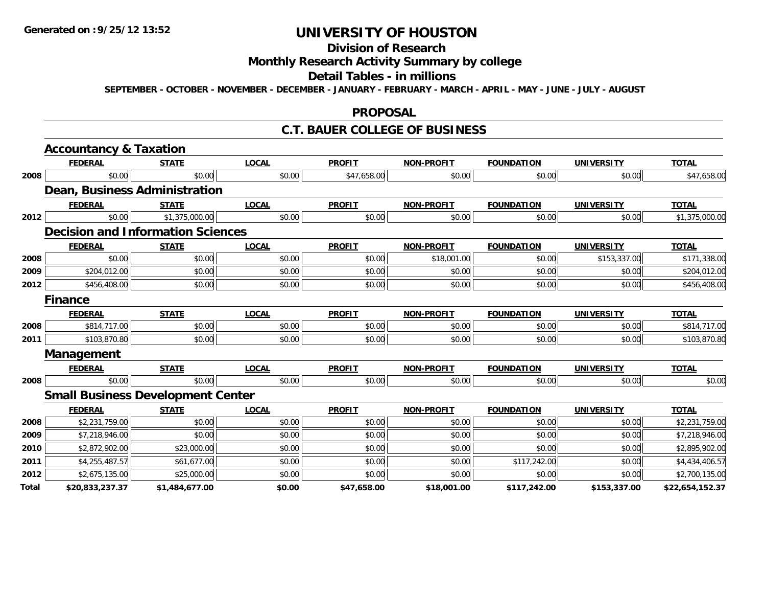Generated on :9/25/12 13:52

# UNIVERSITY OF HOUSTON

## Division of Research

## Monthly Research Activity Summary by college

## Detail Tables - in millions

SEPTEMBER - OCTOBER - NOVEMBER - DECEMBER - JANUARY - FEBRUARY - MARCH - APRIL - MAY - JUNE - JULY - AUGUST

## PROPOSAL

## C.T. BAUER COLLEGE OF BUSINESS

### Accountancy & Taxation

| | FEDERAL | STATE | LOCAL | PROFIT | NON-PROFIT | FOUNDATION | UNIVERSITY | TOTAL |
|---|---|---|---|---|---|---|---|---|
| 2008 | $0.00 | $0.00 | $0.00 | $47,658.00 | $0.00 | $0.00 | $0.00 | $47,658.00 |

### Dean, Business Administration

| | FEDERAL | STATE | LOCAL | PROFIT | NON-PROFIT | FOUNDATION | UNIVERSITY | TOTAL |
|---|---|---|---|---|---|---|---|---|
| 2012 | $0.00 | $1,375,000.00 | $0.00 | $0.00 | $0.00 | $0.00 | $0.00 | $1,375,000.00 |

### Decision and Information Sciences

| | FEDERAL | STATE | LOCAL | PROFIT | NON-PROFIT | FOUNDATION | UNIVERSITY | TOTAL |
|---|---|---|---|---|---|---|---|---|
| 2008 | $0.00 | $0.00 | $0.00 | $0.00 | $18,001.00 | $0.00 | $153,337.00 | $171,338.00 |
| 2009 | $204,012.00 | $0.00 | $0.00 | $0.00 | $0.00 | $0.00 | $0.00 | $204,012.00 |
| 2012 | $456,408.00 | $0.00 | $0.00 | $0.00 | $0.00 | $0.00 | $0.00 | $456,408.00 |

### Finance

| | FEDERAL | STATE | LOCAL | PROFIT | NON-PROFIT | FOUNDATION | UNIVERSITY | TOTAL |
|---|---|---|---|---|---|---|---|---|
| 2008 | $814,717.00 | $0.00 | $0.00 | $0.00 | $0.00 | $0.00 | $0.00 | $814,717.00 |
| 2011 | $103,870.80 | $0.00 | $0.00 | $0.00 | $0.00 | $0.00 | $0.00 | $103,870.80 |

### Management

| | FEDERAL | STATE | LOCAL | PROFIT | NON-PROFIT | FOUNDATION | UNIVERSITY | TOTAL |
|---|---|---|---|---|---|---|---|---|
| 2008 | $0.00 | $0.00 | $0.00 | $0.00 | $0.00 | $0.00 | $0.00 | $0.00 |

### Small Business Development Center

| | FEDERAL | STATE | LOCAL | PROFIT | NON-PROFIT | FOUNDATION | UNIVERSITY | TOTAL |
|---|---|---|---|---|---|---|---|---|
| 2008 | $2,231,759.00 | $0.00 | $0.00 | $0.00 | $0.00 | $0.00 | $0.00 | $2,231,759.00 |
| 2009 | $7,218,946.00 | $0.00 | $0.00 | $0.00 | $0.00 | $0.00 | $0.00 | $7,218,946.00 |
| 2010 | $2,872,902.00 | $23,000.00 | $0.00 | $0.00 | $0.00 | $0.00 | $0.00 | $2,895,902.00 |
| 2011 | $4,255,487.57 | $61,677.00 | $0.00 | $0.00 | $0.00 | $117,242.00 | $0.00 | $4,434,406.57 |
| 2012 | $2,675,135.00 | $25,000.00 | $0.00 | $0.00 | $0.00 | $0.00 | $0.00 | $2,700,135.00 |
| **Total** | **$20,833,237.37** | **$1,484,677.00** | **$0.00** | **$47,658.00** | **$18,001.00** | **$117,242.00** | **$153,337.00** | **$22,654,152.37** |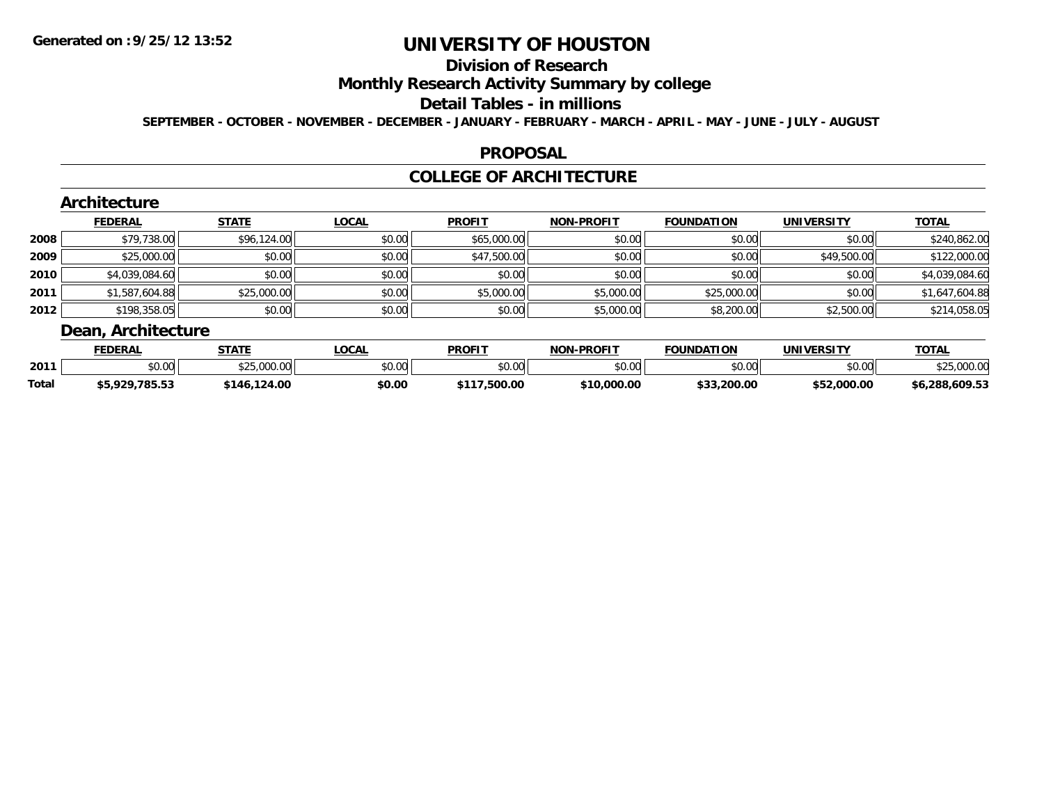**Generated on :9/25/12 13:52**

# UNIVERSITY OF HOUSTON

## Division of Research

## Monthly Research Activity Summary by college

## Detail Tables - in millions

**SEPTEMBER - OCTOBER - NOVEMBER - DECEMBER - JANUARY - FEBRUARY - MARCH - APRIL - MAY - JUNE - JULY - AUGUST**

## PROPOSAL

## COLLEGE OF ARCHITECTURE

### Architecture

| | FEDERAL | STATE | LOCAL | PROFIT | NON-PROFIT | FOUNDATION | UNIVERSITY | TOTAL |
|---|---|---|---|---|---|---|---|---|
| 2008 | $79,738.00 | $96,124.00 | $0.00 | $65,000.00 | $0.00 | $0.00 | $0.00 | $240,862.00 |
| 2009 | $25,000.00 | $0.00 | $0.00 | $47,500.00 | $0.00 | $0.00 | $49,500.00 | $122,000.00 |
| 2010 | $4,039,084.60 | $0.00 | $0.00 | $0.00 | $0.00 | $0.00 | $0.00 | $4,039,084.60 |
| 2011 | $1,587,604.88 | $25,000.00 | $0.00 | $5,000.00 | $5,000.00 | $25,000.00 | $0.00 | $1,647,604.88 |
| 2012 | $198,358.05 | $0.00 | $0.00 | $0.00 | $5,000.00 | $8,200.00 | $2,500.00 | $214,058.05 |

### Dean, Architecture

| | FEDERAL | STATE | LOCAL | PROFIT | NON-PROFIT | FOUNDATION | UNIVERSITY | TOTAL |
|---|---|---|---|---|---|---|---|---|
| 2011 | $0.00 | $25,000.00 | $0.00 | $0.00 | $0.00 | $0.00 | $0.00 | $25,000.00 |
| **Total** | **$5,929,785.53** | **$146,124.00** | **$0.00** | **$117,500.00** | **$10,000.00** | **$33,200.00** | **$52,000.00** | **$6,288,609.53** |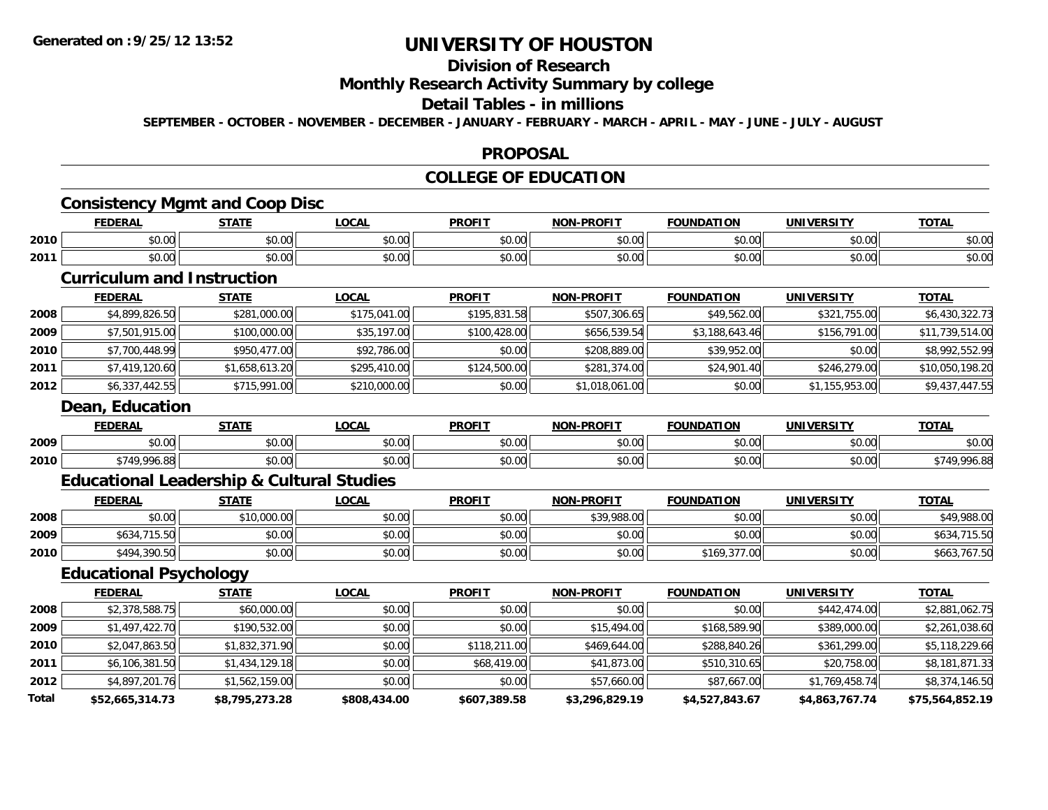Generated on :9/25/12 13:52

# UNIVERSITY OF HOUSTON

## Division of Research

## Monthly Research Activity Summary by college

## Detail Tables - in millions

SEPTEMBER - OCTOBER - NOVEMBER - DECEMBER - JANUARY - FEBRUARY - MARCH - APRIL - MAY - JUNE - JULY - AUGUST

## PROPOSAL

## COLLEGE OF EDUCATION

### Consistency Mgmt and Coop Disc

| | FEDERAL | STATE | LOCAL | PROFIT | NON-PROFIT | FOUNDATION | UNIVERSITY | TOTAL |
|---|---|---|---|---|---|---|---|---|
| 2010 | $0.00 | $0.00 | $0.00 | $0.00 | $0.00 | $0.00 | $0.00 | $0.00 |
| 2011 | $0.00 | $0.00 | $0.00 | $0.00 | $0.00 | $0.00 | $0.00 | $0.00 |

### Curriculum and Instruction

| | FEDERAL | STATE | LOCAL | PROFIT | NON-PROFIT | FOUNDATION | UNIVERSITY | TOTAL |
|---|---|---|---|---|---|---|---|---|
| 2008 | $4,899,826.50 | $281,000.00 | $175,041.00 | $195,831.58 | $507,306.65 | $49,562.00 | $321,755.00 | $6,430,322.73 |
| 2009 | $7,501,915.00 | $100,000.00 | $35,197.00 | $100,428.00 | $656,539.54 | $3,188,643.46 | $156,791.00 | $11,739,514.00 |
| 2010 | $7,700,448.99 | $950,477.00 | $92,786.00 | $0.00 | $208,889.00 | $39,952.00 | $0.00 | $8,992,552.99 |
| 2011 | $7,419,120.60 | $1,658,613.20 | $295,410.00 | $124,500.00 | $281,374.00 | $24,901.40 | $246,279.00 | $10,050,198.20 |
| 2012 | $6,337,442.55 | $715,991.00 | $210,000.00 | $0.00 | $1,018,061.00 | $0.00 | $1,155,953.00 | $9,437,447.55 |

### Dean, Education

| | FEDERAL | STATE | LOCAL | PROFIT | NON-PROFIT | FOUNDATION | UNIVERSITY | TOTAL |
|---|---|---|---|---|---|---|---|---|
| 2009 | $0.00 | $0.00 | $0.00 | $0.00 | $0.00 | $0.00 | $0.00 | $0.00 |
| 2010 | $749,996.88 | $0.00 | $0.00 | $0.00 | $0.00 | $0.00 | $0.00 | $749,996.88 |

### Educational Leadership & Cultural Studies

| | FEDERAL | STATE | LOCAL | PROFIT | NON-PROFIT | FOUNDATION | UNIVERSITY | TOTAL |
|---|---|---|---|---|---|---|---|---|
| 2008 | $0.00 | $10,000.00 | $0.00 | $0.00 | $39,988.00 | $0.00 | $0.00 | $49,988.00 |
| 2009 | $634,715.50 | $0.00 | $0.00 | $0.00 | $0.00 | $0.00 | $0.00 | $634,715.50 |
| 2010 | $494,390.50 | $0.00 | $0.00 | $0.00 | $0.00 | $169,377.00 | $0.00 | $663,767.50 |

### Educational Psychology

| | FEDERAL | STATE | LOCAL | PROFIT | NON-PROFIT | FOUNDATION | UNIVERSITY | TOTAL |
|---|---|---|---|---|---|---|---|---|
| 2008 | $2,378,588.75 | $60,000.00 | $0.00 | $0.00 | $0.00 | $0.00 | $442,474.00 | $2,881,062.75 |
| 2009 | $1,497,422.70 | $190,532.00 | $0.00 | $0.00 | $15,494.00 | $168,589.90 | $389,000.00 | $2,261,038.60 |
| 2010 | $2,047,863.50 | $1,832,371.90 | $0.00 | $118,211.00 | $469,644.00 | $288,840.26 | $361,299.00 | $5,118,229.66 |
| 2011 | $6,106,381.50 | $1,434,129.18 | $0.00 | $68,419.00 | $41,873.00 | $510,310.65 | $20,758.00 | $8,181,871.33 |
| 2012 | $4,897,201.76 | $1,562,159.00 | $0.00 | $0.00 | $57,660.00 | $87,667.00 | $1,769,458.74 | $8,374,146.50 |
| **Total** | **$52,665,314.73** | **$8,795,273.28** | **$808,434.00** | **$607,389.58** | **$3,296,829.19** | **$4,527,843.67** | **$4,863,767.74** | **$75,564,852.19** |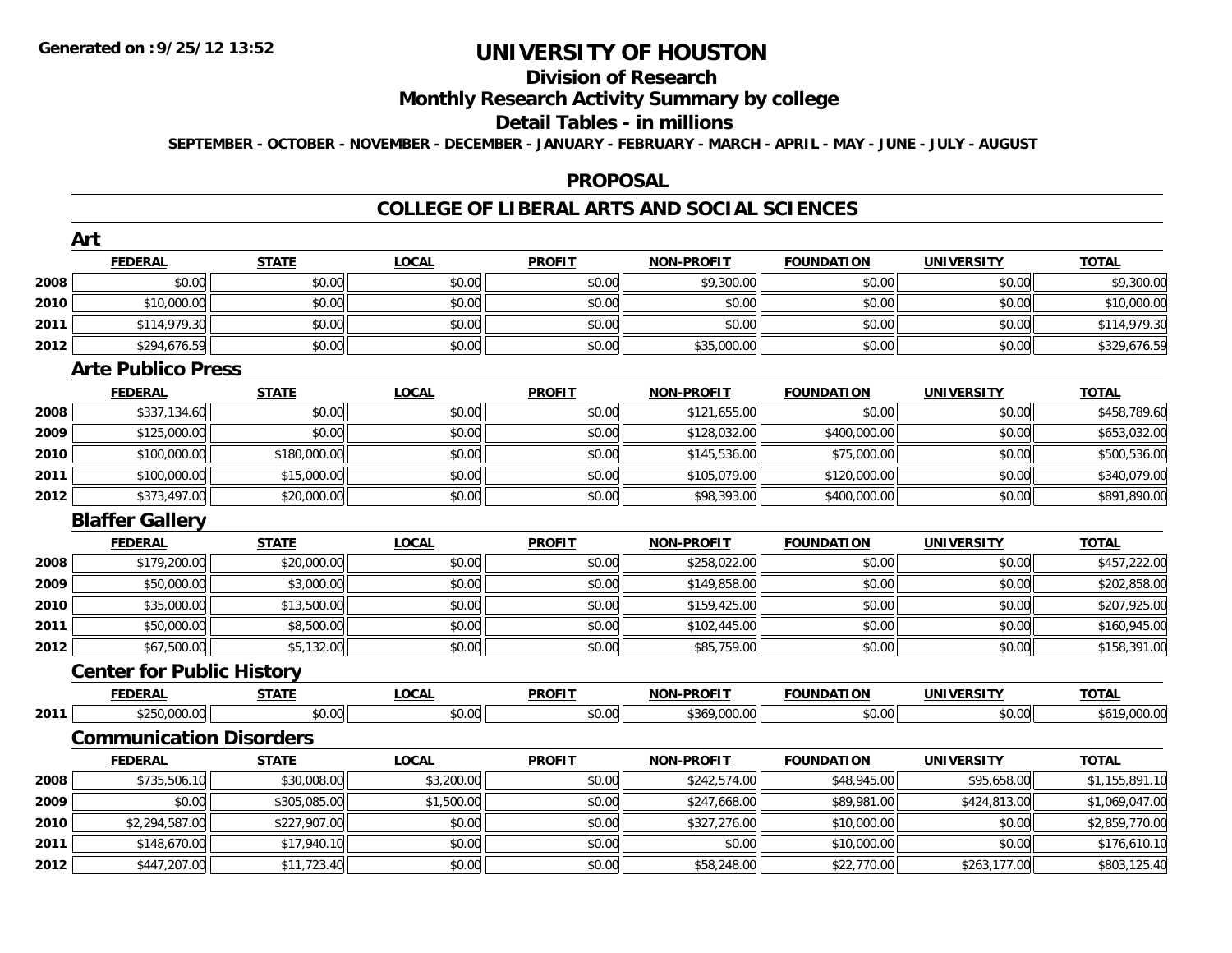# UNIVERSITY OF HOUSTON

## Division of Research

## Monthly Research Activity Summary by college

## Detail Tables - in millions

**SEPTEMBER - OCTOBER - NOVEMBER - DECEMBER - JANUARY - FEBRUARY - MARCH - APRIL - MAY - JUNE - JULY - AUGUST**

## PROPOSAL

## COLLEGE OF LIBERAL ARTS AND SOCIAL SCIENCES

### Art

| | FEDERAL | STATE | LOCAL | PROFIT | NON-PROFIT | FOUNDATION | UNIVERSITY | TOTAL |
|---|---|---|---|---|---|---|---|---|
| 2008 | $0.00 | $0.00 | $0.00 | $0.00 | $9,300.00 | $0.00 | $0.00 | $9,300.00 |
| 2010 | $10,000.00 | $0.00 | $0.00 | $0.00 | $0.00 | $0.00 | $0.00 | $10,000.00 |
| 2011 | $114,979.30 | $0.00 | $0.00 | $0.00 | $0.00 | $0.00 | $0.00 | $114,979.30 |
| 2012 | $294,676.59 | $0.00 | $0.00 | $0.00 | $35,000.00 | $0.00 | $0.00 | $329,676.59 |

### Arte Publico Press

| | FEDERAL | STATE | LOCAL | PROFIT | NON-PROFIT | FOUNDATION | UNIVERSITY | TOTAL |
|---|---|---|---|---|---|---|---|---|
| 2008 | $337,134.60 | $0.00 | $0.00 | $0.00 | $121,655.00 | $0.00 | $0.00 | $458,789.60 |
| 2009 | $125,000.00 | $0.00 | $0.00 | $0.00 | $128,032.00 | $400,000.00 | $0.00 | $653,032.00 |
| 2010 | $100,000.00 | $180,000.00 | $0.00 | $0.00 | $145,536.00 | $75,000.00 | $0.00 | $500,536.00 |
| 2011 | $100,000.00 | $15,000.00 | $0.00 | $0.00 | $105,079.00 | $120,000.00 | $0.00 | $340,079.00 |
| 2012 | $373,497.00 | $20,000.00 | $0.00 | $0.00 | $98,393.00 | $400,000.00 | $0.00 | $891,890.00 |

### Blaffer Gallery

| | FEDERAL | STATE | LOCAL | PROFIT | NON-PROFIT | FOUNDATION | UNIVERSITY | TOTAL |
|---|---|---|---|---|---|---|---|---|
| 2008 | $179,200.00 | $20,000.00 | $0.00 | $0.00 | $258,022.00 | $0.00 | $0.00 | $457,222.00 |
| 2009 | $50,000.00 | $3,000.00 | $0.00 | $0.00 | $149,858.00 | $0.00 | $0.00 | $202,858.00 |
| 2010 | $35,000.00 | $13,500.00 | $0.00 | $0.00 | $159,425.00 | $0.00 | $0.00 | $207,925.00 |
| 2011 | $50,000.00 | $8,500.00 | $0.00 | $0.00 | $102,445.00 | $0.00 | $0.00 | $160,945.00 |
| 2012 | $67,500.00 | $5,132.00 | $0.00 | $0.00 | $85,759.00 | $0.00 | $0.00 | $158,391.00 |

### Center for Public History

| | FEDERAL | STATE | LOCAL | PROFIT | NON-PROFIT | FOUNDATION | UNIVERSITY | TOTAL |
|---|---|---|---|---|---|---|---|---|
| 2011 | $250,000.00 | $0.00 | $0.00 | $0.00 | $369,000.00 | $0.00 | $0.00 | $619,000.00 |

### Communication Disorders

| | FEDERAL | STATE | LOCAL | PROFIT | NON-PROFIT | FOUNDATION | UNIVERSITY | TOTAL |
|---|---|---|---|---|---|---|---|---|
| 2008 | $735,506.10 | $30,008.00 | $3,200.00 | $0.00 | $242,574.00 | $48,945.00 | $95,658.00 | $1,155,891.10 |
| 2009 | $0.00 | $305,085.00 | $1,500.00 | $0.00 | $247,668.00 | $89,981.00 | $424,813.00 | $1,069,047.00 |
| 2010 | $2,294,587.00 | $227,907.00 | $0.00 | $0.00 | $327,276.00 | $10,000.00 | $0.00 | $2,859,770.00 |
| 2011 | $148,670.00 | $17,940.10 | $0.00 | $0.00 | $0.00 | $10,000.00 | $0.00 | $176,610.10 |
| 2012 | $447,207.00 | $11,723.40 | $0.00 | $0.00 | $58,248.00 | $22,770.00 | $263,177.00 | $803,125.40 |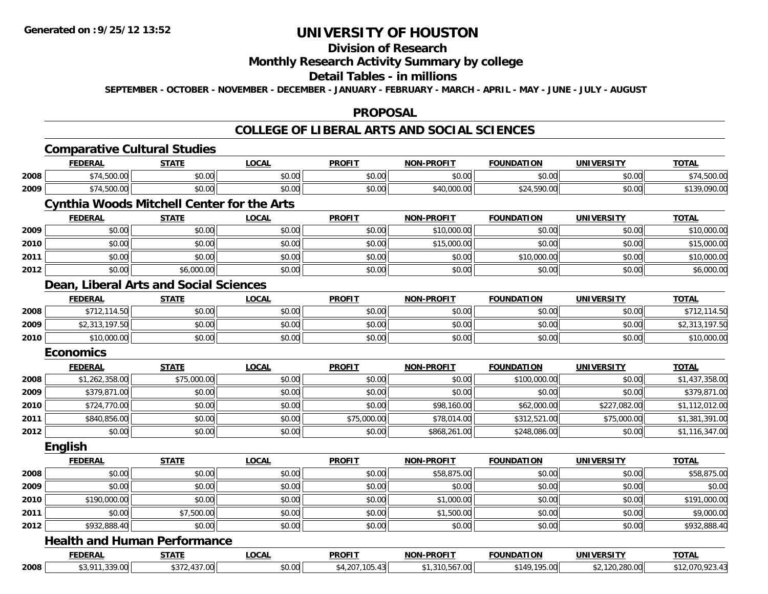**Generated on :9/25/12 13:52**

# UNIVERSITY OF HOUSTON

## Division of Research

## Monthly Research Activity Summary by college

## Detail Tables - in millions

**SEPTEMBER - OCTOBER - NOVEMBER - DECEMBER - JANUARY - FEBRUARY - MARCH - APRIL - MAY - JUNE - JULY - AUGUST**

## PROPOSAL

## COLLEGE OF LIBERAL ARTS AND SOCIAL SCIENCES

### Comparative Cultural Studies

| | FEDERAL | STATE | LOCAL | PROFIT | NON-PROFIT | FOUNDATION | UNIVERSITY | TOTAL |
|---|---|---|---|---|---|---|---|---|
| 2008 | $74,500.00 | $0.00 | $0.00 | $0.00 | $0.00 | $0.00 | $0.00 | $74,500.00 |
| 2009 | $74,500.00 | $0.00 | $0.00 | $0.00 | $40,000.00 | $24,590.00 | $0.00 | $139,090.00 |

### Cynthia Woods Mitchell Center for the Arts

| | FEDERAL | STATE | LOCAL | PROFIT | NON-PROFIT | FOUNDATION | UNIVERSITY | TOTAL |
|---|---|---|---|---|---|---|---|---|
| 2009 | $0.00 | $0.00 | $0.00 | $0.00 | $10,000.00 | $0.00 | $0.00 | $10,000.00 |
| 2010 | $0.00 | $0.00 | $0.00 | $0.00 | $15,000.00 | $0.00 | $0.00 | $15,000.00 |
| 2011 | $0.00 | $0.00 | $0.00 | $0.00 | $0.00 | $10,000.00 | $0.00 | $10,000.00 |
| 2012 | $0.00 | $6,000.00 | $0.00 | $0.00 | $0.00 | $0.00 | $0.00 | $6,000.00 |

### Dean, Liberal Arts and Social Sciences

| | FEDERAL | STATE | LOCAL | PROFIT | NON-PROFIT | FOUNDATION | UNIVERSITY | TOTAL |
|---|---|---|---|---|---|---|---|---|
| 2008 | $712,114.50 | $0.00 | $0.00 | $0.00 | $0.00 | $0.00 | $0.00 | $712,114.50 |
| 2009 | $2,313,197.50 | $0.00 | $0.00 | $0.00 | $0.00 | $0.00 | $0.00 | $2,313,197.50 |
| 2010 | $10,000.00 | $0.00 | $0.00 | $0.00 | $0.00 | $0.00 | $0.00 | $10,000.00 |

### Economics

| | FEDERAL | STATE | LOCAL | PROFIT | NON-PROFIT | FOUNDATION | UNIVERSITY | TOTAL |
|---|---|---|---|---|---|---|---|---|
| 2008 | $1,262,358.00 | $75,000.00 | $0.00 | $0.00 | $0.00 | $100,000.00 | $0.00 | $1,437,358.00 |
| 2009 | $379,871.00 | $0.00 | $0.00 | $0.00 | $0.00 | $0.00 | $0.00 | $379,871.00 |
| 2010 | $724,770.00 | $0.00 | $0.00 | $0.00 | $98,160.00 | $62,000.00 | $227,082.00 | $1,112,012.00 |
| 2011 | $840,856.00 | $0.00 | $0.00 | $75,000.00 | $78,014.00 | $312,521.00 | $75,000.00 | $1,381,391.00 |
| 2012 | $0.00 | $0.00 | $0.00 | $0.00 | $868,261.00 | $248,086.00 | $0.00 | $1,116,347.00 |

### English

| | FEDERAL | STATE | LOCAL | PROFIT | NON-PROFIT | FOUNDATION | UNIVERSITY | TOTAL |
|---|---|---|---|---|---|---|---|---|
| 2008 | $0.00 | $0.00 | $0.00 | $0.00 | $58,875.00 | $0.00 | $0.00 | $58,875.00 |
| 2009 | $0.00 | $0.00 | $0.00 | $0.00 | $0.00 | $0.00 | $0.00 | $0.00 |
| 2010 | $190,000.00 | $0.00 | $0.00 | $0.00 | $1,000.00 | $0.00 | $0.00 | $191,000.00 |
| 2011 | $0.00 | $7,500.00 | $0.00 | $0.00 | $1,500.00 | $0.00 | $0.00 | $9,000.00 |
| 2012 | $932,888.40 | $0.00 | $0.00 | $0.00 | $0.00 | $0.00 | $0.00 | $932,888.40 |

### Health and Human Performance

| | FEDERAL | STATE | LOCAL | PROFIT | NON-PROFIT | FOUNDATION | UNIVERSITY | TOTAL |
|---|---|---|---|---|---|---|---|---|
| 2008 | $3,911,339.00 | $372,437.00 | $0.00 | $4,207,105.43 | $1,310,567.00 | $149,195.00 | $2,120,280.00 | $12,070,923.43 |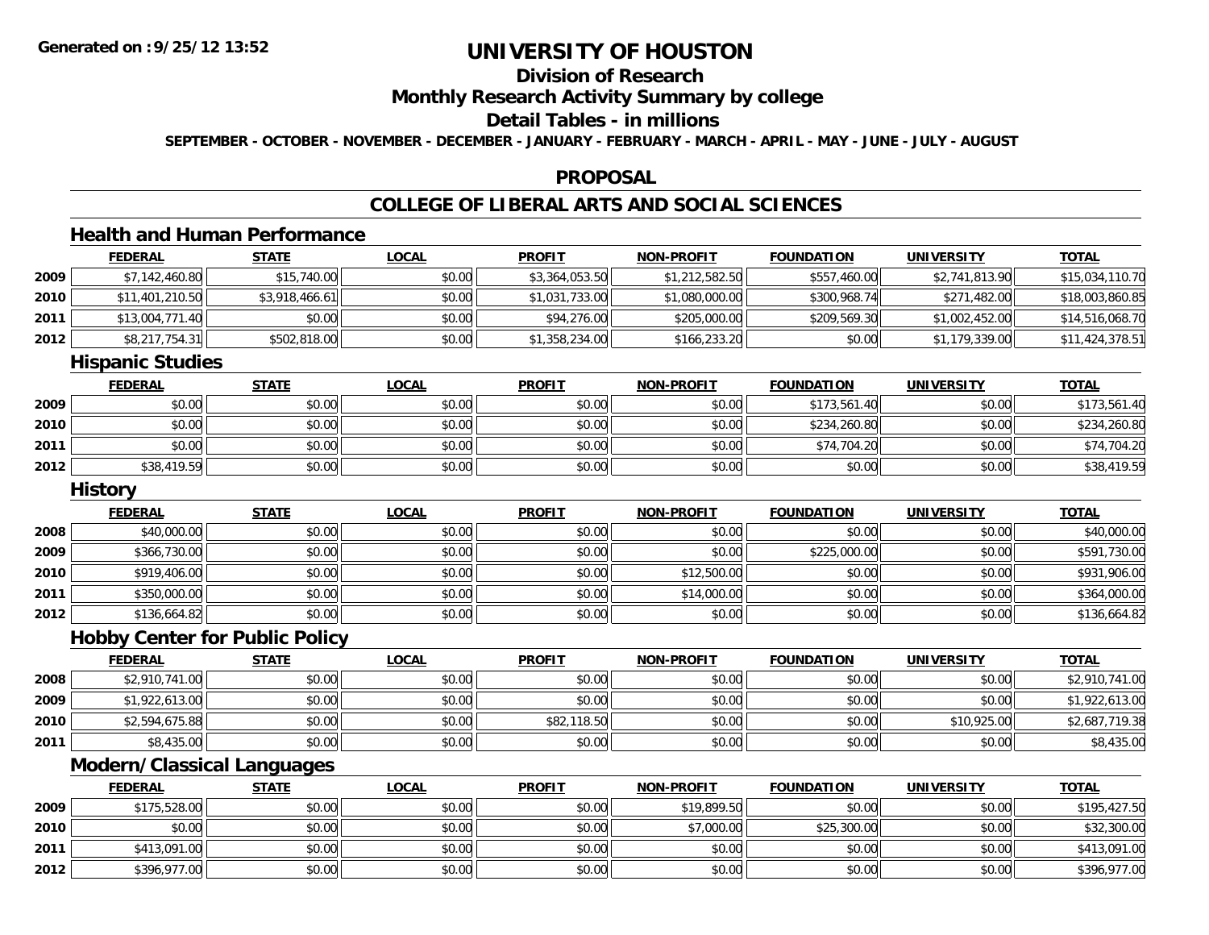# UNIVERSITY OF HOUSTON

## Division of Research

## Monthly Research Activity Summary by college

## Detail Tables - in millions

**SEPTEMBER - OCTOBER - NOVEMBER - DECEMBER - JANUARY - FEBRUARY - MARCH - APRIL - MAY - JUNE - JULY - AUGUST**

## PROPOSAL

## COLLEGE OF LIBERAL ARTS AND SOCIAL SCIENCES

### Health and Human Performance

| | FEDERAL | STATE | LOCAL | PROFIT | NON-PROFIT | FOUNDATION | UNIVERSITY | TOTAL |
|---|---|---|---|---|---|---|---|---|
| 2009 | $7,142,460.80 | $15,740.00 | $0.00 | $3,364,053.50 | $1,212,582.50 | $557,460.00 | $2,741,813.90 | $15,034,110.70 |
| 2010 | $11,401,210.50 | $3,918,466.61 | $0.00 | $1,031,733.00 | $1,080,000.00 | $300,968.74 | $271,482.00 | $18,003,860.85 |
| 2011 | $13,004,771.40 | $0.00 | $0.00 | $94,276.00 | $205,000.00 | $209,569.30 | $1,002,452.00 | $14,516,068.70 |
| 2012 | $8,217,754.31 | $502,818.00 | $0.00 | $1,358,234.00 | $166,233.20 | $0.00 | $1,179,339.00 | $11,424,378.51 |

### Hispanic Studies

| | FEDERAL | STATE | LOCAL | PROFIT | NON-PROFIT | FOUNDATION | UNIVERSITY | TOTAL |
|---|---|---|---|---|---|---|---|---|
| 2009 | $0.00 | $0.00 | $0.00 | $0.00 | $0.00 | $173,561.40 | $0.00 | $173,561.40 |
| 2010 | $0.00 | $0.00 | $0.00 | $0.00 | $0.00 | $234,260.80 | $0.00 | $234,260.80 |
| 2011 | $0.00 | $0.00 | $0.00 | $0.00 | $0.00 | $74,704.20 | $0.00 | $74,704.20 |
| 2012 | $38,419.59 | $0.00 | $0.00 | $0.00 | $0.00 | $0.00 | $0.00 | $38,419.59 |

### History

| | FEDERAL | STATE | LOCAL | PROFIT | NON-PROFIT | FOUNDATION | UNIVERSITY | TOTAL |
|---|---|---|---|---|---|---|---|---|
| 2008 | $40,000.00 | $0.00 | $0.00 | $0.00 | $0.00 | $0.00 | $0.00 | $40,000.00 |
| 2009 | $366,730.00 | $0.00 | $0.00 | $0.00 | $0.00 | $225,000.00 | $0.00 | $591,730.00 |
| 2010 | $919,406.00 | $0.00 | $0.00 | $0.00 | $12,500.00 | $0.00 | $0.00 | $931,906.00 |
| 2011 | $350,000.00 | $0.00 | $0.00 | $0.00 | $14,000.00 | $0.00 | $0.00 | $364,000.00 |
| 2012 | $136,664.82 | $0.00 | $0.00 | $0.00 | $0.00 | $0.00 | $0.00 | $136,664.82 |

### Hobby Center for Public Policy

| | FEDERAL | STATE | LOCAL | PROFIT | NON-PROFIT | FOUNDATION | UNIVERSITY | TOTAL |
|---|---|---|---|---|---|---|---|---|
| 2008 | $2,910,741.00 | $0.00 | $0.00 | $0.00 | $0.00 | $0.00 | $0.00 | $2,910,741.00 |
| 2009 | $1,922,613.00 | $0.00 | $0.00 | $0.00 | $0.00 | $0.00 | $0.00 | $1,922,613.00 |
| 2010 | $2,594,675.88 | $0.00 | $0.00 | $82,118.50 | $0.00 | $0.00 | $10,925.00 | $2,687,719.38 |
| 2011 | $8,435.00 | $0.00 | $0.00 | $0.00 | $0.00 | $0.00 | $0.00 | $8,435.00 |

### Modern/Classical Languages

| | FEDERAL | STATE | LOCAL | PROFIT | NON-PROFIT | FOUNDATION | UNIVERSITY | TOTAL |
|---|---|---|---|---|---|---|---|---|
| 2009 | $175,528.00 | $0.00 | $0.00 | $0.00 | $19,899.50 | $0.00 | $0.00 | $195,427.50 |
| 2010 | $0.00 | $0.00 | $0.00 | $0.00 | $7,000.00 | $25,300.00 | $0.00 | $32,300.00 |
| 2011 | $413,091.00 | $0.00 | $0.00 | $0.00 | $0.00 | $0.00 | $0.00 | $413,091.00 |
| 2012 | $396,977.00 | $0.00 | $0.00 | $0.00 | $0.00 | $0.00 | $0.00 | $396,977.00 |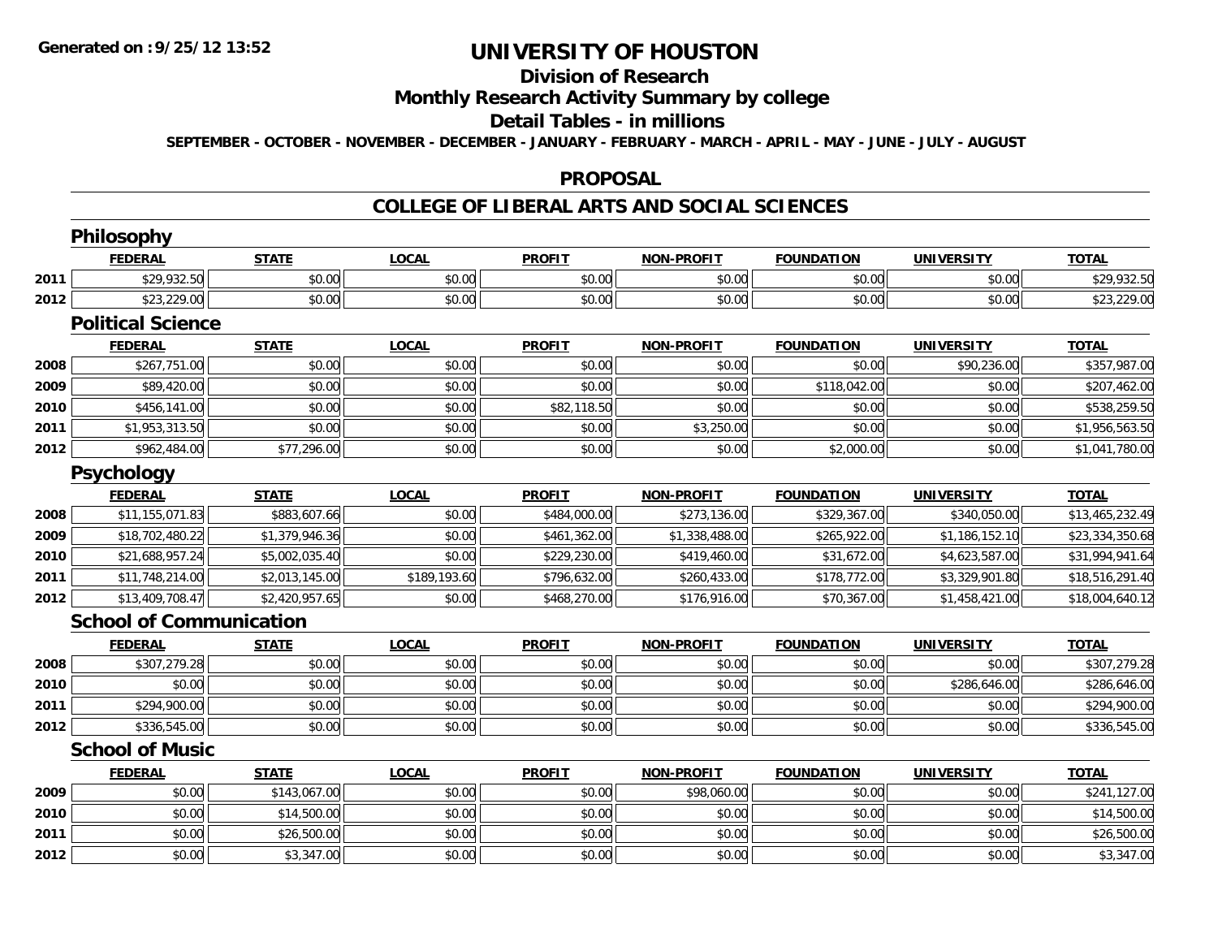# UNIVERSITY OF HOUSTON

## Division of Research

## Monthly Research Activity Summary by college

## Detail Tables - in millions

**SEPTEMBER - OCTOBER - NOVEMBER - DECEMBER - JANUARY - FEBRUARY - MARCH - APRIL - MAY - JUNE - JULY - AUGUST**

## PROPOSAL

## COLLEGE OF LIBERAL ARTS AND SOCIAL SCIENCES

### Philosophy

| | FEDERAL | STATE | LOCAL | PROFIT | NON-PROFIT | FOUNDATION | UNIVERSITY | TOTAL |
|---|---|---|---|---|---|---|---|---|
| 2011 | $29,932.50 | $0.00 | $0.00 | $0.00 | $0.00 | $0.00 | $0.00 | $29,932.50 |
| 2012 | $23,229.00 | $0.00 | $0.00 | $0.00 | $0.00 | $0.00 | $0.00 | $23,229.00 |

### Political Science

| | FEDERAL | STATE | LOCAL | PROFIT | NON-PROFIT | FOUNDATION | UNIVERSITY | TOTAL |
|---|---|---|---|---|---|---|---|---|
| 2008 | $267,751.00 | $0.00 | $0.00 | $0.00 | $0.00 | $0.00 | $90,236.00 | $357,987.00 |
| 2009 | $89,420.00 | $0.00 | $0.00 | $0.00 | $0.00 | $118,042.00 | $0.00 | $207,462.00 |
| 2010 | $456,141.00 | $0.00 | $0.00 | $82,118.50 | $0.00 | $0.00 | $0.00 | $538,259.50 |
| 2011 | $1,953,313.50 | $0.00 | $0.00 | $0.00 | $3,250.00 | $0.00 | $0.00 | $1,956,563.50 |
| 2012 | $962,484.00 | $77,296.00 | $0.00 | $0.00 | $0.00 | $2,000.00 | $0.00 | $1,041,780.00 |

### Psychology

| | FEDERAL | STATE | LOCAL | PROFIT | NON-PROFIT | FOUNDATION | UNIVERSITY | TOTAL |
|---|---|---|---|---|---|---|---|---|
| 2008 | $11,155,071.83 | $883,607.66 | $0.00 | $484,000.00 | $273,136.00 | $329,367.00 | $340,050.00 | $13,465,232.49 |
| 2009 | $18,702,480.22 | $1,379,946.36 | $0.00 | $461,362.00 | $1,338,488.00 | $265,922.00 | $1,186,152.10 | $23,334,350.68 |
| 2010 | $21,688,957.24 | $5,002,035.40 | $0.00 | $229,230.00 | $419,460.00 | $31,672.00 | $4,623,587.00 | $31,994,941.64 |
| 2011 | $11,748,214.00 | $2,013,145.00 | $189,193.60 | $796,632.00 | $260,433.00 | $178,772.00 | $3,329,901.80 | $18,516,291.40 |
| 2012 | $13,409,708.47 | $2,420,957.65 | $0.00 | $468,270.00 | $176,916.00 | $70,367.00 | $1,458,421.00 | $18,004,640.12 |

### School of Communication

| | FEDERAL | STATE | LOCAL | PROFIT | NON-PROFIT | FOUNDATION | UNIVERSITY | TOTAL |
|---|---|---|---|---|---|---|---|---|
| 2008 | $307,279.28 | $0.00 | $0.00 | $0.00 | $0.00 | $0.00 | $0.00 | $307,279.28 |
| 2010 | $0.00 | $0.00 | $0.00 | $0.00 | $0.00 | $0.00 | $286,646.00 | $286,646.00 |
| 2011 | $294,900.00 | $0.00 | $0.00 | $0.00 | $0.00 | $0.00 | $0.00 | $294,900.00 |
| 2012 | $336,545.00 | $0.00 | $0.00 | $0.00 | $0.00 | $0.00 | $0.00 | $336,545.00 |

### School of Music

| | FEDERAL | STATE | LOCAL | PROFIT | NON-PROFIT | FOUNDATION | UNIVERSITY | TOTAL |
|---|---|---|---|---|---|---|---|---|
| 2009 | $0.00 | $143,067.00 | $0.00 | $0.00 | $98,060.00 | $0.00 | $0.00 | $241,127.00 |
| 2010 | $0.00 | $14,500.00 | $0.00 | $0.00 | $0.00 | $0.00 | $0.00 | $14,500.00 |
| 2011 | $0.00 | $26,500.00 | $0.00 | $0.00 | $0.00 | $0.00 | $0.00 | $26,500.00 |
| 2012 | $0.00 | $3,347.00 | $0.00 | $0.00 | $0.00 | $0.00 | $0.00 | $3,347.00 |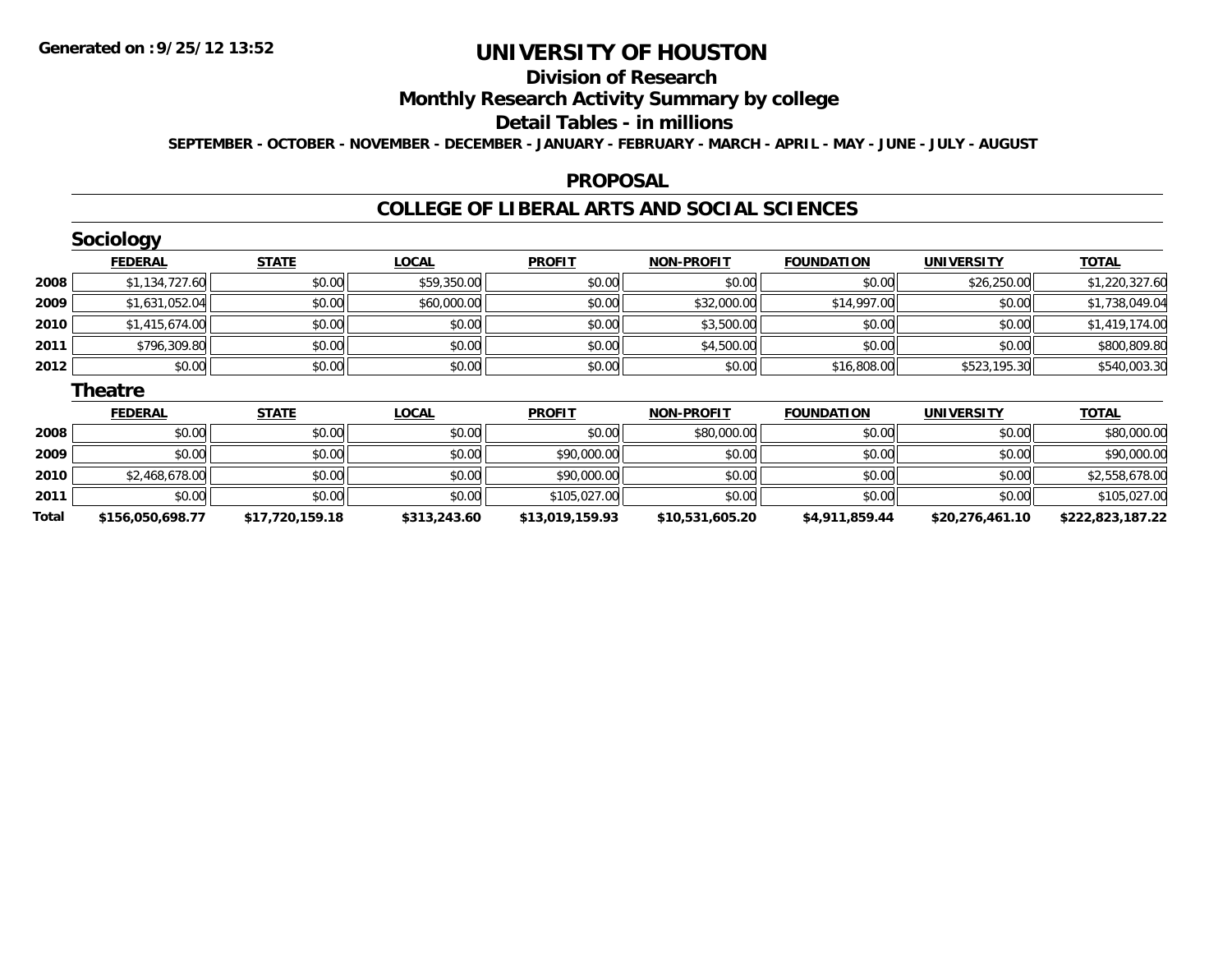# UNIVERSITY OF HOUSTON

## Division of Research

## Monthly Research Activity Summary by college

## Detail Tables - in millions

**SEPTEMBER - OCTOBER - NOVEMBER - DECEMBER - JANUARY - FEBRUARY - MARCH - APRIL - MAY - JUNE - JULY - AUGUST**

Generated on :9/25/12 13:52

## PROPOSAL

## COLLEGE OF LIBERAL ARTS AND SOCIAL SCIENCES

### Sociology

| | FEDERAL | STATE | LOCAL | PROFIT | NON-PROFIT | FOUNDATION | UNIVERSITY | TOTAL |
|---|---|---|---|---|---|---|---|---|
| 2008 | $1,134,727.60 | $0.00 | $59,350.00 | $0.00 | $0.00 | $0.00 | $26,250.00 | $1,220,327.60 |
| 2009 | $1,631,052.04 | $0.00 | $60,000.00 | $0.00 | $32,000.00 | $14,997.00 | $0.00 | $1,738,049.04 |
| 2010 | $1,415,674.00 | $0.00 | $0.00 | $0.00 | $3,500.00 | $0.00 | $0.00 | $1,419,174.00 |
| 2011 | $796,309.80 | $0.00 | $0.00 | $0.00 | $4,500.00 | $0.00 | $0.00 | $800,809.80 |
| 2012 | $0.00 | $0.00 | $0.00 | $0.00 | $0.00 | $16,808.00 | $523,195.30 | $540,003.30 |

### Theatre

| | FEDERAL | STATE | LOCAL | PROFIT | NON-PROFIT | FOUNDATION | UNIVERSITY | TOTAL |
|---|---|---|---|---|---|---|---|---|
| 2008 | $0.00 | $0.00 | $0.00 | $0.00 | $80,000.00 | $0.00 | $0.00 | $80,000.00 |
| 2009 | $0.00 | $0.00 | $0.00 | $90,000.00 | $0.00 | $0.00 | $0.00 | $90,000.00 |
| 2010 | $2,468,678.00 | $0.00 | $0.00 | $90,000.00 | $0.00 | $0.00 | $0.00 | $2,558,678.00 |
| 2011 | $0.00 | $0.00 | $0.00 | $105,027.00 | $0.00 | $0.00 | $0.00 | $105,027.00 |
| **Total** | **$156,050,698.77** | **$17,720,159.18** | **$313,243.60** | **$13,019,159.93** | **$10,531,605.20** | **$4,911,859.44** | **$20,276,461.10** | **$222,823,187.22** |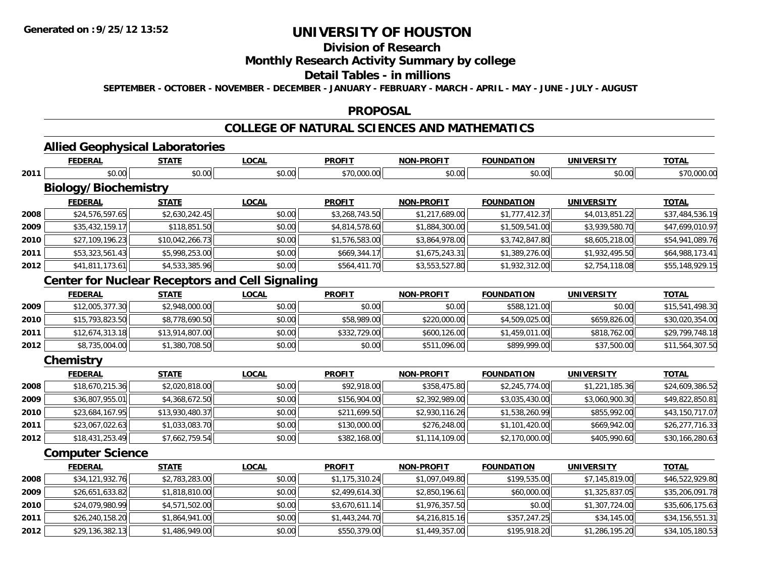# UNIVERSITY OF HOUSTON

## Division of Research

## Monthly Research Activity Summary by college

## Detail Tables - in millions

**SEPTEMBER - OCTOBER - NOVEMBER - DECEMBER - JANUARY - FEBRUARY - MARCH - APRIL - MAY - JUNE - JULY - AUGUST**

## PROPOSAL

## COLLEGE OF NATURAL SCIENCES AND MATHEMATICS

### Allied Geophysical Laboratories

| | FEDERAL | STATE | LOCAL | PROFIT | NON-PROFIT | FOUNDATION | UNIVERSITY | TOTAL |
|---|---|---|---|---|---|---|---|---|
| 2011 | $0.00 | $0.00 | $0.00 | $70,000.00 | $0.00 | $0.00 | $0.00 | $70,000.00 |

### Biology/Biochemistry

| | FEDERAL | STATE | LOCAL | PROFIT | NON-PROFIT | FOUNDATION | UNIVERSITY | TOTAL |
|---|---|---|---|---|---|---|---|---|
| 2008 | $24,576,597.65 | $2,630,242.45 | $0.00 | $3,268,743.50 | $1,217,689.00 | $1,777,412.37 | $4,013,851.22 | $37,484,536.19 |
| 2009 | $35,432,159.17 | $118,851.50 | $0.00 | $4,814,578.60 | $1,884,300.00 | $1,509,541.00 | $3,939,580.70 | $47,699,010.97 |
| 2010 | $27,109,196.23 | $10,042,266.73 | $0.00 | $1,576,583.00 | $3,864,978.00 | $3,742,847.80 | $8,605,218.00 | $54,941,089.76 |
| 2011 | $53,323,561.43 | $5,998,253.00 | $0.00 | $669,344.17 | $1,675,243.31 | $1,389,276.00 | $1,932,495.50 | $64,988,173.41 |
| 2012 | $41,811,173.61 | $4,533,385.96 | $0.00 | $564,411.70 | $3,553,527.80 | $1,932,312.00 | $2,754,118.08 | $55,148,929.15 |

### Center for Nuclear Receptors and Cell Signaling

| | FEDERAL | STATE | LOCAL | PROFIT | NON-PROFIT | FOUNDATION | UNIVERSITY | TOTAL |
|---|---|---|---|---|---|---|---|---|
| 2009 | $12,005,377.30 | $2,948,000.00 | $0.00 | $0.00 | $0.00 | $588,121.00 | $0.00 | $15,541,498.30 |
| 2010 | $15,793,823.50 | $8,778,690.50 | $0.00 | $58,989.00 | $220,000.00 | $4,509,025.00 | $659,826.00 | $30,020,354.00 |
| 2011 | $12,674,313.18 | $13,914,807.00 | $0.00 | $332,729.00 | $600,126.00 | $1,459,011.00 | $818,762.00 | $29,799,748.18 |
| 2012 | $8,735,004.00 | $1,380,708.50 | $0.00 | $0.00 | $511,096.00 | $899,999.00 | $37,500.00 | $11,564,307.50 |

### Chemistry

| | FEDERAL | STATE | LOCAL | PROFIT | NON-PROFIT | FOUNDATION | UNIVERSITY | TOTAL |
|---|---|---|---|---|---|---|---|---|
| 2008 | $18,670,215.36 | $2,020,818.00 | $0.00 | $92,918.00 | $358,475.80 | $2,245,774.00 | $1,221,185.36 | $24,609,386.52 |
| 2009 | $36,807,955.01 | $4,368,672.50 | $0.00 | $156,904.00 | $2,392,989.00 | $3,035,430.00 | $3,060,900.30 | $49,822,850.81 |
| 2010 | $23,684,167.95 | $13,930,480.37 | $0.00 | $211,699.50 | $2,930,116.26 | $1,538,260.99 | $855,992.00 | $43,150,717.07 |
| 2011 | $23,067,022.63 | $1,033,083.70 | $0.00 | $130,000.00 | $276,248.00 | $1,101,420.00 | $669,942.00 | $26,277,716.33 |
| 2012 | $18,431,253.49 | $7,662,759.54 | $0.00 | $382,168.00 | $1,114,109.00 | $2,170,000.00 | $405,990.60 | $30,166,280.63 |

### Computer Science

| | FEDERAL | STATE | LOCAL | PROFIT | NON-PROFIT | FOUNDATION | UNIVERSITY | TOTAL |
|---|---|---|---|---|---|---|---|---|
| 2008 | $34,121,932.76 | $2,783,283.00 | $0.00 | $1,175,310.24 | $1,097,049.80 | $199,535.00 | $7,145,819.00 | $46,522,929.80 |
| 2009 | $26,651,633.82 | $1,818,810.00 | $0.00 | $2,499,614.30 | $2,850,196.61 | $60,000.00 | $1,325,837.05 | $35,206,091.78 |
| 2010 | $24,079,980.99 | $4,571,502.00 | $0.00 | $3,670,611.14 | $1,976,357.50 | $0.00 | $1,307,724.00 | $35,606,175.63 |
| 2011 | $26,240,158.20 | $1,864,941.00 | $0.00 | $1,443,244.70 | $4,216,815.16 | $357,247.25 | $34,145.00 | $34,156,551.31 |
| 2012 | $29,136,382.13 | $1,486,949.00 | $0.00 | $550,379.00 | $1,449,357.00 | $195,918.20 | $1,286,195.20 | $34,105,180.53 |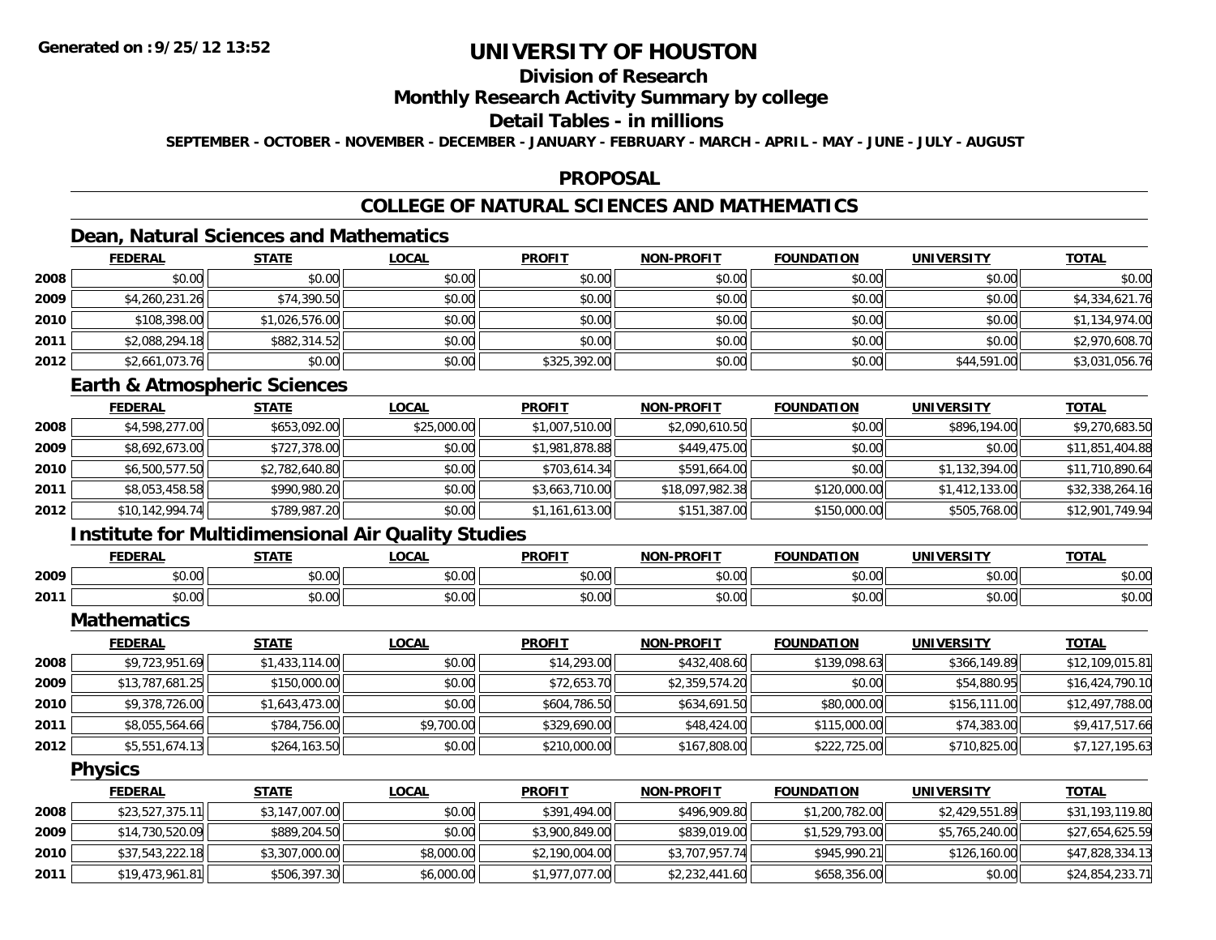# UNIVERSITY OF HOUSTON

## Division of Research

## Monthly Research Activity Summary by college

## Detail Tables - in millions

**SEPTEMBER - OCTOBER - NOVEMBER - DECEMBER - JANUARY - FEBRUARY - MARCH - APRIL - MAY - JUNE - JULY - AUGUST**

## PROPOSAL

## COLLEGE OF NATURAL SCIENCES AND MATHEMATICS

### Dean, Natural Sciences and Mathematics

| | FEDERAL | STATE | LOCAL | PROFIT | NON-PROFIT | FOUNDATION | UNIVERSITY | TOTAL |
|---|---|---|---|---|---|---|---|---|
| 2008 | $0.00 | $0.00 | $0.00 | $0.00 | $0.00 | $0.00 | $0.00 | $0.00 |
| 2009 | $4,260,231.26 | $74,390.50 | $0.00 | $0.00 | $0.00 | $0.00 | $0.00 | $4,334,621.76 |
| 2010 | $108,398.00 | $1,026,576.00 | $0.00 | $0.00 | $0.00 | $0.00 | $0.00 | $1,134,974.00 |
| 2011 | $2,088,294.18 | $882,314.52 | $0.00 | $0.00 | $0.00 | $0.00 | $0.00 | $2,970,608.70 |
| 2012 | $2,661,073.76 | $0.00 | $0.00 | $325,392.00 | $0.00 | $0.00 | $44,591.00 | $3,031,056.76 |

### Earth & Atmospheric Sciences

| | FEDERAL | STATE | LOCAL | PROFIT | NON-PROFIT | FOUNDATION | UNIVERSITY | TOTAL |
|---|---|---|---|---|---|---|---|---|
| 2008 | $4,598,277.00 | $653,092.00 | $25,000.00 | $1,007,510.00 | $2,090,610.50 | $0.00 | $896,194.00 | $9,270,683.50 |
| 2009 | $8,692,673.00 | $727,378.00 | $0.00 | $1,981,878.88 | $449,475.00 | $0.00 | $0.00 | $11,851,404.88 |
| 2010 | $6,500,577.50 | $2,782,640.80 | $0.00 | $703,614.34 | $591,664.00 | $0.00 | $1,132,394.00 | $11,710,890.64 |
| 2011 | $8,053,458.58 | $990,980.20 | $0.00 | $3,663,710.00 | $18,097,982.38 | $120,000.00 | $1,412,133.00 | $32,338,264.16 |
| 2012 | $10,142,994.74 | $789,987.20 | $0.00 | $1,161,613.00 | $151,387.00 | $150,000.00 | $505,768.00 | $12,901,749.94 |

### Institute for Multidimensional Air Quality Studies

| | FEDERAL | STATE | LOCAL | PROFIT | NON-PROFIT | FOUNDATION | UNIVERSITY | TOTAL |
|---|---|---|---|---|---|---|---|---|
| 2009 | $0.00 | $0.00 | $0.00 | $0.00 | $0.00 | $0.00 | $0.00 | $0.00 |
| 2011 | $0.00 | $0.00 | $0.00 | $0.00 | $0.00 | $0.00 | $0.00 | $0.00 |

### Mathematics

| | FEDERAL | STATE | LOCAL | PROFIT | NON-PROFIT | FOUNDATION | UNIVERSITY | TOTAL |
|---|---|---|---|---|---|---|---|---|
| 2008 | $9,723,951.69 | $1,433,114.00 | $0.00 | $14,293.00 | $432,408.60 | $139,098.63 | $366,149.89 | $12,109,015.81 |
| 2009 | $13,787,681.25 | $150,000.00 | $0.00 | $72,653.70 | $2,359,574.20 | $0.00 | $54,880.95 | $16,424,790.10 |
| 2010 | $9,378,726.00 | $1,643,473.00 | $0.00 | $604,786.50 | $634,691.50 | $80,000.00 | $156,111.00 | $12,497,788.00 |
| 2011 | $8,055,564.66 | $784,756.00 | $9,700.00 | $329,690.00 | $48,424.00 | $115,000.00 | $74,383.00 | $9,417,517.66 |
| 2012 | $5,551,674.13 | $264,163.50 | $0.00 | $210,000.00 | $167,808.00 | $222,725.00 | $710,825.00 | $7,127,195.63 |

### Physics

| | FEDERAL | STATE | LOCAL | PROFIT | NON-PROFIT | FOUNDATION | UNIVERSITY | TOTAL |
|---|---|---|---|---|---|---|---|---|
| 2008 | $23,527,375.11 | $3,147,007.00 | $0.00 | $391,494.00 | $496,909.80 | $1,200,782.00 | $2,429,551.89 | $31,193,119.80 |
| 2009 | $14,730,520.09 | $889,204.50 | $0.00 | $3,900,849.00 | $839,019.00 | $1,529,793.00 | $5,765,240.00 | $27,654,625.59 |
| 2010 | $37,543,222.18 | $3,307,000.00 | $8,000.00 | $2,190,004.00 | $3,707,957.74 | $945,990.21 | $126,160.00 | $47,828,334.13 |
| 2011 | $19,473,961.81 | $506,397.30 | $6,000.00 | $1,977,077.00 | $2,232,441.60 | $658,356.00 | $0.00 | $24,854,233.71 |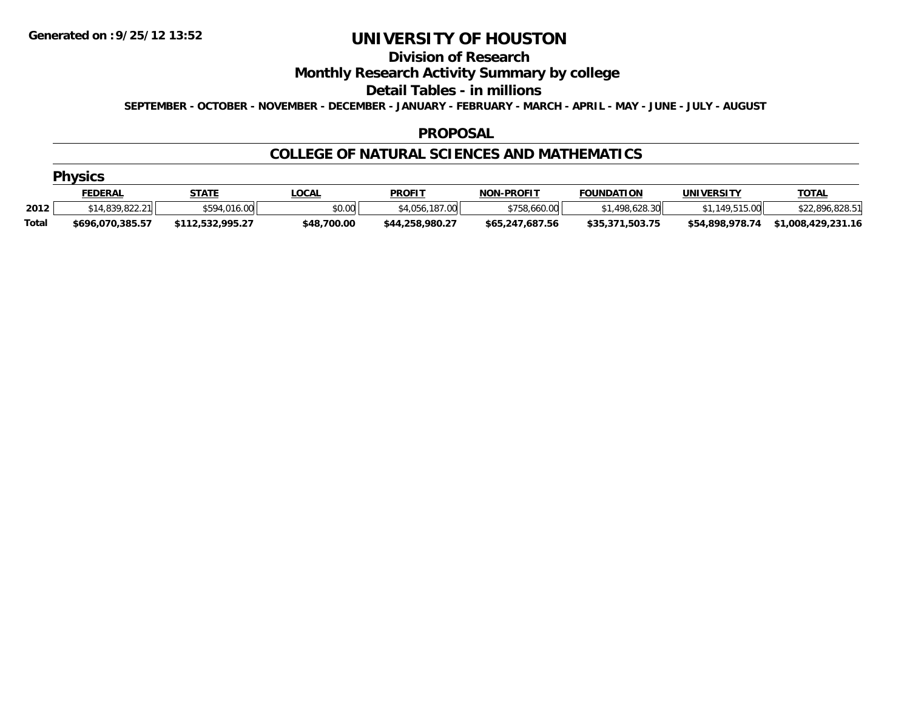# UNIVERSITY OF HOUSTON

## Division of Research

## Monthly Research Activity Summary by college

## Detail Tables - in millions

**SEPTEMBER - OCTOBER - NOVEMBER - DECEMBER - JANUARY - FEBRUARY - MARCH - APRIL - MAY - JUNE - JULY - AUGUST**

### PROPOSAL

### COLLEGE OF NATURAL SCIENCES AND MATHEMATICS

#### Physics

| | FEDERAL | STATE | LOCAL | PROFIT | NON-PROFIT | FOUNDATION | UNIVERSITY | TOTAL |
|---|---|---|---|---|---|---|---|---|
| 2012 | $14,839,822.21 | $594,016.00 | $0.00 | $4,056,187.00 | $758,660.00 | $1,498,628.30 | $1,149,515.00 | $22,896,828.51 |
| **Total** | **$696,070,385.57** | **$112,532,995.27** | **$48,700.00** | **$44,258,980.27** | **$65,247,687.56** | **$35,371,503.75** | **$54,898,978.74** | **$1,008,429,231.16** |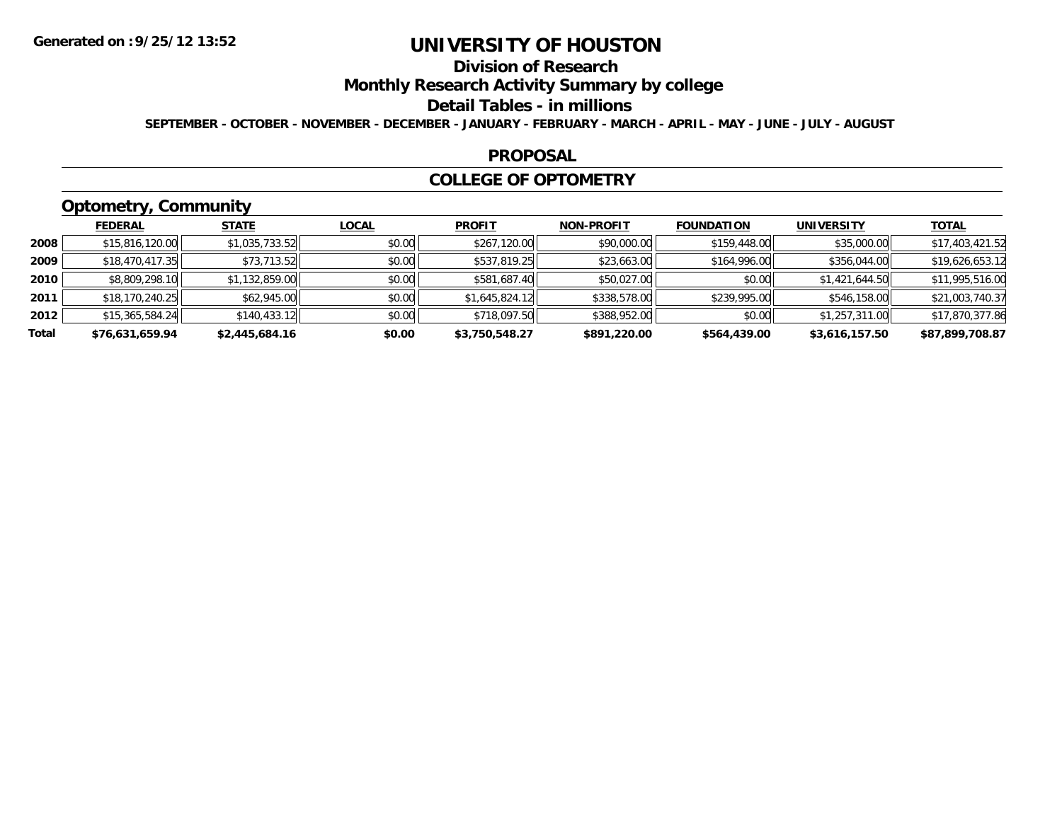Generated on :9/25/12 13:52

# UNIVERSITY OF HOUSTON

## Division of Research

## Monthly Research Activity Summary by college

## Detail Tables - in millions

SEPTEMBER - OCTOBER - NOVEMBER - DECEMBER - JANUARY - FEBRUARY - MARCH - APRIL - MAY - JUNE - JULY - AUGUST

### PROPOSAL

### COLLEGE OF OPTOMETRY

### Optometry, Community

| | FEDERAL | STATE | LOCAL | PROFIT | NON-PROFIT | FOUNDATION | UNIVERSITY | TOTAL |
|---|---|---|---|---|---|---|---|---|
| 2008 | $15,816,120.00 | $1,035,733.52 | $0.00 | $267,120.00 | $90,000.00 | $159,448.00 | $35,000.00 | $17,403,421.52 |
| 2009 | $18,470,417.35 | $73,713.52 | $0.00 | $537,819.25 | $23,663.00 | $164,996.00 | $356,044.00 | $19,626,653.12 |
| 2010 | $8,809,298.10 | $1,132,859.00 | $0.00 | $581,687.40 | $50,027.00 | $0.00 | $1,421,644.50 | $11,995,516.00 |
| 2011 | $18,170,240.25 | $62,945.00 | $0.00 | $1,645,824.12 | $338,578.00 | $239,995.00 | $546,158.00 | $21,003,740.37 |
| 2012 | $15,365,584.24 | $140,433.12 | $0.00 | $718,097.50 | $388,952.00 | $0.00 | $1,257,311.00 | $17,870,377.86 |
| **Total** | **$76,631,659.94** | **$2,445,684.16** | **$0.00** | **$3,750,548.27** | **$891,220.00** | **$564,439.00** | **$3,616,157.50** | **$87,899,708.87** |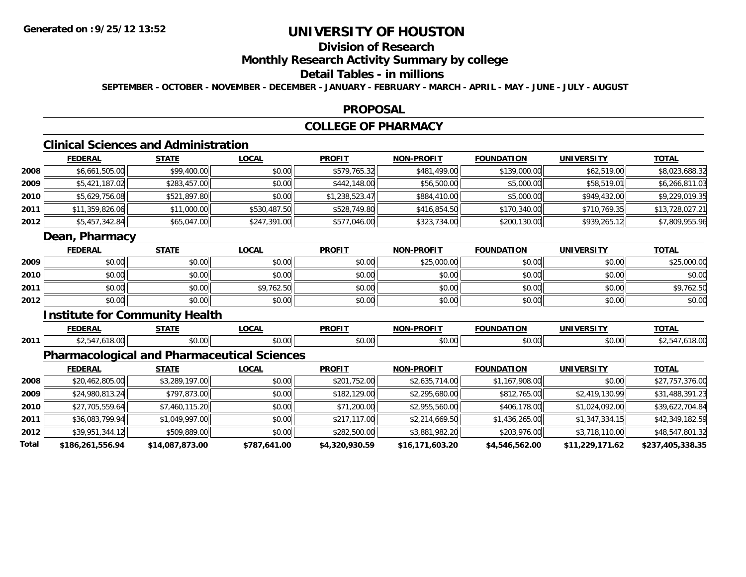**Generated on :9/25/12 13:52**

# UNIVERSITY OF HOUSTON

## Division of Research

## Monthly Research Activity Summary by college

## Detail Tables - in millions

SEPTEMBER - OCTOBER - NOVEMBER - DECEMBER - JANUARY - FEBRUARY - MARCH - APRIL - MAY - JUNE - JULY - AUGUST

## PROPOSAL

## COLLEGE OF PHARMACY

### Clinical Sciences and Administration

| | FEDERAL | STATE | LOCAL | PROFIT | NON-PROFIT | FOUNDATION | UNIVERSITY | TOTAL |
|---|---|---|---|---|---|---|---|---|
| 2008 | $6,661,505.00 | $99,400.00 | $0.00 | $579,765.32 | $481,499.00 | $139,000.00 | $62,519.00 | $8,023,688.32 |
| 2009 | $5,421,187.02 | $283,457.00 | $0.00 | $442,148.00 | $56,500.00 | $5,000.00 | $58,519.01 | $6,266,811.03 |
| 2010 | $5,629,756.08 | $521,897.80 | $0.00 | $1,238,523.47 | $884,410.00 | $5,000.00 | $949,432.00 | $9,229,019.35 |
| 2011 | $11,359,826.06 | $11,000.00 | $530,487.50 | $528,749.80 | $416,854.50 | $170,340.00 | $710,769.35 | $13,728,027.21 |
| 2012 | $5,457,342.84 | $65,047.00 | $247,391.00 | $577,046.00 | $323,734.00 | $200,130.00 | $939,265.12 | $7,809,955.96 |

### Dean, Pharmacy

| | FEDERAL | STATE | LOCAL | PROFIT | NON-PROFIT | FOUNDATION | UNIVERSITY | TOTAL |
|---|---|---|---|---|---|---|---|---|
| 2009 | $0.00 | $0.00 | $0.00 | $0.00 | $25,000.00 | $0.00 | $0.00 | $25,000.00 |
| 2010 | $0.00 | $0.00 | $0.00 | $0.00 | $0.00 | $0.00 | $0.00 | $0.00 |
| 2011 | $0.00 | $0.00 | $9,762.50 | $0.00 | $0.00 | $0.00 | $0.00 | $9,762.50 |
| 2012 | $0.00 | $0.00 | $0.00 | $0.00 | $0.00 | $0.00 | $0.00 | $0.00 |

### Institute for Community Health

| | FEDERAL | STATE | LOCAL | PROFIT | NON-PROFIT | FOUNDATION | UNIVERSITY | TOTAL |
|---|---|---|---|---|---|---|---|---|
| 2011 | $2,547,618.00 | $0.00 | $0.00 | $0.00 | $0.00 | $0.00 | $0.00 | $2,547,618.00 |

### Pharmacological and Pharmaceutical Sciences

| | FEDERAL | STATE | LOCAL | PROFIT | NON-PROFIT | FOUNDATION | UNIVERSITY | TOTAL |
|---|---|---|---|---|---|---|---|---|
| 2008 | $20,462,805.00 | $3,289,197.00 | $0.00 | $201,752.00 | $2,635,714.00 | $1,167,908.00 | $0.00 | $27,757,376.00 |
| 2009 | $24,980,813.24 | $797,873.00 | $0.00 | $182,129.00 | $2,295,680.00 | $812,765.00 | $2,419,130.99 | $31,488,391.23 |
| 2010 | $27,705,559.64 | $7,460,115.20 | $0.00 | $71,200.00 | $2,955,560.00 | $406,178.00 | $1,024,092.00 | $39,622,704.84 |
| 2011 | $36,083,799.94 | $1,049,997.00 | $0.00 | $217,117.00 | $2,214,669.50 | $1,436,265.00 | $1,347,334.15 | $42,349,182.59 |
| 2012 | $39,951,344.12 | $509,889.00 | $0.00 | $282,500.00 | $3,881,982.20 | $203,976.00 | $3,718,110.00 | $48,547,801.32 |
| **Total** | **$186,261,556.94** | **$14,087,873.00** | **$787,641.00** | **$4,320,930.59** | **$16,171,603.20** | **$4,546,562.00** | **$11,229,171.62** | **$237,405,338.35** |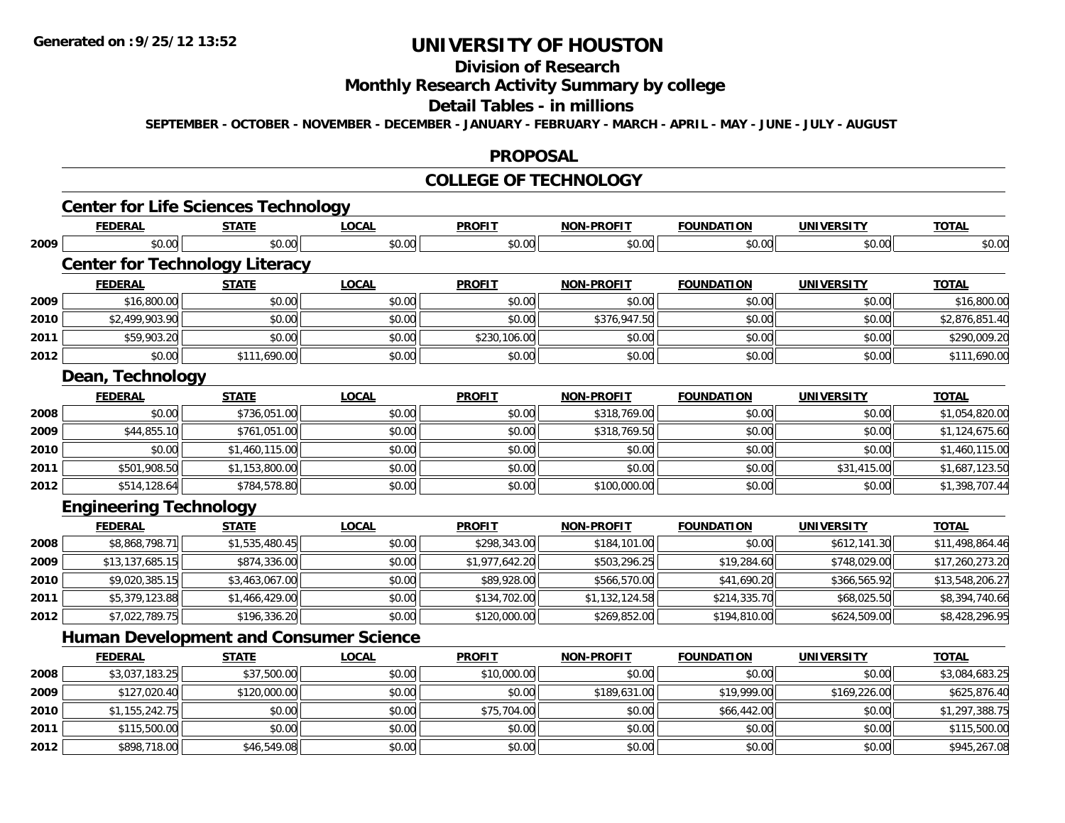Generated on :9/25/12 13:52

# UNIVERSITY OF HOUSTON

## Division of Research

## Monthly Research Activity Summary by college

## Detail Tables - in millions

SEPTEMBER - OCTOBER - NOVEMBER - DECEMBER - JANUARY - FEBRUARY - MARCH - APRIL - MAY - JUNE - JULY - AUGUST

## PROPOSAL

## COLLEGE OF TECHNOLOGY

### Center for Life Sciences Technology

| | FEDERAL | STATE | LOCAL | PROFIT | NON-PROFIT | FOUNDATION | UNIVERSITY | TOTAL |
|---|---|---|---|---|---|---|---|---|
| 2009 | $0.00 | $0.00 | $0.00 | $0.00 | $0.00 | $0.00 | $0.00 | $0.00 |

### Center for Technology Literacy

| | FEDERAL | STATE | LOCAL | PROFIT | NON-PROFIT | FOUNDATION | UNIVERSITY | TOTAL |
|---|---|---|---|---|---|---|---|---|
| 2009 | $16,800.00 | $0.00 | $0.00 | $0.00 | $0.00 | $0.00 | $0.00 | $16,800.00 |
| 2010 | $2,499,903.90 | $0.00 | $0.00 | $0.00 | $376,947.50 | $0.00 | $0.00 | $2,876,851.40 |
| 2011 | $59,903.20 | $0.00 | $0.00 | $230,106.00 | $0.00 | $0.00 | $0.00 | $290,009.20 |
| 2012 | $0.00 | $111,690.00 | $0.00 | $0.00 | $0.00 | $0.00 | $0.00 | $111,690.00 |

### Dean, Technology

| | FEDERAL | STATE | LOCAL | PROFIT | NON-PROFIT | FOUNDATION | UNIVERSITY | TOTAL |
|---|---|---|---|---|---|---|---|---|
| 2008 | $0.00 | $736,051.00 | $0.00 | $0.00 | $318,769.00 | $0.00 | $0.00 | $1,054,820.00 |
| 2009 | $44,855.10 | $761,051.00 | $0.00 | $0.00 | $318,769.50 | $0.00 | $0.00 | $1,124,675.60 |
| 2010 | $0.00 | $1,460,115.00 | $0.00 | $0.00 | $0.00 | $0.00 | $0.00 | $1,460,115.00 |
| 2011 | $501,908.50 | $1,153,800.00 | $0.00 | $0.00 | $0.00 | $0.00 | $31,415.00 | $1,687,123.50 |
| 2012 | $514,128.64 | $784,578.80 | $0.00 | $0.00 | $100,000.00 | $0.00 | $0.00 | $1,398,707.44 |

### Engineering Technology

| | FEDERAL | STATE | LOCAL | PROFIT | NON-PROFIT | FOUNDATION | UNIVERSITY | TOTAL |
|---|---|---|---|---|---|---|---|---|
| 2008 | $8,868,798.71 | $1,535,480.45 | $0.00 | $298,343.00 | $184,101.00 | $0.00 | $612,141.30 | $11,498,864.46 |
| 2009 | $13,137,685.15 | $874,336.00 | $0.00 | $1,977,642.20 | $503,296.25 | $19,284.60 | $748,029.00 | $17,260,273.20 |
| 2010 | $9,020,385.15 | $3,463,067.00 | $0.00 | $89,928.00 | $566,570.00 | $41,690.20 | $366,565.92 | $13,548,206.27 |
| 2011 | $5,379,123.88 | $1,466,429.00 | $0.00 | $134,702.00 | $1,132,124.58 | $214,335.70 | $68,025.50 | $8,394,740.66 |
| 2012 | $7,022,789.75 | $196,336.20 | $0.00 | $120,000.00 | $269,852.00 | $194,810.00 | $624,509.00 | $8,428,296.95 |

### Human Development and Consumer Science

| | FEDERAL | STATE | LOCAL | PROFIT | NON-PROFIT | FOUNDATION | UNIVERSITY | TOTAL |
|---|---|---|---|---|---|---|---|---|
| 2008 | $3,037,183.25 | $37,500.00 | $0.00 | $10,000.00 | $0.00 | $0.00 | $0.00 | $3,084,683.25 |
| 2009 | $127,020.40 | $120,000.00 | $0.00 | $0.00 | $189,631.00 | $19,999.00 | $169,226.00 | $625,876.40 |
| 2010 | $1,155,242.75 | $0.00 | $0.00 | $75,704.00 | $0.00 | $66,442.00 | $0.00 | $1,297,388.75 |
| 2011 | $115,500.00 | $0.00 | $0.00 | $0.00 | $0.00 | $0.00 | $0.00 | $115,500.00 |
| 2012 | $898,718.00 | $46,549.08 | $0.00 | $0.00 | $0.00 | $0.00 | $0.00 | $945,267.08 |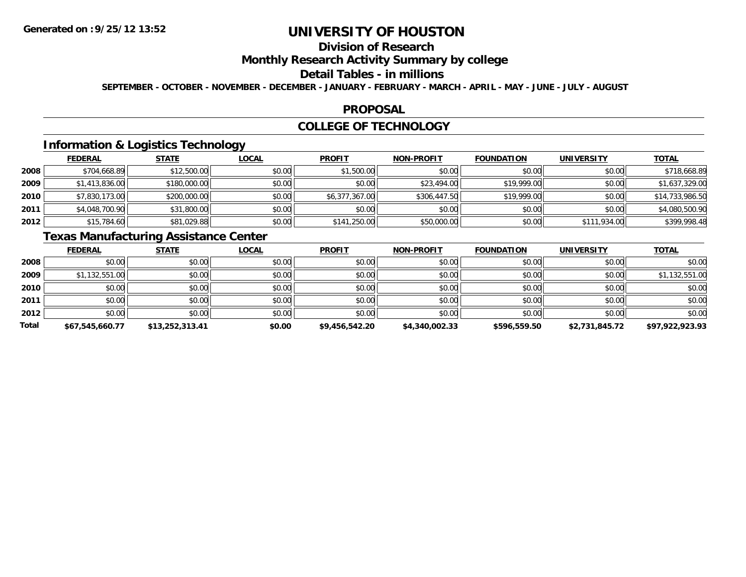Generated on :9/25/12 13:52

# UNIVERSITY OF HOUSTON

## Division of Research

## Monthly Research Activity Summary by college

## Detail Tables - in millions

SEPTEMBER - OCTOBER - NOVEMBER - DECEMBER - JANUARY - FEBRUARY - MARCH - APRIL - MAY - JUNE - JULY - AUGUST

## PROPOSAL

## COLLEGE OF TECHNOLOGY

### Information & Logistics Technology

| | FEDERAL | STATE | LOCAL | PROFIT | NON-PROFIT | FOUNDATION | UNIVERSITY | TOTAL |
|---|---|---|---|---|---|---|---|---|
| 2008 | $704,668.89 | $12,500.00 | $0.00 | $1,500.00 | $0.00 | $0.00 | $0.00 | $718,668.89 |
| 2009 | $1,413,836.00 | $180,000.00 | $0.00 | $0.00 | $23,494.00 | $19,999.00 | $0.00 | $1,637,329.00 |
| 2010 | $7,830,173.00 | $200,000.00 | $0.00 | $6,377,367.00 | $306,447.50 | $19,999.00 | $0.00 | $14,733,986.50 |
| 2011 | $4,048,700.90 | $31,800.00 | $0.00 | $0.00 | $0.00 | $0.00 | $0.00 | $4,080,500.90 |
| 2012 | $15,784.60 | $81,029.88 | $0.00 | $141,250.00 | $50,000.00 | $0.00 | $111,934.00 | $399,998.48 |

### Texas Manufacturing Assistance Center

| | FEDERAL | STATE | LOCAL | PROFIT | NON-PROFIT | FOUNDATION | UNIVERSITY | TOTAL |
|---|---|---|---|---|---|---|---|---|
| 2008 | $0.00 | $0.00 | $0.00 | $0.00 | $0.00 | $0.00 | $0.00 | $0.00 |
| 2009 | $1,132,551.00 | $0.00 | $0.00 | $0.00 | $0.00 | $0.00 | $0.00 | $1,132,551.00 |
| 2010 | $0.00 | $0.00 | $0.00 | $0.00 | $0.00 | $0.00 | $0.00 | $0.00 |
| 2011 | $0.00 | $0.00 | $0.00 | $0.00 | $0.00 | $0.00 | $0.00 | $0.00 |
| 2012 | $0.00 | $0.00 | $0.00 | $0.00 | $0.00 | $0.00 | $0.00 | $0.00 |
| **Total** | **$67,545,660.77** | **$13,252,313.41** | **$0.00** | **$9,456,542.20** | **$4,340,002.33** | **$596,559.50** | **$2,731,845.72** | **$97,922,923.93** |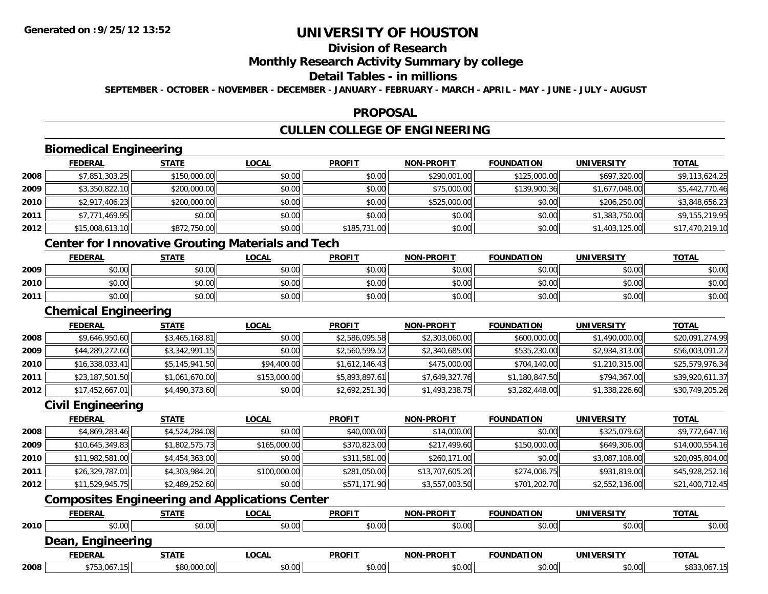**Generated on :9/25/12 13:52**

# UNIVERSITY OF HOUSTON

## Division of Research

## Monthly Research Activity Summary by college

## Detail Tables - in millions

**SEPTEMBER - OCTOBER - NOVEMBER - DECEMBER - JANUARY - FEBRUARY - MARCH - APRIL - MAY - JUNE - JULY - AUGUST**

## PROPOSAL

## CULLEN COLLEGE OF ENGINEERING

### Biomedical Engineering

| | FEDERAL | STATE | LOCAL | PROFIT | NON-PROFIT | FOUNDATION | UNIVERSITY | TOTAL |
|---|---|---|---|---|---|---|---|---|
| 2008 | $7,851,303.25 | $150,000.00 | $0.00 | $0.00 | $290,001.00 | $125,000.00 | $697,320.00 | $9,113,624.25 |
| 2009 | $3,350,822.10 | $200,000.00 | $0.00 | $0.00 | $75,000.00 | $139,900.36 | $1,677,048.00 | $5,442,770.46 |
| 2010 | $2,917,406.23 | $200,000.00 | $0.00 | $0.00 | $525,000.00 | $0.00 | $206,250.00 | $3,848,656.23 |
| 2011 | $7,771,469.95 | $0.00 | $0.00 | $0.00 | $0.00 | $0.00 | $1,383,750.00 | $9,155,219.95 |
| 2012 | $15,008,613.10 | $872,750.00 | $0.00 | $185,731.00 | $0.00 | $0.00 | $1,403,125.00 | $17,470,219.10 |

### Center for Innovative Grouting Materials and Tech

| | FEDERAL | STATE | LOCAL | PROFIT | NON-PROFIT | FOUNDATION | UNIVERSITY | TOTAL |
|---|---|---|---|---|---|---|---|---|
| 2009 | $0.00 | $0.00 | $0.00 | $0.00 | $0.00 | $0.00 | $0.00 | $0.00 |
| 2010 | $0.00 | $0.00 | $0.00 | $0.00 | $0.00 | $0.00 | $0.00 | $0.00 |
| 2011 | $0.00 | $0.00 | $0.00 | $0.00 | $0.00 | $0.00 | $0.00 | $0.00 |

### Chemical Engineering

| | FEDERAL | STATE | LOCAL | PROFIT | NON-PROFIT | FOUNDATION | UNIVERSITY | TOTAL |
|---|---|---|---|---|---|---|---|---|
| 2008 | $9,646,950.60 | $3,465,168.81 | $0.00 | $2,586,095.58 | $2,303,060.00 | $600,000.00 | $1,490,000.00 | $20,091,274.99 |
| 2009 | $44,289,272.60 | $3,342,991.15 | $0.00 | $2,560,599.52 | $2,340,685.00 | $535,230.00 | $2,934,313.00 | $56,003,091.27 |
| 2010 | $16,338,033.41 | $5,145,941.50 | $94,400.00 | $1,612,146.43 | $475,000.00 | $704,140.00 | $1,210,315.00 | $25,579,976.34 |
| 2011 | $23,187,501.50 | $1,061,670.00 | $153,000.00 | $5,893,897.61 | $7,649,327.76 | $1,180,847.50 | $794,367.00 | $39,920,611.37 |
| 2012 | $17,452,667.01 | $4,490,373.60 | $0.00 | $2,692,251.30 | $1,493,238.75 | $3,282,448.00 | $1,338,226.60 | $30,749,205.26 |

### Civil Engineering

| | FEDERAL | STATE | LOCAL | PROFIT | NON-PROFIT | FOUNDATION | UNIVERSITY | TOTAL |
|---|---|---|---|---|---|---|---|---|
| 2008 | $4,869,283.46 | $4,524,284.08 | $0.00 | $40,000.00 | $14,000.00 | $0.00 | $325,079.62 | $9,772,647.16 |
| 2009 | $10,645,349.83 | $1,802,575.73 | $165,000.00 | $370,823.00 | $217,499.60 | $150,000.00 | $649,306.00 | $14,000,554.16 |
| 2010 | $11,982,581.00 | $4,454,363.00 | $0.00 | $311,581.00 | $260,171.00 | $0.00 | $3,087,108.00 | $20,095,804.00 |
| 2011 | $26,329,787.01 | $4,303,984.20 | $100,000.00 | $281,050.00 | $13,707,605.20 | $274,006.75 | $931,819.00 | $45,928,252.16 |
| 2012 | $11,529,945.75 | $2,489,252.60 | $0.00 | $571,171.90 | $3,557,003.50 | $701,202.70 | $2,552,136.00 | $21,400,712.45 |

### Composites Engineering and Applications Center

| | FEDERAL | STATE | LOCAL | PROFIT | NON-PROFIT | FOUNDATION | UNIVERSITY | TOTAL |
|---|---|---|---|---|---|---|---|---|
| 2010 | $0.00 | $0.00 | $0.00 | $0.00 | $0.00 | $0.00 | $0.00 | $0.00 |

### Dean, Engineering

| | FEDERAL | STATE | LOCAL | PROFIT | NON-PROFIT | FOUNDATION | UNIVERSITY | TOTAL |
|---|---|---|---|---|---|---|---|---|
| 2008 | $753,067.15 | $80,000.00 | $0.00 | $0.00 | $0.00 | $0.00 | $0.00 | $833,067.15 |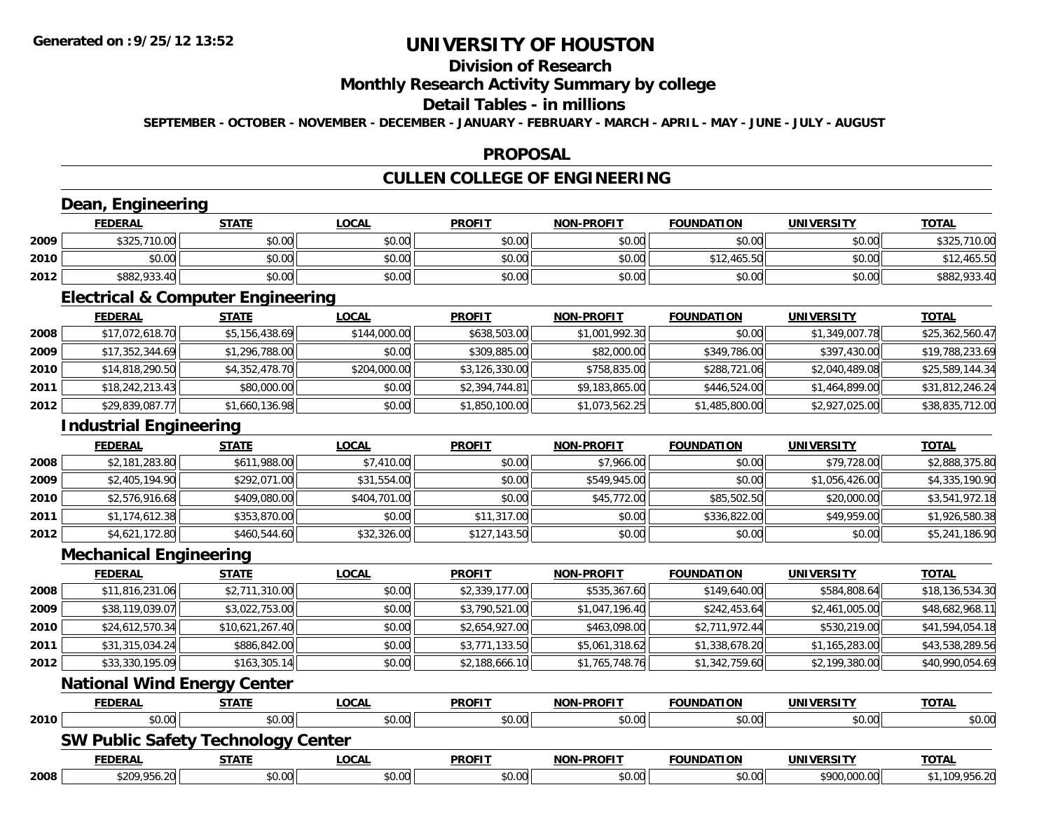**Generated on :9/25/12 13:52**

# UNIVERSITY OF HOUSTON

## Division of Research

## Monthly Research Activity Summary by college

## Detail Tables - in millions

**SEPTEMBER - OCTOBER - NOVEMBER - DECEMBER - JANUARY - FEBRUARY - MARCH - APRIL - MAY - JUNE - JULY - AUGUST**

## PROPOSAL

## CULLEN COLLEGE OF ENGINEERING

### Dean, Engineering

| | FEDERAL | STATE | LOCAL | PROFIT | NON-PROFIT | FOUNDATION | UNIVERSITY | TOTAL |
|---|---|---|---|---|---|---|---|---|
| 2009 | $325,710.00 | $0.00 | $0.00 | $0.00 | $0.00 | $0.00 | $0.00 | $325,710.00 |
| 2010 | $0.00 | $0.00 | $0.00 | $0.00 | $0.00 | $12,465.50 | $0.00 | $12,465.50 |
| 2012 | $882,933.40 | $0.00 | $0.00 | $0.00 | $0.00 | $0.00 | $0.00 | $882,933.40 |

### Electrical & Computer Engineering

| | FEDERAL | STATE | LOCAL | PROFIT | NON-PROFIT | FOUNDATION | UNIVERSITY | TOTAL |
|---|---|---|---|---|---|---|---|---|
| 2008 | $17,072,618.70 | $5,156,438.69 | $144,000.00 | $638,503.00 | $1,001,992.30 | $0.00 | $1,349,007.78 | $25,362,560.47 |
| 2009 | $17,352,344.69 | $1,296,788.00 | $0.00 | $309,885.00 | $82,000.00 | $349,786.00 | $397,430.00 | $19,788,233.69 |
| 2010 | $14,818,290.50 | $4,352,478.70 | $204,000.00 | $3,126,330.00 | $758,835.00 | $288,721.06 | $2,040,489.08 | $25,589,144.34 |
| 2011 | $18,242,213.43 | $80,000.00 | $0.00 | $2,394,744.81 | $9,183,865.00 | $446,524.00 | $1,464,899.00 | $31,812,246.24 |
| 2012 | $29,839,087.77 | $1,660,136.98 | $0.00 | $1,850,100.00 | $1,073,562.25 | $1,485,800.00 | $2,927,025.00 | $38,835,712.00 |

### Industrial Engineering

| | FEDERAL | STATE | LOCAL | PROFIT | NON-PROFIT | FOUNDATION | UNIVERSITY | TOTAL |
|---|---|---|---|---|---|---|---|---|
| 2008 | $2,181,283.80 | $611,988.00 | $7,410.00 | $0.00 | $7,966.00 | $0.00 | $79,728.00 | $2,888,375.80 |
| 2009 | $2,405,194.90 | $292,071.00 | $31,554.00 | $0.00 | $549,945.00 | $0.00 | $1,056,426.00 | $4,335,190.90 |
| 2010 | $2,576,916.68 | $409,080.00 | $404,701.00 | $0.00 | $45,772.00 | $85,502.50 | $20,000.00 | $3,541,972.18 |
| 2011 | $1,174,612.38 | $353,870.00 | $0.00 | $11,317.00 | $0.00 | $336,822.00 | $49,959.00 | $1,926,580.38 |
| 2012 | $4,621,172.80 | $460,544.60 | $32,326.00 | $127,143.50 | $0.00 | $0.00 | $0.00 | $5,241,186.90 |

### Mechanical Engineering

| | FEDERAL | STATE | LOCAL | PROFIT | NON-PROFIT | FOUNDATION | UNIVERSITY | TOTAL |
|---|---|---|---|---|---|---|---|---|
| 2008 | $11,816,231.06 | $2,711,310.00 | $0.00 | $2,339,177.00 | $535,367.60 | $149,640.00 | $584,808.64 | $18,136,534.30 |
| 2009 | $38,119,039.07 | $3,022,753.00 | $0.00 | $3,790,521.00 | $1,047,196.40 | $242,453.64 | $2,461,005.00 | $48,682,968.11 |
| 2010 | $24,612,570.34 | $10,621,267.40 | $0.00 | $2,654,927.00 | $463,098.00 | $2,711,972.44 | $530,219.00 | $41,594,054.18 |
| 2011 | $31,315,034.24 | $886,842.00 | $0.00 | $3,771,133.50 | $5,061,318.62 | $1,338,678.20 | $1,165,283.00 | $43,538,289.56 |
| 2012 | $33,330,195.09 | $163,305.14 | $0.00 | $2,188,666.10 | $1,765,748.76 | $1,342,759.60 | $2,199,380.00 | $40,990,054.69 |

### National Wind Energy Center

| | FEDERAL | STATE | LOCAL | PROFIT | NON-PROFIT | FOUNDATION | UNIVERSITY | TOTAL |
|---|---|---|---|---|---|---|---|---|
| 2010 | $0.00 | $0.00 | $0.00 | $0.00 | $0.00 | $0.00 | $0.00 | $0.00 |

### SW Public Safety Technology Center

| | FEDERAL | STATE | LOCAL | PROFIT | NON-PROFIT | FOUNDATION | UNIVERSITY | TOTAL |
|---|---|---|---|---|---|---|---|---|
| 2008 | $209,956.20 | $0.00 | $0.00 | $0.00 | $0.00 | $0.00 | $900,000.00 | $1,109,956.20 |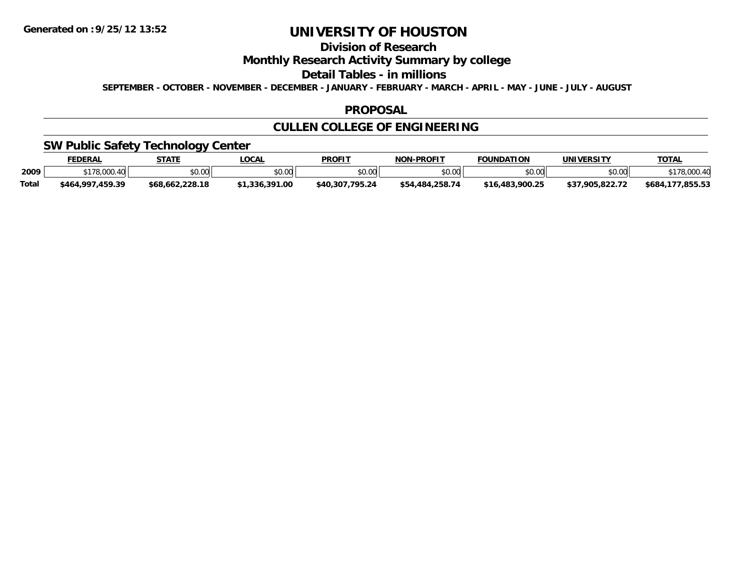# UNIVERSITY OF HOUSTON

## Division of Research

## Monthly Research Activity Summary by college

## Detail Tables - in millions

**SEPTEMBER - OCTOBER - NOVEMBER - DECEMBER - JANUARY - FEBRUARY - MARCH - APRIL - MAY - JUNE - JULY - AUGUST**

## PROPOSAL

## CULLEN COLLEGE OF ENGINEERING

### SW Public Safety Technology Center

| | FEDERAL | STATE | LOCAL | PROFIT | NON-PROFIT | FOUNDATION | UNIVERSITY | TOTAL |
|---|---|---|---|---|---|---|---|---|
| 2009 | $178,000.40 | $0.00 | $0.00 | $0.00 | $0.00 | $0.00 | $0.00 | $178,000.40 |
| **Total** | **$464,997,459.39** | **$68,662,228.18** | **$1,336,391.00** | **$40,307,795.24** | **$54,484,258.74** | **$16,483,900.25** | **$37,905,822.72** | **$684,177,855.53** |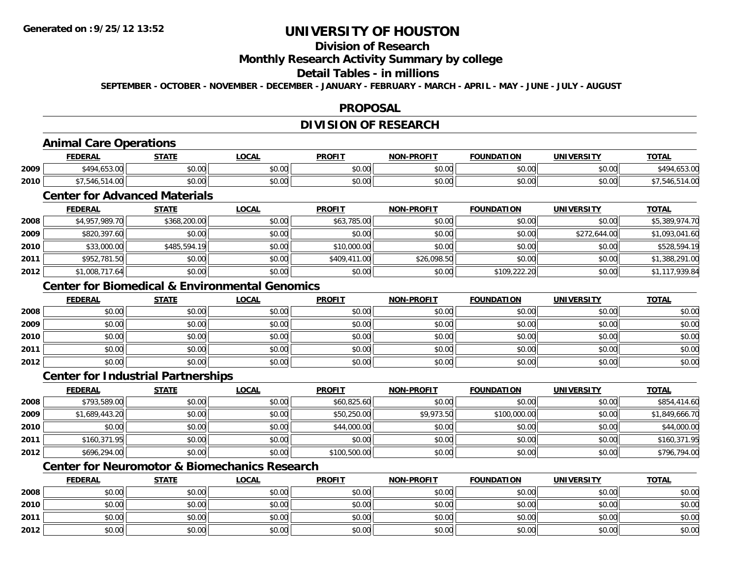**Generated on :9/25/12 13:52**

# UNIVERSITY OF HOUSTON

## Division of Research

## Monthly Research Activity Summary by college

## Detail Tables - in millions

**SEPTEMBER - OCTOBER - NOVEMBER - DECEMBER - JANUARY - FEBRUARY - MARCH - APRIL - MAY - JUNE - JULY - AUGUST**

## PROPOSAL

## DIVISION OF RESEARCH

### Animal Care Operations

| | FEDERAL | STATE | LOCAL | PROFIT | NON-PROFIT | FOUNDATION | UNIVERSITY | TOTAL |
|---|---|---|---|---|---|---|---|---|
| 2009 | $494,653.00 | $0.00 | $0.00 | $0.00 | $0.00 | $0.00 | $0.00 | $494,653.00 |
| 2010 | $7,546,514.00 | $0.00 | $0.00 | $0.00 | $0.00 | $0.00 | $0.00 | $7,546,514.00 |

### Center for Advanced Materials

| | FEDERAL | STATE | LOCAL | PROFIT | NON-PROFIT | FOUNDATION | UNIVERSITY | TOTAL |
|---|---|---|---|---|---|---|---|---|
| 2008 | $4,957,989.70 | $368,200.00 | $0.00 | $63,785.00 | $0.00 | $0.00 | $0.00 | $5,389,974.70 |
| 2009 | $820,397.60 | $0.00 | $0.00 | $0.00 | $0.00 | $0.00 | $272,644.00 | $1,093,041.60 |
| 2010 | $33,000.00 | $485,594.19 | $0.00 | $10,000.00 | $0.00 | $0.00 | $0.00 | $528,594.19 |
| 2011 | $952,781.50 | $0.00 | $0.00 | $409,411.00 | $26,098.50 | $0.00 | $0.00 | $1,388,291.00 |
| 2012 | $1,008,717.64 | $0.00 | $0.00 | $0.00 | $0.00 | $109,222.20 | $0.00 | $1,117,939.84 |

### Center for Biomedical & Environmental Genomics

| | FEDERAL | STATE | LOCAL | PROFIT | NON-PROFIT | FOUNDATION | UNIVERSITY | TOTAL |
|---|---|---|---|---|---|---|---|---|
| 2008 | $0.00 | $0.00 | $0.00 | $0.00 | $0.00 | $0.00 | $0.00 | $0.00 |
| 2009 | $0.00 | $0.00 | $0.00 | $0.00 | $0.00 | $0.00 | $0.00 | $0.00 |
| 2010 | $0.00 | $0.00 | $0.00 | $0.00 | $0.00 | $0.00 | $0.00 | $0.00 |
| 2011 | $0.00 | $0.00 | $0.00 | $0.00 | $0.00 | $0.00 | $0.00 | $0.00 |
| 2012 | $0.00 | $0.00 | $0.00 | $0.00 | $0.00 | $0.00 | $0.00 | $0.00 |

### Center for Industrial Partnerships

| | FEDERAL | STATE | LOCAL | PROFIT | NON-PROFIT | FOUNDATION | UNIVERSITY | TOTAL |
|---|---|---|---|---|---|---|---|---|
| 2008 | $793,589.00 | $0.00 | $0.00 | $60,825.60 | $0.00 | $0.00 | $0.00 | $854,414.60 |
| 2009 | $1,689,443.20 | $0.00 | $0.00 | $50,250.00 | $9,973.50 | $100,000.00 | $0.00 | $1,849,666.70 |
| 2010 | $0.00 | $0.00 | $0.00 | $44,000.00 | $0.00 | $0.00 | $0.00 | $44,000.00 |
| 2011 | $160,371.95 | $0.00 | $0.00 | $0.00 | $0.00 | $0.00 | $0.00 | $160,371.95 |
| 2012 | $696,294.00 | $0.00 | $0.00 | $100,500.00 | $0.00 | $0.00 | $0.00 | $796,794.00 |

### Center for Neuromotor & Biomechanics Research

| | FEDERAL | STATE | LOCAL | PROFIT | NON-PROFIT | FOUNDATION | UNIVERSITY | TOTAL |
|---|---|---|---|---|---|---|---|---|
| 2008 | $0.00 | $0.00 | $0.00 | $0.00 | $0.00 | $0.00 | $0.00 | $0.00 |
| 2010 | $0.00 | $0.00 | $0.00 | $0.00 | $0.00 | $0.00 | $0.00 | $0.00 |
| 2011 | $0.00 | $0.00 | $0.00 | $0.00 | $0.00 | $0.00 | $0.00 | $0.00 |
| 2012 | $0.00 | $0.00 | $0.00 | $0.00 | $0.00 | $0.00 | $0.00 | $0.00 |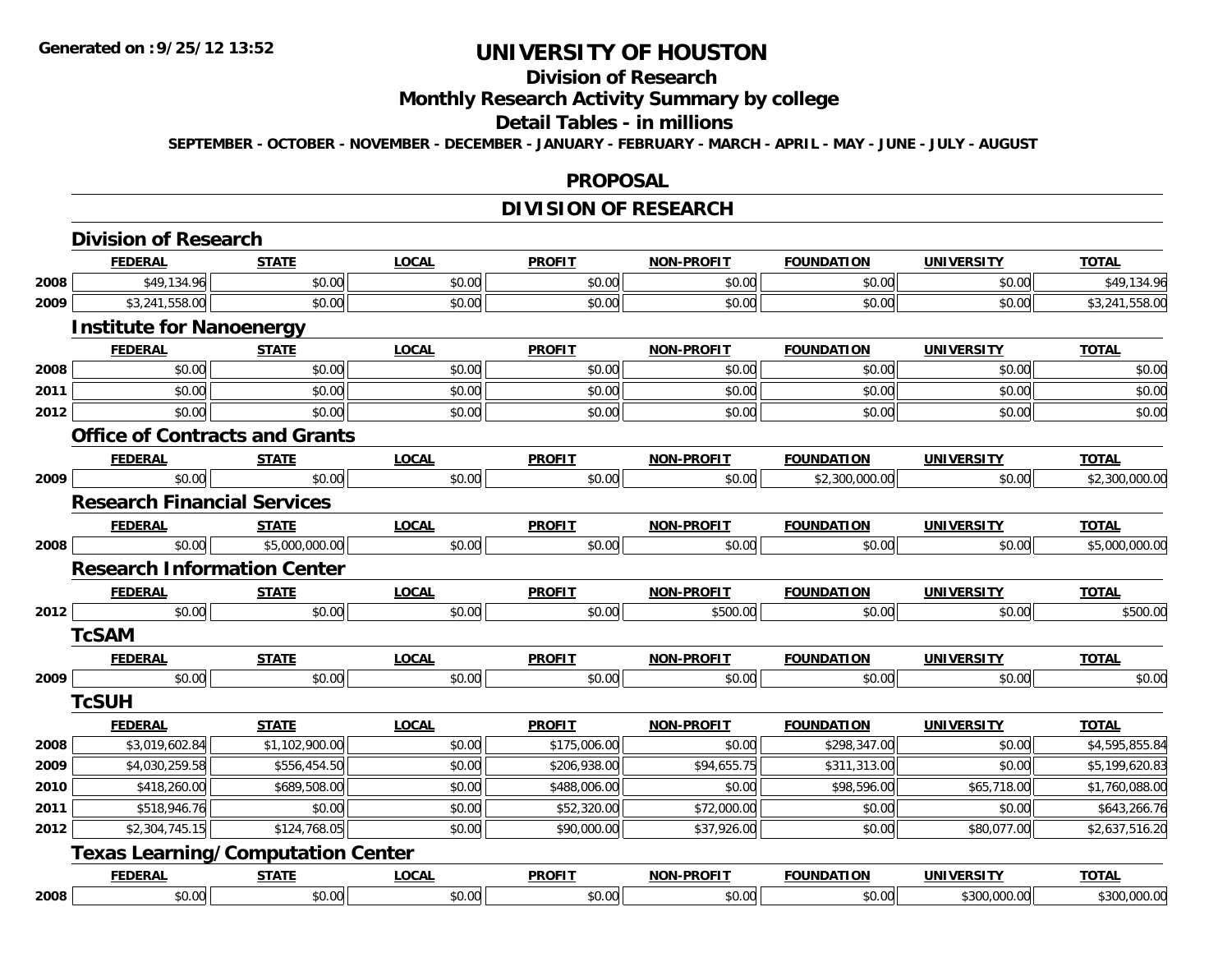# UNIVERSITY OF HOUSTON

## Division of Research

## Monthly Research Activity Summary by college

## Detail Tables - in millions

SEPTEMBER - OCTOBER - NOVEMBER - DECEMBER - JANUARY - FEBRUARY - MARCH - APRIL - MAY - JUNE - JULY - AUGUST

## PROPOSAL

## DIVISION OF RESEARCH

### Division of Research

| | FEDERAL | STATE | LOCAL | PROFIT | NON-PROFIT | FOUNDATION | UNIVERSITY | TOTAL |
|---|---|---|---|---|---|---|---|---|
| 2008 | $49,134.96 | $0.00 | $0.00 | $0.00 | $0.00 | $0.00 | $0.00 | $49,134.96 |
| 2009 | $3,241,558.00 | $0.00 | $0.00 | $0.00 | $0.00 | $0.00 | $0.00 | $3,241,558.00 |

### Institute for Nanoenergy

| | FEDERAL | STATE | LOCAL | PROFIT | NON-PROFIT | FOUNDATION | UNIVERSITY | TOTAL |
|---|---|---|---|---|---|---|---|---|
| 2008 | $0.00 | $0.00 | $0.00 | $0.00 | $0.00 | $0.00 | $0.00 | $0.00 |
| 2011 | $0.00 | $0.00 | $0.00 | $0.00 | $0.00 | $0.00 | $0.00 | $0.00 |
| 2012 | $0.00 | $0.00 | $0.00 | $0.00 | $0.00 | $0.00 | $0.00 | $0.00 |

### Office of Contracts and Grants

| | FEDERAL | STATE | LOCAL | PROFIT | NON-PROFIT | FOUNDATION | UNIVERSITY | TOTAL |
|---|---|---|---|---|---|---|---|---|
| 2009 | $0.00 | $0.00 | $0.00 | $0.00 | $0.00 | $2,300,000.00 | $0.00 | $2,300,000.00 |

### Research Financial Services

| | FEDERAL | STATE | LOCAL | PROFIT | NON-PROFIT | FOUNDATION | UNIVERSITY | TOTAL |
|---|---|---|---|---|---|---|---|---|
| 2008 | $0.00 | $5,000,000.00 | $0.00 | $0.00 | $0.00 | $0.00 | $0.00 | $5,000,000.00 |

### Research Information Center

| | FEDERAL | STATE | LOCAL | PROFIT | NON-PROFIT | FOUNDATION | UNIVERSITY | TOTAL |
|---|---|---|---|---|---|---|---|---|
| 2012 | $0.00 | $0.00 | $0.00 | $0.00 | $500.00 | $0.00 | $0.00 | $500.00 |

### TcSAM

| | FEDERAL | STATE | LOCAL | PROFIT | NON-PROFIT | FOUNDATION | UNIVERSITY | TOTAL |
|---|---|---|---|---|---|---|---|---|
| 2009 | $0.00 | $0.00 | $0.00 | $0.00 | $0.00 | $0.00 | $0.00 | $0.00 |

### TcSUH

| | FEDERAL | STATE | LOCAL | PROFIT | NON-PROFIT | FOUNDATION | UNIVERSITY | TOTAL |
|---|---|---|---|---|---|---|---|---|
| 2008 | $3,019,602.84 | $1,102,900.00 | $0.00 | $175,006.00 | $0.00 | $298,347.00 | $0.00 | $4,595,855.84 |
| 2009 | $4,030,259.58 | $556,454.50 | $0.00 | $206,938.00 | $94,655.75 | $311,313.00 | $0.00 | $5,199,620.83 |
| 2010 | $418,260.00 | $689,508.00 | $0.00 | $488,006.00 | $0.00 | $98,596.00 | $65,718.00 | $1,760,088.00 |
| 2011 | $518,946.76 | $0.00 | $0.00 | $52,320.00 | $72,000.00 | $0.00 | $0.00 | $643,266.76 |
| 2012 | $2,304,745.15 | $124,768.05 | $0.00 | $90,000.00 | $37,926.00 | $0.00 | $80,077.00 | $2,637,516.20 |

### Texas Learning/Computation Center

| | FEDERAL | STATE | LOCAL | PROFIT | NON-PROFIT | FOUNDATION | UNIVERSITY | TOTAL |
|---|---|---|---|---|---|---|---|---|
| 2008 | $0.00 | $0.00 | $0.00 | $0.00 | $0.00 | $0.00 | $300,000.00 | $300,000.00 |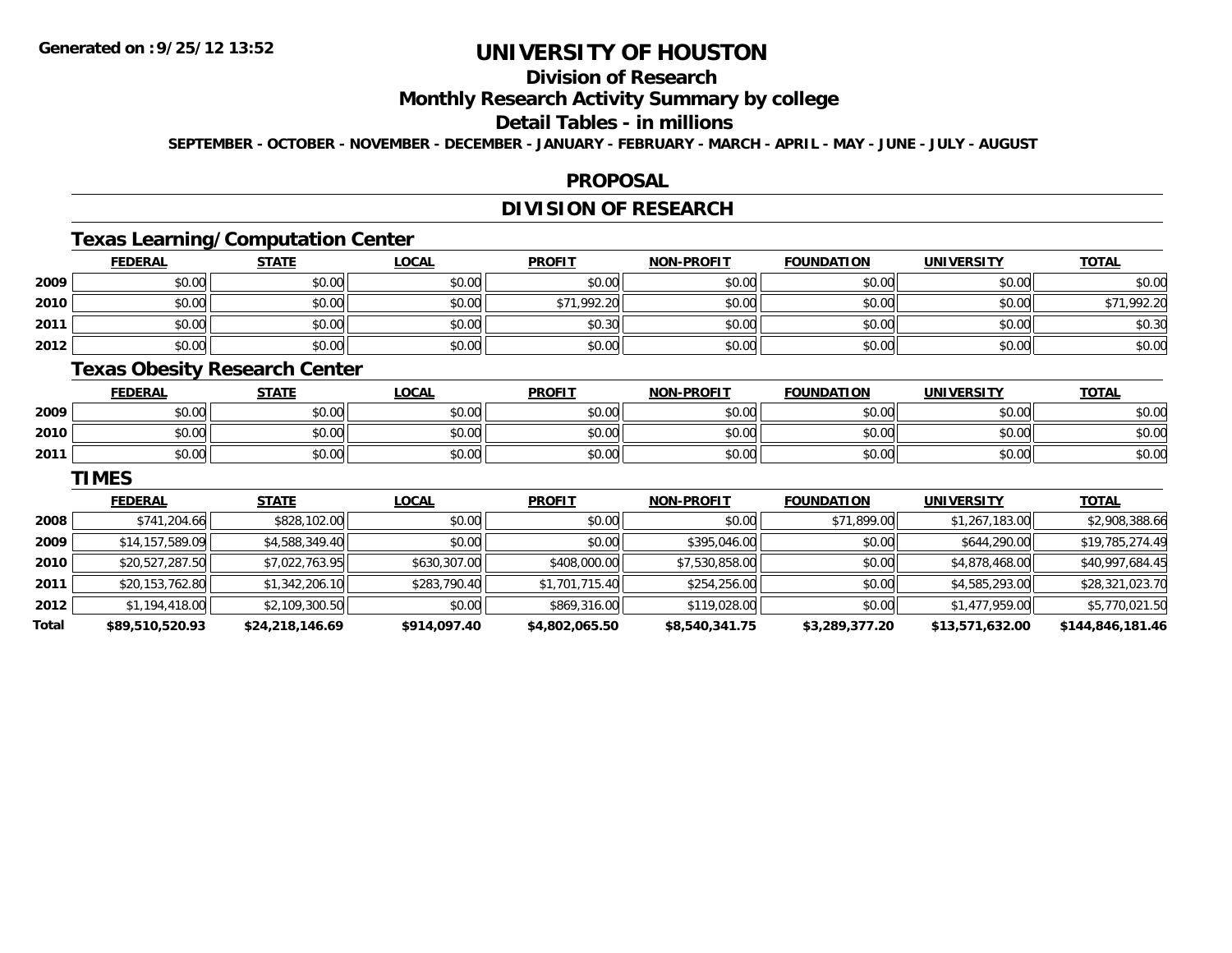**Generated on :9/25/12 13:52**

# UNIVERSITY OF HOUSTON

## Division of Research

## Monthly Research Activity Summary by college

## Detail Tables - in millions

**SEPTEMBER - OCTOBER - NOVEMBER - DECEMBER - JANUARY - FEBRUARY - MARCH - APRIL - MAY - JUNE - JULY - AUGUST**

## PROPOSAL

## DIVISION OF RESEARCH

### Texas Learning/Computation Center

| | FEDERAL | STATE | LOCAL | PROFIT | NON-PROFIT | FOUNDATION | UNIVERSITY | TOTAL |
|---|---|---|---|---|---|---|---|---|
| 2009 | $0.00 | $0.00 | $0.00 | $0.00 | $0.00 | $0.00 | $0.00 | $0.00 |
| 2010 | $0.00 | $0.00 | $0.00 | $71,992.20 | $0.00 | $0.00 | $0.00 | $71,992.20 |
| 2011 | $0.00 | $0.00 | $0.00 | $0.30 | $0.00 | $0.00 | $0.00 | $0.30 |
| 2012 | $0.00 | $0.00 | $0.00 | $0.00 | $0.00 | $0.00 | $0.00 | $0.00 |

### Texas Obesity Research Center

| | FEDERAL | STATE | LOCAL | PROFIT | NON-PROFIT | FOUNDATION | UNIVERSITY | TOTAL |
|---|---|---|---|---|---|---|---|---|
| 2009 | $0.00 | $0.00 | $0.00 | $0.00 | $0.00 | $0.00 | $0.00 | $0.00 |
| 2010 | $0.00 | $0.00 | $0.00 | $0.00 | $0.00 | $0.00 | $0.00 | $0.00 |
| 2011 | $0.00 | $0.00 | $0.00 | $0.00 | $0.00 | $0.00 | $0.00 | $0.00 |

### TIMES

| | FEDERAL | STATE | LOCAL | PROFIT | NON-PROFIT | FOUNDATION | UNIVERSITY | TOTAL |
|---|---|---|---|---|---|---|---|---|
| 2008 | $741,204.66 | $828,102.00 | $0.00 | $0.00 | $0.00 | $71,899.00 | $1,267,183.00 | $2,908,388.66 |
| 2009 | $14,157,589.09 | $4,588,349.40 | $0.00 | $0.00 | $395,046.00 | $0.00 | $644,290.00 | $19,785,274.49 |
| 2010 | $20,527,287.50 | $7,022,763.95 | $630,307.00 | $408,000.00 | $7,530,858.00 | $0.00 | $4,878,468.00 | $40,997,684.45 |
| 2011 | $20,153,762.80 | $1,342,206.10 | $283,790.40 | $1,701,715.40 | $254,256.00 | $0.00 | $4,585,293.00 | $28,321,023.70 |
| 2012 | $1,194,418.00 | $2,109,300.50 | $0.00 | $869,316.00 | $119,028.00 | $0.00 | $1,477,959.00 | $5,770,021.50 |
| **Total** | **$89,510,520.93** | **$24,218,146.69** | **$914,097.40** | **$4,802,065.50** | **$8,540,341.75** | **$3,289,377.20** | **$13,571,632.00** | **$144,846,181.46** |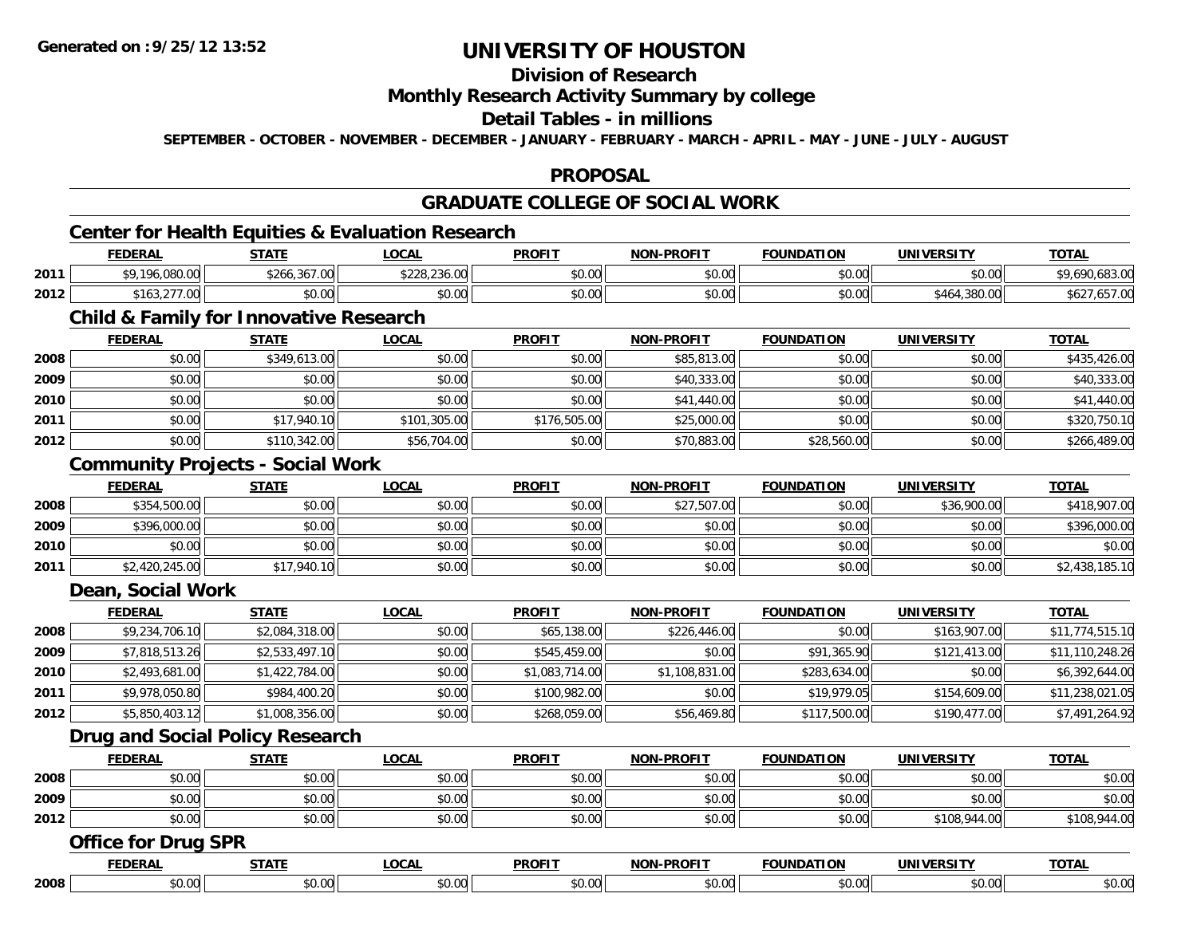**Generated on :9/25/12 13:52**

# UNIVERSITY OF HOUSTON

## Division of Research

## Monthly Research Activity Summary by college

## Detail Tables - in millions

**SEPTEMBER - OCTOBER - NOVEMBER - DECEMBER - JANUARY - FEBRUARY - MARCH - APRIL - MAY - JUNE - JULY - AUGUST**

## PROPOSAL

## GRADUATE COLLEGE OF SOCIAL WORK

### Center for Health Equities & Evaluation Research

| | FEDERAL | STATE | LOCAL | PROFIT | NON-PROFIT | FOUNDATION | UNIVERSITY | TOTAL |
|---|---|---|---|---|---|---|---|---|
| 2011 | $9,196,080.00 | $266,367.00 | $228,236.00 | $0.00 | $0.00 | $0.00 | $0.00 | $9,690,683.00 |
| 2012 | $163,277.00 | $0.00 | $0.00 | $0.00 | $0.00 | $0.00 | $464,380.00 | $627,657.00 |

### Child & Family for Innovative Research

| | FEDERAL | STATE | LOCAL | PROFIT | NON-PROFIT | FOUNDATION | UNIVERSITY | TOTAL |
|---|---|---|---|---|---|---|---|---|
| 2008 | $0.00 | $349,613.00 | $0.00 | $0.00 | $85,813.00 | $0.00 | $0.00 | $435,426.00 |
| 2009 | $0.00 | $0.00 | $0.00 | $0.00 | $40,333.00 | $0.00 | $0.00 | $40,333.00 |
| 2010 | $0.00 | $0.00 | $0.00 | $0.00 | $41,440.00 | $0.00 | $0.00 | $41,440.00 |
| 2011 | $0.00 | $17,940.10 | $101,305.00 | $176,505.00 | $25,000.00 | $0.00 | $0.00 | $320,750.10 |
| 2012 | $0.00 | $110,342.00 | $56,704.00 | $0.00 | $70,883.00 | $28,560.00 | $0.00 | $266,489.00 |

### Community Projects - Social Work

| | FEDERAL | STATE | LOCAL | PROFIT | NON-PROFIT | FOUNDATION | UNIVERSITY | TOTAL |
|---|---|---|---|---|---|---|---|---|
| 2008 | $354,500.00 | $0.00 | $0.00 | $0.00 | $27,507.00 | $0.00 | $36,900.00 | $418,907.00 |
| 2009 | $396,000.00 | $0.00 | $0.00 | $0.00 | $0.00 | $0.00 | $0.00 | $396,000.00 |
| 2010 | $0.00 | $0.00 | $0.00 | $0.00 | $0.00 | $0.00 | $0.00 | $0.00 |
| 2011 | $2,420,245.00 | $17,940.10 | $0.00 | $0.00 | $0.00 | $0.00 | $0.00 | $2,438,185.10 |

### Dean, Social Work

| | FEDERAL | STATE | LOCAL | PROFIT | NON-PROFIT | FOUNDATION | UNIVERSITY | TOTAL |
|---|---|---|---|---|---|---|---|---|
| 2008 | $9,234,706.10 | $2,084,318.00 | $0.00 | $65,138.00 | $226,446.00 | $0.00 | $163,907.00 | $11,774,515.10 |
| 2009 | $7,818,513.26 | $2,533,497.10 | $0.00 | $545,459.00 | $0.00 | $91,365.90 | $121,413.00 | $11,110,248.26 |
| 2010 | $2,493,681.00 | $1,422,784.00 | $0.00 | $1,083,714.00 | $1,108,831.00 | $283,634.00 | $0.00 | $6,392,644.00 |
| 2011 | $9,978,050.80 | $984,400.20 | $0.00 | $100,982.00 | $0.00 | $19,979.05 | $154,609.00 | $11,238,021.05 |
| 2012 | $5,850,403.12 | $1,008,356.00 | $0.00 | $268,059.00 | $56,469.80 | $117,500.00 | $190,477.00 | $7,491,264.92 |

### Drug and Social Policy Research

| | FEDERAL | STATE | LOCAL | PROFIT | NON-PROFIT | FOUNDATION | UNIVERSITY | TOTAL |
|---|---|---|---|---|---|---|---|---|
| 2008 | $0.00 | $0.00 | $0.00 | $0.00 | $0.00 | $0.00 | $0.00 | $0.00 |
| 2009 | $0.00 | $0.00 | $0.00 | $0.00 | $0.00 | $0.00 | $0.00 | $0.00 |
| 2012 | $0.00 | $0.00 | $0.00 | $0.00 | $0.00 | $0.00 | $108,944.00 | $108,944.00 |

### Office for Drug SPR

| | FEDERAL | STATE | LOCAL | PROFIT | NON-PROFIT | FOUNDATION | UNIVERSITY | TOTAL |
|---|---|---|---|---|---|---|---|---|
| 2008 | $0.00 | $0.00 | $0.00 | $0.00 | $0.00 | $0.00 | $0.00 | $0.00 |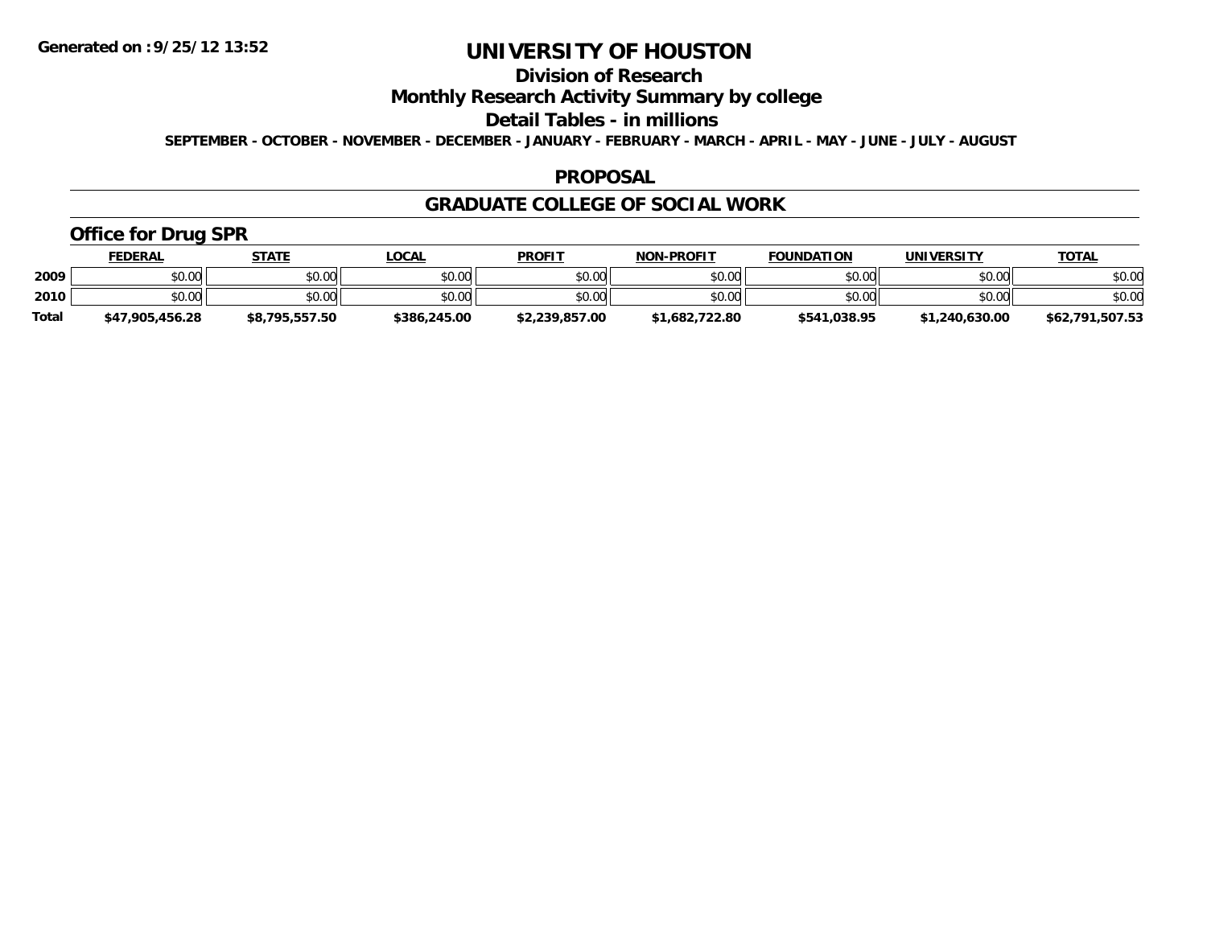# UNIVERSITY OF HOUSTON

## Division of Research

## Monthly Research Activity Summary by college

## Detail Tables - in millions

**SEPTEMBER - OCTOBER - NOVEMBER - DECEMBER - JANUARY - FEBRUARY - MARCH - APRIL - MAY - JUNE - JULY - AUGUST**

**Generated on :9/25/12 13:52**

## PROPOSAL

## GRADUATE COLLEGE OF SOCIAL WORK

### Office for Drug SPR

| | FEDERAL | STATE | LOCAL | PROFIT | NON-PROFIT | FOUNDATION | UNIVERSITY | TOTAL |
|---|---|---|---|---|---|---|---|---|
| 2009 | $0.00 | $0.00 | $0.00 | $0.00 | $0.00 | $0.00 | $0.00 | $0.00 |
| 2010 | $0.00 | $0.00 | $0.00 | $0.00 | $0.00 | $0.00 | $0.00 | $0.00 |
| Total | $47,905,456.28 | $8,795,557.50 | $386,245.00 | $2,239,857.00 | $1,682,722.80 | $541,038.95 | $1,240,630.00 | $62,791,507.53 |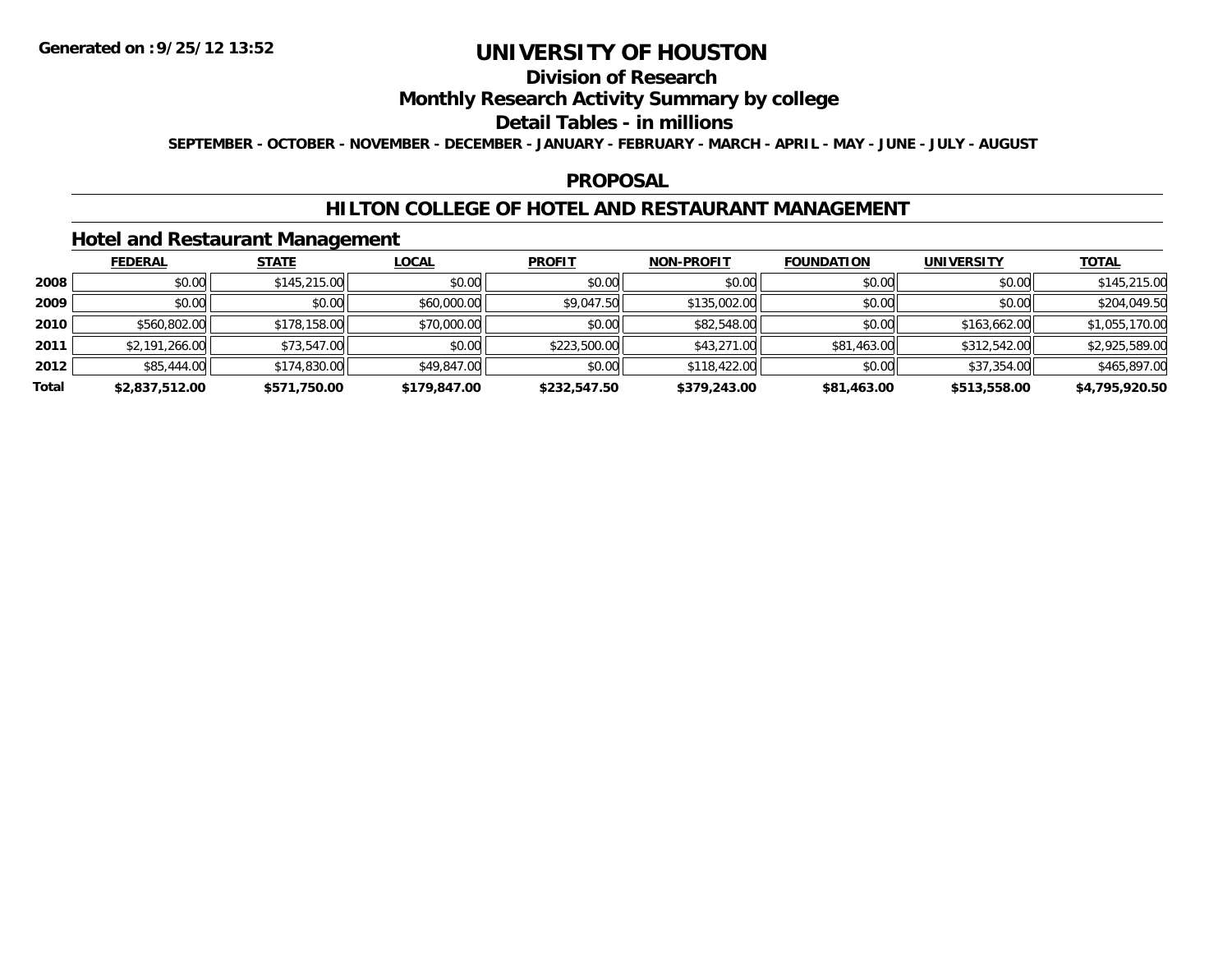**Generated on :9/25/12 13:52**

# UNIVERSITY OF HOUSTON

## Division of Research

## Monthly Research Activity Summary by college

## Detail Tables - in millions

**SEPTEMBER - OCTOBER - NOVEMBER - DECEMBER - JANUARY - FEBRUARY - MARCH - APRIL - MAY - JUNE - JULY - AUGUST**

## PROPOSAL

## HILTON COLLEGE OF HOTEL AND RESTAURANT MANAGEMENT

### Hotel and Restaurant Management

| | FEDERAL | STATE | LOCAL | PROFIT | NON-PROFIT | FOUNDATION | UNIVERSITY | TOTAL |
|---|---|---|---|---|---|---|---|---|
| **2008** | $0.00 | $145,215.00 | $0.00 | $0.00 | $0.00 | $0.00 | $0.00 | $145,215.00 |
| **2009** | $0.00 | $0.00 | $60,000.00 | $9,047.50 | $135,002.00 | $0.00 | $0.00 | $204,049.50 |
| **2010** | $560,802.00 | $178,158.00 | $70,000.00 | $0.00 | $82,548.00 | $0.00 | $163,662.00 | $1,055,170.00 |
| **2011** | $2,191,266.00 | $73,547.00 | $0.00 | $223,500.00 | $43,271.00 | $81,463.00 | $312,542.00 | $2,925,589.00 |
| **2012** | $85,444.00 | $174,830.00 | $49,847.00 | $0.00 | $118,422.00 | $0.00 | $37,354.00 | $465,897.00 |
| **Total** | **$2,837,512.00** | **$571,750.00** | **$179,847.00** | **$232,547.50** | **$379,243.00** | **$81,463.00** | **$513,558.00** | **$4,795,920.50** |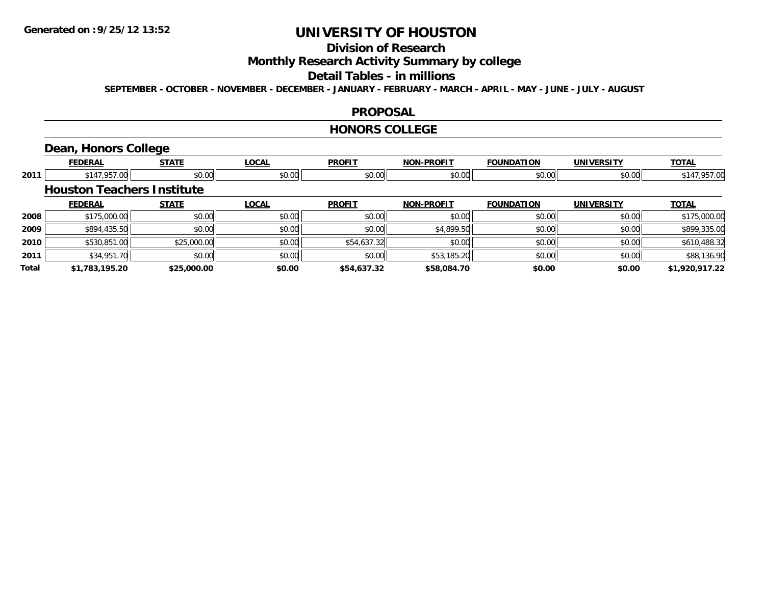# UNIVERSITY OF HOUSTON

## Division of Research

## Monthly Research Activity Summary by college

## Detail Tables - in millions

SEPTEMBER - OCTOBER - NOVEMBER - DECEMBER - JANUARY - FEBRUARY - MARCH - APRIL - MAY - JUNE - JULY - AUGUST

## PROPOSAL

## HONORS COLLEGE

### Dean, Honors College

| | FEDERAL | STATE | LOCAL | PROFIT | NON-PROFIT | FOUNDATION | UNIVERSITY | TOTAL |
|---|---|---|---|---|---|---|---|---|
| 2011 | $147,957.00 | $0.00 | $0.00 | $0.00 | $0.00 | $0.00 | $0.00 | $147,957.00 |

### Houston Teachers Institute

| | FEDERAL | STATE | LOCAL | PROFIT | NON-PROFIT | FOUNDATION | UNIVERSITY | TOTAL |
|---|---|---|---|---|---|---|---|---|
| 2008 | $175,000.00 | $0.00 | $0.00 | $0.00 | $0.00 | $0.00 | $0.00 | $175,000.00 |
| 2009 | $894,435.50 | $0.00 | $0.00 | $0.00 | $4,899.50 | $0.00 | $0.00 | $899,335.00 |
| 2010 | $530,851.00 | $25,000.00 | $0.00 | $54,637.32 | $0.00 | $0.00 | $0.00 | $610,488.32 |
| 2011 | $34,951.70 | $0.00 | $0.00 | $0.00 | $53,185.20 | $0.00 | $0.00 | $88,136.90 |
| **Total** | **$1,783,195.20** | **$25,000.00** | **$0.00** | **$54,637.32** | **$58,084.70** | **$0.00** | **$0.00** | **$1,920,917.22** |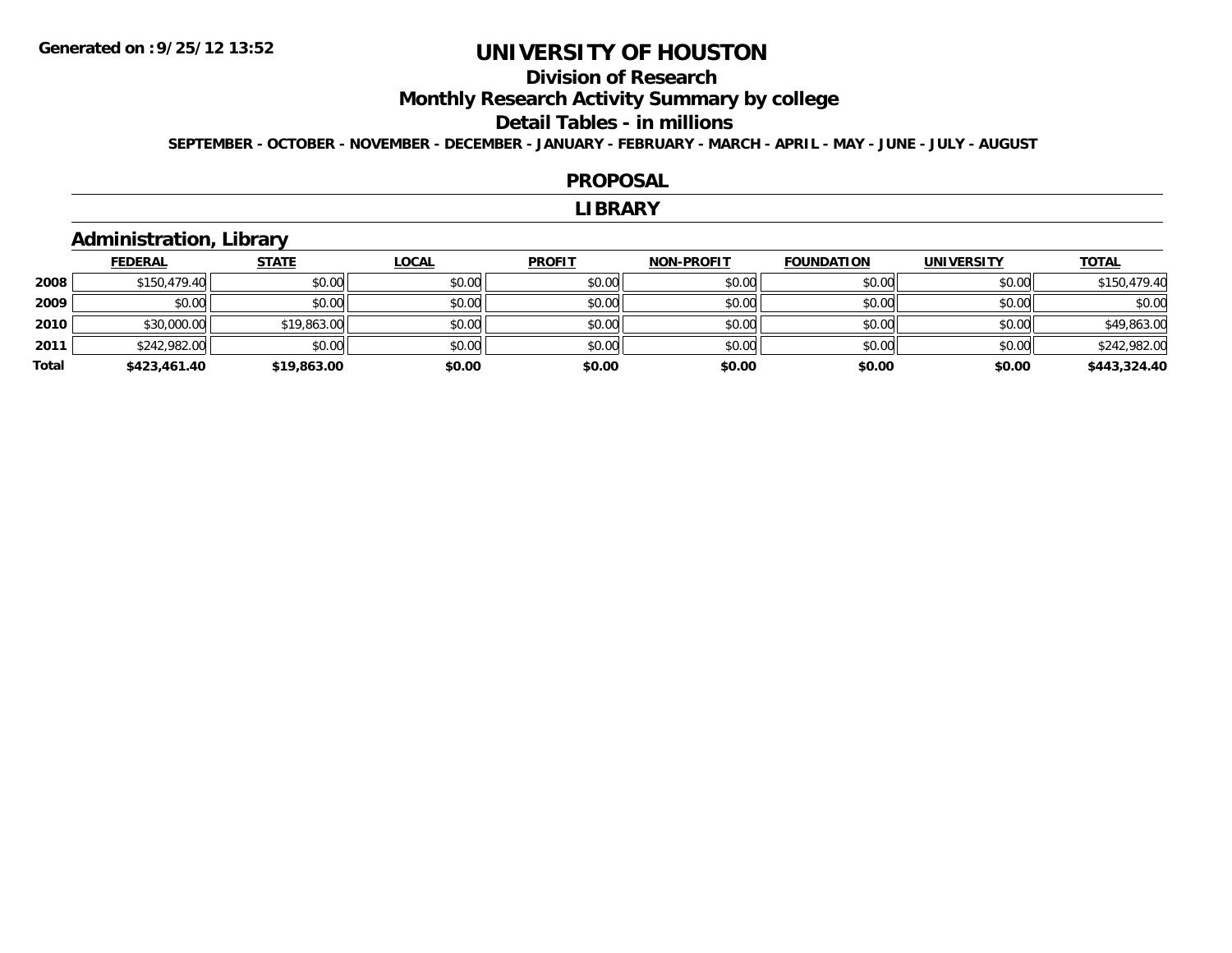Generated on :9/25/12 13:52

# UNIVERSITY OF HOUSTON

## Division of Research

## Monthly Research Activity Summary by college

## Detail Tables - in millions

**SEPTEMBER - OCTOBER - NOVEMBER - DECEMBER - JANUARY - FEBRUARY - MARCH - APRIL - MAY - JUNE - JULY - AUGUST**

## PROPOSAL

## LIBRARY

### Administration, Library

| | FEDERAL | STATE | LOCAL | PROFIT | NON-PROFIT | FOUNDATION | UNIVERSITY | TOTAL |
|---|---|---|---|---|---|---|---|---|
| **2008** | $150,479.40 | $0.00 | $0.00 | $0.00 | $0.00 | $0.00 | $0.00 | $150,479.40 |
| **2009** | $0.00 | $0.00 | $0.00 | $0.00 | $0.00 | $0.00 | $0.00 | $0.00 |
| **2010** | $30,000.00 | $19,863.00 | $0.00 | $0.00 | $0.00 | $0.00 | $0.00 | $49,863.00 |
| **2011** | $242,982.00 | $0.00 | $0.00 | $0.00 | $0.00 | $0.00 | $0.00 | $242,982.00 |
| **Total** | **$423,461.40** | **$19,863.00** | **$0.00** | **$0.00** | **$0.00** | **$0.00** | **$0.00** | **$443,324.40** |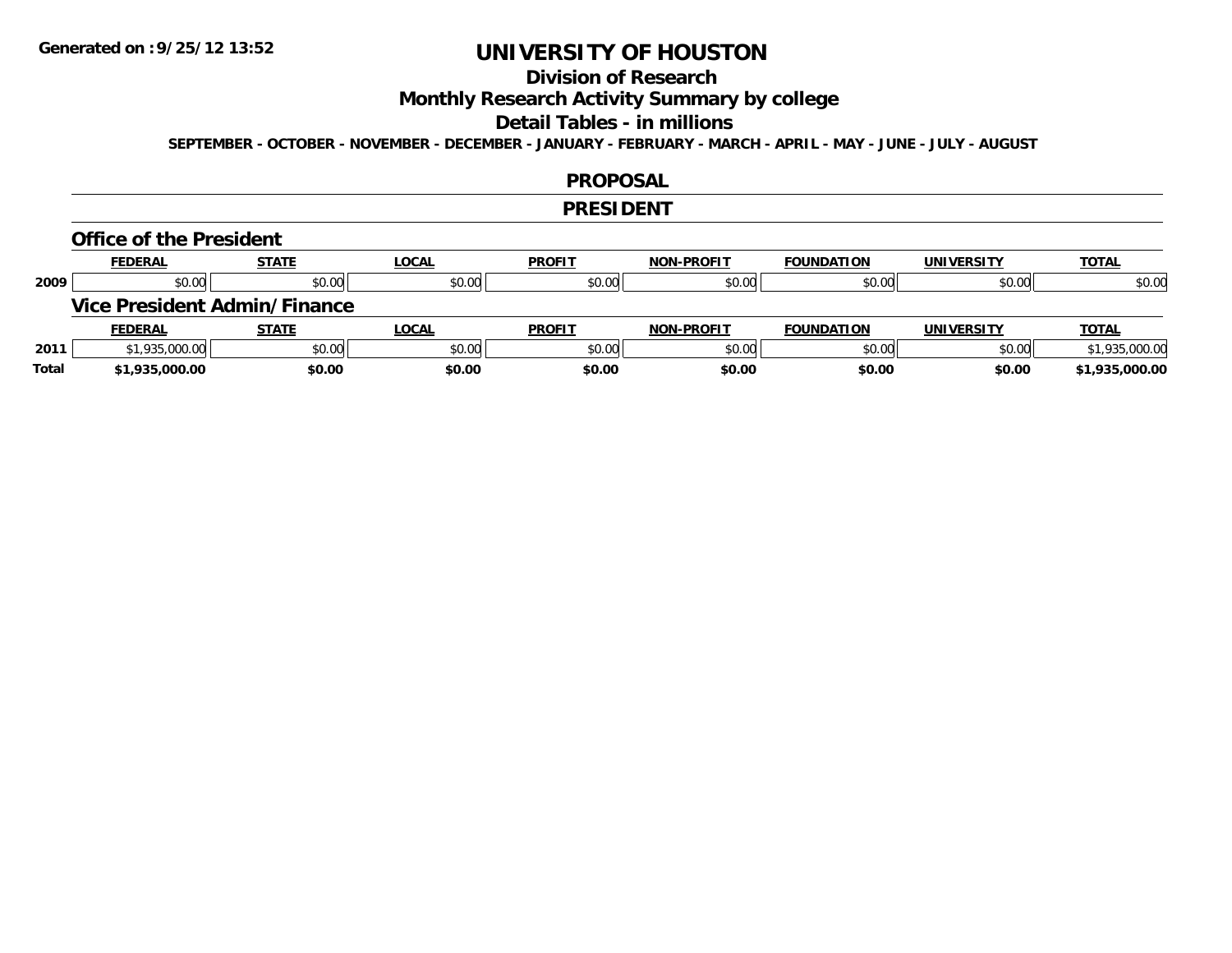**Generated on :9/25/12 13:52**

# UNIVERSITY OF HOUSTON

## Division of Research

## Monthly Research Activity Summary by college

## Detail Tables - in millions

SEPTEMBER - OCTOBER - NOVEMBER - DECEMBER - JANUARY - FEBRUARY - MARCH - APRIL - MAY - JUNE - JULY - AUGUST

## PROPOSAL

## PRESIDENT

### Office of the President

| | FEDERAL | STATE | LOCAL | PROFIT | NON-PROFIT | FOUNDATION | UNIVERSITY | TOTAL |
|---|---|---|---|---|---|---|---|---|
| 2009 | $0.00 | $0.00 | $0.00 | $0.00 | $0.00 | $0.00 | $0.00 | $0.00 |

### Vice President Admin/Finance

| | FEDERAL | STATE | LOCAL | PROFIT | NON-PROFIT | FOUNDATION | UNIVERSITY | TOTAL |
|---|---|---|---|---|---|---|---|---|
| 2011 | $1,935,000.00 | $0.00 | $0.00 | $0.00 | $0.00 | $0.00 | $0.00 | $1,935,000.00 |
| **Total** | **$1,935,000.00** | **$0.00** | **$0.00** | **$0.00** | **$0.00** | **$0.00** | **$0.00** | **$1,935,000.00** |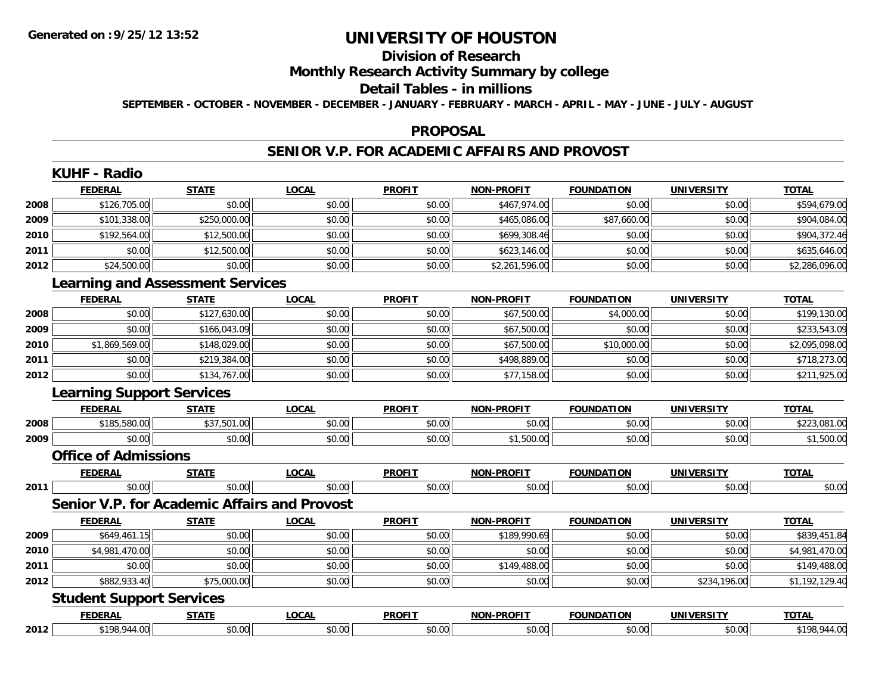# UNIVERSITY OF HOUSTON

## Division of Research

## Monthly Research Activity Summary by college

## Detail Tables - in millions

**SEPTEMBER - OCTOBER - NOVEMBER - DECEMBER - JANUARY - FEBRUARY - MARCH - APRIL - MAY - JUNE - JULY - AUGUST**

## PROPOSAL

## SENIOR V.P. FOR ACADEMIC AFFAIRS AND PROVOST

### KUHF - Radio

| | FEDERAL | STATE | LOCAL | PROFIT | NON-PROFIT | FOUNDATION | UNIVERSITY | TOTAL |
|---|---|---|---|---|---|---|---|---|
| 2008 | $126,705.00 | $0.00 | $0.00 | $0.00 | $467,974.00 | $0.00 | $0.00 | $594,679.00 |
| 2009 | $101,338.00 | $250,000.00 | $0.00 | $0.00 | $465,086.00 | $87,660.00 | $0.00 | $904,084.00 |
| 2010 | $192,564.00 | $12,500.00 | $0.00 | $0.00 | $699,308.46 | $0.00 | $0.00 | $904,372.46 |
| 2011 | $0.00 | $12,500.00 | $0.00 | $0.00 | $623,146.00 | $0.00 | $0.00 | $635,646.00 |
| 2012 | $24,500.00 | $0.00 | $0.00 | $0.00 | $2,261,596.00 | $0.00 | $0.00 | $2,286,096.00 |

### Learning and Assessment Services

| | FEDERAL | STATE | LOCAL | PROFIT | NON-PROFIT | FOUNDATION | UNIVERSITY | TOTAL |
|---|---|---|---|---|---|---|---|---|
| 2008 | $0.00 | $127,630.00 | $0.00 | $0.00 | $67,500.00 | $4,000.00 | $0.00 | $199,130.00 |
| 2009 | $0.00 | $166,043.09 | $0.00 | $0.00 | $67,500.00 | $0.00 | $0.00 | $233,543.09 |
| 2010 | $1,869,569.00 | $148,029.00 | $0.00 | $0.00 | $67,500.00 | $10,000.00 | $0.00 | $2,095,098.00 |
| 2011 | $0.00 | $219,384.00 | $0.00 | $0.00 | $498,889.00 | $0.00 | $0.00 | $718,273.00 |
| 2012 | $0.00 | $134,767.00 | $0.00 | $0.00 | $77,158.00 | $0.00 | $0.00 | $211,925.00 |

### Learning Support Services

| | FEDERAL | STATE | LOCAL | PROFIT | NON-PROFIT | FOUNDATION | UNIVERSITY | TOTAL |
|---|---|---|---|---|---|---|---|---|
| 2008 | $185,580.00 | $37,501.00 | $0.00 | $0.00 | $0.00 | $0.00 | $0.00 | $223,081.00 |
| 2009 | $0.00 | $0.00 | $0.00 | $0.00 | $1,500.00 | $0.00 | $0.00 | $1,500.00 |

### Office of Admissions

| | FEDERAL | STATE | LOCAL | PROFIT | NON-PROFIT | FOUNDATION | UNIVERSITY | TOTAL |
|---|---|---|---|---|---|---|---|---|
| 2011 | $0.00 | $0.00 | $0.00 | $0.00 | $0.00 | $0.00 | $0.00 | $0.00 |

### Senior V.P. for Academic Affairs and Provost

| | FEDERAL | STATE | LOCAL | PROFIT | NON-PROFIT | FOUNDATION | UNIVERSITY | TOTAL |
|---|---|---|---|---|---|---|---|---|
| 2009 | $649,461.15 | $0.00 | $0.00 | $0.00 | $189,990.69 | $0.00 | $0.00 | $839,451.84 |
| 2010 | $4,981,470.00 | $0.00 | $0.00 | $0.00 | $0.00 | $0.00 | $0.00 | $4,981,470.00 |
| 2011 | $0.00 | $0.00 | $0.00 | $0.00 | $149,488.00 | $0.00 | $0.00 | $149,488.00 |
| 2012 | $882,933.40 | $75,000.00 | $0.00 | $0.00 | $0.00 | $0.00 | $234,196.00 | $1,192,129.40 |

### Student Support Services

| | FEDERAL | STATE | LOCAL | PROFIT | NON-PROFIT | FOUNDATION | UNIVERSITY | TOTAL |
|---|---|---|---|---|---|---|---|---|
| 2012 | $198,944.00 | $0.00 | $0.00 | $0.00 | $0.00 | $0.00 | $0.00 | $198,944.00 |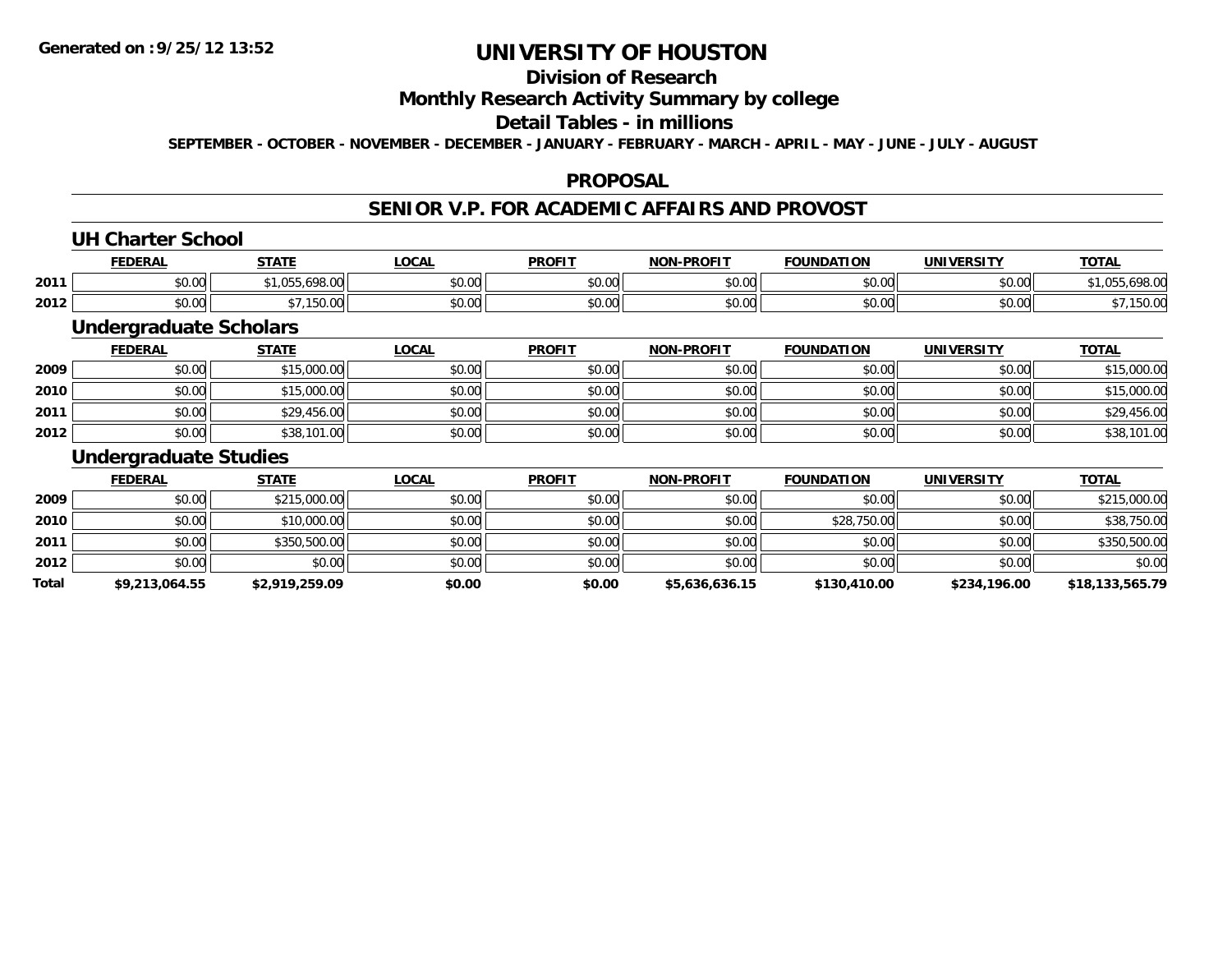**Generated on :9/25/12 13:52**

# UNIVERSITY OF HOUSTON

## Division of Research

## Monthly Research Activity Summary by college

## Detail Tables - in millions

**SEPTEMBER - OCTOBER - NOVEMBER - DECEMBER - JANUARY - FEBRUARY - MARCH - APRIL - MAY - JUNE - JULY - AUGUST**

## PROPOSAL

## SENIOR V.P. FOR ACADEMIC AFFAIRS AND PROVOST

### UH Charter School

| | FEDERAL | STATE | LOCAL | PROFIT | NON-PROFIT | FOUNDATION | UNIVERSITY | TOTAL |
|---|---|---|---|---|---|---|---|---|
| 2011 | $0.00 | $1,055,698.00 | $0.00 | $0.00 | $0.00 | $0.00 | $0.00 | $1,055,698.00 |
| 2012 | $0.00 | $7,150.00 | $0.00 | $0.00 | $0.00 | $0.00 | $0.00 | $7,150.00 |

### Undergraduate Scholars

| | FEDERAL | STATE | LOCAL | PROFIT | NON-PROFIT | FOUNDATION | UNIVERSITY | TOTAL |
|---|---|---|---|---|---|---|---|---|
| 2009 | $0.00 | $15,000.00 | $0.00 | $0.00 | $0.00 | $0.00 | $0.00 | $15,000.00 |
| 2010 | $0.00 | $15,000.00 | $0.00 | $0.00 | $0.00 | $0.00 | $0.00 | $15,000.00 |
| 2011 | $0.00 | $29,456.00 | $0.00 | $0.00 | $0.00 | $0.00 | $0.00 | $29,456.00 |
| 2012 | $0.00 | $38,101.00 | $0.00 | $0.00 | $0.00 | $0.00 | $0.00 | $38,101.00 |

### Undergraduate Studies

| | FEDERAL | STATE | LOCAL | PROFIT | NON-PROFIT | FOUNDATION | UNIVERSITY | TOTAL |
|---|---|---|---|---|---|---|---|---|
| 2009 | $0.00 | $215,000.00 | $0.00 | $0.00 | $0.00 | $0.00 | $0.00 | $215,000.00 |
| 2010 | $0.00 | $10,000.00 | $0.00 | $0.00 | $0.00 | $28,750.00 | $0.00 | $38,750.00 |
| 2011 | $0.00 | $350,500.00 | $0.00 | $0.00 | $0.00 | $0.00 | $0.00 | $350,500.00 |
| 2012 | $0.00 | $0.00 | $0.00 | $0.00 | $0.00 | $0.00 | $0.00 | $0.00 |
| **Total** | **$9,213,064.55** | **$2,919,259.09** | **$0.00** | **$0.00** | **$5,636,636.15** | **$130,410.00** | **$234,196.00** | **$18,133,565.79** |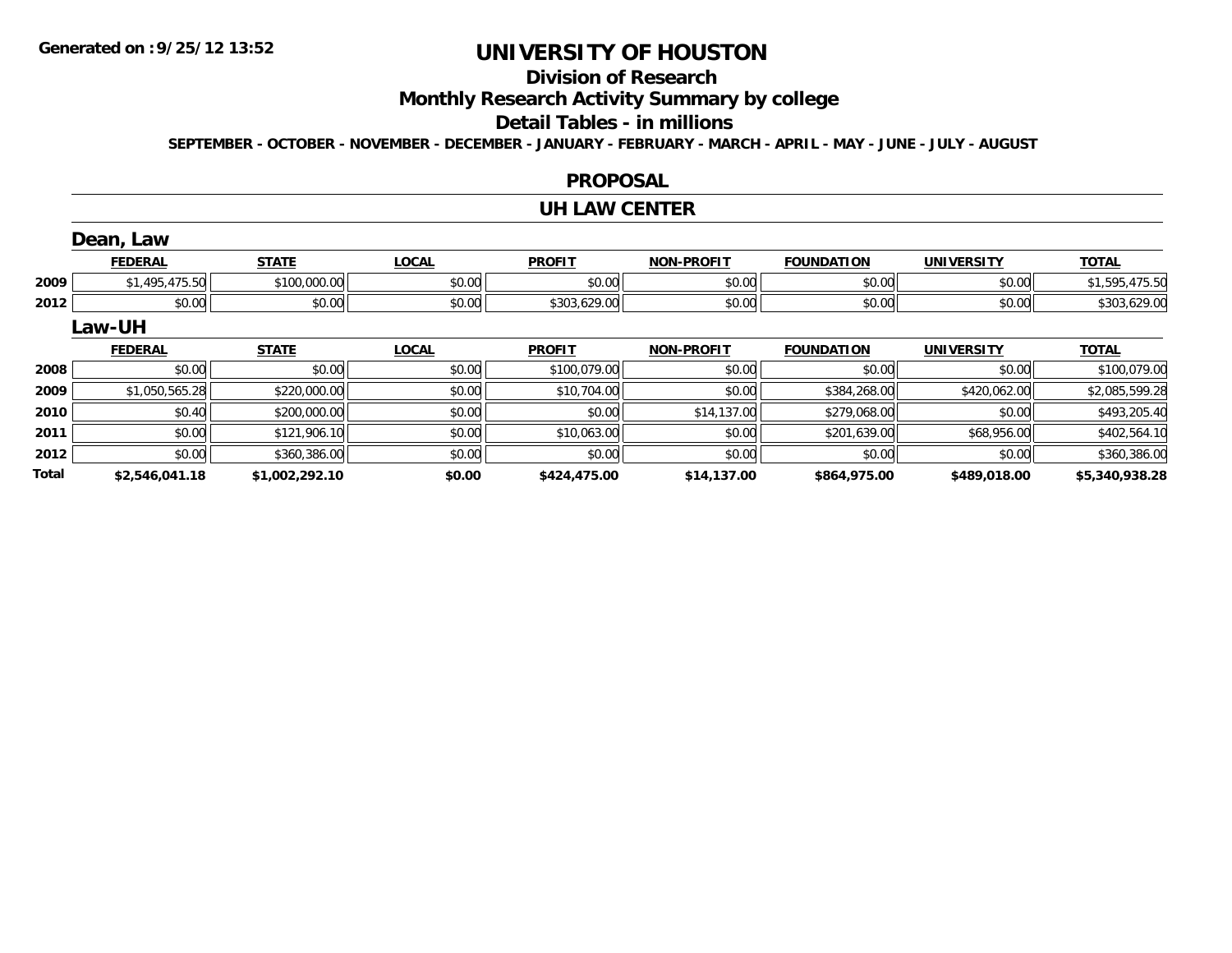# UNIVERSITY OF HOUSTON

## Division of Research

## Monthly Research Activity Summary by college

## Detail Tables - in millions

**SEPTEMBER - OCTOBER - NOVEMBER - DECEMBER - JANUARY - FEBRUARY - MARCH - APRIL - MAY - JUNE - JULY - AUGUST**

### PROPOSAL

### UH LAW CENTER

#### Dean, Law

| | FEDERAL | STATE | LOCAL | PROFIT | NON-PROFIT | FOUNDATION | UNIVERSITY | TOTAL |
|---|---|---|---|---|---|---|---|---|
| 2009 | $1,495,475.50 | $100,000.00 | $0.00 | $0.00 | $0.00 | $0.00 | $0.00 | $1,595,475.50 |
| 2012 | $0.00 | $0.00 | $0.00 | $303,629.00 | $0.00 | $0.00 | $0.00 | $303,629.00 |

#### Law-UH

| | FEDERAL | STATE | LOCAL | PROFIT | NON-PROFIT | FOUNDATION | UNIVERSITY | TOTAL |
|---|---|---|---|---|---|---|---|---|
| 2008 | $0.00 | $0.00 | $0.00 | $100,079.00 | $0.00 | $0.00 | $0.00 | $100,079.00 |
| 2009 | $1,050,565.28 | $220,000.00 | $0.00 | $10,704.00 | $0.00 | $384,268.00 | $420,062.00 | $2,085,599.28 |
| 2010 | $0.40 | $200,000.00 | $0.00 | $0.00 | $14,137.00 | $279,068.00 | $0.00 | $493,205.40 |
| 2011 | $0.00 | $121,906.10 | $0.00 | $10,063.00 | $0.00 | $201,639.00 | $68,956.00 | $402,564.10 |
| 2012 | $0.00 | $360,386.00 | $0.00 | $0.00 | $0.00 | $0.00 | $0.00 | $360,386.00 |
| **Total** | **$2,546,041.18** | **$1,002,292.10** | **$0.00** | **$424,475.00** | **$14,137.00** | **$864,975.00** | **$489,018.00** | **$5,340,938.28** |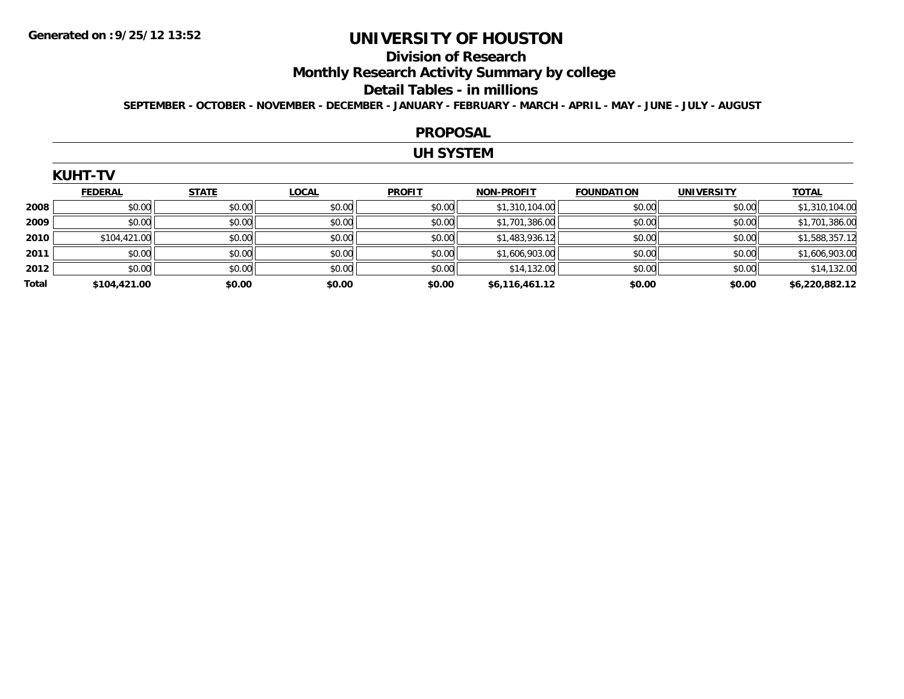# UNIVERSITY OF HOUSTON

## Division of Research

## Monthly Research Activity Summary by college

## Detail Tables - in millions

**SEPTEMBER - OCTOBER - NOVEMBER - DECEMBER - JANUARY - FEBRUARY - MARCH - APRIL - MAY - JUNE - JULY - AUGUST**

## PROPOSAL

## UH SYSTEM

### KUHT-TV

| | FEDERAL | STATE | LOCAL | PROFIT | NON-PROFIT | FOUNDATION | UNIVERSITY | TOTAL |
|---|---|---|---|---|---|---|---|---|
| **2008** | $0.00 | $0.00 | $0.00 | $0.00 | $1,310,104.00 | $0.00 | $0.00 | $1,310,104.00 |
| **2009** | $0.00 | $0.00 | $0.00 | $0.00 | $1,701,386.00 | $0.00 | $0.00 | $1,701,386.00 |
| **2010** | $104,421.00 | $0.00 | $0.00 | $0.00 | $1,483,936.12 | $0.00 | $0.00 | $1,588,357.12 |
| **2011** | $0.00 | $0.00 | $0.00 | $0.00 | $1,606,903.00 | $0.00 | $0.00 | $1,606,903.00 |
| **2012** | $0.00 | $0.00 | $0.00 | $0.00 | $14,132.00 | $0.00 | $0.00 | $14,132.00 |
| **Total** | **$104,421.00** | **$0.00** | **$0.00** | **$0.00** | **$6,116,461.12** | **$0.00** | **$0.00** | **$6,220,882.12** |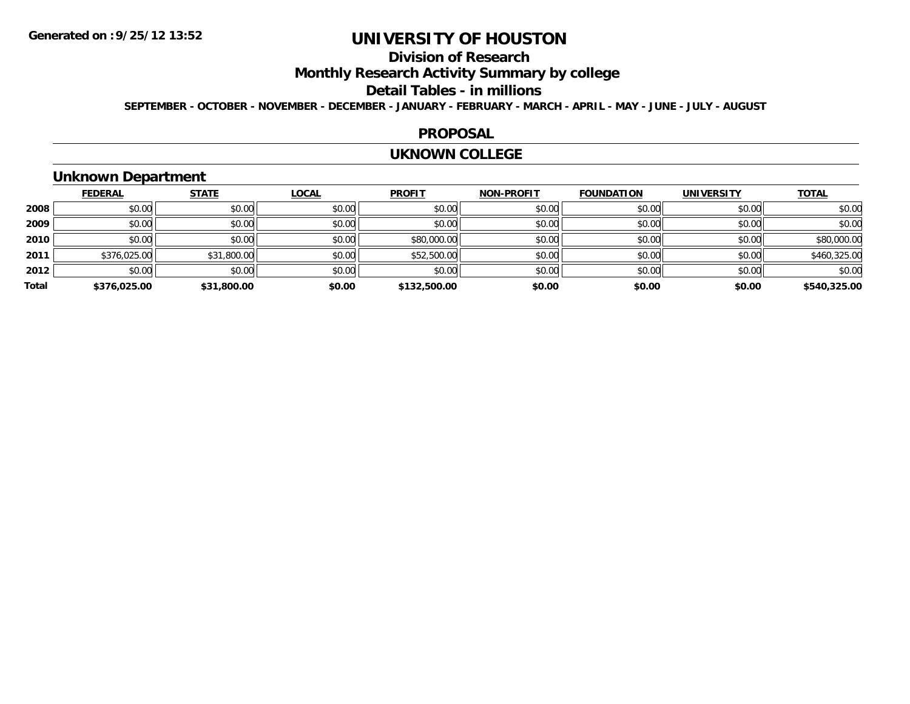# UNIVERSITY OF HOUSTON

## Division of Research

## Monthly Research Activity Summary by college

## Detail Tables - in millions

**SEPTEMBER - OCTOBER - NOVEMBER - DECEMBER - JANUARY - FEBRUARY - MARCH - APRIL - MAY - JUNE - JULY - AUGUST**

## PROPOSAL

## UKNOWN COLLEGE

### Unknown Department

| | FEDERAL | STATE | LOCAL | PROFIT | NON-PROFIT | FOUNDATION | UNIVERSITY | TOTAL |
|---|---|---|---|---|---|---|---|---|
| 2008 | $0.00 | $0.00 | $0.00 | $0.00 | $0.00 | $0.00 | $0.00 | $0.00 |
| 2009 | $0.00 | $0.00 | $0.00 | $0.00 | $0.00 | $0.00 | $0.00 | $0.00 |
| 2010 | $0.00 | $0.00 | $0.00 | $80,000.00 | $0.00 | $0.00 | $0.00 | $80,000.00 |
| 2011 | $376,025.00 | $31,800.00 | $0.00 | $52,500.00 | $0.00 | $0.00 | $0.00 | $460,325.00 |
| 2012 | $0.00 | $0.00 | $0.00 | $0.00 | $0.00 | $0.00 | $0.00 | $0.00 |
| **Total** | **$376,025.00** | **$31,800.00** | **$0.00** | **$132,500.00** | **$0.00** | **$0.00** | **$0.00** | **$540,325.00** |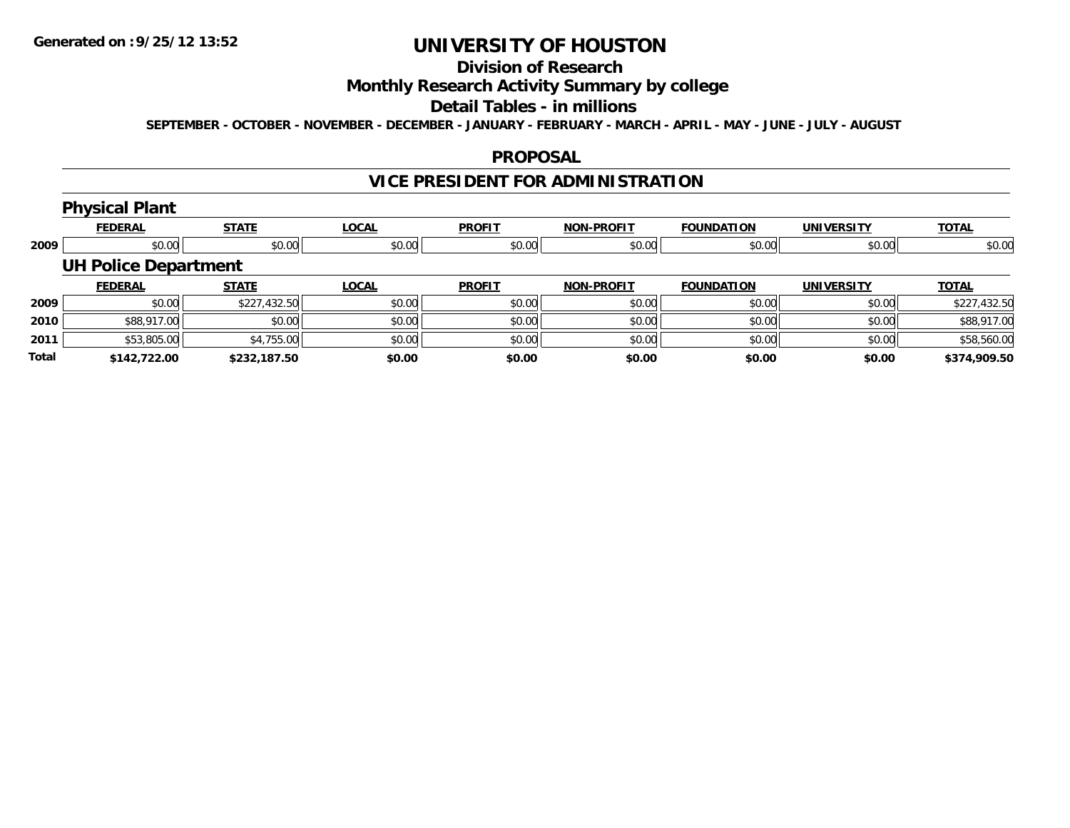Generated on :9/25/12 13:52

# UNIVERSITY OF HOUSTON

## Division of Research

## Monthly Research Activity Summary by college

## Detail Tables - in millions

SEPTEMBER - OCTOBER - NOVEMBER - DECEMBER - JANUARY - FEBRUARY - MARCH - APRIL - MAY - JUNE - JULY - AUGUST

## PROPOSAL

## VICE PRESIDENT FOR ADMINISTRATION

### Physical Plant

| | FEDERAL | STATE | LOCAL | PROFIT | NON-PROFIT | FOUNDATION | UNIVERSITY | TOTAL |
|---|---|---|---|---|---|---|---|---|
| 2009 | $0.00 | $0.00 | $0.00 | $0.00 | $0.00 | $0.00 | $0.00 | $0.00 |

### UH Police Department

| | FEDERAL | STATE | LOCAL | PROFIT | NON-PROFIT | FOUNDATION | UNIVERSITY | TOTAL |
|---|---|---|---|---|---|---|---|---|
| 2009 | $0.00 | $227,432.50 | $0.00 | $0.00 | $0.00 | $0.00 | $0.00 | $227,432.50 |
| 2010 | $88,917.00 | $0.00 | $0.00 | $0.00 | $0.00 | $0.00 | $0.00 | $88,917.00 |
| 2011 | $53,805.00 | $4,755.00 | $0.00 | $0.00 | $0.00 | $0.00 | $0.00 | $58,560.00 |
| **Total** | **$142,722.00** | **$232,187.50** | **$0.00** | **$0.00** | **$0.00** | **$0.00** | **$0.00** | **$374,909.50** |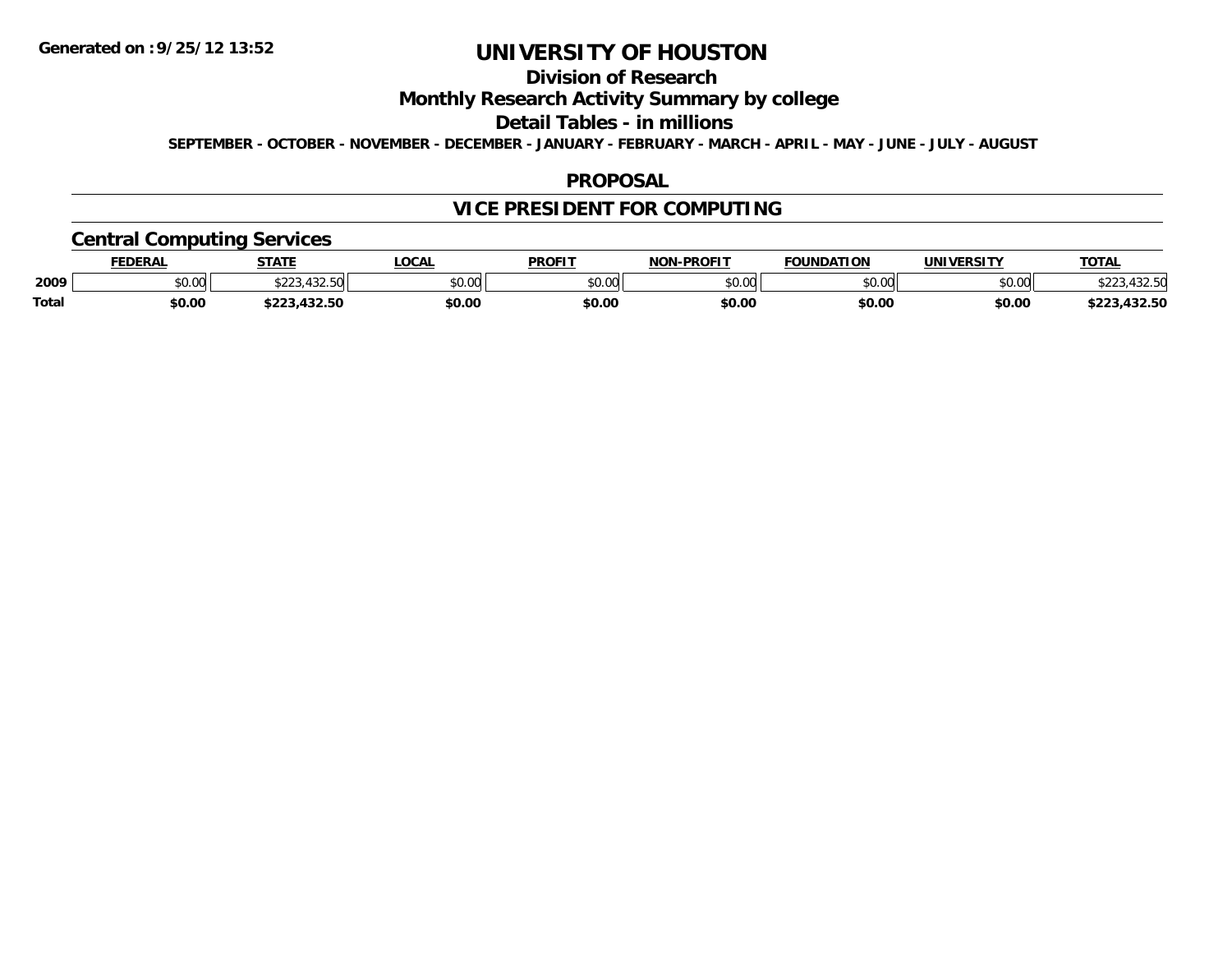**Generated on :9/25/12 13:52**

# UNIVERSITY OF HOUSTON

## Division of Research

## Monthly Research Activity Summary by college

## Detail Tables - in millions

**SEPTEMBER - OCTOBER - NOVEMBER - DECEMBER - JANUARY - FEBRUARY - MARCH - APRIL - MAY - JUNE - JULY - AUGUST**

## PROPOSAL

## VICE PRESIDENT FOR COMPUTING

### Central Computing Services

| | FEDERAL | STATE | LOCAL | PROFIT | NON-PROFIT | FOUNDATION | UNIVERSITY | TOTAL |
|---|---|---|---|---|---|---|---|---|
| 2009 | $0.00 | $223,432.50 | $0.00 | $0.00 | $0.00 | $0.00 | $0.00 | $223,432.50 |
| **Total** | **$0.00** | **$223,432.50** | **$0.00** | **$0.00** | **$0.00** | **$0.00** | **$0.00** | **$223,432.50** |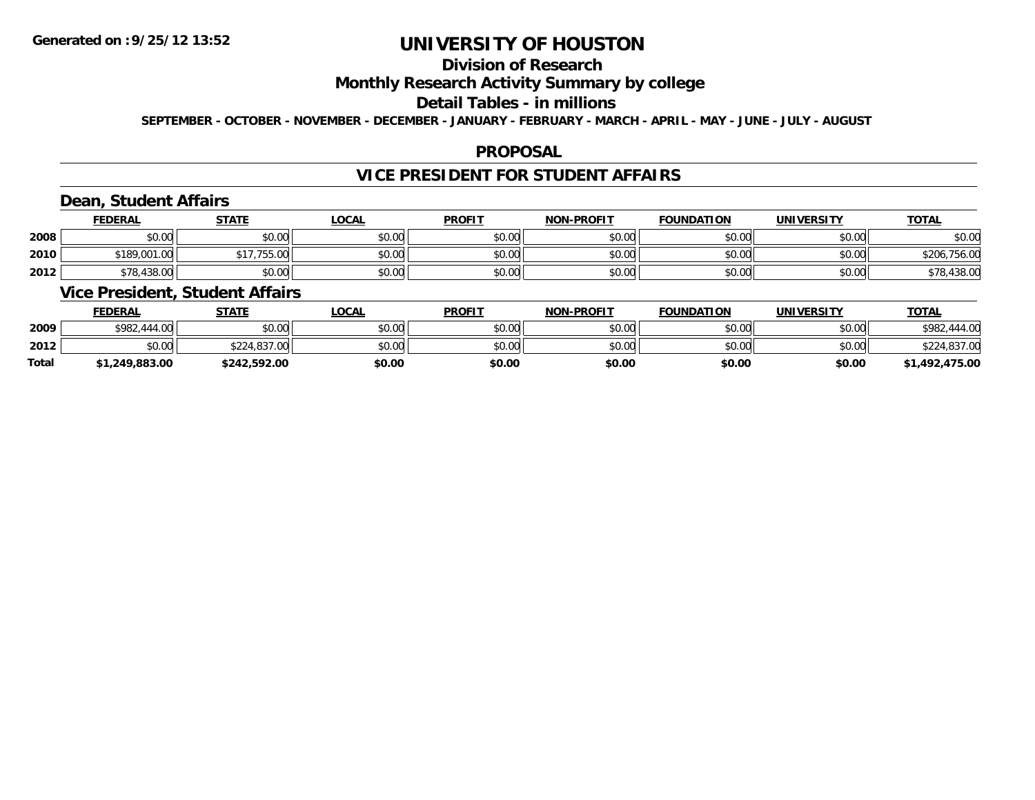**Generated on :9/25/12 13:52**

# UNIVERSITY OF HOUSTON

## Division of Research

## Monthly Research Activity Summary by college

## Detail Tables - in millions

**SEPTEMBER - OCTOBER - NOVEMBER - DECEMBER - JANUARY - FEBRUARY - MARCH - APRIL - MAY - JUNE - JULY - AUGUST**

## PROPOSAL

## VICE PRESIDENT FOR STUDENT AFFAIRS

### Dean, Student Affairs

| | FEDERAL | STATE | LOCAL | PROFIT | NON-PROFIT | FOUNDATION | UNIVERSITY | TOTAL |
|---|---|---|---|---|---|---|---|---|
| 2008 | $0.00 | $0.00 | $0.00 | $0.00 | $0.00 | $0.00 | $0.00 | $0.00 |
| 2010 | $189,001.00 | $17,755.00 | $0.00 | $0.00 | $0.00 | $0.00 | $0.00 | $206,756.00 |
| 2012 | $78,438.00 | $0.00 | $0.00 | $0.00 | $0.00 | $0.00 | $0.00 | $78,438.00 |

### Vice President, Student Affairs

| | FEDERAL | STATE | LOCAL | PROFIT | NON-PROFIT | FOUNDATION | UNIVERSITY | TOTAL |
|---|---|---|---|---|---|---|---|---|
| 2009 | $982,444.00 | $0.00 | $0.00 | $0.00 | $0.00 | $0.00 | $0.00 | $982,444.00 |
| 2012 | $0.00 | $224,837.00 | $0.00 | $0.00 | $0.00 | $0.00 | $0.00 | $224,837.00 |
| **Total** | **$1,249,883.00** | **$242,592.00** | **$0.00** | **$0.00** | **$0.00** | **$0.00** | **$0.00** | **$1,492,475.00** |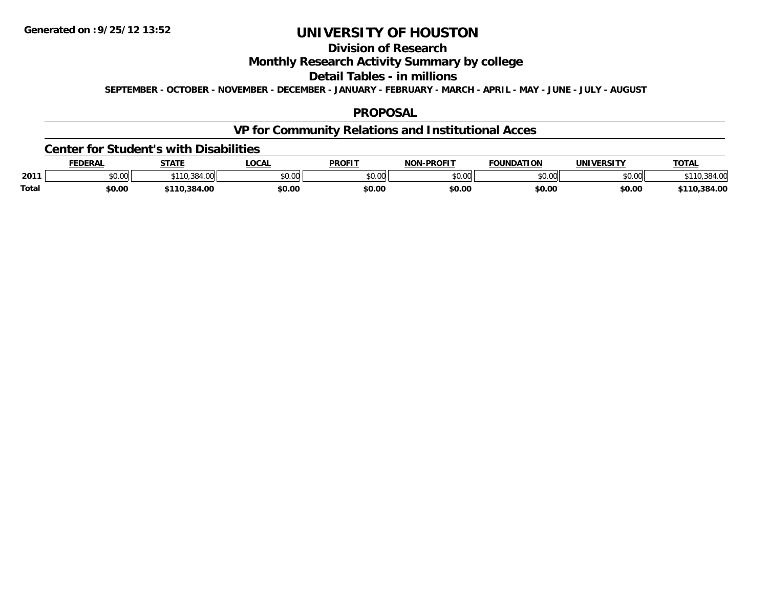Generated on :9/25/12 13:52

# UNIVERSITY OF HOUSTON

## Division of Research

## Monthly Research Activity Summary by college

## Detail Tables - in millions

**SEPTEMBER - OCTOBER - NOVEMBER - DECEMBER - JANUARY - FEBRUARY - MARCH - APRIL - MAY - JUNE - JULY - AUGUST**

## PROPOSAL

## VP for Community Relations and Institutional Acces

### Center for Student's with Disabilities

| | FEDERAL | STATE | LOCAL | PROFIT | NON-PROFIT | FOUNDATION | UNIVERSITY | TOTAL |
|---|---|---|---|---|---|---|---|---|
| 2011 | $0.00 | $110,384.00 | $0.00 | $0.00 | $0.00 | $0.00 | $0.00 | $110,384.00 |
| **Total** | **$0.00** | **$110,384.00** | **$0.00** | **$0.00** | **$0.00** | **$0.00** | **$0.00** | **$110,384.00** |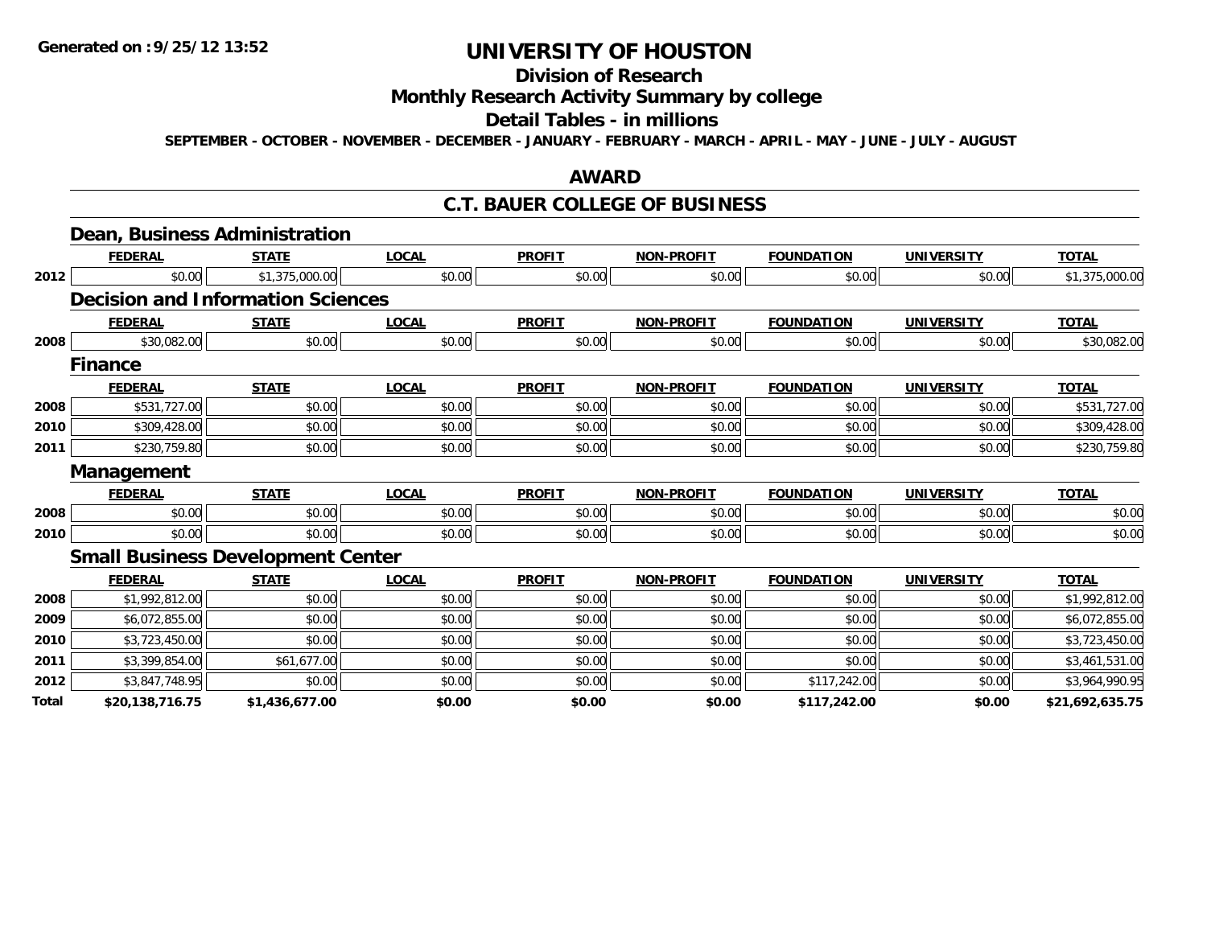**Generated on :9/25/12 13:52**

# UNIVERSITY OF HOUSTON

## Division of Research

## Monthly Research Activity Summary by college

## Detail Tables - in millions

**SEPTEMBER - OCTOBER - NOVEMBER - DECEMBER - JANUARY - FEBRUARY - MARCH - APRIL - MAY - JUNE - JULY - AUGUST**

## AWARD

## C.T. BAUER COLLEGE OF BUSINESS

### Dean, Business Administration

| | FEDERAL | STATE | LOCAL | PROFIT | NON-PROFIT | FOUNDATION | UNIVERSITY | TOTAL |
|---|---|---|---|---|---|---|---|---|
| 2012 | $0.00 | $1,375,000.00 | $0.00 | $0.00 | $0.00 | $0.00 | $0.00 | $1,375,000.00 |

### Decision and Information Sciences

| | FEDERAL | STATE | LOCAL | PROFIT | NON-PROFIT | FOUNDATION | UNIVERSITY | TOTAL |
|---|---|---|---|---|---|---|---|---|
| 2008 | $30,082.00 | $0.00 | $0.00 | $0.00 | $0.00 | $0.00 | $0.00 | $30,082.00 |

### Finance

| | FEDERAL | STATE | LOCAL | PROFIT | NON-PROFIT | FOUNDATION | UNIVERSITY | TOTAL |
|---|---|---|---|---|---|---|---|---|
| 2008 | $531,727.00 | $0.00 | $0.00 | $0.00 | $0.00 | $0.00 | $0.00 | $531,727.00 |
| 2010 | $309,428.00 | $0.00 | $0.00 | $0.00 | $0.00 | $0.00 | $0.00 | $309,428.00 |
| 2011 | $230,759.80 | $0.00 | $0.00 | $0.00 | $0.00 | $0.00 | $0.00 | $230,759.80 |

### Management

| | FEDERAL | STATE | LOCAL | PROFIT | NON-PROFIT | FOUNDATION | UNIVERSITY | TOTAL |
|---|---|---|---|---|---|---|---|---|
| 2008 | $0.00 | $0.00 | $0.00 | $0.00 | $0.00 | $0.00 | $0.00 | $0.00 |
| 2010 | $0.00 | $0.00 | $0.00 | $0.00 | $0.00 | $0.00 | $0.00 | $0.00 |

### Small Business Development Center

| | FEDERAL | STATE | LOCAL | PROFIT | NON-PROFIT | FOUNDATION | UNIVERSITY | TOTAL |
|---|---|---|---|---|---|---|---|---|
| 2008 | $1,992,812.00 | $0.00 | $0.00 | $0.00 | $0.00 | $0.00 | $0.00 | $1,992,812.00 |
| 2009 | $6,072,855.00 | $0.00 | $0.00 | $0.00 | $0.00 | $0.00 | $0.00 | $6,072,855.00 |
| 2010 | $3,723,450.00 | $0.00 | $0.00 | $0.00 | $0.00 | $0.00 | $0.00 | $3,723,450.00 |
| 2011 | $3,399,854.00 | $61,677.00 | $0.00 | $0.00 | $0.00 | $0.00 | $0.00 | $3,461,531.00 |
| 2012 | $3,847,748.95 | $0.00 | $0.00 | $0.00 | $0.00 | $117,242.00 | $0.00 | $3,964,990.95 |
| **Total** | **$20,138,716.75** | **$1,436,677.00** | **$0.00** | **$0.00** | **$0.00** | **$117,242.00** | **$0.00** | **$21,692,635.75** |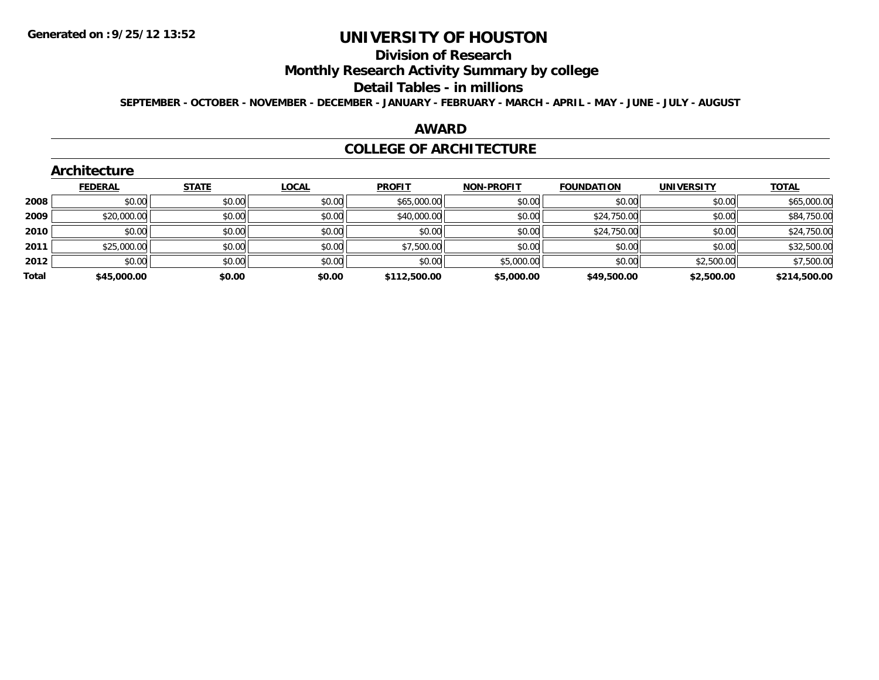# UNIVERSITY OF HOUSTON

## Division of Research

## Monthly Research Activity Summary by college

## Detail Tables - in millions

**SEPTEMBER - OCTOBER - NOVEMBER - DECEMBER - JANUARY - FEBRUARY - MARCH - APRIL - MAY - JUNE - JULY - AUGUST**

## AWARD

## COLLEGE OF ARCHITECTURE

### Architecture

| | FEDERAL | STATE | LOCAL | PROFIT | NON-PROFIT | FOUNDATION | UNIVERSITY | TOTAL |
|---|---|---|---|---|---|---|---|---|
| 2008 | $0.00 | $0.00 | $0.00 | $65,000.00 | $0.00 | $0.00 | $0.00 | $65,000.00 |
| 2009 | $20,000.00 | $0.00 | $0.00 | $40,000.00 | $0.00 | $24,750.00 | $0.00 | $84,750.00 |
| 2010 | $0.00 | $0.00 | $0.00 | $0.00 | $0.00 | $24,750.00 | $0.00 | $24,750.00 |
| 2011 | $25,000.00 | $0.00 | $0.00 | $7,500.00 | $0.00 | $0.00 | $0.00 | $32,500.00 |
| 2012 | $0.00 | $0.00 | $0.00 | $0.00 | $5,000.00 | $0.00 | $2,500.00 | $7,500.00 |
| **Total** | **$45,000.00** | **$0.00** | **$0.00** | **$112,500.00** | **$5,000.00** | **$49,500.00** | **$2,500.00** | **$214,500.00** |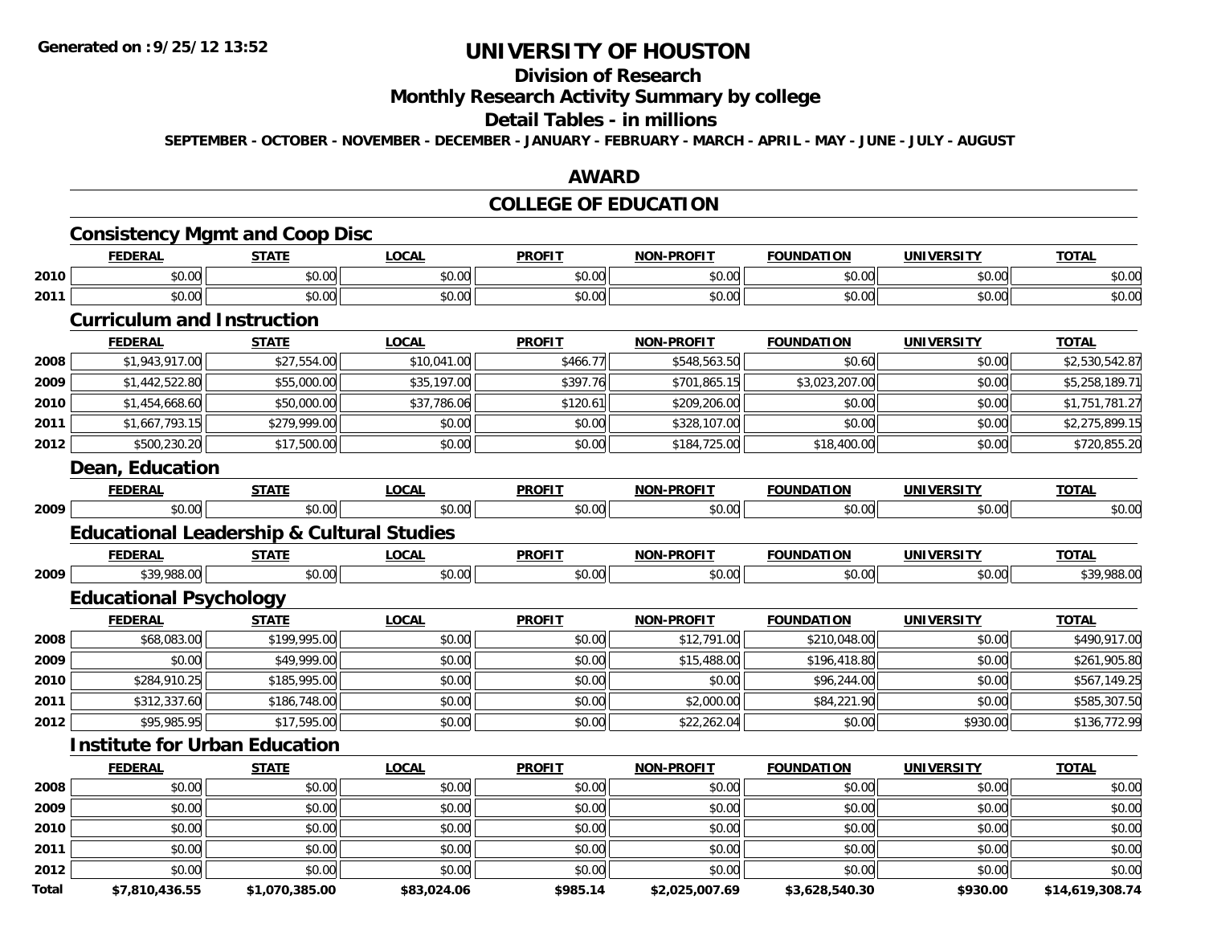**Generated on :9/25/12 13:52**

# UNIVERSITY OF HOUSTON

## Division of Research

## Monthly Research Activity Summary by college

## Detail Tables - in millions

**SEPTEMBER - OCTOBER - NOVEMBER - DECEMBER - JANUARY - FEBRUARY - MARCH - APRIL - MAY - JUNE - JULY - AUGUST**

## AWARD

## COLLEGE OF EDUCATION

### Consistency Mgmt and Coop Disc

| | FEDERAL | STATE | LOCAL | PROFIT | NON-PROFIT | FOUNDATION | UNIVERSITY | TOTAL |
|---|---|---|---|---|---|---|---|---|
| 2010 | $0.00 | $0.00 | $0.00 | $0.00 | $0.00 | $0.00 | $0.00 | $0.00 |
| 2011 | $0.00 | $0.00 | $0.00 | $0.00 | $0.00 | $0.00 | $0.00 | $0.00 |

### Curriculum and Instruction

| | FEDERAL | STATE | LOCAL | PROFIT | NON-PROFIT | FOUNDATION | UNIVERSITY | TOTAL |
|---|---|---|---|---|---|---|---|---|
| 2008 | $1,943,917.00 | $27,554.00 | $10,041.00 | $466.77 | $548,563.50 | $0.60 | $0.00 | $2,530,542.87 |
| 2009 | $1,442,522.80 | $55,000.00 | $35,197.00 | $397.76 | $701,865.15 | $3,023,207.00 | $0.00 | $5,258,189.71 |
| 2010 | $1,454,668.60 | $50,000.00 | $37,786.06 | $120.61 | $209,206.00 | $0.00 | $0.00 | $1,751,781.27 |
| 2011 | $1,667,793.15 | $279,999.00 | $0.00 | $0.00 | $328,107.00 | $0.00 | $0.00 | $2,275,899.15 |
| 2012 | $500,230.20 | $17,500.00 | $0.00 | $0.00 | $184,725.00 | $18,400.00 | $0.00 | $720,855.20 |

### Dean, Education

| | FEDERAL | STATE | LOCAL | PROFIT | NON-PROFIT | FOUNDATION | UNIVERSITY | TOTAL |
|---|---|---|---|---|---|---|---|---|
| 2009 | $0.00 | $0.00 | $0.00 | $0.00 | $0.00 | $0.00 | $0.00 | $0.00 |

### Educational Leadership & Cultural Studies

| | FEDERAL | STATE | LOCAL | PROFIT | NON-PROFIT | FOUNDATION | UNIVERSITY | TOTAL |
|---|---|---|---|---|---|---|---|---|
| 2009 | $39,988.00 | $0.00 | $0.00 | $0.00 | $0.00 | $0.00 | $0.00 | $39,988.00 |

### Educational Psychology

| | FEDERAL | STATE | LOCAL | PROFIT | NON-PROFIT | FOUNDATION | UNIVERSITY | TOTAL |
|---|---|---|---|---|---|---|---|---|
| 2008 | $68,083.00 | $199,995.00 | $0.00 | $0.00 | $12,791.00 | $210,048.00 | $0.00 | $490,917.00 |
| 2009 | $0.00 | $49,999.00 | $0.00 | $0.00 | $15,488.00 | $196,418.80 | $0.00 | $261,905.80 |
| 2010 | $284,910.25 | $185,995.00 | $0.00 | $0.00 | $0.00 | $96,244.00 | $0.00 | $567,149.25 |
| 2011 | $312,337.60 | $186,748.00 | $0.00 | $0.00 | $2,000.00 | $84,221.90 | $0.00 | $585,307.50 |
| 2012 | $95,985.95 | $17,595.00 | $0.00 | $0.00 | $22,262.04 | $0.00 | $930.00 | $136,772.99 |

### Institute for Urban Education

| | FEDERAL | STATE | LOCAL | PROFIT | NON-PROFIT | FOUNDATION | UNIVERSITY | TOTAL |
|---|---|---|---|---|---|---|---|---|
| 2008 | $0.00 | $0.00 | $0.00 | $0.00 | $0.00 | $0.00 | $0.00 | $0.00 |
| 2009 | $0.00 | $0.00 | $0.00 | $0.00 | $0.00 | $0.00 | $0.00 | $0.00 |
| 2010 | $0.00 | $0.00 | $0.00 | $0.00 | $0.00 | $0.00 | $0.00 | $0.00 |
| 2011 | $0.00 | $0.00 | $0.00 | $0.00 | $0.00 | $0.00 | $0.00 | $0.00 |
| 2012 | $0.00 | $0.00 | $0.00 | $0.00 | $0.00 | $0.00 | $0.00 | $0.00 |
| **Total** | **$7,810,436.55** | **$1,070,385.00** | **$83,024.06** | **$985.14** | **$2,025,007.69** | **$3,628,540.30** | **$930.00** | **$14,619,308.74** |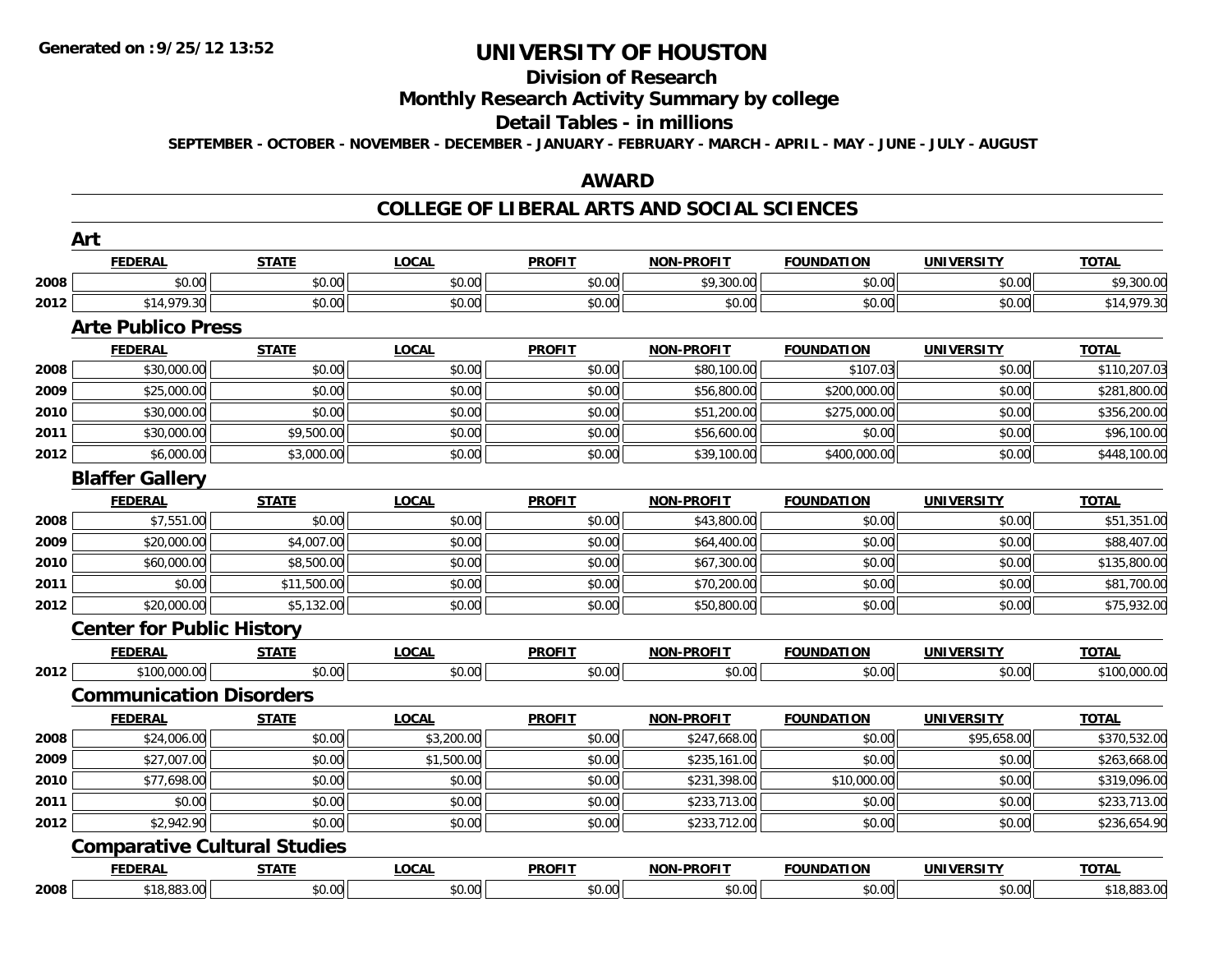# UNIVERSITY OF HOUSTON

## Division of Research

## Monthly Research Activity Summary by college

## Detail Tables - in millions

**SEPTEMBER - OCTOBER - NOVEMBER - DECEMBER - JANUARY - FEBRUARY - MARCH - APRIL - MAY - JUNE - JULY - AUGUST**

## AWARD

## COLLEGE OF LIBERAL ARTS AND SOCIAL SCIENCES

### Art

| | FEDERAL | STATE | LOCAL | PROFIT | NON-PROFIT | FOUNDATION | UNIVERSITY | TOTAL |
|---|---|---|---|---|---|---|---|---|
| 2008 | $0.00 | $0.00 | $0.00 | $0.00 | $9,300.00 | $0.00 | $0.00 | $9,300.00 |
| 2012 | $14,979.30 | $0.00 | $0.00 | $0.00 | $0.00 | $0.00 | $0.00 | $14,979.30 |

### Arte Publico Press

| | FEDERAL | STATE | LOCAL | PROFIT | NON-PROFIT | FOUNDATION | UNIVERSITY | TOTAL |
|---|---|---|---|---|---|---|---|---|
| 2008 | $30,000.00 | $0.00 | $0.00 | $0.00 | $80,100.00 | $107.03 | $0.00 | $110,207.03 |
| 2009 | $25,000.00 | $0.00 | $0.00 | $0.00 | $56,800.00 | $200,000.00 | $0.00 | $281,800.00 |
| 2010 | $30,000.00 | $0.00 | $0.00 | $0.00 | $51,200.00 | $275,000.00 | $0.00 | $356,200.00 |
| 2011 | $30,000.00 | $9,500.00 | $0.00 | $0.00 | $56,600.00 | $0.00 | $0.00 | $96,100.00 |
| 2012 | $6,000.00 | $3,000.00 | $0.00 | $0.00 | $39,100.00 | $400,000.00 | $0.00 | $448,100.00 |

### Blaffer Gallery

| | FEDERAL | STATE | LOCAL | PROFIT | NON-PROFIT | FOUNDATION | UNIVERSITY | TOTAL |
|---|---|---|---|---|---|---|---|---|
| 2008 | $7,551.00 | $0.00 | $0.00 | $0.00 | $43,800.00 | $0.00 | $0.00 | $51,351.00 |
| 2009 | $20,000.00 | $4,007.00 | $0.00 | $0.00 | $64,400.00 | $0.00 | $0.00 | $88,407.00 |
| 2010 | $60,000.00 | $8,500.00 | $0.00 | $0.00 | $67,300.00 | $0.00 | $0.00 | $135,800.00 |
| 2011 | $0.00 | $11,500.00 | $0.00 | $0.00 | $70,200.00 | $0.00 | $0.00 | $81,700.00 |
| 2012 | $20,000.00 | $5,132.00 | $0.00 | $0.00 | $50,800.00 | $0.00 | $0.00 | $75,932.00 |

### Center for Public History

| | FEDERAL | STATE | LOCAL | PROFIT | NON-PROFIT | FOUNDATION | UNIVERSITY | TOTAL |
|---|---|---|---|---|---|---|---|---|
| 2012 | $100,000.00 | $0.00 | $0.00 | $0.00 | $0.00 | $0.00 | $0.00 | $100,000.00 |

### Communication Disorders

| | FEDERAL | STATE | LOCAL | PROFIT | NON-PROFIT | FOUNDATION | UNIVERSITY | TOTAL |
|---|---|---|---|---|---|---|---|---|
| 2008 | $24,006.00 | $0.00 | $3,200.00 | $0.00 | $247,668.00 | $0.00 | $95,658.00 | $370,532.00 |
| 2009 | $27,007.00 | $0.00 | $1,500.00 | $0.00 | $235,161.00 | $0.00 | $0.00 | $263,668.00 |
| 2010 | $77,698.00 | $0.00 | $0.00 | $0.00 | $231,398.00 | $10,000.00 | $0.00 | $319,096.00 |
| 2011 | $0.00 | $0.00 | $0.00 | $0.00 | $233,713.00 | $0.00 | $0.00 | $233,713.00 |
| 2012 | $2,942.90 | $0.00 | $0.00 | $0.00 | $233,712.00 | $0.00 | $0.00 | $236,654.90 |

### Comparative Cultural Studies

| | FEDERAL | STATE | LOCAL | PROFIT | NON-PROFIT | FOUNDATION | UNIVERSITY | TOTAL |
|---|---|---|---|---|---|---|---|---|
| 2008 | $18,883.00 | $0.00 | $0.00 | $0.00 | $0.00 | $0.00 | $0.00 | $18,883.00 |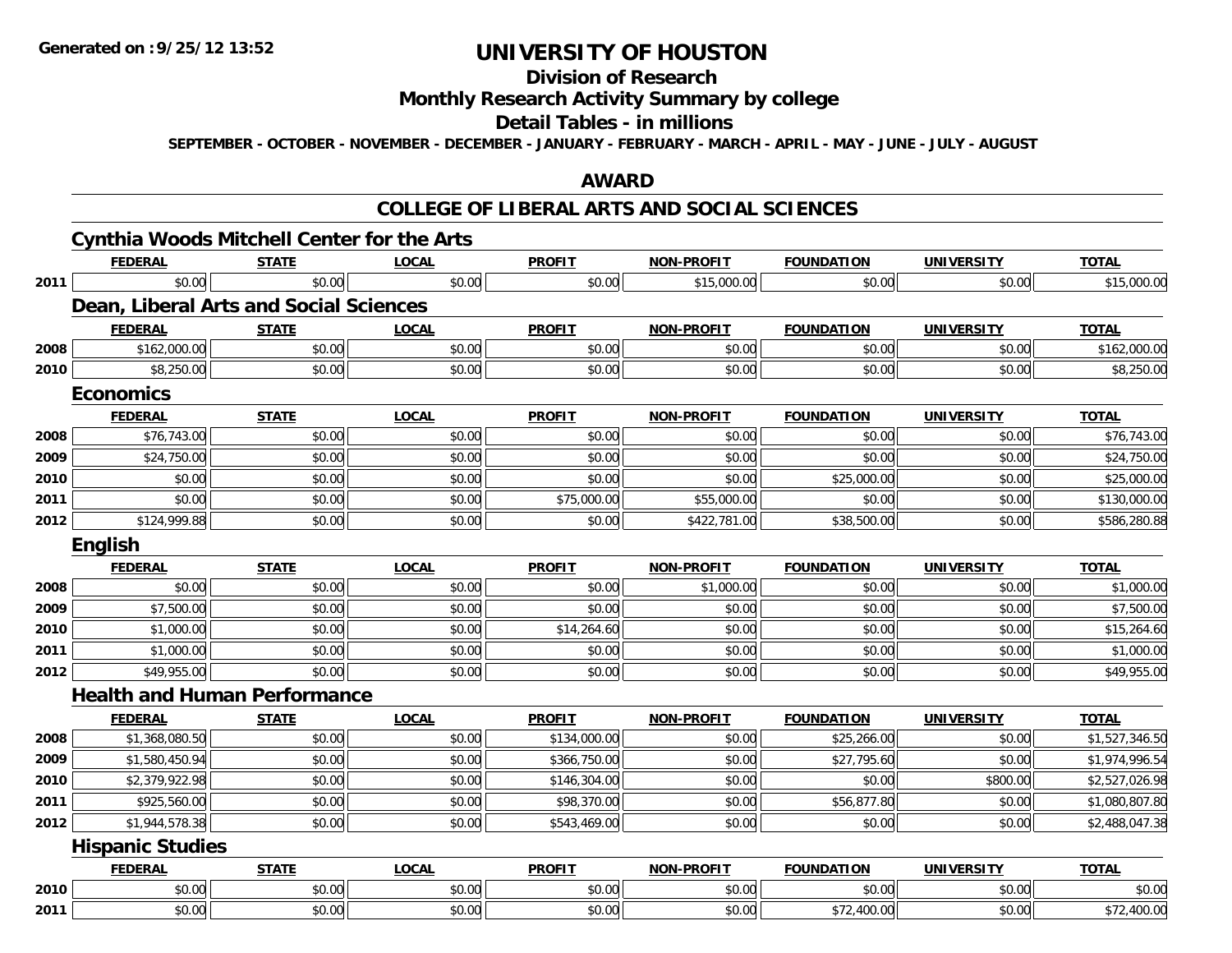**Generated on :9/25/12 13:52**

# UNIVERSITY OF HOUSTON

## Division of Research

## Monthly Research Activity Summary by college

## Detail Tables - in millions

**SEPTEMBER - OCTOBER - NOVEMBER - DECEMBER - JANUARY - FEBRUARY - MARCH - APRIL - MAY - JUNE - JULY - AUGUST**

## AWARD

## COLLEGE OF LIBERAL ARTS AND SOCIAL SCIENCES

### Cynthia Woods Mitchell Center for the Arts

| | FEDERAL | STATE | LOCAL | PROFIT | NON-PROFIT | FOUNDATION | UNIVERSITY | TOTAL |
|---|---|---|---|---|---|---|---|---|
| 2011 | $0.00 | $0.00 | $0.00 | $0.00 | $15,000.00 | $0.00 | $0.00 | $15,000.00 |

### Dean, Liberal Arts and Social Sciences

| | FEDERAL | STATE | LOCAL | PROFIT | NON-PROFIT | FOUNDATION | UNIVERSITY | TOTAL |
|---|---|---|---|---|---|---|---|---|
| 2008 | $162,000.00 | $0.00 | $0.00 | $0.00 | $0.00 | $0.00 | $0.00 | $162,000.00 |
| 2010 | $8,250.00 | $0.00 | $0.00 | $0.00 | $0.00 | $0.00 | $0.00 | $8,250.00 |

### Economics

| | FEDERAL | STATE | LOCAL | PROFIT | NON-PROFIT | FOUNDATION | UNIVERSITY | TOTAL |
|---|---|---|---|---|---|---|---|---|
| 2008 | $76,743.00 | $0.00 | $0.00 | $0.00 | $0.00 | $0.00 | $0.00 | $76,743.00 |
| 2009 | $24,750.00 | $0.00 | $0.00 | $0.00 | $0.00 | $0.00 | $0.00 | $24,750.00 |
| 2010 | $0.00 | $0.00 | $0.00 | $0.00 | $0.00 | $25,000.00 | $0.00 | $25,000.00 |
| 2011 | $0.00 | $0.00 | $0.00 | $75,000.00 | $55,000.00 | $0.00 | $0.00 | $130,000.00 |
| 2012 | $124,999.88 | $0.00 | $0.00 | $0.00 | $422,781.00 | $38,500.00 | $0.00 | $586,280.88 |

### English

| | FEDERAL | STATE | LOCAL | PROFIT | NON-PROFIT | FOUNDATION | UNIVERSITY | TOTAL |
|---|---|---|---|---|---|---|---|---|
| 2008 | $0.00 | $0.00 | $0.00 | $0.00 | $1,000.00 | $0.00 | $0.00 | $1,000.00 |
| 2009 | $7,500.00 | $0.00 | $0.00 | $0.00 | $0.00 | $0.00 | $0.00 | $7,500.00 |
| 2010 | $1,000.00 | $0.00 | $0.00 | $14,264.60 | $0.00 | $0.00 | $0.00 | $15,264.60 |
| 2011 | $1,000.00 | $0.00 | $0.00 | $0.00 | $0.00 | $0.00 | $0.00 | $1,000.00 |
| 2012 | $49,955.00 | $0.00 | $0.00 | $0.00 | $0.00 | $0.00 | $0.00 | $49,955.00 |

### Health and Human Performance

| | FEDERAL | STATE | LOCAL | PROFIT | NON-PROFIT | FOUNDATION | UNIVERSITY | TOTAL |
|---|---|---|---|---|---|---|---|---|
| 2008 | $1,368,080.50 | $0.00 | $0.00 | $134,000.00 | $0.00 | $25,266.00 | $0.00 | $1,527,346.50 |
| 2009 | $1,580,450.94 | $0.00 | $0.00 | $366,750.00 | $0.00 | $27,795.60 | $0.00 | $1,974,996.54 |
| 2010 | $2,379,922.98 | $0.00 | $0.00 | $146,304.00 | $0.00 | $0.00 | $800.00 | $2,527,026.98 |
| 2011 | $925,560.00 | $0.00 | $0.00 | $98,370.00 | $0.00 | $56,877.80 | $0.00 | $1,080,807.80 |
| 2012 | $1,944,578.38 | $0.00 | $0.00 | $543,469.00 | $0.00 | $0.00 | $0.00 | $2,488,047.38 |

### Hispanic Studies

| | FEDERAL | STATE | LOCAL | PROFIT | NON-PROFIT | FOUNDATION | UNIVERSITY | TOTAL |
|---|---|---|---|---|---|---|---|---|
| 2010 | $0.00 | $0.00 | $0.00 | $0.00 | $0.00 | $0.00 | $0.00 | $0.00 |
| 2011 | $0.00 | $0.00 | $0.00 | $0.00 | $0.00 | $72,400.00 | $0.00 | $72,400.00 |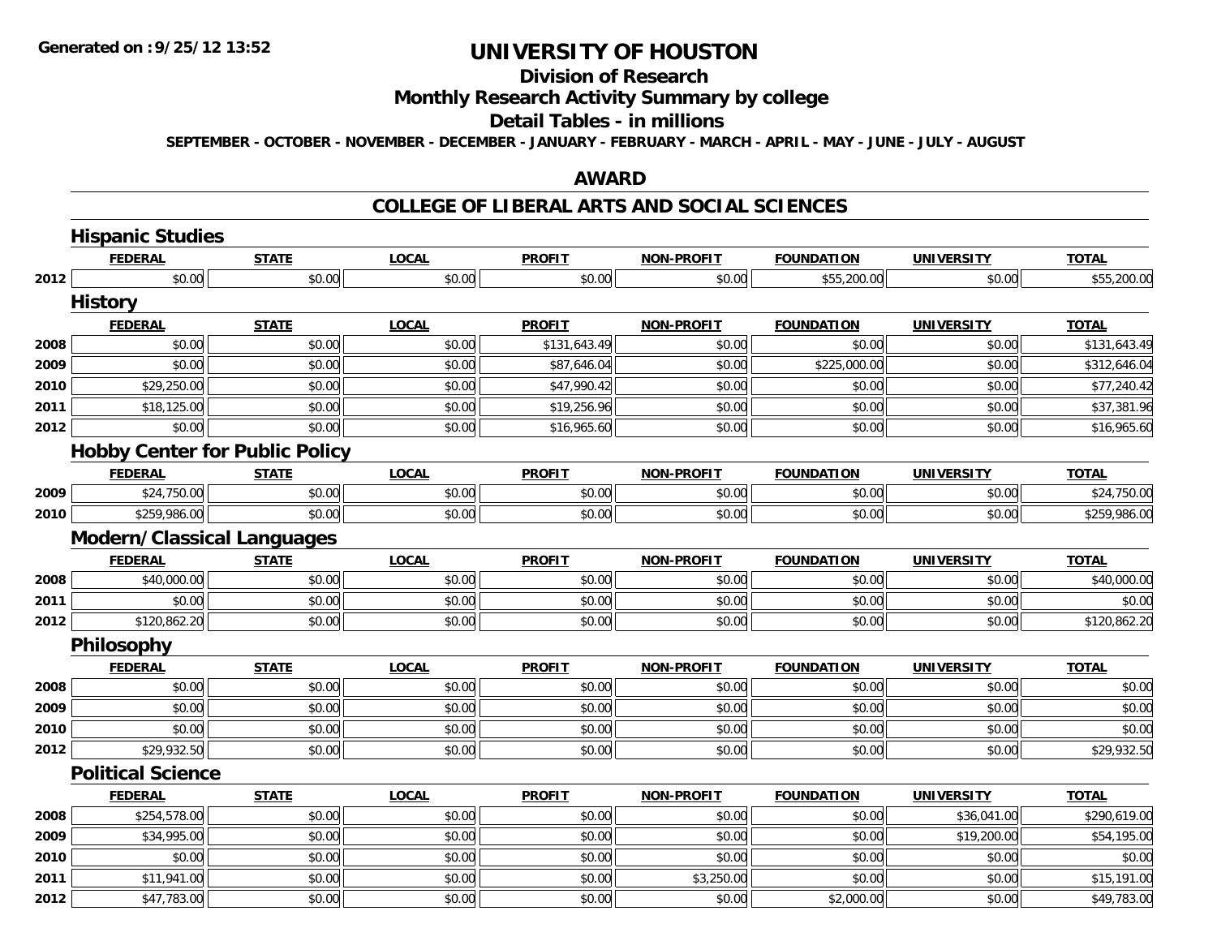**Generated on :9/25/12 13:52**

# UNIVERSITY OF HOUSTON

## Division of Research

## Monthly Research Activity Summary by college

## Detail Tables - in millions

**SEPTEMBER - OCTOBER - NOVEMBER - DECEMBER - JANUARY - FEBRUARY - MARCH - APRIL - MAY - JUNE - JULY - AUGUST**

## AWARD

## COLLEGE OF LIBERAL ARTS AND SOCIAL SCIENCES

### Hispanic Studies

| | FEDERAL | STATE | LOCAL | PROFIT | NON-PROFIT | FOUNDATION | UNIVERSITY | TOTAL |
|---|---|---|---|---|---|---|---|---|
| 2012 | $0.00 | $0.00 | $0.00 | $0.00 | $0.00 | $55,200.00 | $0.00 | $55,200.00 |

### History

| | FEDERAL | STATE | LOCAL | PROFIT | NON-PROFIT | FOUNDATION | UNIVERSITY | TOTAL |
|---|---|---|---|---|---|---|---|---|
| 2008 | $0.00 | $0.00 | $0.00 | $131,643.49 | $0.00 | $0.00 | $0.00 | $131,643.49 |
| 2009 | $0.00 | $0.00 | $0.00 | $87,646.04 | $0.00 | $225,000.00 | $0.00 | $312,646.04 |
| 2010 | $29,250.00 | $0.00 | $0.00 | $47,990.42 | $0.00 | $0.00 | $0.00 | $77,240.42 |
| 2011 | $18,125.00 | $0.00 | $0.00 | $19,256.96 | $0.00 | $0.00 | $0.00 | $37,381.96 |
| 2012 | $0.00 | $0.00 | $0.00 | $16,965.60 | $0.00 | $0.00 | $0.00 | $16,965.60 |

### Hobby Center for Public Policy

| | FEDERAL | STATE | LOCAL | PROFIT | NON-PROFIT | FOUNDATION | UNIVERSITY | TOTAL |
|---|---|---|---|---|---|---|---|---|
| 2009 | $24,750.00 | $0.00 | $0.00 | $0.00 | $0.00 | $0.00 | $0.00 | $24,750.00 |
| 2010 | $259,986.00 | $0.00 | $0.00 | $0.00 | $0.00 | $0.00 | $0.00 | $259,986.00 |

### Modern/Classical Languages

| | FEDERAL | STATE | LOCAL | PROFIT | NON-PROFIT | FOUNDATION | UNIVERSITY | TOTAL |
|---|---|---|---|---|---|---|---|---|
| 2008 | $40,000.00 | $0.00 | $0.00 | $0.00 | $0.00 | $0.00 | $0.00 | $40,000.00 |
| 2011 | $0.00 | $0.00 | $0.00 | $0.00 | $0.00 | $0.00 | $0.00 | $0.00 |
| 2012 | $120,862.20 | $0.00 | $0.00 | $0.00 | $0.00 | $0.00 | $0.00 | $120,862.20 |

### Philosophy

| | FEDERAL | STATE | LOCAL | PROFIT | NON-PROFIT | FOUNDATION | UNIVERSITY | TOTAL |
|---|---|---|---|---|---|---|---|---|
| 2008 | $0.00 | $0.00 | $0.00 | $0.00 | $0.00 | $0.00 | $0.00 | $0.00 |
| 2009 | $0.00 | $0.00 | $0.00 | $0.00 | $0.00 | $0.00 | $0.00 | $0.00 |
| 2010 | $0.00 | $0.00 | $0.00 | $0.00 | $0.00 | $0.00 | $0.00 | $0.00 |
| 2012 | $29,932.50 | $0.00 | $0.00 | $0.00 | $0.00 | $0.00 | $0.00 | $29,932.50 |

### Political Science

| | FEDERAL | STATE | LOCAL | PROFIT | NON-PROFIT | FOUNDATION | UNIVERSITY | TOTAL |
|---|---|---|---|---|---|---|---|---|
| 2008 | $254,578.00 | $0.00 | $0.00 | $0.00 | $0.00 | $0.00 | $36,041.00 | $290,619.00 |
| 2009 | $34,995.00 | $0.00 | $0.00 | $0.00 | $0.00 | $0.00 | $19,200.00 | $54,195.00 |
| 2010 | $0.00 | $0.00 | $0.00 | $0.00 | $0.00 | $0.00 | $0.00 | $0.00 |
| 2011 | $11,941.00 | $0.00 | $0.00 | $0.00 | $3,250.00 | $0.00 | $0.00 | $15,191.00 |
| 2012 | $47,783.00 | $0.00 | $0.00 | $0.00 | $0.00 | $2,000.00 | $0.00 | $49,783.00 |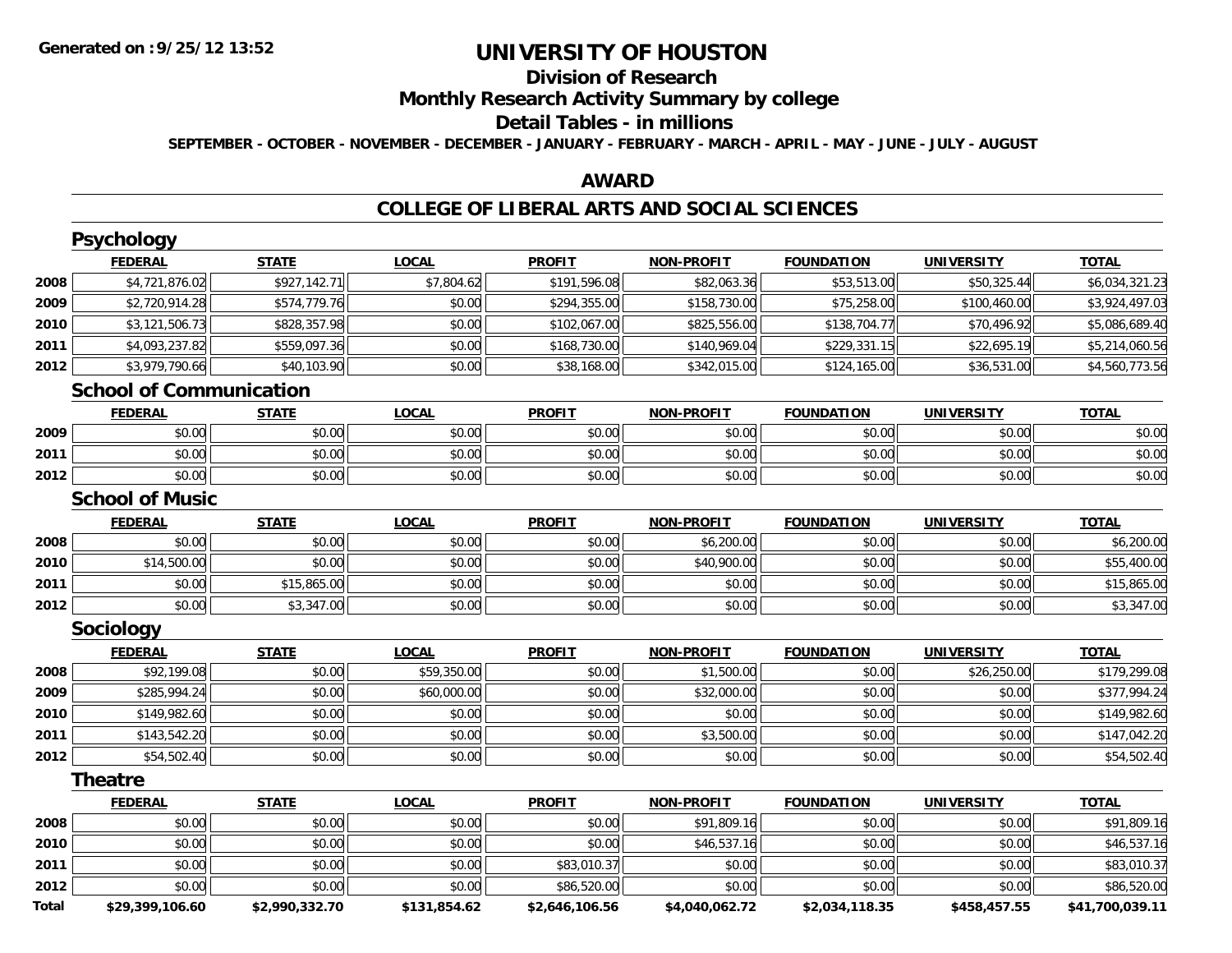**Generated on :9/25/12 13:52**

# UNIVERSITY OF HOUSTON

## Division of Research

## Monthly Research Activity Summary by college

## Detail Tables - in millions

**SEPTEMBER - OCTOBER - NOVEMBER - DECEMBER - JANUARY - FEBRUARY - MARCH - APRIL - MAY - JUNE - JULY - AUGUST**

## AWARD

## COLLEGE OF LIBERAL ARTS AND SOCIAL SCIENCES

### Psychology

| | FEDERAL | STATE | LOCAL | PROFIT | NON-PROFIT | FOUNDATION | UNIVERSITY | TOTAL |
|---|---|---|---|---|---|---|---|---|
| 2008 | $4,721,876.02 | $927,142.71 | $7,804.62 | $191,596.08 | $82,063.36 | $53,513.00 | $50,325.44 | $6,034,321.23 |
| 2009 | $2,720,914.28 | $574,779.76 | $0.00 | $294,355.00 | $158,730.00 | $75,258.00 | $100,460.00 | $3,924,497.03 |
| 2010 | $3,121,506.73 | $828,357.98 | $0.00 | $102,067.00 | $825,556.00 | $138,704.77 | $70,496.92 | $5,086,689.40 |
| 2011 | $4,093,237.82 | $559,097.36 | $0.00 | $168,730.00 | $140,969.04 | $229,331.15 | $22,695.19 | $5,214,060.56 |
| 2012 | $3,979,790.66 | $40,103.90 | $0.00 | $38,168.00 | $342,015.00 | $124,165.00 | $36,531.00 | $4,560,773.56 |

### School of Communication

| | FEDERAL | STATE | LOCAL | PROFIT | NON-PROFIT | FOUNDATION | UNIVERSITY | TOTAL |
|---|---|---|---|---|---|---|---|---|
| 2009 | $0.00 | $0.00 | $0.00 | $0.00 | $0.00 | $0.00 | $0.00 | $0.00 |
| 2011 | $0.00 | $0.00 | $0.00 | $0.00 | $0.00 | $0.00 | $0.00 | $0.00 |
| 2012 | $0.00 | $0.00 | $0.00 | $0.00 | $0.00 | $0.00 | $0.00 | $0.00 |

### School of Music

| | FEDERAL | STATE | LOCAL | PROFIT | NON-PROFIT | FOUNDATION | UNIVERSITY | TOTAL |
|---|---|---|---|---|---|---|---|---|
| 2008 | $0.00 | $0.00 | $0.00 | $0.00 | $6,200.00 | $0.00 | $0.00 | $6,200.00 |
| 2010 | $14,500.00 | $0.00 | $0.00 | $0.00 | $40,900.00 | $0.00 | $0.00 | $55,400.00 |
| 2011 | $0.00 | $15,865.00 | $0.00 | $0.00 | $0.00 | $0.00 | $0.00 | $15,865.00 |
| 2012 | $0.00 | $3,347.00 | $0.00 | $0.00 | $0.00 | $0.00 | $0.00 | $3,347.00 |

### Sociology

| | FEDERAL | STATE | LOCAL | PROFIT | NON-PROFIT | FOUNDATION | UNIVERSITY | TOTAL |
|---|---|---|---|---|---|---|---|---|
| 2008 | $92,199.08 | $0.00 | $59,350.00 | $0.00 | $1,500.00 | $0.00 | $26,250.00 | $179,299.08 |
| 2009 | $285,994.24 | $0.00 | $60,000.00 | $0.00 | $32,000.00 | $0.00 | $0.00 | $377,994.24 |
| 2010 | $149,982.60 | $0.00 | $0.00 | $0.00 | $0.00 | $0.00 | $0.00 | $149,982.60 |
| 2011 | $143,542.20 | $0.00 | $0.00 | $0.00 | $3,500.00 | $0.00 | $0.00 | $147,042.20 |
| 2012 | $54,502.40 | $0.00 | $0.00 | $0.00 | $0.00 | $0.00 | $0.00 | $54,502.40 |

### Theatre

| | FEDERAL | STATE | LOCAL | PROFIT | NON-PROFIT | FOUNDATION | UNIVERSITY | TOTAL |
|---|---|---|---|---|---|---|---|---|
| 2008 | $0.00 | $0.00 | $0.00 | $0.00 | $91,809.16 | $0.00 | $0.00 | $91,809.16 |
| 2010 | $0.00 | $0.00 | $0.00 | $0.00 | $46,537.16 | $0.00 | $0.00 | $46,537.16 |
| 2011 | $0.00 | $0.00 | $0.00 | $83,010.37 | $0.00 | $0.00 | $0.00 | $83,010.37 |
| 2012 | $0.00 | $0.00 | $0.00 | $86,520.00 | $0.00 | $0.00 | $0.00 | $86,520.00 |
| **Total** | **$29,399,106.60** | **$2,990,332.70** | **$131,854.62** | **$2,646,106.56** | **$4,040,062.72** | **$2,034,118.35** | **$458,457.55** | **$41,700,039.11** |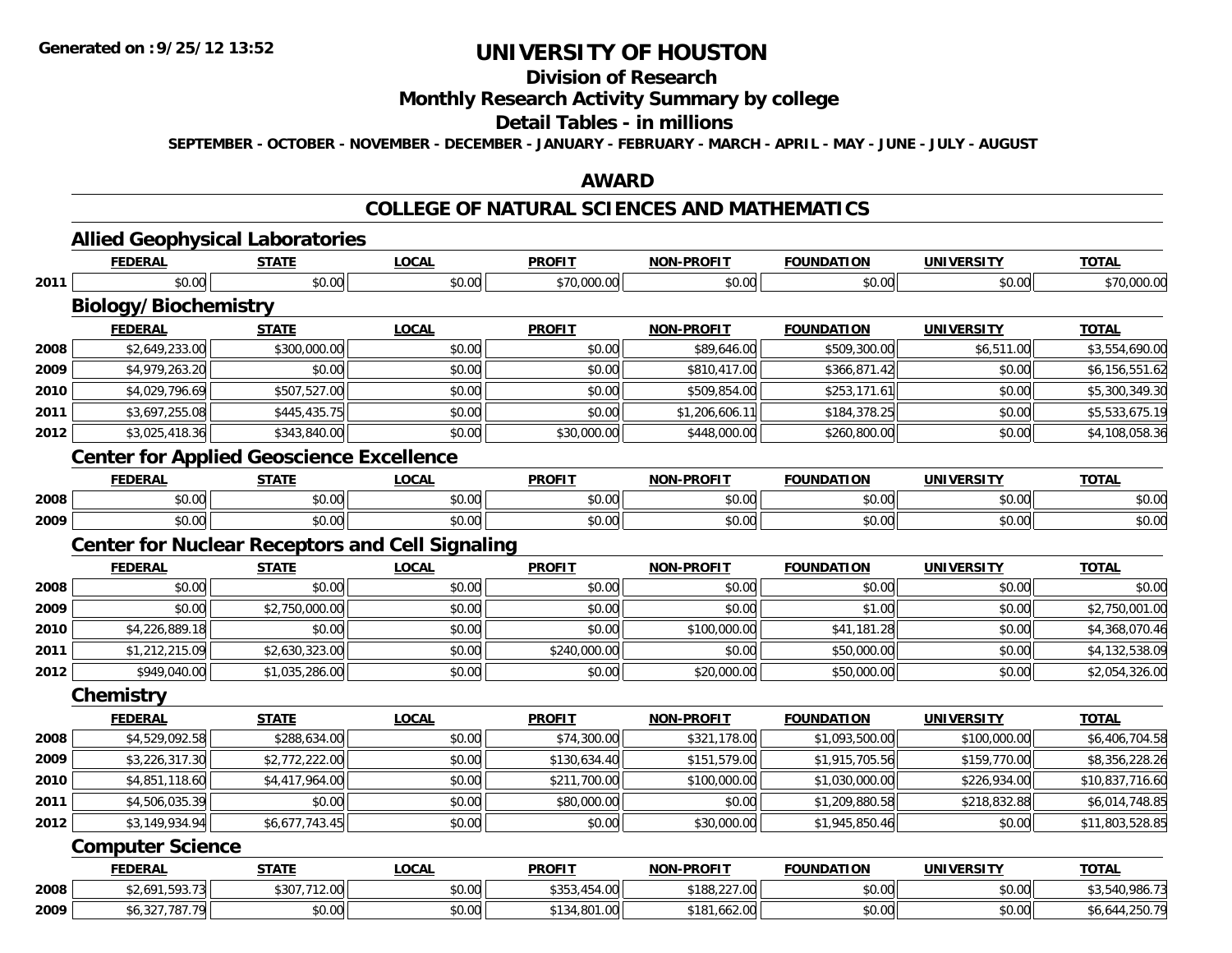**Generated on :9/25/12 13:52**

# UNIVERSITY OF HOUSTON

## Division of Research

## Monthly Research Activity Summary by college

## Detail Tables - in millions

**SEPTEMBER - OCTOBER - NOVEMBER - DECEMBER - JANUARY - FEBRUARY - MARCH - APRIL - MAY - JUNE - JULY - AUGUST**

## AWARD

## COLLEGE OF NATURAL SCIENCES AND MATHEMATICS

### Allied Geophysical Laboratories

| | FEDERAL | STATE | LOCAL | PROFIT | NON-PROFIT | FOUNDATION | UNIVERSITY | TOTAL |
|---|---|---|---|---|---|---|---|---|
| 2011 | $0.00 | $0.00 | $0.00 | $70,000.00 | $0.00 | $0.00 | $0.00 | $70,000.00 |

### Biology/Biochemistry

| | FEDERAL | STATE | LOCAL | PROFIT | NON-PROFIT | FOUNDATION | UNIVERSITY | TOTAL |
|---|---|---|---|---|---|---|---|---|
| 2008 | $2,649,233.00 | $300,000.00 | $0.00 | $0.00 | $89,646.00 | $509,300.00 | $6,511.00 | $3,554,690.00 |
| 2009 | $4,979,263.20 | $0.00 | $0.00 | $0.00 | $810,417.00 | $366,871.42 | $0.00 | $6,156,551.62 |
| 2010 | $4,029,796.69 | $507,527.00 | $0.00 | $0.00 | $509,854.00 | $253,171.61 | $0.00 | $5,300,349.30 |
| 2011 | $3,697,255.08 | $445,435.75 | $0.00 | $0.00 | $1,206,606.11 | $184,378.25 | $0.00 | $5,533,675.19 |
| 2012 | $3,025,418.36 | $343,840.00 | $0.00 | $30,000.00 | $448,000.00 | $260,800.00 | $0.00 | $4,108,058.36 |

### Center for Applied Geoscience Excellence

| | FEDERAL | STATE | LOCAL | PROFIT | NON-PROFIT | FOUNDATION | UNIVERSITY | TOTAL |
|---|---|---|---|---|---|---|---|---|
| 2008 | $0.00 | $0.00 | $0.00 | $0.00 | $0.00 | $0.00 | $0.00 | $0.00 |
| 2009 | $0.00 | $0.00 | $0.00 | $0.00 | $0.00 | $0.00 | $0.00 | $0.00 |

### Center for Nuclear Receptors and Cell Signaling

| | FEDERAL | STATE | LOCAL | PROFIT | NON-PROFIT | FOUNDATION | UNIVERSITY | TOTAL |
|---|---|---|---|---|---|---|---|---|
| 2008 | $0.00 | $0.00 | $0.00 | $0.00 | $0.00 | $0.00 | $0.00 | $0.00 |
| 2009 | $0.00 | $2,750,000.00 | $0.00 | $0.00 | $0.00 | $1.00 | $0.00 | $2,750,001.00 |
| 2010 | $4,226,889.18 | $0.00 | $0.00 | $0.00 | $100,000.00 | $41,181.28 | $0.00 | $4,368,070.46 |
| 2011 | $1,212,215.09 | $2,630,323.00 | $0.00 | $240,000.00 | $0.00 | $50,000.00 | $0.00 | $4,132,538.09 |
| 2012 | $949,040.00 | $1,035,286.00 | $0.00 | $0.00 | $20,000.00 | $50,000.00 | $0.00 | $2,054,326.00 |

### Chemistry

| | FEDERAL | STATE | LOCAL | PROFIT | NON-PROFIT | FOUNDATION | UNIVERSITY | TOTAL |
|---|---|---|---|---|---|---|---|---|
| 2008 | $4,529,092.58 | $288,634.00 | $0.00 | $74,300.00 | $321,178.00 | $1,093,500.00 | $100,000.00 | $6,406,704.58 |
| 2009 | $3,226,317.30 | $2,772,222.00 | $0.00 | $130,634.40 | $151,579.00 | $1,915,705.56 | $159,770.00 | $8,356,228.26 |
| 2010 | $4,851,118.60 | $4,417,964.00 | $0.00 | $211,700.00 | $100,000.00 | $1,030,000.00 | $226,934.00 | $10,837,716.60 |
| 2011 | $4,506,035.39 | $0.00 | $0.00 | $80,000.00 | $0.00 | $1,209,880.58 | $218,832.88 | $6,014,748.85 |
| 2012 | $3,149,934.94 | $6,677,743.45 | $0.00 | $0.00 | $30,000.00 | $1,945,850.46 | $0.00 | $11,803,528.85 |

### Computer Science

| | FEDERAL | STATE | LOCAL | PROFIT | NON-PROFIT | FOUNDATION | UNIVERSITY | TOTAL |
|---|---|---|---|---|---|---|---|---|
| 2008 | $2,691,593.73 | $307,712.00 | $0.00 | $353,454.00 | $188,227.00 | $0.00 | $0.00 | $3,540,986.73 |
| 2009 | $6,327,787.79 | $0.00 | $0.00 | $134,801.00 | $181,662.00 | $0.00 | $0.00 | $6,644,250.79 |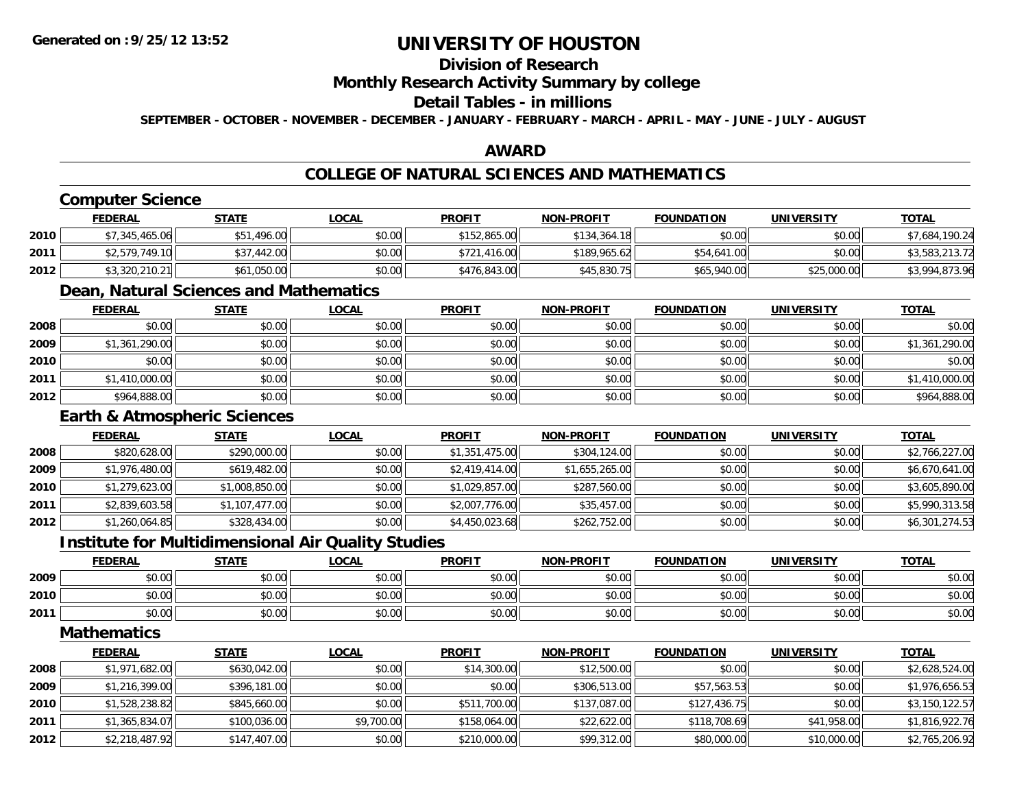**Generated on :9/25/12 13:52**

# UNIVERSITY OF HOUSTON

## Division of Research

## Monthly Research Activity Summary by college

## Detail Tables - in millions

**SEPTEMBER - OCTOBER - NOVEMBER - DECEMBER - JANUARY - FEBRUARY - MARCH - APRIL - MAY - JUNE - JULY - AUGUST**

## AWARD

## COLLEGE OF NATURAL SCIENCES AND MATHEMATICS

### Computer Science

| | FEDERAL | STATE | LOCAL | PROFIT | NON-PROFIT | FOUNDATION | UNIVERSITY | TOTAL |
|---|---|---|---|---|---|---|---|---|
| 2010 | $7,345,465.06 | $51,496.00 | $0.00 | $152,865.00 | $134,364.18 | $0.00 | $0.00 | $7,684,190.24 |
| 2011 | $2,579,749.10 | $37,442.00 | $0.00 | $721,416.00 | $189,965.62 | $54,641.00 | $0.00 | $3,583,213.72 |
| 2012 | $3,320,210.21 | $61,050.00 | $0.00 | $476,843.00 | $45,830.75 | $65,940.00 | $25,000.00 | $3,994,873.96 |

### Dean, Natural Sciences and Mathematics

| | FEDERAL | STATE | LOCAL | PROFIT | NON-PROFIT | FOUNDATION | UNIVERSITY | TOTAL |
|---|---|---|---|---|---|---|---|---|
| 2008 | $0.00 | $0.00 | $0.00 | $0.00 | $0.00 | $0.00 | $0.00 | $0.00 |
| 2009 | $1,361,290.00 | $0.00 | $0.00 | $0.00 | $0.00 | $0.00 | $0.00 | $1,361,290.00 |
| 2010 | $0.00 | $0.00 | $0.00 | $0.00 | $0.00 | $0.00 | $0.00 | $0.00 |
| 2011 | $1,410,000.00 | $0.00 | $0.00 | $0.00 | $0.00 | $0.00 | $0.00 | $1,410,000.00 |
| 2012 | $964,888.00 | $0.00 | $0.00 | $0.00 | $0.00 | $0.00 | $0.00 | $964,888.00 |

### Earth & Atmospheric Sciences

| | FEDERAL | STATE | LOCAL | PROFIT | NON-PROFIT | FOUNDATION | UNIVERSITY | TOTAL |
|---|---|---|---|---|---|---|---|---|
| 2008 | $820,628.00 | $290,000.00 | $0.00 | $1,351,475.00 | $304,124.00 | $0.00 | $0.00 | $2,766,227.00 |
| 2009 | $1,976,480.00 | $619,482.00 | $0.00 | $2,419,414.00 | $1,655,265.00 | $0.00 | $0.00 | $6,670,641.00 |
| 2010 | $1,279,623.00 | $1,008,850.00 | $0.00 | $1,029,857.00 | $287,560.00 | $0.00 | $0.00 | $3,605,890.00 |
| 2011 | $2,839,603.58 | $1,107,477.00 | $0.00 | $2,007,776.00 | $35,457.00 | $0.00 | $0.00 | $5,990,313.58 |
| 2012 | $1,260,064.85 | $328,434.00 | $0.00 | $4,450,023.68 | $262,752.00 | $0.00 | $0.00 | $6,301,274.53 |

### Institute for Multidimensional Air Quality Studies

| | FEDERAL | STATE | LOCAL | PROFIT | NON-PROFIT | FOUNDATION | UNIVERSITY | TOTAL |
|---|---|---|---|---|---|---|---|---|
| 2009 | $0.00 | $0.00 | $0.00 | $0.00 | $0.00 | $0.00 | $0.00 | $0.00 |
| 2010 | $0.00 | $0.00 | $0.00 | $0.00 | $0.00 | $0.00 | $0.00 | $0.00 |
| 2011 | $0.00 | $0.00 | $0.00 | $0.00 | $0.00 | $0.00 | $0.00 | $0.00 |

### Mathematics

| | FEDERAL | STATE | LOCAL | PROFIT | NON-PROFIT | FOUNDATION | UNIVERSITY | TOTAL |
|---|---|---|---|---|---|---|---|---|
| 2008 | $1,971,682.00 | $630,042.00 | $0.00 | $14,300.00 | $12,500.00 | $0.00 | $0.00 | $2,628,524.00 |
| 2009 | $1,216,399.00 | $396,181.00 | $0.00 | $0.00 | $306,513.00 | $57,563.53 | $0.00 | $1,976,656.53 |
| 2010 | $1,528,238.82 | $845,660.00 | $0.00 | $511,700.00 | $137,087.00 | $127,436.75 | $0.00 | $3,150,122.57 |
| 2011 | $1,365,834.07 | $100,036.00 | $9,700.00 | $158,064.00 | $22,622.00 | $118,708.69 | $41,958.00 | $1,816,922.76 |
| 2012 | $2,218,487.92 | $147,407.00 | $0.00 | $210,000.00 | $99,312.00 | $80,000.00 | $10,000.00 | $2,765,206.92 |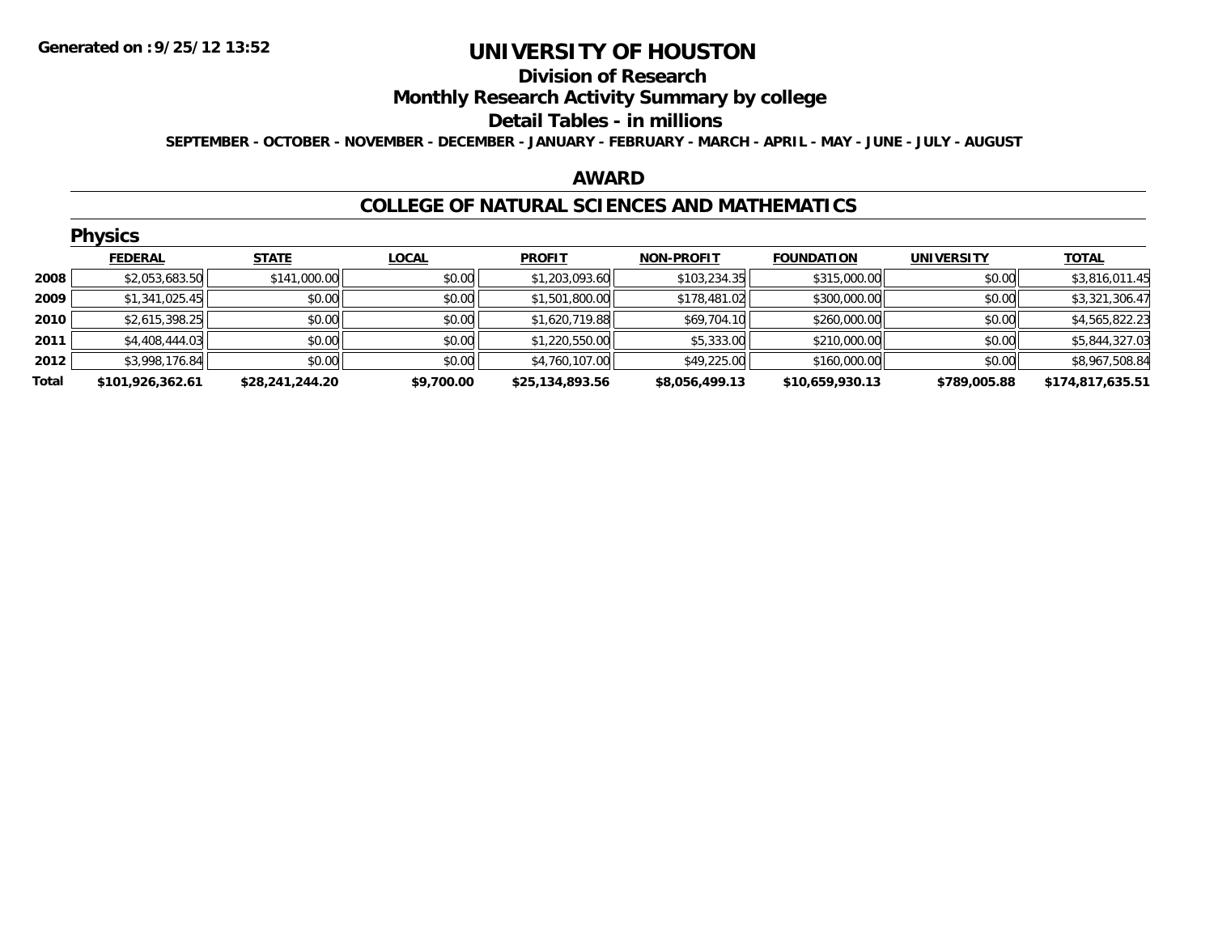**Generated on :9/25/12 13:52**

# UNIVERSITY OF HOUSTON

## Division of Research

## Monthly Research Activity Summary by college

## Detail Tables - in millions

**SEPTEMBER - OCTOBER - NOVEMBER - DECEMBER - JANUARY - FEBRUARY - MARCH - APRIL - MAY - JUNE - JULY - AUGUST**

## AWARD

## COLLEGE OF NATURAL SCIENCES AND MATHEMATICS

### Physics

| | FEDERAL | STATE | LOCAL | PROFIT | NON-PROFIT | FOUNDATION | UNIVERSITY | TOTAL |
|---|---|---|---|---|---|---|---|---|
| 2008 | $2,053,683.50 | $141,000.00 | $0.00 | $1,203,093.60 | $103,234.35 | $315,000.00 | $0.00 | $3,816,011.45 |
| 2009 | $1,341,025.45 | $0.00 | $0.00 | $1,501,800.00 | $178,481.02 | $300,000.00 | $0.00 | $3,321,306.47 |
| 2010 | $2,615,398.25 | $0.00 | $0.00 | $1,620,719.88 | $69,704.10 | $260,000.00 | $0.00 | $4,565,822.23 |
| 2011 | $4,408,444.03 | $0.00 | $0.00 | $1,220,550.00 | $5,333.00 | $210,000.00 | $0.00 | $5,844,327.03 |
| 2012 | $3,998,176.84 | $0.00 | $0.00 | $4,760,107.00 | $49,225.00 | $160,000.00 | $0.00 | $8,967,508.84 |
| **Total** | **$101,926,362.61** | **$28,241,244.20** | **$9,700.00** | **$25,134,893.56** | **$8,056,499.13** | **$10,659,930.13** | **$789,005.88** | **$174,817,635.51** |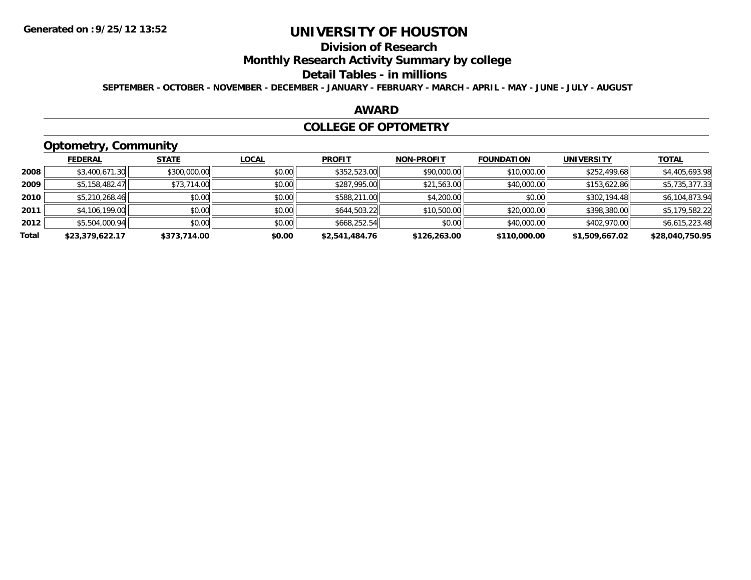# UNIVERSITY OF HOUSTON

## Division of Research

## Monthly Research Activity Summary by college

## Detail Tables - in millions

**SEPTEMBER - OCTOBER - NOVEMBER - DECEMBER - JANUARY - FEBRUARY - MARCH - APRIL - MAY - JUNE - JULY - AUGUST**

## AWARD

## COLLEGE OF OPTOMETRY

### Optometry, Community

| | FEDERAL | STATE | LOCAL | PROFIT | NON-PROFIT | FOUNDATION | UNIVERSITY | TOTAL |
|---|---|---|---|---|---|---|---|---|
| 2008 | $3,400,671.30 | $300,000.00 | $0.00 | $352,523.00 | $90,000.00 | $10,000.00 | $252,499.68 | $4,405,693.98 |
| 2009 | $5,158,482.47 | $73,714.00 | $0.00 | $287,995.00 | $21,563.00 | $40,000.00 | $153,622.86 | $5,735,377.33 |
| 2010 | $5,210,268.46 | $0.00 | $0.00 | $588,211.00 | $4,200.00 | $0.00 | $302,194.48 | $6,104,873.94 |
| 2011 | $4,106,199.00 | $0.00 | $0.00 | $644,503.22 | $10,500.00 | $20,000.00 | $398,380.00 | $5,179,582.22 |
| 2012 | $5,504,000.94 | $0.00 | $0.00 | $668,252.54 | $0.00 | $40,000.00 | $402,970.00 | $6,615,223.48 |
| **Total** | **$23,379,622.17** | **$373,714.00** | **$0.00** | **$2,541,484.76** | **$126,263.00** | **$110,000.00** | **$1,509,667.02** | **$28,040,750.95** |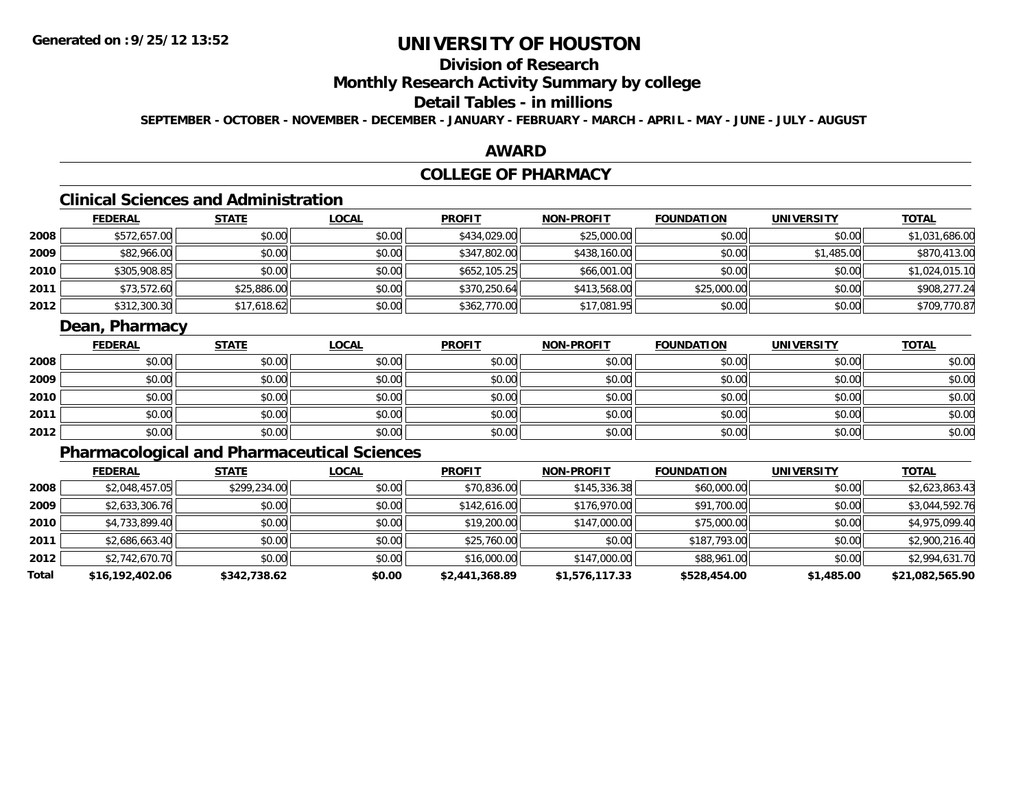**Generated on :9/25/12 13:52**

# UNIVERSITY OF HOUSTON

## Division of Research

## Monthly Research Activity Summary by college

## Detail Tables - in millions

**SEPTEMBER - OCTOBER - NOVEMBER - DECEMBER - JANUARY - FEBRUARY - MARCH - APRIL - MAY - JUNE - JULY - AUGUST**

## AWARD

## COLLEGE OF PHARMACY

### Clinical Sciences and Administration

| | FEDERAL | STATE | LOCAL | PROFIT | NON-PROFIT | FOUNDATION | UNIVERSITY | TOTAL |
|---|---|---|---|---|---|---|---|---|
| 2008 | $572,657.00 | $0.00 | $0.00 | $434,029.00 | $25,000.00 | $0.00 | $0.00 | $1,031,686.00 |
| 2009 | $82,966.00 | $0.00 | $0.00 | $347,802.00 | $438,160.00 | $0.00 | $1,485.00 | $870,413.00 |
| 2010 | $305,908.85 | $0.00 | $0.00 | $652,105.25 | $66,001.00 | $0.00 | $0.00 | $1,024,015.10 |
| 2011 | $73,572.60 | $25,886.00 | $0.00 | $370,250.64 | $413,568.00 | $25,000.00 | $0.00 | $908,277.24 |
| 2012 | $312,300.30 | $17,618.62 | $0.00 | $362,770.00 | $17,081.95 | $0.00 | $0.00 | $709,770.87 |

### Dean, Pharmacy

| | FEDERAL | STATE | LOCAL | PROFIT | NON-PROFIT | FOUNDATION | UNIVERSITY | TOTAL |
|---|---|---|---|---|---|---|---|---|
| 2008 | $0.00 | $0.00 | $0.00 | $0.00 | $0.00 | $0.00 | $0.00 | $0.00 |
| 2009 | $0.00 | $0.00 | $0.00 | $0.00 | $0.00 | $0.00 | $0.00 | $0.00 |
| 2010 | $0.00 | $0.00 | $0.00 | $0.00 | $0.00 | $0.00 | $0.00 | $0.00 |
| 2011 | $0.00 | $0.00 | $0.00 | $0.00 | $0.00 | $0.00 | $0.00 | $0.00 |
| 2012 | $0.00 | $0.00 | $0.00 | $0.00 | $0.00 | $0.00 | $0.00 | $0.00 |

### Pharmacological and Pharmaceutical Sciences

| | FEDERAL | STATE | LOCAL | PROFIT | NON-PROFIT | FOUNDATION | UNIVERSITY | TOTAL |
|---|---|---|---|---|---|---|---|---|
| 2008 | $2,048,457.05 | $299,234.00 | $0.00 | $70,836.00 | $145,336.38 | $60,000.00 | $0.00 | $2,623,863.43 |
| 2009 | $2,633,306.76 | $0.00 | $0.00 | $142,616.00 | $176,970.00 | $91,700.00 | $0.00 | $3,044,592.76 |
| 2010 | $4,733,899.40 | $0.00 | $0.00 | $19,200.00 | $147,000.00 | $75,000.00 | $0.00 | $4,975,099.40 |
| 2011 | $2,686,663.40 | $0.00 | $0.00 | $25,760.00 | $0.00 | $187,793.00 | $0.00 | $2,900,216.40 |
| 2012 | $2,742,670.70 | $0.00 | $0.00 | $16,000.00 | $147,000.00 | $88,961.00 | $0.00 | $2,994,631.70 |
| **Total** | **$16,192,402.06** | **$342,738.62** | **$0.00** | **$2,441,368.89** | **$1,576,117.33** | **$528,454.00** | **$1,485.00** | **$21,082,565.90** |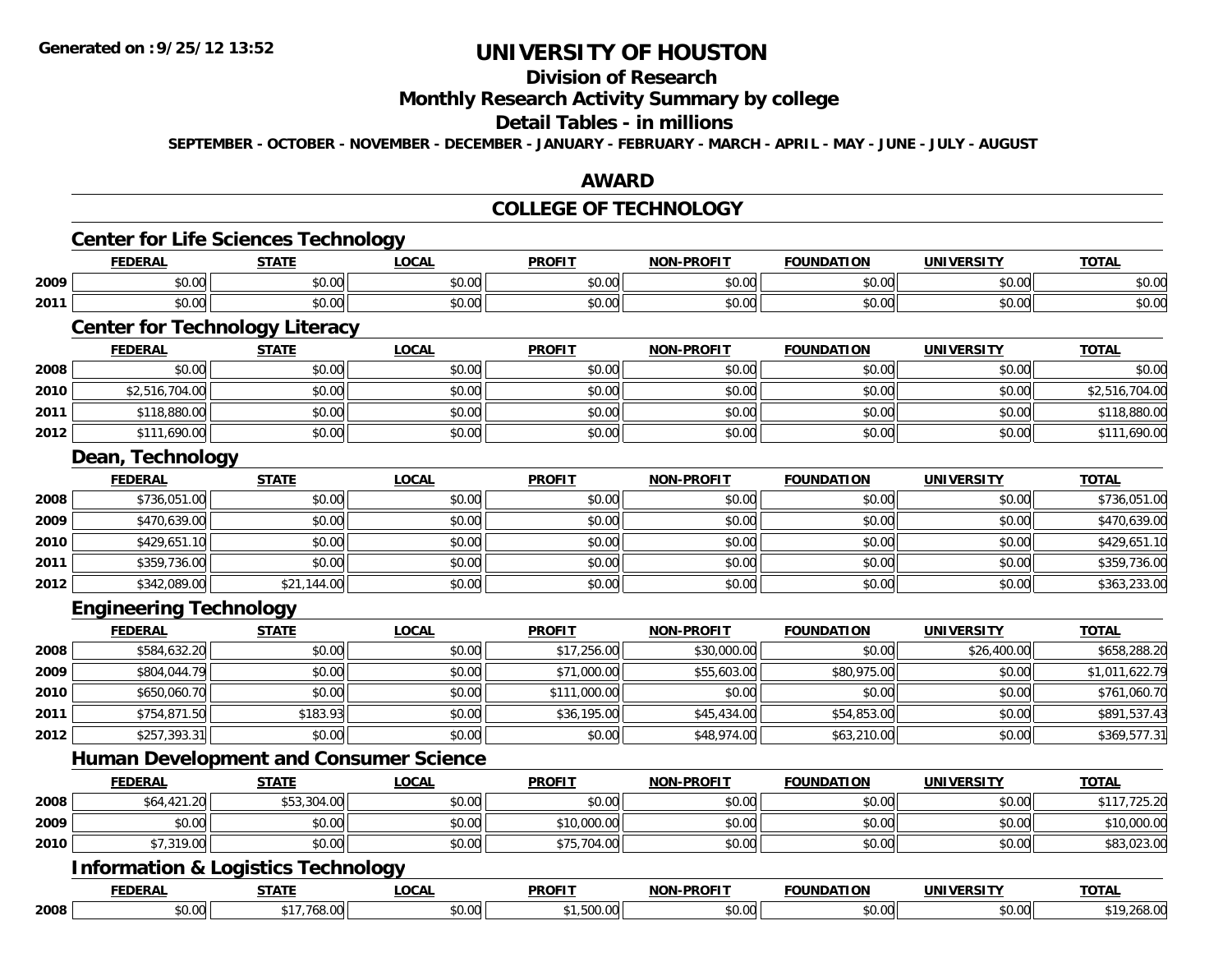**Generated on :9/25/12 13:52**

# UNIVERSITY OF HOUSTON

## Division of Research

## Monthly Research Activity Summary by college

## Detail Tables - in millions

**SEPTEMBER - OCTOBER - NOVEMBER - DECEMBER - JANUARY - FEBRUARY - MARCH - APRIL - MAY - JUNE - JULY - AUGUST**

## AWARD

## COLLEGE OF TECHNOLOGY

### Center for Life Sciences Technology

| | FEDERAL | STATE | LOCAL | PROFIT | NON-PROFIT | FOUNDATION | UNIVERSITY | TOTAL |
|---|---|---|---|---|---|---|---|---|
| 2009 | $0.00 | $0.00 | $0.00 | $0.00 | $0.00 | $0.00 | $0.00 | $0.00 |
| 2011 | $0.00 | $0.00 | $0.00 | $0.00 | $0.00 | $0.00 | $0.00 | $0.00 |

### Center for Technology Literacy

| | FEDERAL | STATE | LOCAL | PROFIT | NON-PROFIT | FOUNDATION | UNIVERSITY | TOTAL |
|---|---|---|---|---|---|---|---|---|
| 2008 | $0.00 | $0.00 | $0.00 | $0.00 | $0.00 | $0.00 | $0.00 | $0.00 |
| 2010 | $2,516,704.00 | $0.00 | $0.00 | $0.00 | $0.00 | $0.00 | $0.00 | $2,516,704.00 |
| 2011 | $118,880.00 | $0.00 | $0.00 | $0.00 | $0.00 | $0.00 | $0.00 | $118,880.00 |
| 2012 | $111,690.00 | $0.00 | $0.00 | $0.00 | $0.00 | $0.00 | $0.00 | $111,690.00 |

### Dean, Technology

| | FEDERAL | STATE | LOCAL | PROFIT | NON-PROFIT | FOUNDATION | UNIVERSITY | TOTAL |
|---|---|---|---|---|---|---|---|---|
| 2008 | $736,051.00 | $0.00 | $0.00 | $0.00 | $0.00 | $0.00 | $0.00 | $736,051.00 |
| 2009 | $470,639.00 | $0.00 | $0.00 | $0.00 | $0.00 | $0.00 | $0.00 | $470,639.00 |
| 2010 | $429,651.10 | $0.00 | $0.00 | $0.00 | $0.00 | $0.00 | $0.00 | $429,651.10 |
| 2011 | $359,736.00 | $0.00 | $0.00 | $0.00 | $0.00 | $0.00 | $0.00 | $359,736.00 |
| 2012 | $342,089.00 | $21,144.00 | $0.00 | $0.00 | $0.00 | $0.00 | $0.00 | $363,233.00 |

### Engineering Technology

| | FEDERAL | STATE | LOCAL | PROFIT | NON-PROFIT | FOUNDATION | UNIVERSITY | TOTAL |
|---|---|---|---|---|---|---|---|---|
| 2008 | $584,632.20 | $0.00 | $0.00 | $17,256.00 | $30,000.00 | $0.00 | $26,400.00 | $658,288.20 |
| 2009 | $804,044.79 | $0.00 | $0.00 | $71,000.00 | $55,603.00 | $80,975.00 | $0.00 | $1,011,622.79 |
| 2010 | $650,060.70 | $0.00 | $0.00 | $111,000.00 | $0.00 | $0.00 | $0.00 | $761,060.70 |
| 2011 | $754,871.50 | $183.93 | $0.00 | $36,195.00 | $45,434.00 | $54,853.00 | $0.00 | $891,537.43 |
| 2012 | $257,393.31 | $0.00 | $0.00 | $0.00 | $48,974.00 | $63,210.00 | $0.00 | $369,577.31 |

### Human Development and Consumer Science

| | FEDERAL | STATE | LOCAL | PROFIT | NON-PROFIT | FOUNDATION | UNIVERSITY | TOTAL |
|---|---|---|---|---|---|---|---|---|
| 2008 | $64,421.20 | $53,304.00 | $0.00 | $0.00 | $0.00 | $0.00 | $0.00 | $117,725.20 |
| 2009 | $0.00 | $0.00 | $0.00 | $10,000.00 | $0.00 | $0.00 | $0.00 | $10,000.00 |
| 2010 | $7,319.00 | $0.00 | $0.00 | $75,704.00 | $0.00 | $0.00 | $0.00 | $83,023.00 |

### Information & Logistics Technology

| | FEDERAL | STATE | LOCAL | PROFIT | NON-PROFIT | FOUNDATION | UNIVERSITY | TOTAL |
|---|---|---|---|---|---|---|---|---|
| 2008 | $0.00 | $17,768.00 | $0.00 | $1,500.00 | $0.00 | $0.00 | $0.00 | $19,268.00 |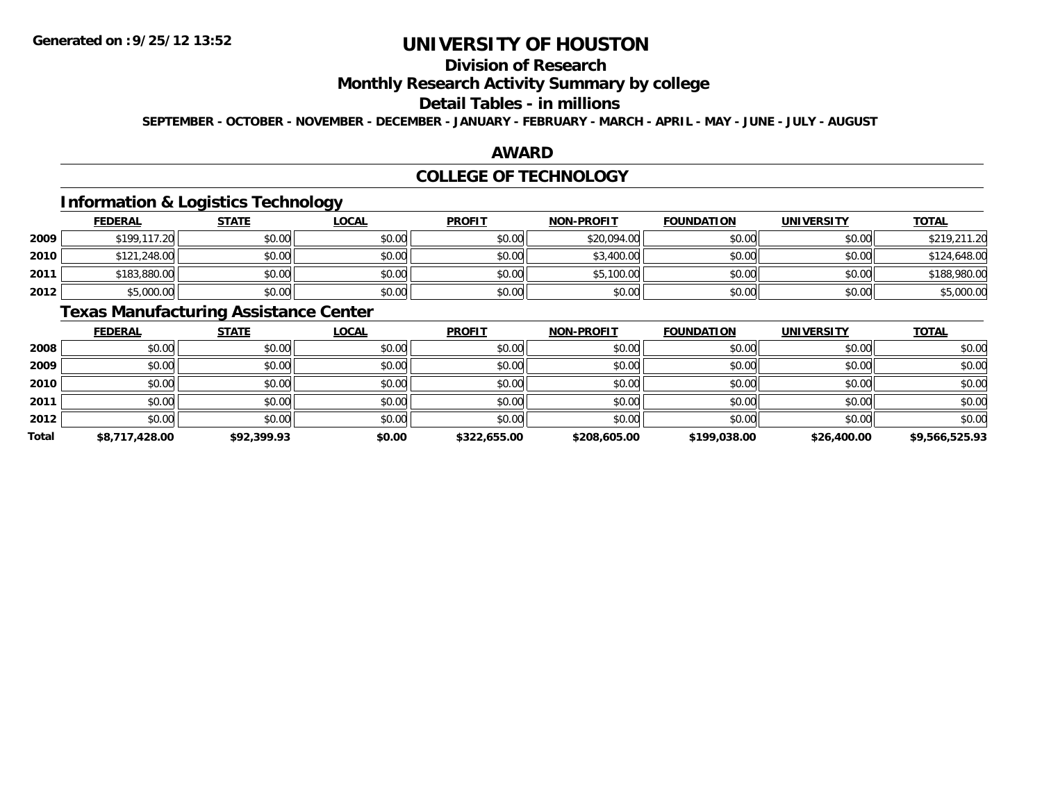# UNIVERSITY OF HOUSTON

## Division of Research

## Monthly Research Activity Summary by college

## Detail Tables - in millions

**SEPTEMBER - OCTOBER - NOVEMBER - DECEMBER - JANUARY - FEBRUARY - MARCH - APRIL - MAY - JUNE - JULY - AUGUST**

## AWARD

## COLLEGE OF TECHNOLOGY

### Information & Logistics Technology

| | FEDERAL | STATE | LOCAL | PROFIT | NON-PROFIT | FOUNDATION | UNIVERSITY | TOTAL |
|---|---|---|---|---|---|---|---|---|
| 2009 | $199,117.20 | $0.00 | $0.00 | $0.00 | $20,094.00 | $0.00 | $0.00 | $219,211.20 |
| 2010 | $121,248.00 | $0.00 | $0.00 | $0.00 | $3,400.00 | $0.00 | $0.00 | $124,648.00 |
| 2011 | $183,880.00 | $0.00 | $0.00 | $0.00 | $5,100.00 | $0.00 | $0.00 | $188,980.00 |
| 2012 | $5,000.00 | $0.00 | $0.00 | $0.00 | $0.00 | $0.00 | $0.00 | $5,000.00 |

### Texas Manufacturing Assistance Center

| | FEDERAL | STATE | LOCAL | PROFIT | NON-PROFIT | FOUNDATION | UNIVERSITY | TOTAL |
|---|---|---|---|---|---|---|---|---|
| 2008 | $0.00 | $0.00 | $0.00 | $0.00 | $0.00 | $0.00 | $0.00 | $0.00 |
| 2009 | $0.00 | $0.00 | $0.00 | $0.00 | $0.00 | $0.00 | $0.00 | $0.00 |
| 2010 | $0.00 | $0.00 | $0.00 | $0.00 | $0.00 | $0.00 | $0.00 | $0.00 |
| 2011 | $0.00 | $0.00 | $0.00 | $0.00 | $0.00 | $0.00 | $0.00 | $0.00 |
| 2012 | $0.00 | $0.00 | $0.00 | $0.00 | $0.00 | $0.00 | $0.00 | $0.00 |
| **Total** | **$8,717,428.00** | **$92,399.93** | **$0.00** | **$322,655.00** | **$208,605.00** | **$199,038.00** | **$26,400.00** | **$9,566,525.93** |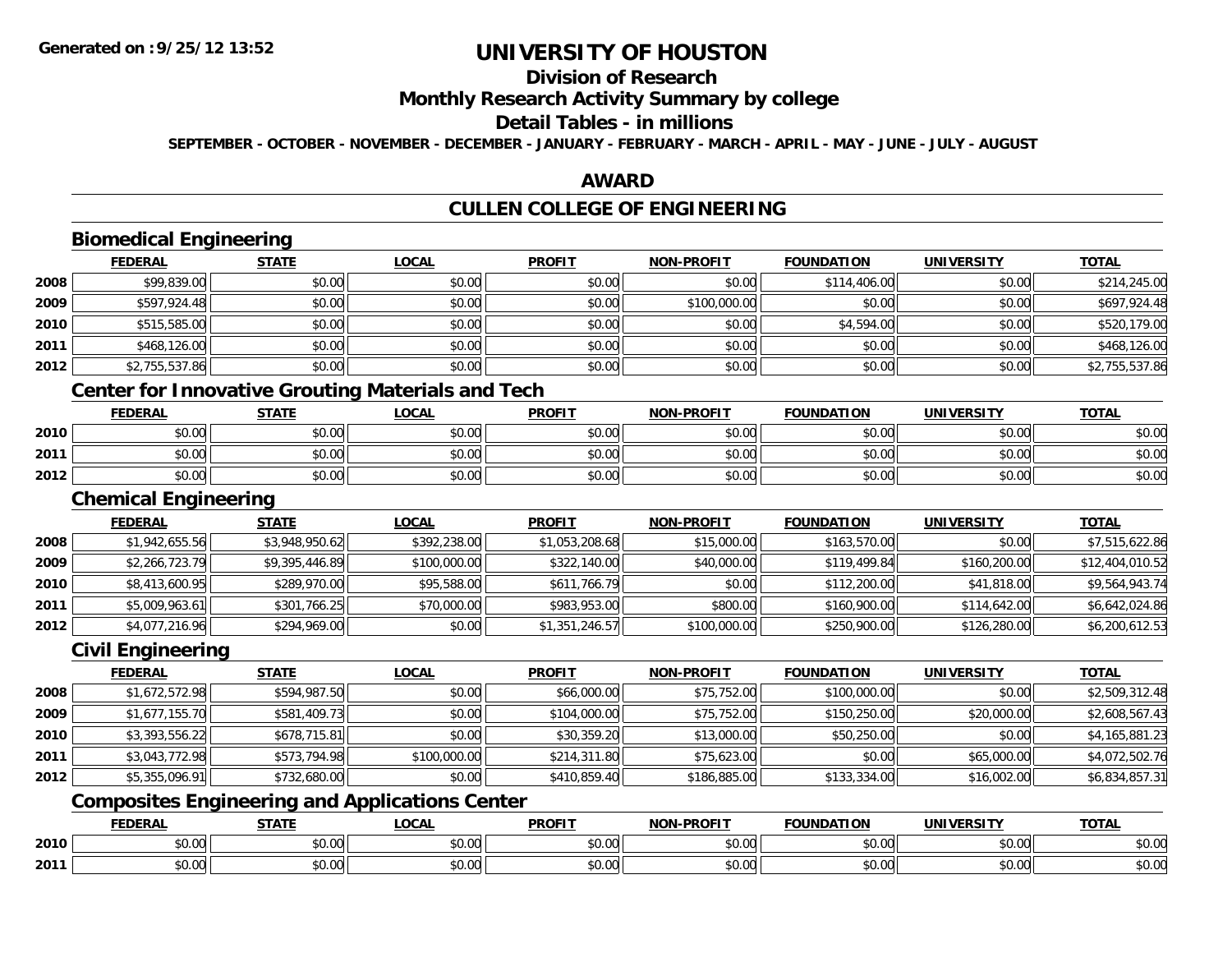# UNIVERSITY OF HOUSTON

## Division of Research

## Monthly Research Activity Summary by college

## Detail Tables - in millions

**SEPTEMBER - OCTOBER - NOVEMBER - DECEMBER - JANUARY - FEBRUARY - MARCH - APRIL - MAY - JUNE - JULY - AUGUST**

## AWARD

## CULLEN COLLEGE OF ENGINEERING

### Biomedical Engineering

| | FEDERAL | STATE | LOCAL | PROFIT | NON-PROFIT | FOUNDATION | UNIVERSITY | TOTAL |
|---|---|---|---|---|---|---|---|---|
| 2008 | $99,839.00 | $0.00 | $0.00 | $0.00 | $0.00 | $114,406.00 | $0.00 | $214,245.00 |
| 2009 | $597,924.48 | $0.00 | $0.00 | $0.00 | $100,000.00 | $0.00 | $0.00 | $697,924.48 |
| 2010 | $515,585.00 | $0.00 | $0.00 | $0.00 | $0.00 | $4,594.00 | $0.00 | $520,179.00 |
| 2011 | $468,126.00 | $0.00 | $0.00 | $0.00 | $0.00 | $0.00 | $0.00 | $468,126.00 |
| 2012 | $2,755,537.86 | $0.00 | $0.00 | $0.00 | $0.00 | $0.00 | $0.00 | $2,755,537.86 |

### Center for Innovative Grouting Materials and Tech

| | FEDERAL | STATE | LOCAL | PROFIT | NON-PROFIT | FOUNDATION | UNIVERSITY | TOTAL |
|---|---|---|---|---|---|---|---|---|
| 2010 | $0.00 | $0.00 | $0.00 | $0.00 | $0.00 | $0.00 | $0.00 | $0.00 |
| 2011 | $0.00 | $0.00 | $0.00 | $0.00 | $0.00 | $0.00 | $0.00 | $0.00 |
| 2012 | $0.00 | $0.00 | $0.00 | $0.00 | $0.00 | $0.00 | $0.00 | $0.00 |

### Chemical Engineering

| | FEDERAL | STATE | LOCAL | PROFIT | NON-PROFIT | FOUNDATION | UNIVERSITY | TOTAL |
|---|---|---|---|---|---|---|---|---|
| 2008 | $1,942,655.56 | $3,948,950.62 | $392,238.00 | $1,053,208.68 | $15,000.00 | $163,570.00 | $0.00 | $7,515,622.86 |
| 2009 | $2,266,723.79 | $9,395,446.89 | $100,000.00 | $322,140.00 | $40,000.00 | $119,499.84 | $160,200.00 | $12,404,010.52 |
| 2010 | $8,413,600.95 | $289,970.00 | $95,588.00 | $611,766.79 | $0.00 | $112,200.00 | $41,818.00 | $9,564,943.74 |
| 2011 | $5,009,963.61 | $301,766.25 | $70,000.00 | $983,953.00 | $800.00 | $160,900.00 | $114,642.00 | $6,642,024.86 |
| 2012 | $4,077,216.96 | $294,969.00 | $0.00 | $1,351,246.57 | $100,000.00 | $250,900.00 | $126,280.00 | $6,200,612.53 |

### Civil Engineering

| | FEDERAL | STATE | LOCAL | PROFIT | NON-PROFIT | FOUNDATION | UNIVERSITY | TOTAL |
|---|---|---|---|---|---|---|---|---|
| 2008 | $1,672,572.98 | $594,987.50 | $0.00 | $66,000.00 | $75,752.00 | $100,000.00 | $0.00 | $2,509,312.48 |
| 2009 | $1,677,155.70 | $581,409.73 | $0.00 | $104,000.00 | $75,752.00 | $150,250.00 | $20,000.00 | $2,608,567.43 |
| 2010 | $3,393,556.22 | $678,715.81 | $0.00 | $30,359.20 | $13,000.00 | $50,250.00 | $0.00 | $4,165,881.23 |
| 2011 | $3,043,772.98 | $573,794.98 | $100,000.00 | $214,311.80 | $75,623.00 | $0.00 | $65,000.00 | $4,072,502.76 |
| 2012 | $5,355,096.91 | $732,680.00 | $0.00 | $410,859.40 | $186,885.00 | $133,334.00 | $16,002.00 | $6,834,857.31 |

### Composites Engineering and Applications Center

| | FEDERAL | STATE | LOCAL | PROFIT | NON-PROFIT | FOUNDATION | UNIVERSITY | TOTAL |
|---|---|---|---|---|---|---|---|---|
| 2010 | $0.00 | $0.00 | $0.00 | $0.00 | $0.00 | $0.00 | $0.00 | $0.00 |
| 2011 | $0.00 | $0.00 | $0.00 | $0.00 | $0.00 | $0.00 | $0.00 | $0.00 |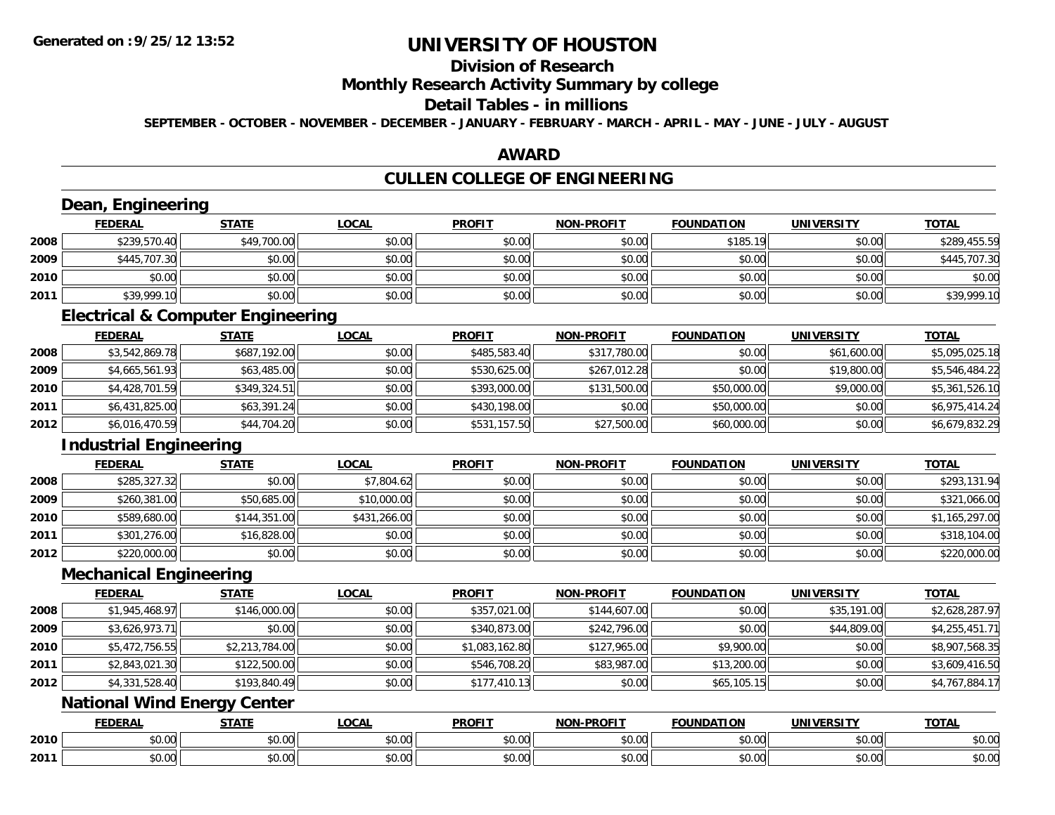# UNIVERSITY OF HOUSTON

## Division of Research

## Monthly Research Activity Summary by college

## Detail Tables - in millions

**SEPTEMBER - OCTOBER - NOVEMBER - DECEMBER - JANUARY - FEBRUARY - MARCH - APRIL - MAY - JUNE - JULY - AUGUST**

## AWARD

## CULLEN COLLEGE OF ENGINEERING

### Dean, Engineering

| | FEDERAL | STATE | LOCAL | PROFIT | NON-PROFIT | FOUNDATION | UNIVERSITY | TOTAL |
|---|---|---|---|---|---|---|---|---|
| 2008 | $239,570.40 | $49,700.00 | $0.00 | $0.00 | $0.00 | $185.19 | $0.00 | $289,455.59 |
| 2009 | $445,707.30 | $0.00 | $0.00 | $0.00 | $0.00 | $0.00 | $0.00 | $445,707.30 |
| 2010 | $0.00 | $0.00 | $0.00 | $0.00 | $0.00 | $0.00 | $0.00 | $0.00 |
| 2011 | $39,999.10 | $0.00 | $0.00 | $0.00 | $0.00 | $0.00 | $0.00 | $39,999.10 |

### Electrical & Computer Engineering

| | FEDERAL | STATE | LOCAL | PROFIT | NON-PROFIT | FOUNDATION | UNIVERSITY | TOTAL |
|---|---|---|---|---|---|---|---|---|
| 2008 | $3,542,869.78 | $687,192.00 | $0.00 | $485,583.40 | $317,780.00 | $0.00 | $61,600.00 | $5,095,025.18 |
| 2009 | $4,665,561.93 | $63,485.00 | $0.00 | $530,625.00 | $267,012.28 | $0.00 | $19,800.00 | $5,546,484.22 |
| 2010 | $4,428,701.59 | $349,324.51 | $0.00 | $393,000.00 | $131,500.00 | $50,000.00 | $9,000.00 | $5,361,526.10 |
| 2011 | $6,431,825.00 | $63,391.24 | $0.00 | $430,198.00 | $0.00 | $50,000.00 | $0.00 | $6,975,414.24 |
| 2012 | $6,016,470.59 | $44,704.20 | $0.00 | $531,157.50 | $27,500.00 | $60,000.00 | $0.00 | $6,679,832.29 |

### Industrial Engineering

| | FEDERAL | STATE | LOCAL | PROFIT | NON-PROFIT | FOUNDATION | UNIVERSITY | TOTAL |
|---|---|---|---|---|---|---|---|---|
| 2008 | $285,327.32 | $0.00 | $7,804.62 | $0.00 | $0.00 | $0.00 | $0.00 | $293,131.94 |
| 2009 | $260,381.00 | $50,685.00 | $10,000.00 | $0.00 | $0.00 | $0.00 | $0.00 | $321,066.00 |
| 2010 | $589,680.00 | $144,351.00 | $431,266.00 | $0.00 | $0.00 | $0.00 | $0.00 | $1,165,297.00 |
| 2011 | $301,276.00 | $16,828.00 | $0.00 | $0.00 | $0.00 | $0.00 | $0.00 | $318,104.00 |
| 2012 | $220,000.00 | $0.00 | $0.00 | $0.00 | $0.00 | $0.00 | $0.00 | $220,000.00 |

### Mechanical Engineering

| | FEDERAL | STATE | LOCAL | PROFIT | NON-PROFIT | FOUNDATION | UNIVERSITY | TOTAL |
|---|---|---|---|---|---|---|---|---|
| 2008 | $1,945,468.97 | $146,000.00 | $0.00 | $357,021.00 | $144,607.00 | $0.00 | $35,191.00 | $2,628,287.97 |
| 2009 | $3,626,973.71 | $0.00 | $0.00 | $340,873.00 | $242,796.00 | $0.00 | $44,809.00 | $4,255,451.71 |
| 2010 | $5,472,756.55 | $2,213,784.00 | $0.00 | $1,083,162.80 | $127,965.00 | $9,900.00 | $0.00 | $8,907,568.35 |
| 2011 | $2,843,021.30 | $122,500.00 | $0.00 | $546,708.20 | $83,987.00 | $13,200.00 | $0.00 | $3,609,416.50 |
| 2012 | $4,331,528.40 | $193,840.49 | $0.00 | $177,410.13 | $0.00 | $65,105.15 | $0.00 | $4,767,884.17 |

### National Wind Energy Center

| | FEDERAL | STATE | LOCAL | PROFIT | NON-PROFIT | FOUNDATION | UNIVERSITY | TOTAL |
|---|---|---|---|---|---|---|---|---|
| 2010 | $0.00 | $0.00 | $0.00 | $0.00 | $0.00 | $0.00 | $0.00 | $0.00 |
| 2011 | $0.00 | $0.00 | $0.00 | $0.00 | $0.00 | $0.00 | $0.00 | $0.00 |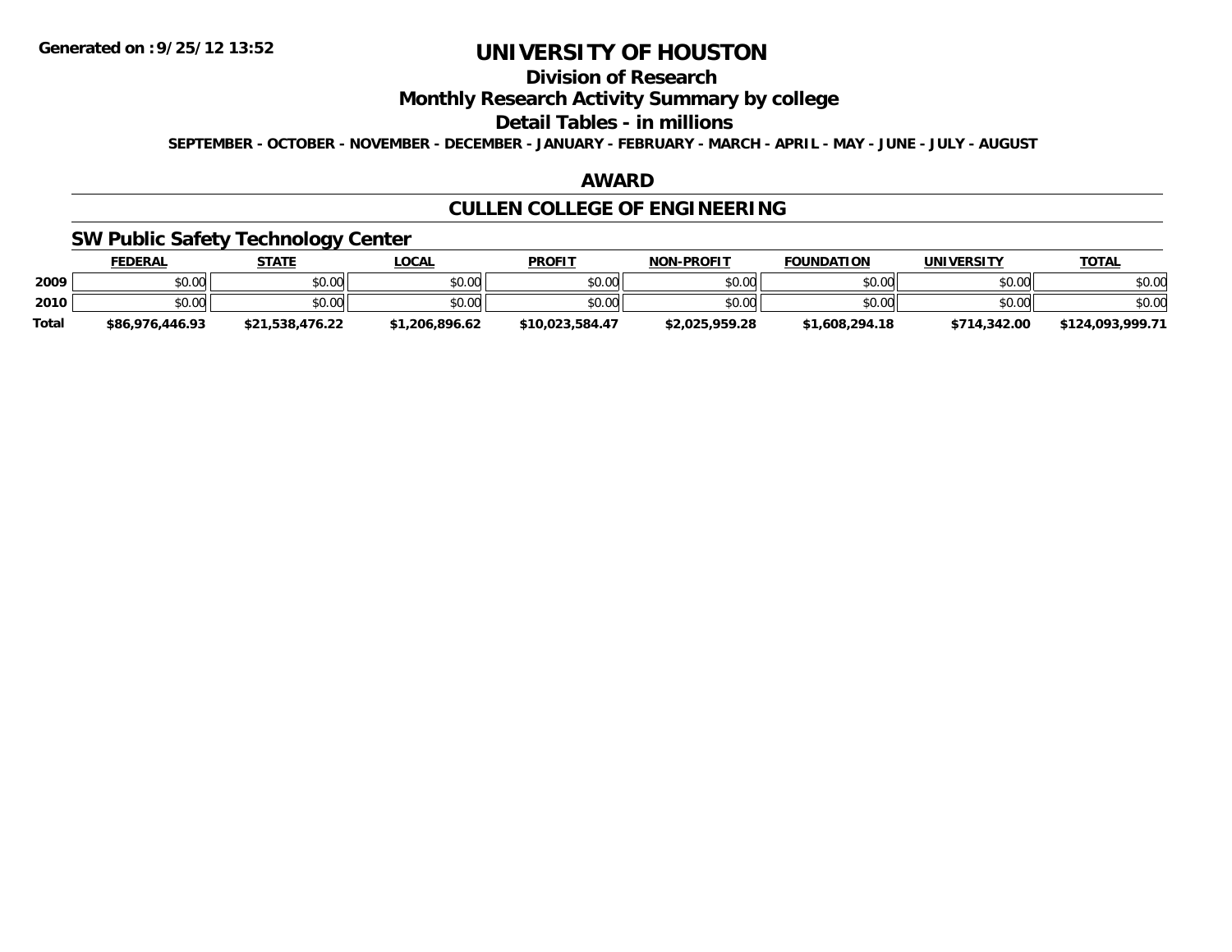**Generated on :9/25/12 13:52**

# UNIVERSITY OF HOUSTON

## Division of Research

## Monthly Research Activity Summary by college

## Detail Tables - in millions

**SEPTEMBER - OCTOBER - NOVEMBER - DECEMBER - JANUARY - FEBRUARY - MARCH - APRIL - MAY - JUNE - JULY - AUGUST**

## AWARD

## CULLEN COLLEGE OF ENGINEERING

### SW Public Safety Technology Center

| | FEDERAL | STATE | LOCAL | PROFIT | NON-PROFIT | FOUNDATION | UNIVERSITY | TOTAL |
|---|---|---|---|---|---|---|---|---|
| **2009** | $0.00 | $0.00 | $0.00 | $0.00 | $0.00 | $0.00 | $0.00 | $0.00 |
| **2010** | $0.00 | $0.00 | $0.00 | $0.00 | $0.00 | $0.00 | $0.00 | $0.00 |
| **Total** | **$86,976,446.93** | **$21,538,476.22** | **$1,206,896.62** | **$10,023,584.47** | **$2,025,959.28** | **$1,608,294.18** | **$714,342.00** | **$124,093,999.71** |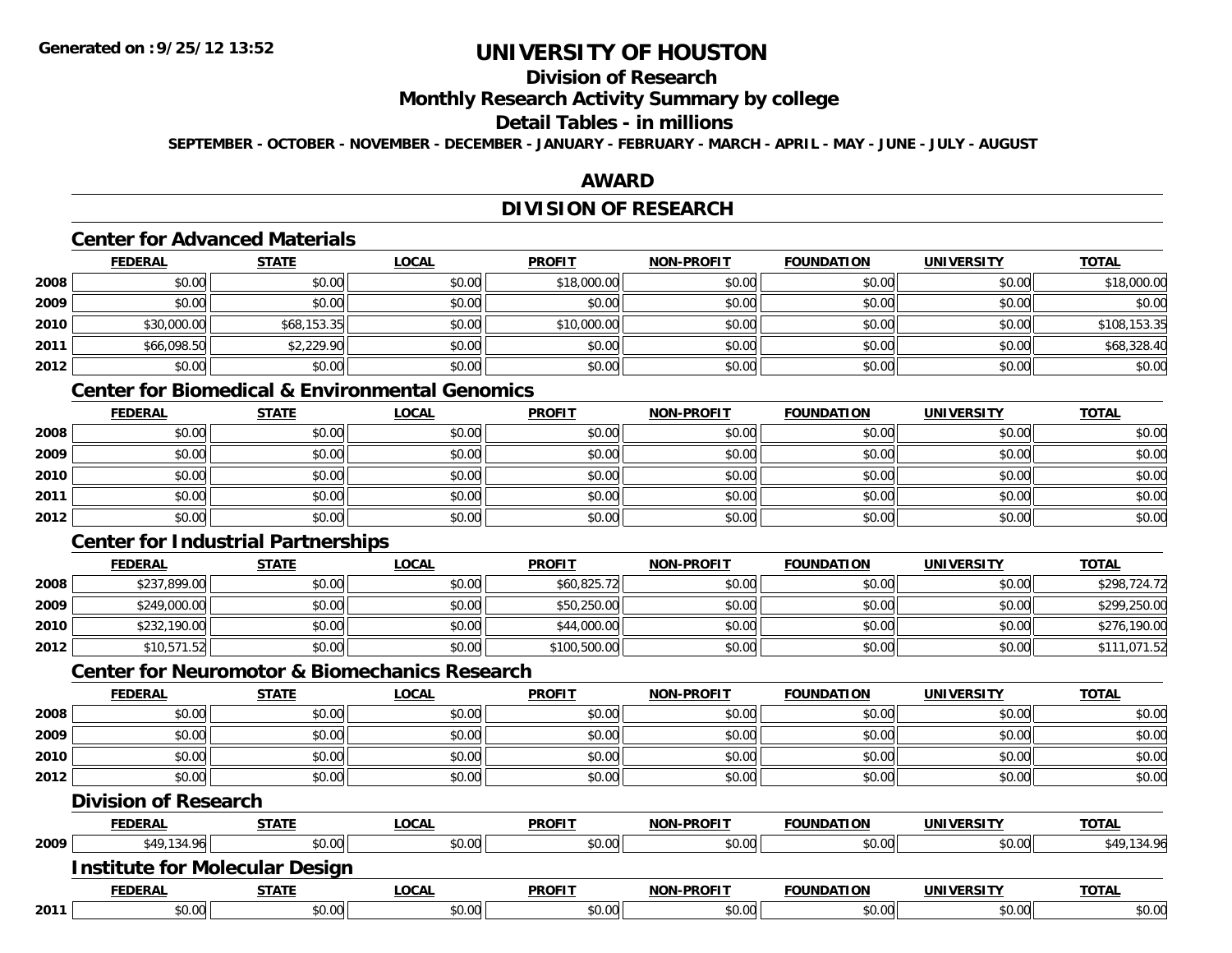# UNIVERSITY OF HOUSTON

## Division of Research

## Monthly Research Activity Summary by college

## Detail Tables - in millions

**SEPTEMBER - OCTOBER - NOVEMBER - DECEMBER - JANUARY - FEBRUARY - MARCH - APRIL - MAY - JUNE - JULY - AUGUST**

## AWARD

## DIVISION OF RESEARCH

### Center for Advanced Materials

| | FEDERAL | STATE | LOCAL | PROFIT | NON-PROFIT | FOUNDATION | UNIVERSITY | TOTAL |
|---|---|---|---|---|---|---|---|---|
| 2008 | $0.00 | $0.00 | $0.00 | $18,000.00 | $0.00 | $0.00 | $0.00 | $18,000.00 |
| 2009 | $0.00 | $0.00 | $0.00 | $0.00 | $0.00 | $0.00 | $0.00 | $0.00 |
| 2010 | $30,000.00 | $68,153.35 | $0.00 | $10,000.00 | $0.00 | $0.00 | $0.00 | $108,153.35 |
| 2011 | $66,098.50 | $2,229.90 | $0.00 | $0.00 | $0.00 | $0.00 | $0.00 | $68,328.40 |
| 2012 | $0.00 | $0.00 | $0.00 | $0.00 | $0.00 | $0.00 | $0.00 | $0.00 |

### Center for Biomedical & Environmental Genomics

| | FEDERAL | STATE | LOCAL | PROFIT | NON-PROFIT | FOUNDATION | UNIVERSITY | TOTAL |
|---|---|---|---|---|---|---|---|---|
| 2008 | $0.00 | $0.00 | $0.00 | $0.00 | $0.00 | $0.00 | $0.00 | $0.00 |
| 2009 | $0.00 | $0.00 | $0.00 | $0.00 | $0.00 | $0.00 | $0.00 | $0.00 |
| 2010 | $0.00 | $0.00 | $0.00 | $0.00 | $0.00 | $0.00 | $0.00 | $0.00 |
| 2011 | $0.00 | $0.00 | $0.00 | $0.00 | $0.00 | $0.00 | $0.00 | $0.00 |
| 2012 | $0.00 | $0.00 | $0.00 | $0.00 | $0.00 | $0.00 | $0.00 | $0.00 |

### Center for Industrial Partnerships

| | FEDERAL | STATE | LOCAL | PROFIT | NON-PROFIT | FOUNDATION | UNIVERSITY | TOTAL |
|---|---|---|---|---|---|---|---|---|
| 2008 | $237,899.00 | $0.00 | $0.00 | $60,825.72 | $0.00 | $0.00 | $0.00 | $298,724.72 |
| 2009 | $249,000.00 | $0.00 | $0.00 | $50,250.00 | $0.00 | $0.00 | $0.00 | $299,250.00 |
| 2010 | $232,190.00 | $0.00 | $0.00 | $44,000.00 | $0.00 | $0.00 | $0.00 | $276,190.00 |
| 2012 | $10,571.52 | $0.00 | $0.00 | $100,500.00 | $0.00 | $0.00 | $0.00 | $111,071.52 |

### Center for Neuromotor & Biomechanics Research

| | FEDERAL | STATE | LOCAL | PROFIT | NON-PROFIT | FOUNDATION | UNIVERSITY | TOTAL |
|---|---|---|---|---|---|---|---|---|
| 2008 | $0.00 | $0.00 | $0.00 | $0.00 | $0.00 | $0.00 | $0.00 | $0.00 |
| 2009 | $0.00 | $0.00 | $0.00 | $0.00 | $0.00 | $0.00 | $0.00 | $0.00 |
| 2010 | $0.00 | $0.00 | $0.00 | $0.00 | $0.00 | $0.00 | $0.00 | $0.00 |
| 2012 | $0.00 | $0.00 | $0.00 | $0.00 | $0.00 | $0.00 | $0.00 | $0.00 |

### Division of Research

| | FEDERAL | STATE | LOCAL | PROFIT | NON-PROFIT | FOUNDATION | UNIVERSITY | TOTAL |
|---|---|---|---|---|---|---|---|---|
| 2009 | $49,134.96 | $0.00 | $0.00 | $0.00 | $0.00 | $0.00 | $0.00 | $49,134.96 |

### Institute for Molecular Design

| | FEDERAL | STATE | LOCAL | PROFIT | NON-PROFIT | FOUNDATION | UNIVERSITY | TOTAL |
|---|---|---|---|---|---|---|---|---|
| 2011 | $0.00 | $0.00 | $0.00 | $0.00 | $0.00 | $0.00 | $0.00 | $0.00 |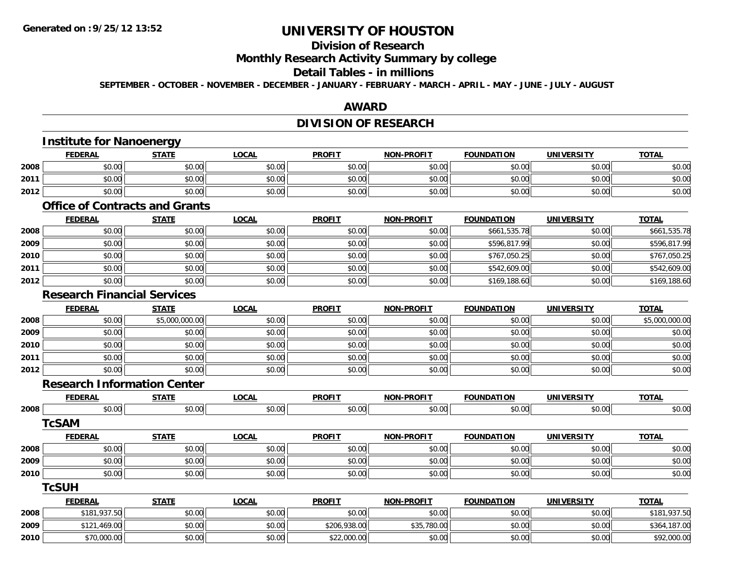**Generated on :9/25/12 13:52**

# UNIVERSITY OF HOUSTON

## Division of Research

## Monthly Research Activity Summary by college

## Detail Tables - in millions

**SEPTEMBER - OCTOBER - NOVEMBER - DECEMBER - JANUARY - FEBRUARY - MARCH - APRIL - MAY - JUNE - JULY - AUGUST**

## AWARD

## DIVISION OF RESEARCH

### Institute for Nanoenergy

| | FEDERAL | STATE | LOCAL | PROFIT | NON-PROFIT | FOUNDATION | UNIVERSITY | TOTAL |
|---|---|---|---|---|---|---|---|---|
| 2008 | $0.00 | $0.00 | $0.00 | $0.00 | $0.00 | $0.00 | $0.00 | $0.00 |
| 2011 | $0.00 | $0.00 | $0.00 | $0.00 | $0.00 | $0.00 | $0.00 | $0.00 |
| 2012 | $0.00 | $0.00 | $0.00 | $0.00 | $0.00 | $0.00 | $0.00 | $0.00 |

### Office of Contracts and Grants

| | FEDERAL | STATE | LOCAL | PROFIT | NON-PROFIT | FOUNDATION | UNIVERSITY | TOTAL |
|---|---|---|---|---|---|---|---|---|
| 2008 | $0.00 | $0.00 | $0.00 | $0.00 | $0.00 | $661,535.78 | $0.00 | $661,535.78 |
| 2009 | $0.00 | $0.00 | $0.00 | $0.00 | $0.00 | $596,817.99 | $0.00 | $596,817.99 |
| 2010 | $0.00 | $0.00 | $0.00 | $0.00 | $0.00 | $767,050.25 | $0.00 | $767,050.25 |
| 2011 | $0.00 | $0.00 | $0.00 | $0.00 | $0.00 | $542,609.00 | $0.00 | $542,609.00 |
| 2012 | $0.00 | $0.00 | $0.00 | $0.00 | $0.00 | $169,188.60 | $0.00 | $169,188.60 |

### Research Financial Services

| | FEDERAL | STATE | LOCAL | PROFIT | NON-PROFIT | FOUNDATION | UNIVERSITY | TOTAL |
|---|---|---|---|---|---|---|---|---|
| 2008 | $0.00 | $5,000,000.00 | $0.00 | $0.00 | $0.00 | $0.00 | $0.00 | $5,000,000.00 |
| 2009 | $0.00 | $0.00 | $0.00 | $0.00 | $0.00 | $0.00 | $0.00 | $0.00 |
| 2010 | $0.00 | $0.00 | $0.00 | $0.00 | $0.00 | $0.00 | $0.00 | $0.00 |
| 2011 | $0.00 | $0.00 | $0.00 | $0.00 | $0.00 | $0.00 | $0.00 | $0.00 |
| 2012 | $0.00 | $0.00 | $0.00 | $0.00 | $0.00 | $0.00 | $0.00 | $0.00 |

### Research Information Center

| | FEDERAL | STATE | LOCAL | PROFIT | NON-PROFIT | FOUNDATION | UNIVERSITY | TOTAL |
|---|---|---|---|---|---|---|---|---|
| 2008 | $0.00 | $0.00 | $0.00 | $0.00 | $0.00 | $0.00 | $0.00 | $0.00 |

### TcSAM

| | FEDERAL | STATE | LOCAL | PROFIT | NON-PROFIT | FOUNDATION | UNIVERSITY | TOTAL |
|---|---|---|---|---|---|---|---|---|
| 2008 | $0.00 | $0.00 | $0.00 | $0.00 | $0.00 | $0.00 | $0.00 | $0.00 |
| 2009 | $0.00 | $0.00 | $0.00 | $0.00 | $0.00 | $0.00 | $0.00 | $0.00 |
| 2010 | $0.00 | $0.00 | $0.00 | $0.00 | $0.00 | $0.00 | $0.00 | $0.00 |

### TcSUH

| | FEDERAL | STATE | LOCAL | PROFIT | NON-PROFIT | FOUNDATION | UNIVERSITY | TOTAL |
|---|---|---|---|---|---|---|---|---|
| 2008 | $181,937.50 | $0.00 | $0.00 | $0.00 | $0.00 | $0.00 | $0.00 | $181,937.50 |
| 2009 | $121,469.00 | $0.00 | $0.00 | $206,938.00 | $35,780.00 | $0.00 | $0.00 | $364,187.00 |
| 2010 | $70,000.00 | $0.00 | $0.00 | $22,000.00 | $0.00 | $0.00 | $0.00 | $92,000.00 |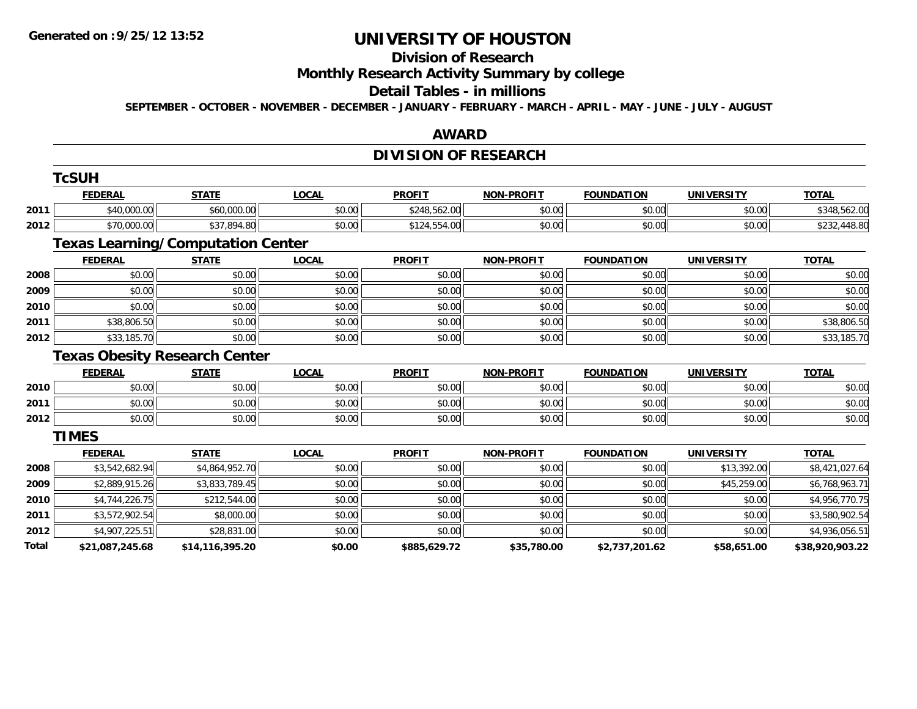# UNIVERSITY OF HOUSTON

## Division of Research

## Monthly Research Activity Summary by college

## Detail Tables - in millions

SEPTEMBER - OCTOBER - NOVEMBER - DECEMBER - JANUARY - FEBRUARY - MARCH - APRIL - MAY - JUNE - JULY - AUGUST

Generated on :9/25/12 13:52

## AWARD

## DIVISION OF RESEARCH

### TcSUH

| | FEDERAL | STATE | LOCAL | PROFIT | NON-PROFIT | FOUNDATION | UNIVERSITY | TOTAL |
|---|---|---|---|---|---|---|---|---|
| 2011 | $40,000.00 | $60,000.00 | $0.00 | $248,562.00 | $0.00 | $0.00 | $0.00 | $348,562.00 |
| 2012 | $70,000.00 | $37,894.80 | $0.00 | $124,554.00 | $0.00 | $0.00 | $0.00 | $232,448.80 |

### Texas Learning/Computation Center

| | FEDERAL | STATE | LOCAL | PROFIT | NON-PROFIT | FOUNDATION | UNIVERSITY | TOTAL |
|---|---|---|---|---|---|---|---|---|
| 2008 | $0.00 | $0.00 | $0.00 | $0.00 | $0.00 | $0.00 | $0.00 | $0.00 |
| 2009 | $0.00 | $0.00 | $0.00 | $0.00 | $0.00 | $0.00 | $0.00 | $0.00 |
| 2010 | $0.00 | $0.00 | $0.00 | $0.00 | $0.00 | $0.00 | $0.00 | $0.00 |
| 2011 | $38,806.50 | $0.00 | $0.00 | $0.00 | $0.00 | $0.00 | $0.00 | $38,806.50 |
| 2012 | $33,185.70 | $0.00 | $0.00 | $0.00 | $0.00 | $0.00 | $0.00 | $33,185.70 |

### Texas Obesity Research Center

| | FEDERAL | STATE | LOCAL | PROFIT | NON-PROFIT | FOUNDATION | UNIVERSITY | TOTAL |
|---|---|---|---|---|---|---|---|---|
| 2010 | $0.00 | $0.00 | $0.00 | $0.00 | $0.00 | $0.00 | $0.00 | $0.00 |
| 2011 | $0.00 | $0.00 | $0.00 | $0.00 | $0.00 | $0.00 | $0.00 | $0.00 |
| 2012 | $0.00 | $0.00 | $0.00 | $0.00 | $0.00 | $0.00 | $0.00 | $0.00 |

### TIMES

| | FEDERAL | STATE | LOCAL | PROFIT | NON-PROFIT | FOUNDATION | UNIVERSITY | TOTAL |
|---|---|---|---|---|---|---|---|---|
| 2008 | $3,542,682.94 | $4,864,952.70 | $0.00 | $0.00 | $0.00 | $0.00 | $13,392.00 | $8,421,027.64 |
| 2009 | $2,889,915.26 | $3,833,789.45 | $0.00 | $0.00 | $0.00 | $0.00 | $45,259.00 | $6,768,963.71 |
| 2010 | $4,744,226.75 | $212,544.00 | $0.00 | $0.00 | $0.00 | $0.00 | $0.00 | $4,956,770.75 |
| 2011 | $3,572,902.54 | $8,000.00 | $0.00 | $0.00 | $0.00 | $0.00 | $0.00 | $3,580,902.54 |
| 2012 | $4,907,225.51 | $28,831.00 | $0.00 | $0.00 | $0.00 | $0.00 | $0.00 | $4,936,056.51 |
| **Total** | **$21,087,245.68** | **$14,116,395.20** | **$0.00** | **$885,629.72** | **$35,780.00** | **$2,737,201.62** | **$58,651.00** | **$38,920,903.22** |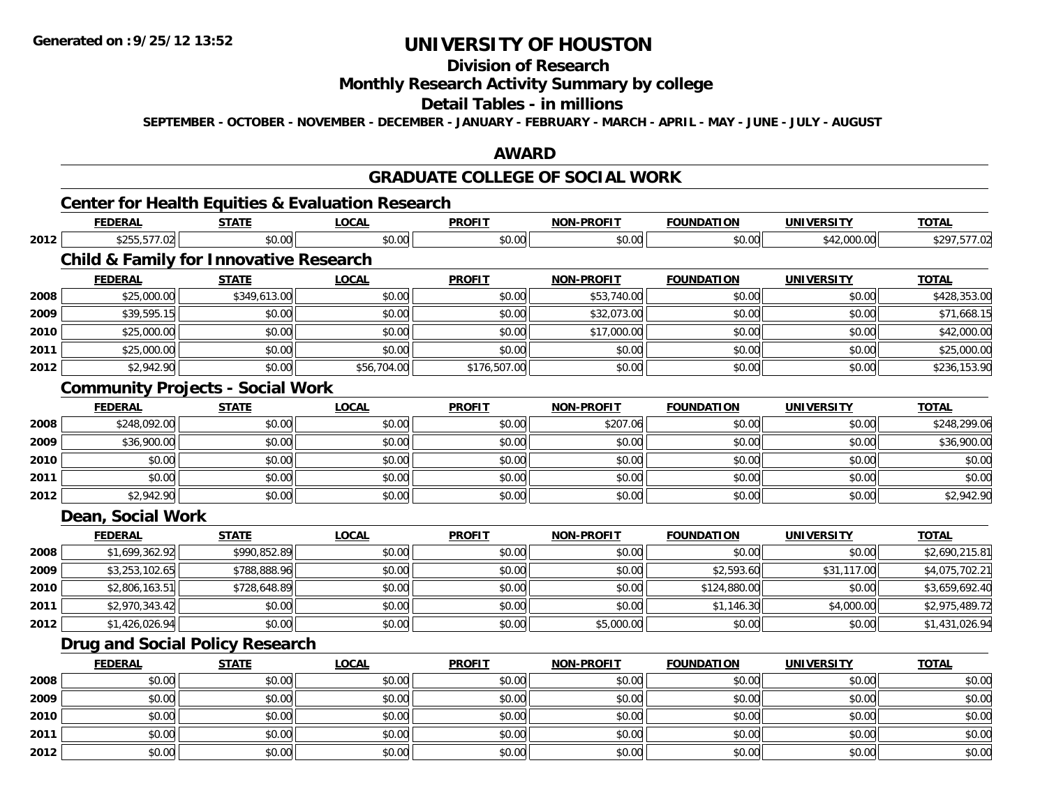# UNIVERSITY OF HOUSTON

## Division of Research

## Monthly Research Activity Summary by college

## Detail Tables - in millions

**SEPTEMBER - OCTOBER - NOVEMBER - DECEMBER - JANUARY - FEBRUARY - MARCH - APRIL - MAY - JUNE - JULY - AUGUST**

## AWARD

## GRADUATE COLLEGE OF SOCIAL WORK

### Center for Health Equities & Evaluation Research

| | FEDERAL | STATE | LOCAL | PROFIT | NON-PROFIT | FOUNDATION | UNIVERSITY | TOTAL |
|---|---|---|---|---|---|---|---|---|
| 2012 | $255,577.02 | $0.00 | $0.00 | $0.00 | $0.00 | $0.00 | $42,000.00 | $297,577.02 |

### Child & Family for Innovative Research

| | FEDERAL | STATE | LOCAL | PROFIT | NON-PROFIT | FOUNDATION | UNIVERSITY | TOTAL |
|---|---|---|---|---|---|---|---|---|
| 2008 | $25,000.00 | $349,613.00 | $0.00 | $0.00 | $53,740.00 | $0.00 | $0.00 | $428,353.00 |
| 2009 | $39,595.15 | $0.00 | $0.00 | $0.00 | $32,073.00 | $0.00 | $0.00 | $71,668.15 |
| 2010 | $25,000.00 | $0.00 | $0.00 | $0.00 | $17,000.00 | $0.00 | $0.00 | $42,000.00 |
| 2011 | $25,000.00 | $0.00 | $0.00 | $0.00 | $0.00 | $0.00 | $0.00 | $25,000.00 |
| 2012 | $2,942.90 | $0.00 | $56,704.00 | $176,507.00 | $0.00 | $0.00 | $0.00 | $236,153.90 |

### Community Projects - Social Work

| | FEDERAL | STATE | LOCAL | PROFIT | NON-PROFIT | FOUNDATION | UNIVERSITY | TOTAL |
|---|---|---|---|---|---|---|---|---|
| 2008 | $248,092.00 | $0.00 | $0.00 | $0.00 | $207.06 | $0.00 | $0.00 | $248,299.06 |
| 2009 | $36,900.00 | $0.00 | $0.00 | $0.00 | $0.00 | $0.00 | $0.00 | $36,900.00 |
| 2010 | $0.00 | $0.00 | $0.00 | $0.00 | $0.00 | $0.00 | $0.00 | $0.00 |
| 2011 | $0.00 | $0.00 | $0.00 | $0.00 | $0.00 | $0.00 | $0.00 | $0.00 |
| 2012 | $2,942.90 | $0.00 | $0.00 | $0.00 | $0.00 | $0.00 | $0.00 | $2,942.90 |

### Dean, Social Work

| | FEDERAL | STATE | LOCAL | PROFIT | NON-PROFIT | FOUNDATION | UNIVERSITY | TOTAL |
|---|---|---|---|---|---|---|---|---|
| 2008 | $1,699,362.92 | $990,852.89 | $0.00 | $0.00 | $0.00 | $0.00 | $0.00 | $2,690,215.81 |
| 2009 | $3,253,102.65 | $788,888.96 | $0.00 | $0.00 | $0.00 | $2,593.60 | $31,117.00 | $4,075,702.21 |
| 2010 | $2,806,163.51 | $728,648.89 | $0.00 | $0.00 | $0.00 | $124,880.00 | $0.00 | $3,659,692.40 |
| 2011 | $2,970,343.42 | $0.00 | $0.00 | $0.00 | $0.00 | $1,146.30 | $4,000.00 | $2,975,489.72 |
| 2012 | $1,426,026.94 | $0.00 | $0.00 | $0.00 | $5,000.00 | $0.00 | $0.00 | $1,431,026.94 |

### Drug and Social Policy Research

| | FEDERAL | STATE | LOCAL | PROFIT | NON-PROFIT | FOUNDATION | UNIVERSITY | TOTAL |
|---|---|---|---|---|---|---|---|---|
| 2008 | $0.00 | $0.00 | $0.00 | $0.00 | $0.00 | $0.00 | $0.00 | $0.00 |
| 2009 | $0.00 | $0.00 | $0.00 | $0.00 | $0.00 | $0.00 | $0.00 | $0.00 |
| 2010 | $0.00 | $0.00 | $0.00 | $0.00 | $0.00 | $0.00 | $0.00 | $0.00 |
| 2011 | $0.00 | $0.00 | $0.00 | $0.00 | $0.00 | $0.00 | $0.00 | $0.00 |
| 2012 | $0.00 | $0.00 | $0.00 | $0.00 | $0.00 | $0.00 | $0.00 | $0.00 |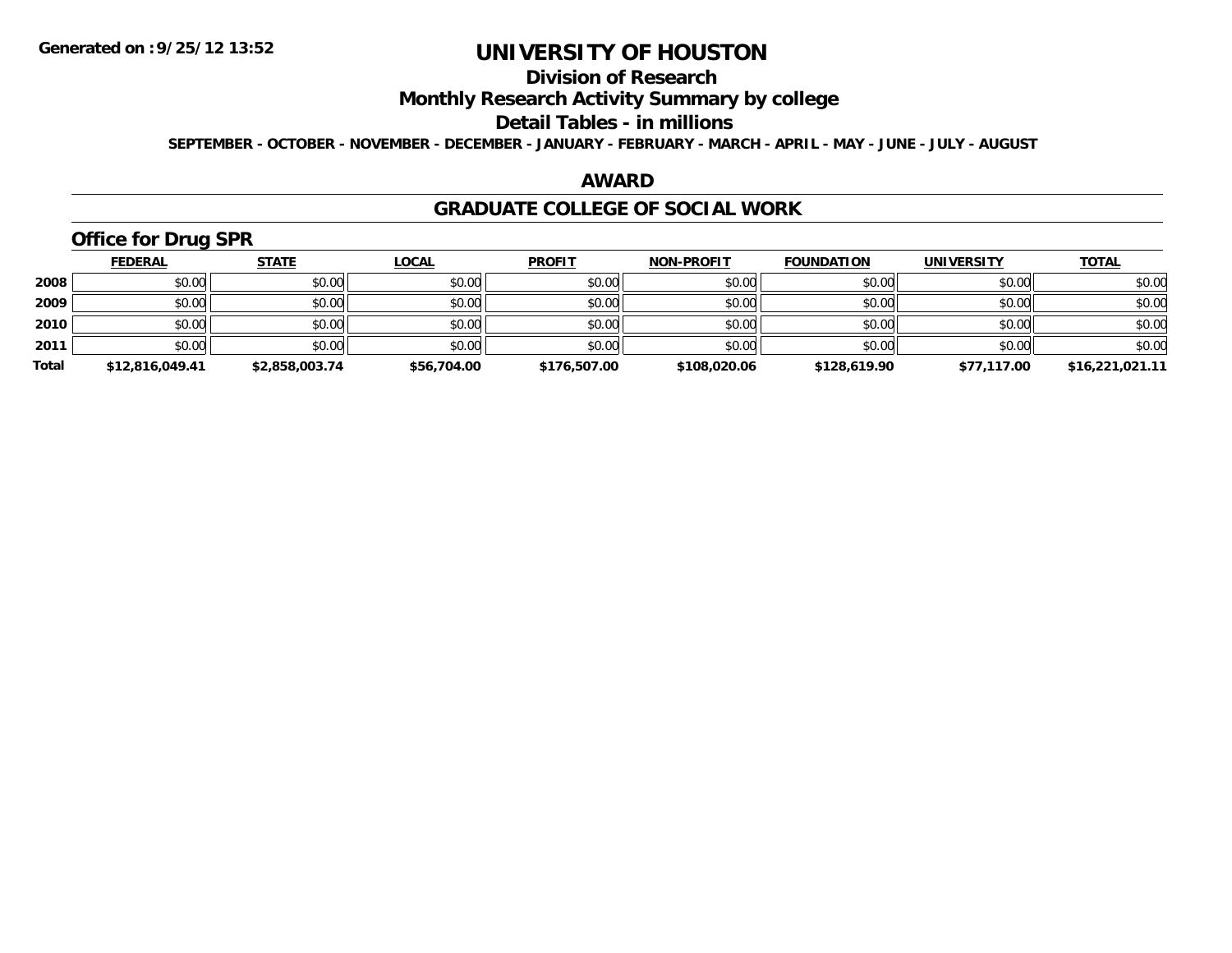**Generated on :9/25/12 13:52**

# UNIVERSITY OF HOUSTON

## Division of Research

## Monthly Research Activity Summary by college

## Detail Tables - in millions

**SEPTEMBER - OCTOBER - NOVEMBER - DECEMBER - JANUARY - FEBRUARY - MARCH - APRIL - MAY - JUNE - JULY - AUGUST**

## AWARD

## GRADUATE COLLEGE OF SOCIAL WORK

### Office for Drug SPR

| | FEDERAL | STATE | LOCAL | PROFIT | NON-PROFIT | FOUNDATION | UNIVERSITY | TOTAL |
|---|---|---|---|---|---|---|---|---|
| 2008 | $0.00 | $0.00 | $0.00 | $0.00 | $0.00 | $0.00 | $0.00 | $0.00 |
| 2009 | $0.00 | $0.00 | $0.00 | $0.00 | $0.00 | $0.00 | $0.00 | $0.00 |
| 2010 | $0.00 | $0.00 | $0.00 | $0.00 | $0.00 | $0.00 | $0.00 | $0.00 |
| 2011 | $0.00 | $0.00 | $0.00 | $0.00 | $0.00 | $0.00 | $0.00 | $0.00 |
| **Total** | **$12,816,049.41** | **$2,858,003.74** | **$56,704.00** | **$176,507.00** | **$108,020.06** | **$128,619.90** | **$77,117.00** | **$16,221,021.11** |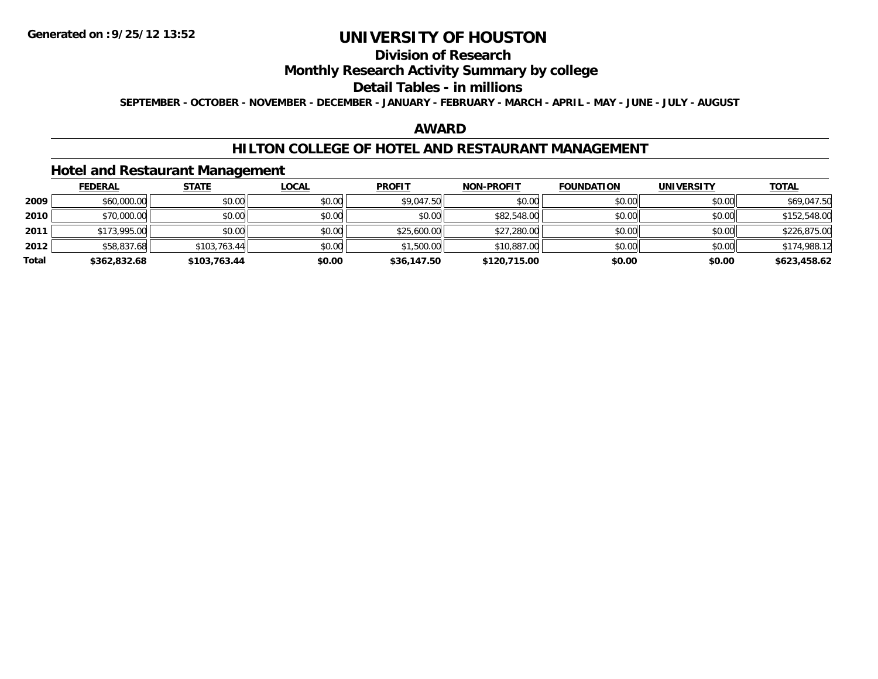# UNIVERSITY OF HOUSTON

## Division of Research

## Monthly Research Activity Summary by college

## Detail Tables - in millions

**SEPTEMBER - OCTOBER - NOVEMBER - DECEMBER - JANUARY - FEBRUARY - MARCH - APRIL - MAY - JUNE - JULY - AUGUST**

## AWARD

## HILTON COLLEGE OF HOTEL AND RESTAURANT MANAGEMENT

### Hotel and Restaurant Management

| | FEDERAL | STATE | LOCAL | PROFIT | NON-PROFIT | FOUNDATION | UNIVERSITY | TOTAL |
|---|---|---|---|---|---|---|---|---|
| 2009 | $60,000.00 | $0.00 | $0.00 | $9,047.50 | $0.00 | $0.00 | $0.00 | $69,047.50 |
| 2010 | $70,000.00 | $0.00 | $0.00 | $0.00 | $82,548.00 | $0.00 | $0.00 | $152,548.00 |
| 2011 | $173,995.00 | $0.00 | $0.00 | $25,600.00 | $27,280.00 | $0.00 | $0.00 | $226,875.00 |
| 2012 | $58,837.68 | $103,763.44 | $0.00 | $1,500.00 | $10,887.00 | $0.00 | $0.00 | $174,988.12 |
| **Total** | **$362,832.68** | **$103,763.44** | **$0.00** | **$36,147.50** | **$120,715.00** | **$0.00** | **$0.00** | **$623,458.62** |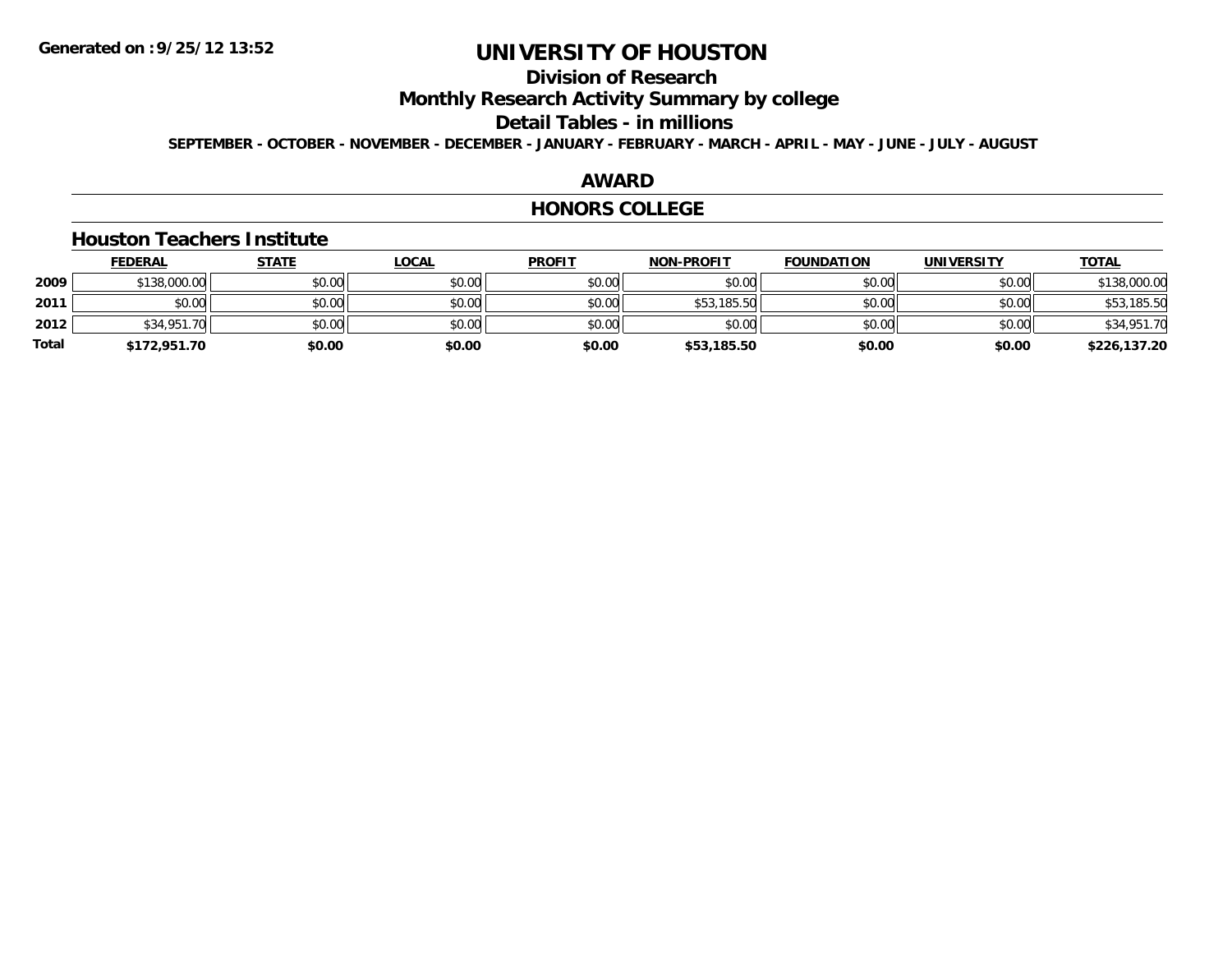# UNIVERSITY OF HOUSTON

## Division of Research

## Monthly Research Activity Summary by college

## Detail Tables - in millions

**SEPTEMBER - OCTOBER - NOVEMBER - DECEMBER - JANUARY - FEBRUARY - MARCH - APRIL - MAY - JUNE - JULY - AUGUST**

## AWARD

## HONORS COLLEGE

### Houston Teachers Institute

| | FEDERAL | STATE | LOCAL | PROFIT | NON-PROFIT | FOUNDATION | UNIVERSITY | TOTAL |
|---|---|---|---|---|---|---|---|---|
| **2009** | $138,000.00 | $0.00 | $0.00 | $0.00 | $0.00 | $0.00 | $0.00 | $138,000.00 |
| **2011** | $0.00 | $0.00 | $0.00 | $0.00 | $53,185.50 | $0.00 | $0.00 | $53,185.50 |
| **2012** | $34,951.70 | $0.00 | $0.00 | $0.00 | $0.00 | $0.00 | $0.00 | $34,951.70 |
| **Total** | **$172,951.70** | **$0.00** | **$0.00** | **$0.00** | **$53,185.50** | **$0.00** | **$0.00** | **$226,137.20** |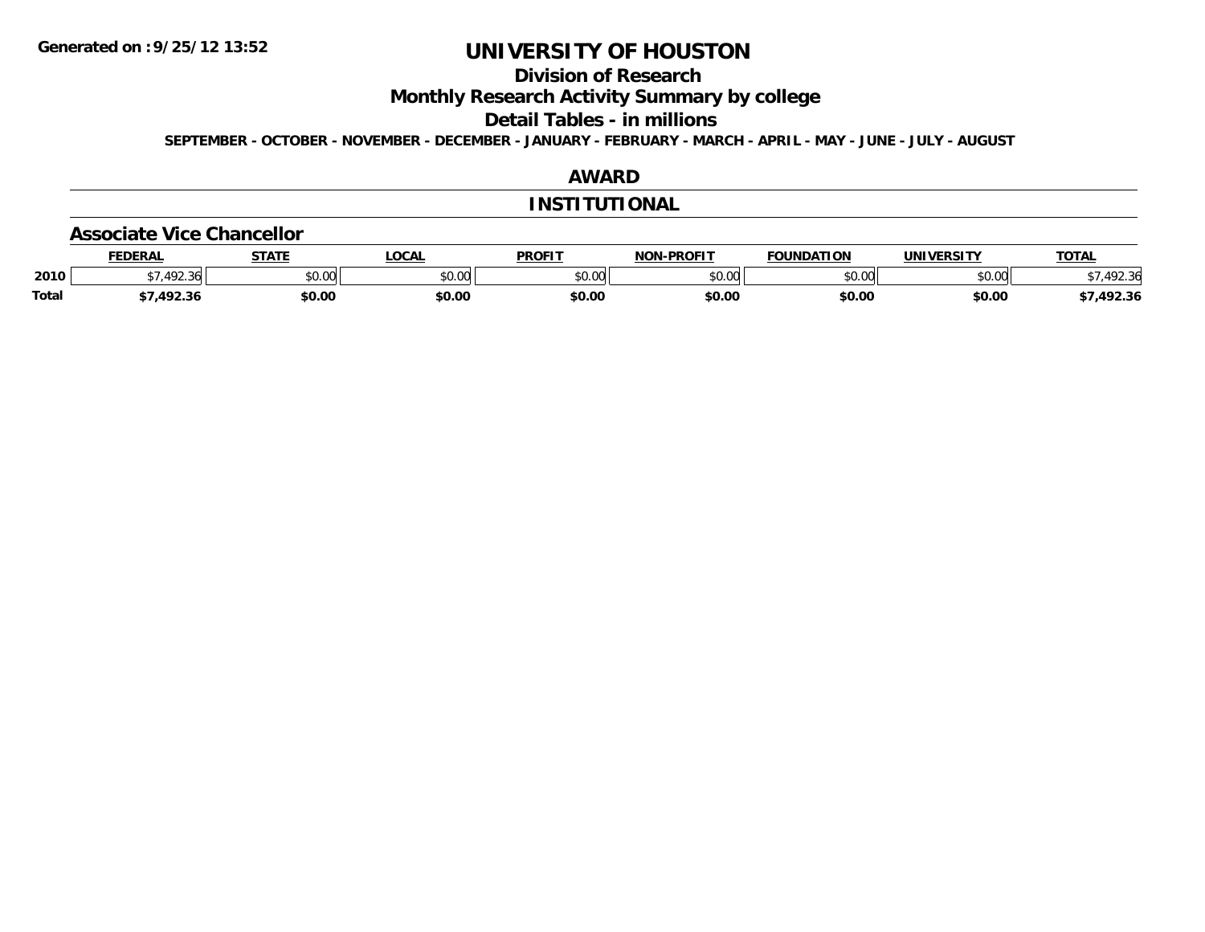# UNIVERSITY OF HOUSTON

## Division of Research

## Monthly Research Activity Summary by college

## Detail Tables - in millions

**SEPTEMBER - OCTOBER - NOVEMBER - DECEMBER - JANUARY - FEBRUARY - MARCH - APRIL - MAY - JUNE - JULY - AUGUST**

## AWARD

## INSTITUTIONAL

### Associate Vice Chancellor

| | FEDERAL | STATE | LOCAL | PROFIT | NON-PROFIT | FOUNDATION | UNIVERSITY | TOTAL |
|---|---|---|---|---|---|---|---|---|
| 2010 | $7,492.36 | $0.00 | $0.00 | $0.00 | $0.00 | $0.00 | $0.00 | $7,492.36 |
| **Total** | **$7,492.36** | **$0.00** | **$0.00** | **$0.00** | **$0.00** | **$0.00** | **$0.00** | **$7,492.36** |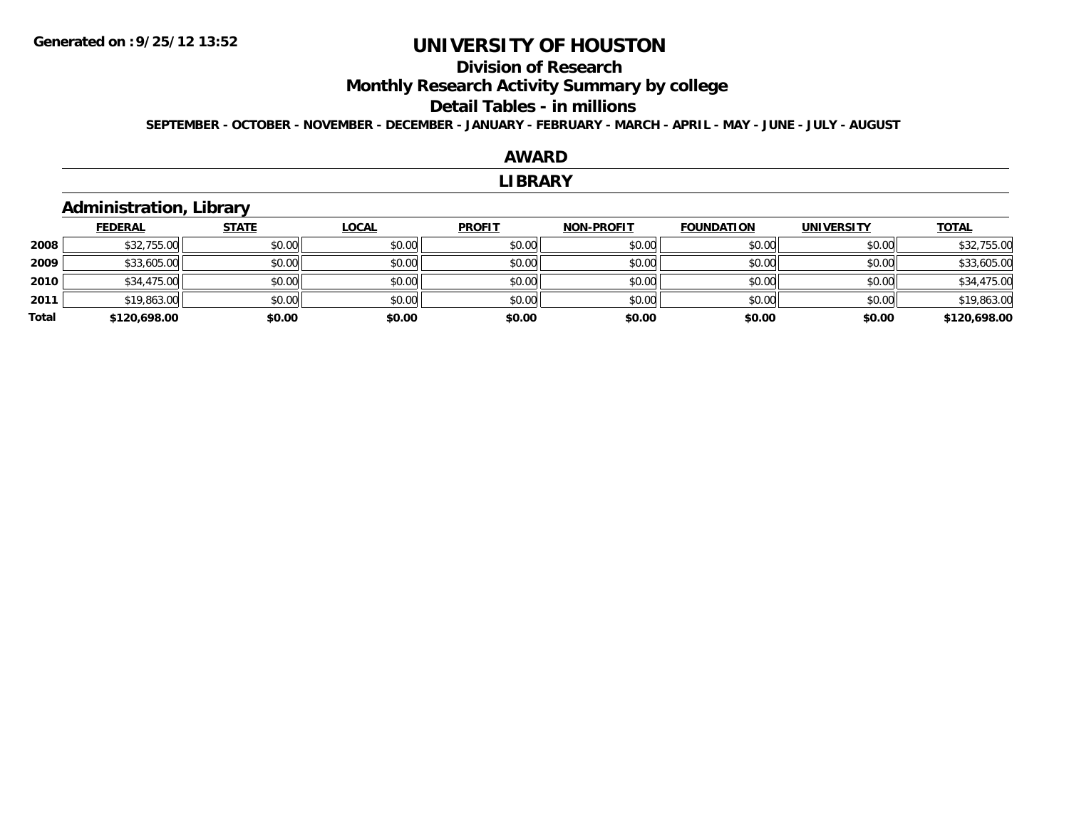# UNIVERSITY OF HOUSTON

## Division of Research

## Monthly Research Activity Summary by college

## Detail Tables - in millions

**SEPTEMBER - OCTOBER - NOVEMBER - DECEMBER - JANUARY - FEBRUARY - MARCH - APRIL - MAY - JUNE - JULY - AUGUST**

## AWARD

## LIBRARY

### Administration, Library

| | FEDERAL | STATE | LOCAL | PROFIT | NON-PROFIT | FOUNDATION | UNIVERSITY | TOTAL |
|---|---|---|---|---|---|---|---|---|
| 2008 | $32,755.00 | $0.00 | $0.00 | $0.00 | $0.00 | $0.00 | $0.00 | $32,755.00 |
| 2009 | $33,605.00 | $0.00 | $0.00 | $0.00 | $0.00 | $0.00 | $0.00 | $33,605.00 |
| 2010 | $34,475.00 | $0.00 | $0.00 | $0.00 | $0.00 | $0.00 | $0.00 | $34,475.00 |
| 2011 | $19,863.00 | $0.00 | $0.00 | $0.00 | $0.00 | $0.00 | $0.00 | $19,863.00 |
| **Total** | **$120,698.00** | **$0.00** | **$0.00** | **$0.00** | **$0.00** | **$0.00** | **$0.00** | **$120,698.00** |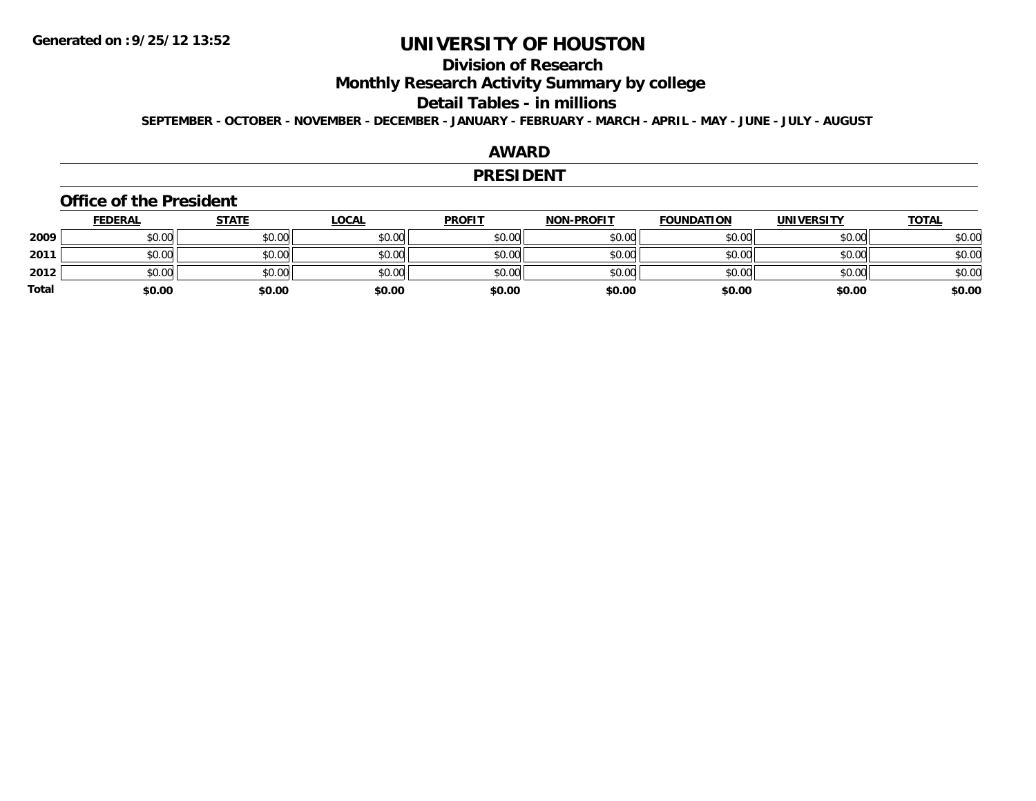Generated on :9/25/12 13:52

# UNIVERSITY OF HOUSTON

## Division of Research

## Monthly Research Activity Summary by college

## Detail Tables - in millions

SEPTEMBER - OCTOBER - NOVEMBER - DECEMBER - JANUARY - FEBRUARY - MARCH - APRIL - MAY - JUNE - JULY - AUGUST

## AWARD

## PRESIDENT

### Office of the President

| | FEDERAL | STATE | LOCAL | PROFIT | NON-PROFIT | FOUNDATION | UNIVERSITY | TOTAL |
|---|---|---|---|---|---|---|---|---|
| 2009 | $0.00 | $0.00 | $0.00 | $0.00 | $0.00 | $0.00 | $0.00 | $0.00 |
| 2011 | $0.00 | $0.00 | $0.00 | $0.00 | $0.00 | $0.00 | $0.00 | $0.00 |
| 2012 | $0.00 | $0.00 | $0.00 | $0.00 | $0.00 | $0.00 | $0.00 | $0.00 |
| **Total** | **$0.00** | **$0.00** | **$0.00** | **$0.00** | **$0.00** | **$0.00** | **$0.00** | **$0.00** |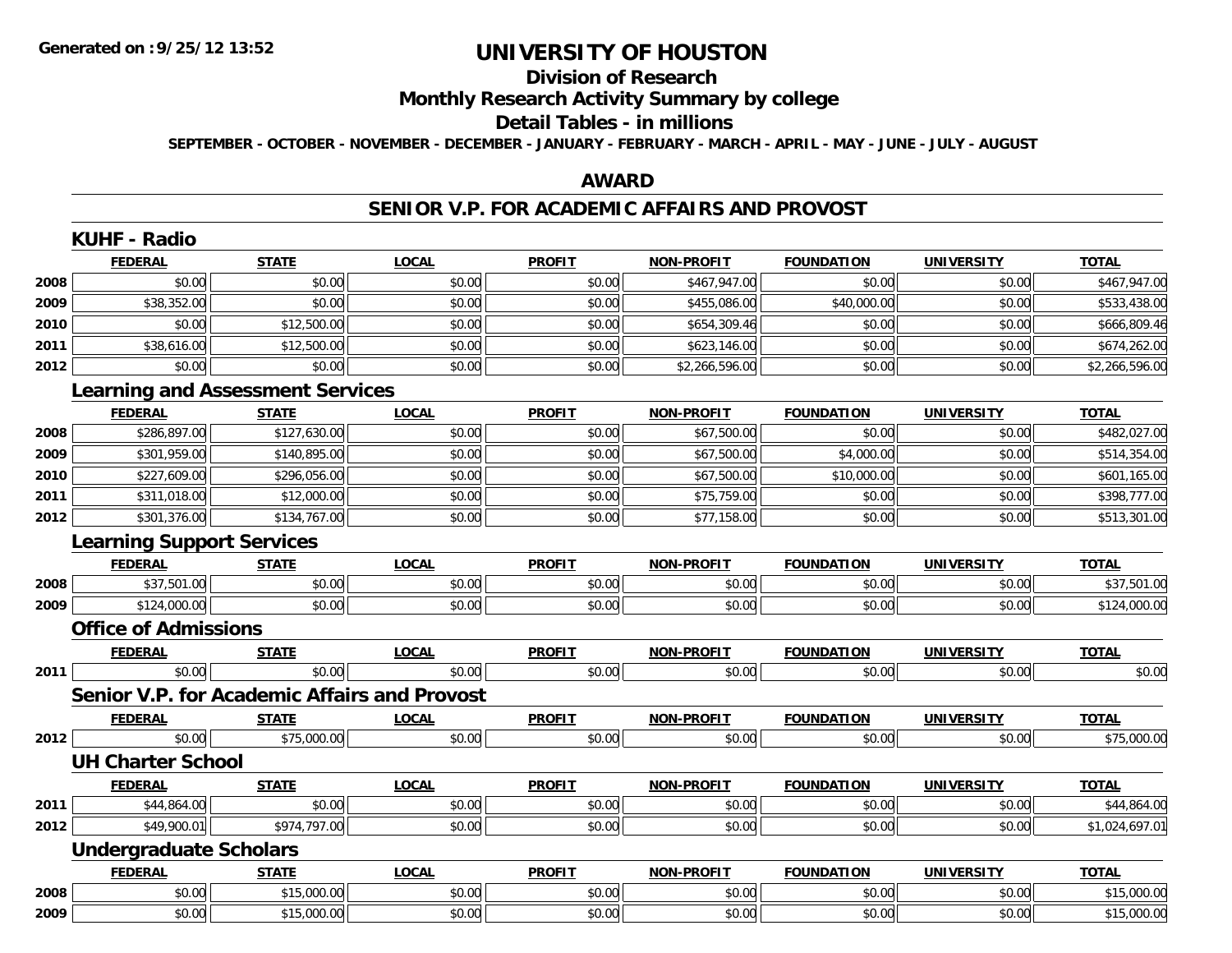# UNIVERSITY OF HOUSTON

## Division of Research

## Monthly Research Activity Summary by college

## Detail Tables - in millions

SEPTEMBER - OCTOBER - NOVEMBER - DECEMBER - JANUARY - FEBRUARY - MARCH - APRIL - MAY - JUNE - JULY - AUGUST

Generated on :9/25/12 13:52

### AWARD

### SENIOR V.P. FOR ACADEMIC AFFAIRS AND PROVOST

#### KUHF - Radio

| | FEDERAL | STATE | LOCAL | PROFIT | NON-PROFIT | FOUNDATION | UNIVERSITY | TOTAL |
|---|---|---|---|---|---|---|---|---|
| 2008 | $0.00 | $0.00 | $0.00 | $0.00 | $467,947.00 | $0.00 | $0.00 | $467,947.00 |
| 2009 | $38,352.00 | $0.00 | $0.00 | $0.00 | $455,086.00 | $40,000.00 | $0.00 | $533,438.00 |
| 2010 | $0.00 | $12,500.00 | $0.00 | $0.00 | $654,309.46 | $0.00 | $0.00 | $666,809.46 |
| 2011 | $38,616.00 | $12,500.00 | $0.00 | $0.00 | $623,146.00 | $0.00 | $0.00 | $674,262.00 |
| 2012 | $0.00 | $0.00 | $0.00 | $0.00 | $2,266,596.00 | $0.00 | $0.00 | $2,266,596.00 |

#### Learning and Assessment Services

| | FEDERAL | STATE | LOCAL | PROFIT | NON-PROFIT | FOUNDATION | UNIVERSITY | TOTAL |
|---|---|---|---|---|---|---|---|---|
| 2008 | $286,897.00 | $127,630.00 | $0.00 | $0.00 | $67,500.00 | $0.00 | $0.00 | $482,027.00 |
| 2009 | $301,959.00 | $140,895.00 | $0.00 | $0.00 | $67,500.00 | $4,000.00 | $0.00 | $514,354.00 |
| 2010 | $227,609.00 | $296,056.00 | $0.00 | $0.00 | $67,500.00 | $10,000.00 | $0.00 | $601,165.00 |
| 2011 | $311,018.00 | $12,000.00 | $0.00 | $0.00 | $75,759.00 | $0.00 | $0.00 | $398,777.00 |
| 2012 | $301,376.00 | $134,767.00 | $0.00 | $0.00 | $77,158.00 | $0.00 | $0.00 | $513,301.00 |

#### Learning Support Services

| | FEDERAL | STATE | LOCAL | PROFIT | NON-PROFIT | FOUNDATION | UNIVERSITY | TOTAL |
|---|---|---|---|---|---|---|---|---|
| 2008 | $37,501.00 | $0.00 | $0.00 | $0.00 | $0.00 | $0.00 | $0.00 | $37,501.00 |
| 2009 | $124,000.00 | $0.00 | $0.00 | $0.00 | $0.00 | $0.00 | $0.00 | $124,000.00 |

#### Office of Admissions

| | FEDERAL | STATE | LOCAL | PROFIT | NON-PROFIT | FOUNDATION | UNIVERSITY | TOTAL |
|---|---|---|---|---|---|---|---|---|
| 2011 | $0.00 | $0.00 | $0.00 | $0.00 | $0.00 | $0.00 | $0.00 | $0.00 |

#### Senior V.P. for Academic Affairs and Provost

| | FEDERAL | STATE | LOCAL | PROFIT | NON-PROFIT | FOUNDATION | UNIVERSITY | TOTAL |
|---|---|---|---|---|---|---|---|---|
| 2012 | $0.00 | $75,000.00 | $0.00 | $0.00 | $0.00 | $0.00 | $0.00 | $75,000.00 |

#### UH Charter School

| | FEDERAL | STATE | LOCAL | PROFIT | NON-PROFIT | FOUNDATION | UNIVERSITY | TOTAL |
|---|---|---|---|---|---|---|---|---|
| 2011 | $44,864.00 | $0.00 | $0.00 | $0.00 | $0.00 | $0.00 | $0.00 | $44,864.00 |
| 2012 | $49,900.01 | $974,797.00 | $0.00 | $0.00 | $0.00 | $0.00 | $0.00 | $1,024,697.01 |

#### Undergraduate Scholars

| | FEDERAL | STATE | LOCAL | PROFIT | NON-PROFIT | FOUNDATION | UNIVERSITY | TOTAL |
|---|---|---|---|---|---|---|---|---|
| 2008 | $0.00 | $15,000.00 | $0.00 | $0.00 | $0.00 | $0.00 | $0.00 | $15,000.00 |
| 2009 | $0.00 | $15,000.00 | $0.00 | $0.00 | $0.00 | $0.00 | $0.00 | $15,000.00 |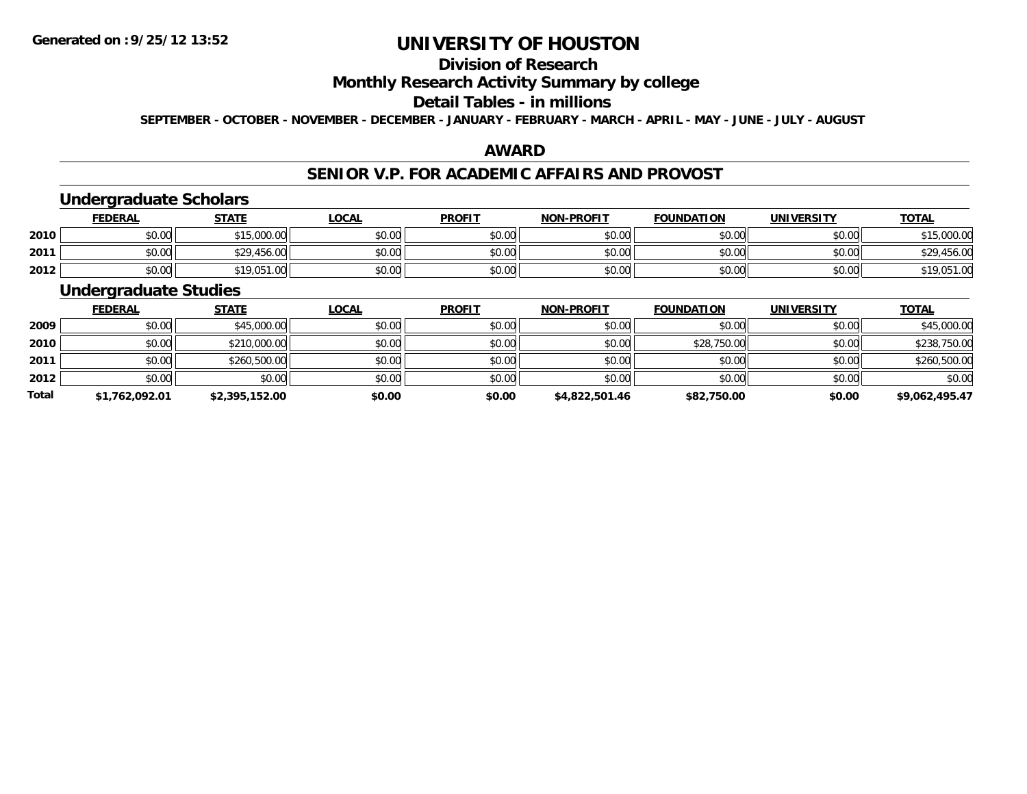**Generated on :9/25/12 13:52**

# UNIVERSITY OF HOUSTON

## Division of Research

## Monthly Research Activity Summary by college

## Detail Tables - in millions

**SEPTEMBER - OCTOBER - NOVEMBER - DECEMBER - JANUARY - FEBRUARY - MARCH - APRIL - MAY - JUNE - JULY - AUGUST**

### AWARD

### SENIOR V.P. FOR ACADEMIC AFFAIRS AND PROVOST

#### Undergraduate Scholars

| | FEDERAL | STATE | LOCAL | PROFIT | NON-PROFIT | FOUNDATION | UNIVERSITY | TOTAL |
|---|---|---|---|---|---|---|---|---|
| 2010 | $0.00 | $15,000.00 | $0.00 | $0.00 | $0.00 | $0.00 | $0.00 | $15,000.00 |
| 2011 | $0.00 | $29,456.00 | $0.00 | $0.00 | $0.00 | $0.00 | $0.00 | $29,456.00 |
| 2012 | $0.00 | $19,051.00 | $0.00 | $0.00 | $0.00 | $0.00 | $0.00 | $19,051.00 |

#### Undergraduate Studies

| | FEDERAL | STATE | LOCAL | PROFIT | NON-PROFIT | FOUNDATION | UNIVERSITY | TOTAL |
|---|---|---|---|---|---|---|---|---|
| 2009 | $0.00 | $45,000.00 | $0.00 | $0.00 | $0.00 | $0.00 | $0.00 | $45,000.00 |
| 2010 | $0.00 | $210,000.00 | $0.00 | $0.00 | $0.00 | $28,750.00 | $0.00 | $238,750.00 |
| 2011 | $0.00 | $260,500.00 | $0.00 | $0.00 | $0.00 | $0.00 | $0.00 | $260,500.00 |
| 2012 | $0.00 | $0.00 | $0.00 | $0.00 | $0.00 | $0.00 | $0.00 | $0.00 |
| **Total** | **$1,762,092.01** | **$2,395,152.00** | **$0.00** | **$0.00** | **$4,822,501.46** | **$82,750.00** | **$0.00** | **$9,062,495.47** |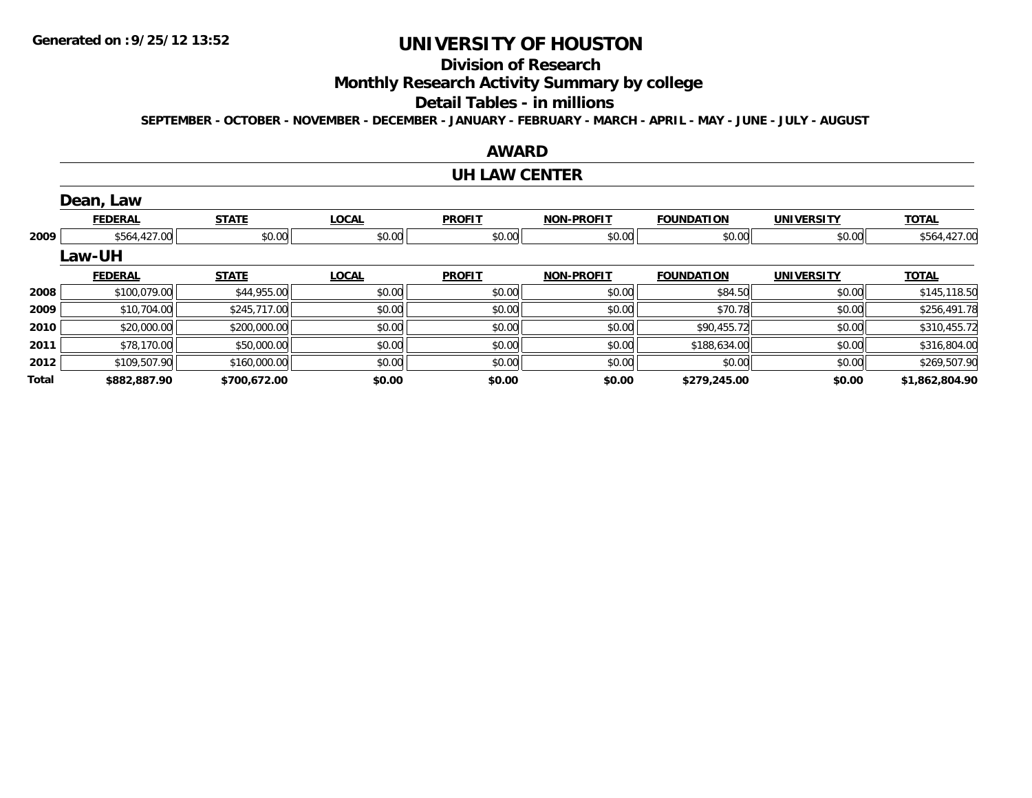**Generated on :9/25/12 13:52**

# UNIVERSITY OF HOUSTON

## Division of Research

## Monthly Research Activity Summary by college

## Detail Tables - in millions

**SEPTEMBER - OCTOBER - NOVEMBER - DECEMBER - JANUARY - FEBRUARY - MARCH - APRIL - MAY - JUNE - JULY - AUGUST**

## AWARD

## UH LAW CENTER

### Dean, Law

| | FEDERAL | STATE | LOCAL | PROFIT | NON-PROFIT | FOUNDATION | UNIVERSITY | TOTAL |
|---|---|---|---|---|---|---|---|---|
| 2009 | $564,427.00 | $0.00 | $0.00 | $0.00 | $0.00 | $0.00 | $0.00 | $564,427.00 |

### Law-UH

| | FEDERAL | STATE | LOCAL | PROFIT | NON-PROFIT | FOUNDATION | UNIVERSITY | TOTAL |
|---|---|---|---|---|---|---|---|---|
| 2008 | $100,079.00 | $44,955.00 | $0.00 | $0.00 | $0.00 | $84.50 | $0.00 | $145,118.50 |
| 2009 | $10,704.00 | $245,717.00 | $0.00 | $0.00 | $0.00 | $70.78 | $0.00 | $256,491.78 |
| 2010 | $20,000.00 | $200,000.00 | $0.00 | $0.00 | $0.00 | $90,455.72 | $0.00 | $310,455.72 |
| 2011 | $78,170.00 | $50,000.00 | $0.00 | $0.00 | $0.00 | $188,634.00 | $0.00 | $316,804.00 |
| 2012 | $109,507.90 | $160,000.00 | $0.00 | $0.00 | $0.00 | $0.00 | $0.00 | $269,507.90 |
| **Total** | **$882,887.90** | **$700,672.00** | **$0.00** | **$0.00** | **$0.00** | **$279,245.00** | **$0.00** | **$1,862,804.90** |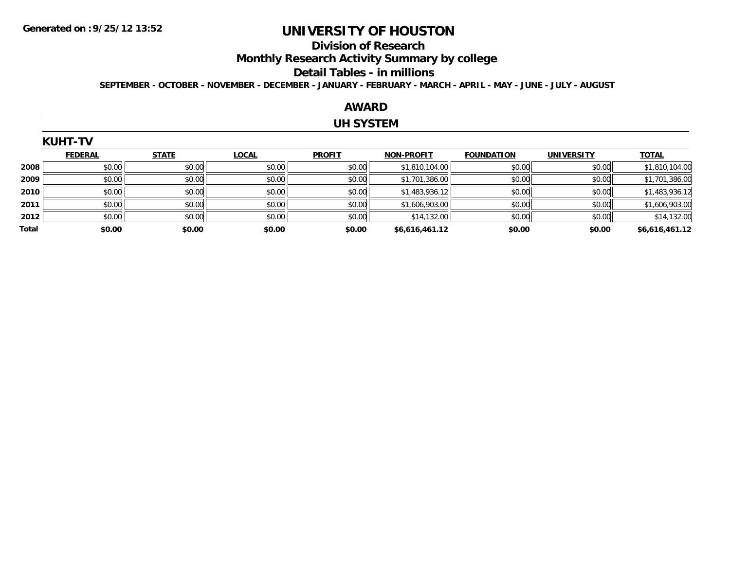# UNIVERSITY OF HOUSTON

## Division of Research

## Monthly Research Activity Summary by college

## Detail Tables - in millions

**SEPTEMBER - OCTOBER - NOVEMBER - DECEMBER - JANUARY - FEBRUARY - MARCH - APRIL - MAY - JUNE - JULY - AUGUST**

## AWARD

## UH SYSTEM

### KUHT-TV

| | FEDERAL | STATE | LOCAL | PROFIT | NON-PROFIT | FOUNDATION | UNIVERSITY | TOTAL |
|---|---|---|---|---|---|---|---|---|
| 2008 | $0.00 | $0.00 | $0.00 | $0.00 | $1,810,104.00 | $0.00 | $0.00 | $1,810,104.00 |
| 2009 | $0.00 | $0.00 | $0.00 | $0.00 | $1,701,386.00 | $0.00 | $0.00 | $1,701,386.00 |
| 2010 | $0.00 | $0.00 | $0.00 | $0.00 | $1,483,936.12 | $0.00 | $0.00 | $1,483,936.12 |
| 2011 | $0.00 | $0.00 | $0.00 | $0.00 | $1,606,903.00 | $0.00 | $0.00 | $1,606,903.00 |
| 2012 | $0.00 | $0.00 | $0.00 | $0.00 | $14,132.00 | $0.00 | $0.00 | $14,132.00 |
| **Total** | **$0.00** | **$0.00** | **$0.00** | **$0.00** | **$6,616,461.12** | **$0.00** | **$0.00** | **$6,616,461.12** |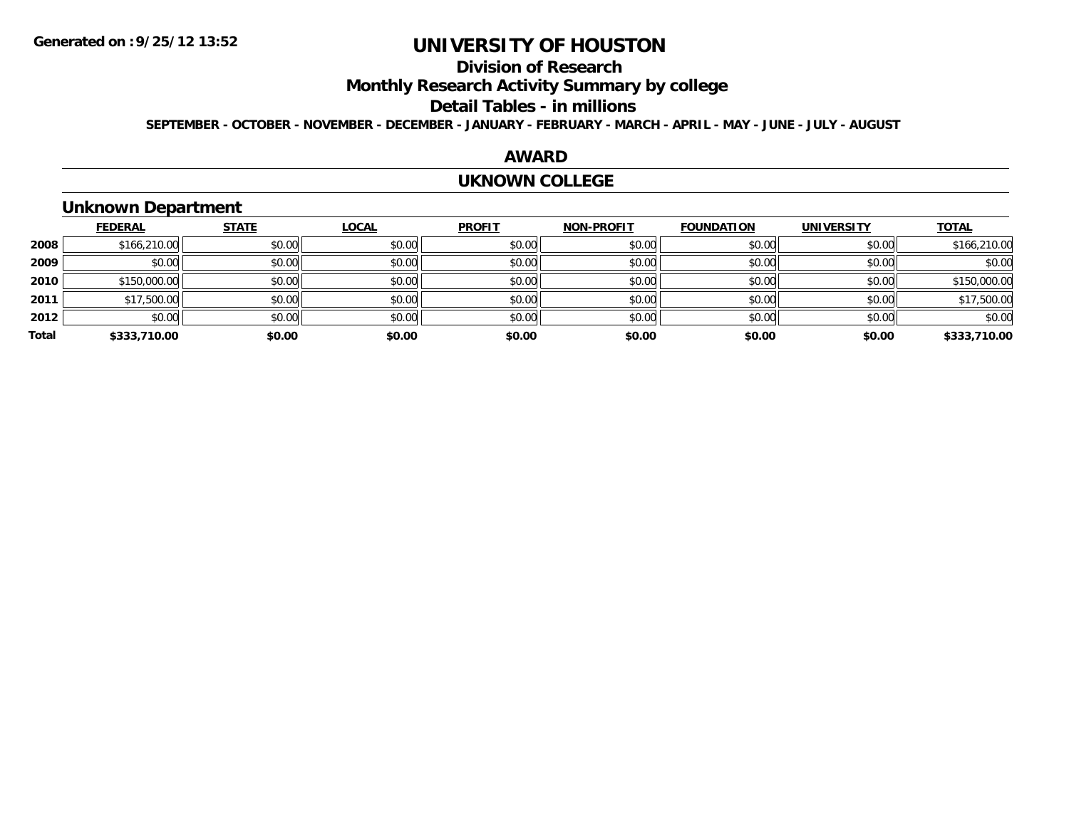# UNIVERSITY OF HOUSTON

## Division of Research

## Monthly Research Activity Summary by college

## Detail Tables - in millions

**SEPTEMBER - OCTOBER - NOVEMBER - DECEMBER - JANUARY - FEBRUARY - MARCH - APRIL - MAY - JUNE - JULY - AUGUST**

## AWARD

## UKNOWN COLLEGE

### Unknown Department

| | FEDERAL | STATE | LOCAL | PROFIT | NON-PROFIT | FOUNDATION | UNIVERSITY | TOTAL |
|---|---|---|---|---|---|---|---|---|
| 2008 | $166,210.00 | $0.00 | $0.00 | $0.00 | $0.00 | $0.00 | $0.00 | $166,210.00 |
| 2009 | $0.00 | $0.00 | $0.00 | $0.00 | $0.00 | $0.00 | $0.00 | $0.00 |
| 2010 | $150,000.00 | $0.00 | $0.00 | $0.00 | $0.00 | $0.00 | $0.00 | $150,000.00 |
| 2011 | $17,500.00 | $0.00 | $0.00 | $0.00 | $0.00 | $0.00 | $0.00 | $17,500.00 |
| 2012 | $0.00 | $0.00 | $0.00 | $0.00 | $0.00 | $0.00 | $0.00 | $0.00 |
| **Total** | **$333,710.00** | **$0.00** | **$0.00** | **$0.00** | **$0.00** | **$0.00** | **$0.00** | **$333,710.00** |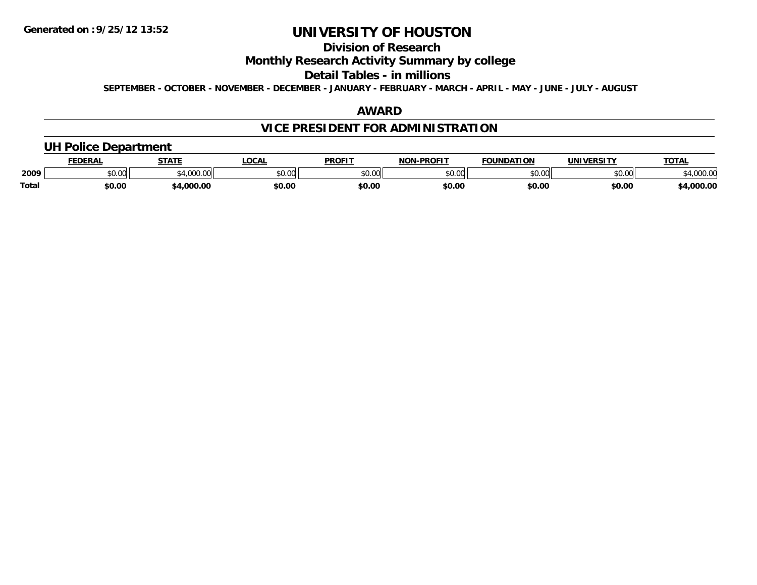Generated on :9/25/12 13:52

# UNIVERSITY OF HOUSTON

## Division of Research

## Monthly Research Activity Summary by college

## Detail Tables - in millions

**SEPTEMBER - OCTOBER - NOVEMBER - DECEMBER - JANUARY - FEBRUARY - MARCH - APRIL - MAY - JUNE - JULY - AUGUST**

## AWARD

## VICE PRESIDENT FOR ADMINISTRATION

### UH Police Department

| | FEDERAL | STATE | LOCAL | PROFIT | NON-PROFIT | FOUNDATION | UNIVERSITY | TOTAL |
|---|---|---|---|---|---|---|---|---|
| 2009 | $0.00 | $4,000.00 | $0.00 | $0.00 | $0.00 | $0.00 | $0.00 | $4,000.00 |
| **Total** | **$0.00** | **$4,000.00** | **$0.00** | **$0.00** | **$0.00** | **$0.00** | **$0.00** | **$4,000.00** |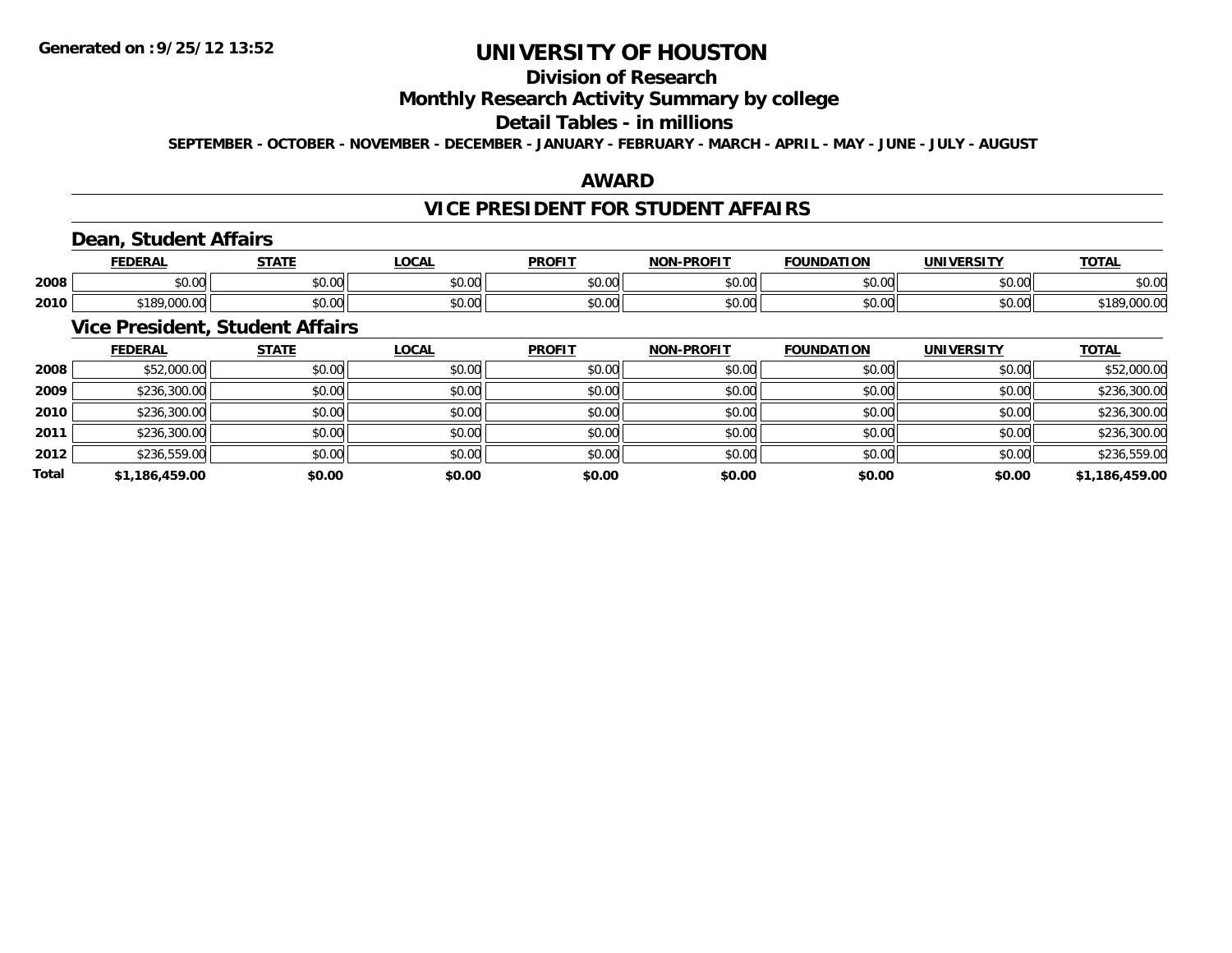# UNIVERSITY OF HOUSTON

## Division of Research

## Monthly Research Activity Summary by college

## Detail Tables - in millions

**SEPTEMBER - OCTOBER - NOVEMBER - DECEMBER - JANUARY - FEBRUARY - MARCH - APRIL - MAY - JUNE - JULY - AUGUST**

## AWARD

## VICE PRESIDENT FOR STUDENT AFFAIRS

### Dean, Student Affairs

| | FEDERAL | STATE | LOCAL | PROFIT | NON-PROFIT | FOUNDATION | UNIVERSITY | TOTAL |
|---|---|---|---|---|---|---|---|---|
| 2008 | $0.00 | $0.00 | $0.00 | $0.00 | $0.00 | $0.00 | $0.00 | $0.00 |
| 2010 | $189,000.00 | $0.00 | $0.00 | $0.00 | $0.00 | $0.00 | $0.00 | $189,000.00 |

### Vice President, Student Affairs

| | FEDERAL | STATE | LOCAL | PROFIT | NON-PROFIT | FOUNDATION | UNIVERSITY | TOTAL |
|---|---|---|---|---|---|---|---|---|
| 2008 | $52,000.00 | $0.00 | $0.00 | $0.00 | $0.00 | $0.00 | $0.00 | $52,000.00 |
| 2009 | $236,300.00 | $0.00 | $0.00 | $0.00 | $0.00 | $0.00 | $0.00 | $236,300.00 |
| 2010 | $236,300.00 | $0.00 | $0.00 | $0.00 | $0.00 | $0.00 | $0.00 | $236,300.00 |
| 2011 | $236,300.00 | $0.00 | $0.00 | $0.00 | $0.00 | $0.00 | $0.00 | $236,300.00 |
| 2012 | $236,559.00 | $0.00 | $0.00 | $0.00 | $0.00 | $0.00 | $0.00 | $236,559.00 |
| **Total** | **$1,186,459.00** | **$0.00** | **$0.00** | **$0.00** | **$0.00** | **$0.00** | **$0.00** | **$1,186,459.00** |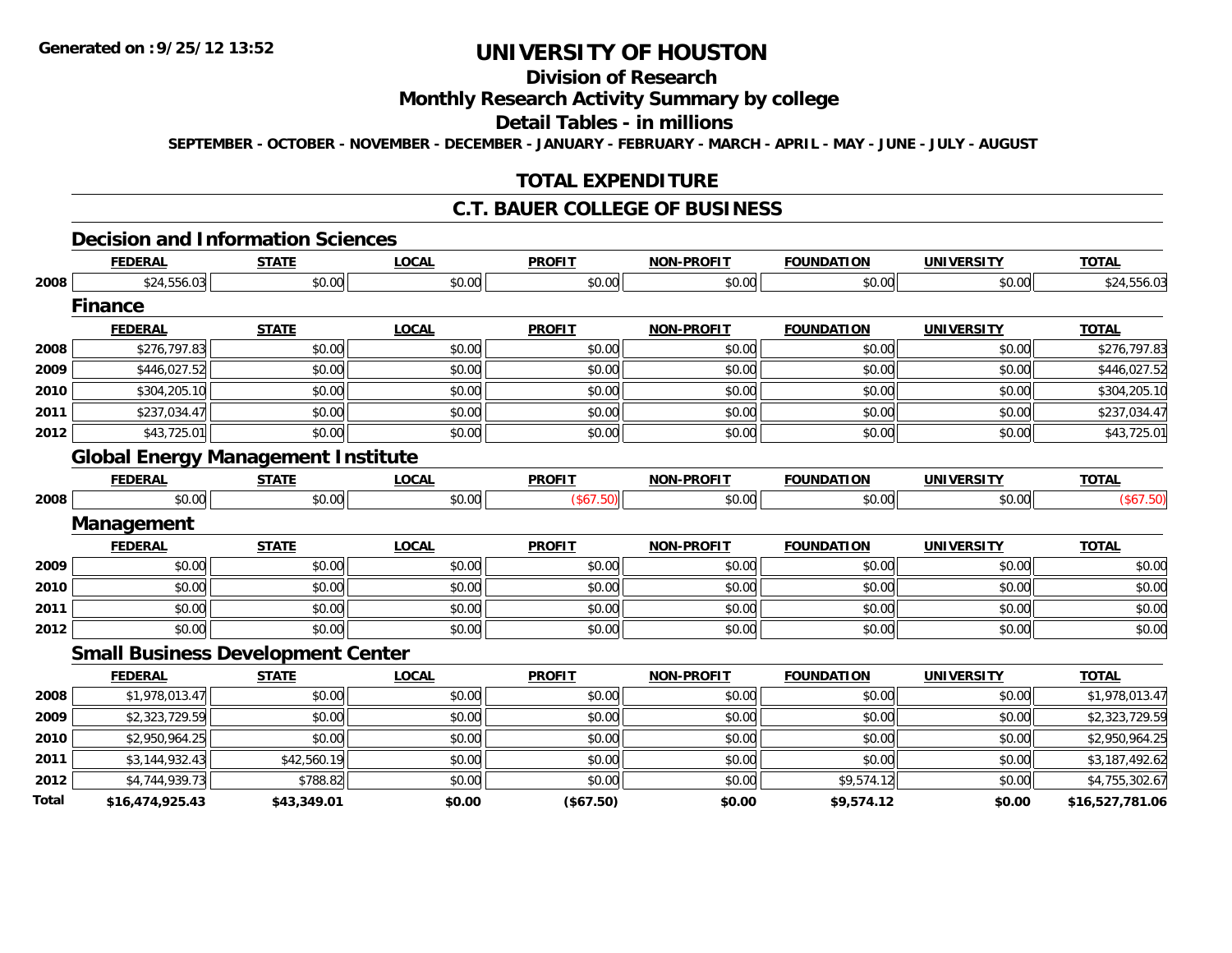**Generated on :9/25/12 13:52**

# UNIVERSITY OF HOUSTON

## Division of Research

## Monthly Research Activity Summary by college

## Detail Tables - in millions

SEPTEMBER - OCTOBER - NOVEMBER - DECEMBER - JANUARY - FEBRUARY - MARCH - APRIL - MAY - JUNE - JULY - AUGUST

## TOTAL EXPENDITURE

## C.T. BAUER COLLEGE OF BUSINESS

### Decision and Information Sciences

| | FEDERAL | STATE | LOCAL | PROFIT | NON-PROFIT | FOUNDATION | UNIVERSITY | TOTAL |
|---|---|---|---|---|---|---|---|---|
| 2008 | $24,556.03 | $0.00 | $0.00 | $0.00 | $0.00 | $0.00 | $0.00 | $24,556.03 |

### Finance

| | FEDERAL | STATE | LOCAL | PROFIT | NON-PROFIT | FOUNDATION | UNIVERSITY | TOTAL |
|---|---|---|---|---|---|---|---|---|
| 2008 | $276,797.83 | $0.00 | $0.00 | $0.00 | $0.00 | $0.00 | $0.00 | $276,797.83 |
| 2009 | $446,027.52 | $0.00 | $0.00 | $0.00 | $0.00 | $0.00 | $0.00 | $446,027.52 |
| 2010 | $304,205.10 | $0.00 | $0.00 | $0.00 | $0.00 | $0.00 | $0.00 | $304,205.10 |
| 2011 | $237,034.47 | $0.00 | $0.00 | $0.00 | $0.00 | $0.00 | $0.00 | $237,034.47 |
| 2012 | $43,725.01 | $0.00 | $0.00 | $0.00 | $0.00 | $0.00 | $0.00 | $43,725.01 |

### Global Energy Management Institute

| | FEDERAL | STATE | LOCAL | PROFIT | NON-PROFIT | FOUNDATION | UNIVERSITY | TOTAL |
|---|---|---|---|---|---|---|---|---|
| 2008 | $0.00 | $0.00 | $0.00 | ($67.50) | $0.00 | $0.00 | $0.00 | ($67.50) |

### Management

| | FEDERAL | STATE | LOCAL | PROFIT | NON-PROFIT | FOUNDATION | UNIVERSITY | TOTAL |
|---|---|---|---|---|---|---|---|---|
| 2009 | $0.00 | $0.00 | $0.00 | $0.00 | $0.00 | $0.00 | $0.00 | $0.00 |
| 2010 | $0.00 | $0.00 | $0.00 | $0.00 | $0.00 | $0.00 | $0.00 | $0.00 |
| 2011 | $0.00 | $0.00 | $0.00 | $0.00 | $0.00 | $0.00 | $0.00 | $0.00 |
| 2012 | $0.00 | $0.00 | $0.00 | $0.00 | $0.00 | $0.00 | $0.00 | $0.00 |

### Small Business Development Center

| | FEDERAL | STATE | LOCAL | PROFIT | NON-PROFIT | FOUNDATION | UNIVERSITY | TOTAL |
|---|---|---|---|---|---|---|---|---|
| 2008 | $1,978,013.47 | $0.00 | $0.00 | $0.00 | $0.00 | $0.00 | $0.00 | $1,978,013.47 |
| 2009 | $2,323,729.59 | $0.00 | $0.00 | $0.00 | $0.00 | $0.00 | $0.00 | $2,323,729.59 |
| 2010 | $2,950,964.25 | $0.00 | $0.00 | $0.00 | $0.00 | $0.00 | $0.00 | $2,950,964.25 |
| 2011 | $3,144,932.43 | $42,560.19 | $0.00 | $0.00 | $0.00 | $0.00 | $0.00 | $3,187,492.62 |
| 2012 | $4,744,939.73 | $788.82 | $0.00 | $0.00 | $0.00 | $9,574.12 | $0.00 | $4,755,302.67 |
| **Total** | **$16,474,925.43** | **$43,349.01** | **$0.00** | **($67.50)** | **$0.00** | **$9,574.12** | **$0.00** | **$16,527,781.06** |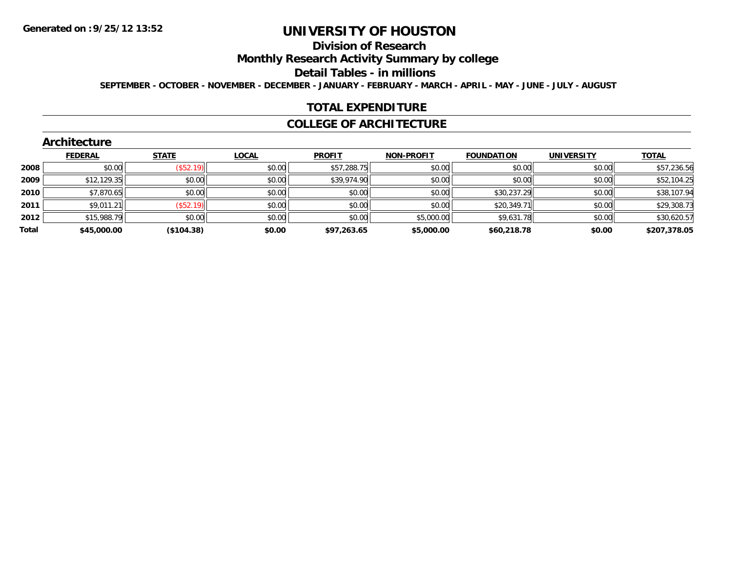**Generated on :9/25/12 13:52**

# UNIVERSITY OF HOUSTON

## Division of Research

## Monthly Research Activity Summary by college

## Detail Tables - in millions

**SEPTEMBER - OCTOBER - NOVEMBER - DECEMBER - JANUARY - FEBRUARY - MARCH - APRIL - MAY - JUNE - JULY - AUGUST**

## TOTAL EXPENDITURE

## COLLEGE OF ARCHITECTURE

### Architecture

| | FEDERAL | STATE | LOCAL | PROFIT | NON-PROFIT | FOUNDATION | UNIVERSITY | TOTAL |
|---|---|---|---|---|---|---|---|---|
| 2008 | $0.00 | ($52.19) | $0.00 | $57,288.75 | $0.00 | $0.00 | $0.00 | $57,236.56 |
| 2009 | $12,129.35 | $0.00 | $0.00 | $39,974.90 | $0.00 | $0.00 | $0.00 | $52,104.25 |
| 2010 | $7,870.65 | $0.00 | $0.00 | $0.00 | $0.00 | $30,237.29 | $0.00 | $38,107.94 |
| 2011 | $9,011.21 | ($52.19) | $0.00 | $0.00 | $0.00 | $20,349.71 | $0.00 | $29,308.73 |
| 2012 | $15,988.79 | $0.00 | $0.00 | $0.00 | $5,000.00 | $9,631.78 | $0.00 | $30,620.57 |
| **Total** | **$45,000.00** | **($104.38)** | **$0.00** | **$97,263.65** | **$5,000.00** | **$60,218.78** | **$0.00** | **$207,378.05** |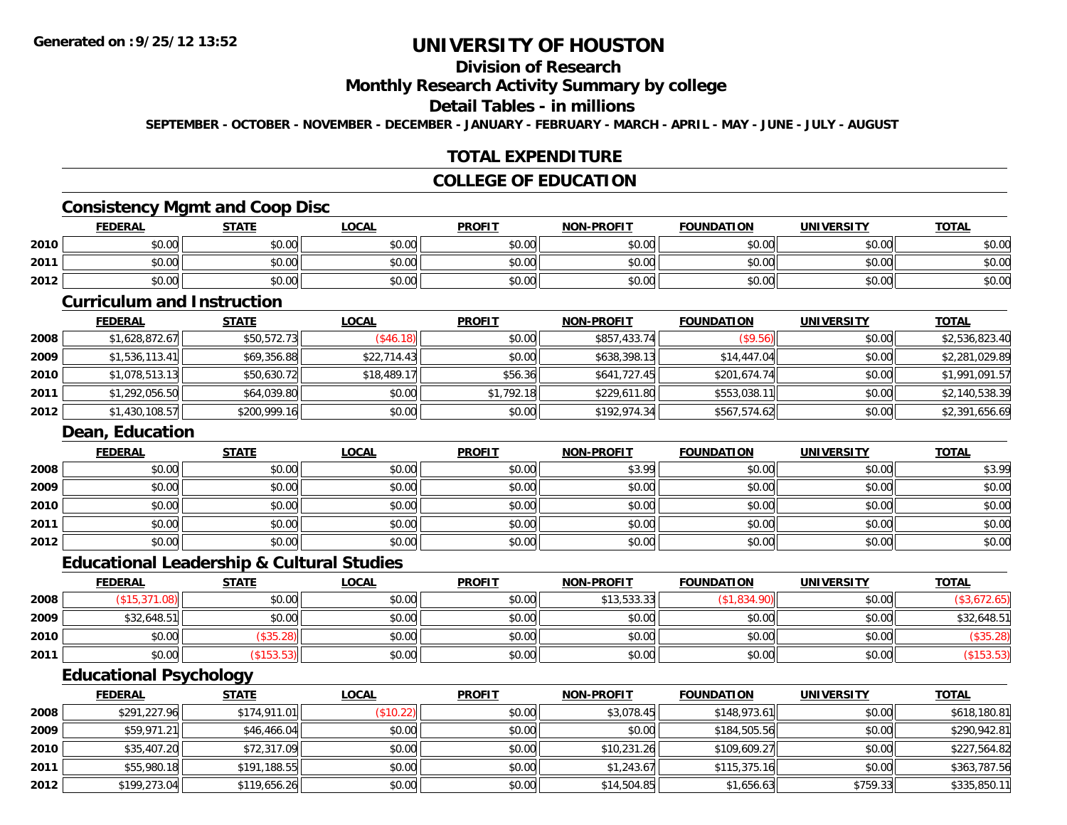**Generated on :9/25/12 13:52**

# UNIVERSITY OF HOUSTON

## Division of Research

## Monthly Research Activity Summary by college

## Detail Tables - in millions

**SEPTEMBER - OCTOBER - NOVEMBER - DECEMBER - JANUARY - FEBRUARY - MARCH - APRIL - MAY - JUNE - JULY - AUGUST**

## TOTAL EXPENDITURE

## COLLEGE OF EDUCATION

### Consistency Mgmt and Coop Disc

| | FEDERAL | STATE | LOCAL | PROFIT | NON-PROFIT | FOUNDATION | UNIVERSITY | TOTAL |
|---|---|---|---|---|---|---|---|---|
| 2010 | $0.00 | $0.00 | $0.00 | $0.00 | $0.00 | $0.00 | $0.00 | $0.00 |
| 2011 | $0.00 | $0.00 | $0.00 | $0.00 | $0.00 | $0.00 | $0.00 | $0.00 |
| 2012 | $0.00 | $0.00 | $0.00 | $0.00 | $0.00 | $0.00 | $0.00 | $0.00 |

### Curriculum and Instruction

| | FEDERAL | STATE | LOCAL | PROFIT | NON-PROFIT | FOUNDATION | UNIVERSITY | TOTAL |
|---|---|---|---|---|---|---|---|---|
| 2008 | $1,628,872.67 | $50,572.73 | ($46.18) | $0.00 | $857,433.74 | ($9.56) | $0.00 | $2,536,823.40 |
| 2009 | $1,536,113.41 | $69,356.88 | $22,714.43 | $0.00 | $638,398.13 | $14,447.04 | $0.00 | $2,281,029.89 |
| 2010 | $1,078,513.13 | $50,630.72 | $18,489.17 | $56.36 | $641,727.45 | $201,674.74 | $0.00 | $1,991,091.57 |
| 2011 | $1,292,056.50 | $64,039.80 | $0.00 | $1,792.18 | $229,611.80 | $553,038.11 | $0.00 | $2,140,538.39 |
| 2012 | $1,430,108.57 | $200,999.16 | $0.00 | $0.00 | $192,974.34 | $567,574.62 | $0.00 | $2,391,656.69 |

### Dean, Education

| | FEDERAL | STATE | LOCAL | PROFIT | NON-PROFIT | FOUNDATION | UNIVERSITY | TOTAL |
|---|---|---|---|---|---|---|---|---|
| 2008 | $0.00 | $0.00 | $0.00 | $0.00 | $3.99 | $0.00 | $0.00 | $3.99 |
| 2009 | $0.00 | $0.00 | $0.00 | $0.00 | $0.00 | $0.00 | $0.00 | $0.00 |
| 2010 | $0.00 | $0.00 | $0.00 | $0.00 | $0.00 | $0.00 | $0.00 | $0.00 |
| 2011 | $0.00 | $0.00 | $0.00 | $0.00 | $0.00 | $0.00 | $0.00 | $0.00 |
| 2012 | $0.00 | $0.00 | $0.00 | $0.00 | $0.00 | $0.00 | $0.00 | $0.00 |

### Educational Leadership & Cultural Studies

| | FEDERAL | STATE | LOCAL | PROFIT | NON-PROFIT | FOUNDATION | UNIVERSITY | TOTAL |
|---|---|---|---|---|---|---|---|---|
| 2008 | ($15,371.08) | $0.00 | $0.00 | $0.00 | $13,533.33 | ($1,834.90) | $0.00 | ($3,672.65) |
| 2009 | $32,648.51 | $0.00 | $0.00 | $0.00 | $0.00 | $0.00 | $0.00 | $32,648.51 |
| 2010 | $0.00 | ($35.28) | $0.00 | $0.00 | $0.00 | $0.00 | $0.00 | ($35.28) |
| 2011 | $0.00 | ($153.53) | $0.00 | $0.00 | $0.00 | $0.00 | $0.00 | ($153.53) |

### Educational Psychology

| | FEDERAL | STATE | LOCAL | PROFIT | NON-PROFIT | FOUNDATION | UNIVERSITY | TOTAL |
|---|---|---|---|---|---|---|---|---|
| 2008 | $291,227.96 | $174,911.01 | ($10.22) | $0.00 | $3,078.45 | $148,973.61 | $0.00 | $618,180.81 |
| 2009 | $59,971.21 | $46,466.04 | $0.00 | $0.00 | $0.00 | $184,505.56 | $0.00 | $290,942.81 |
| 2010 | $35,407.20 | $72,317.09 | $0.00 | $0.00 | $10,231.26 | $109,609.27 | $0.00 | $227,564.82 |
| 2011 | $55,980.18 | $191,188.55 | $0.00 | $0.00 | $1,243.67 | $115,375.16 | $0.00 | $363,787.56 |
| 2012 | $199,273.04 | $119,656.26 | $0.00 | $0.00 | $14,504.85 | $1,656.63 | $759.33 | $335,850.11 |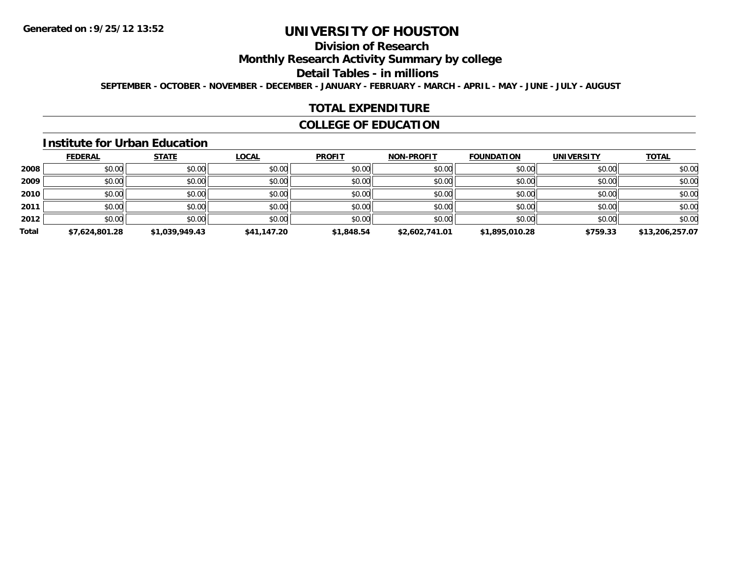**Generated on :9/25/12 13:52**

# UNIVERSITY OF HOUSTON

## Division of Research

## Monthly Research Activity Summary by college

## Detail Tables - in millions

**SEPTEMBER - OCTOBER - NOVEMBER - DECEMBER - JANUARY - FEBRUARY - MARCH - APRIL - MAY - JUNE - JULY - AUGUST**

## TOTAL EXPENDITURE

## COLLEGE OF EDUCATION

### Institute for Urban Education

| | FEDERAL | STATE | LOCAL | PROFIT | NON-PROFIT | FOUNDATION | UNIVERSITY | TOTAL |
|---|---|---|---|---|---|---|---|---|
| 2008 | $0.00 | $0.00 | $0.00 | $0.00 | $0.00 | $0.00 | $0.00 | $0.00 |
| 2009 | $0.00 | $0.00 | $0.00 | $0.00 | $0.00 | $0.00 | $0.00 | $0.00 |
| 2010 | $0.00 | $0.00 | $0.00 | $0.00 | $0.00 | $0.00 | $0.00 | $0.00 |
| 2011 | $0.00 | $0.00 | $0.00 | $0.00 | $0.00 | $0.00 | $0.00 | $0.00 |
| 2012 | $0.00 | $0.00 | $0.00 | $0.00 | $0.00 | $0.00 | $0.00 | $0.00 |
| **Total** | **$7,624,801.28** | **$1,039,949.43** | **$41,147.20** | **$1,848.54** | **$2,602,741.01** | **$1,895,010.28** | **$759.33** | **$13,206,257.07** |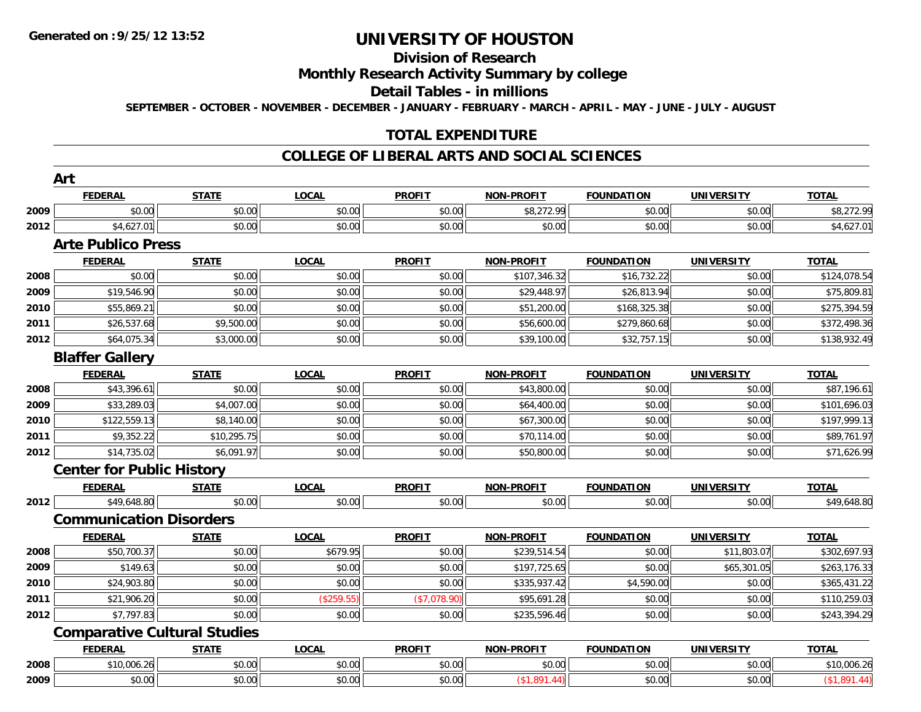# UNIVERSITY OF HOUSTON

## Division of Research

## Monthly Research Activity Summary by college

## Detail Tables - in millions

SEPTEMBER - OCTOBER - NOVEMBER - DECEMBER - JANUARY - FEBRUARY - MARCH - APRIL - MAY - JUNE - JULY - AUGUST

## TOTAL EXPENDITURE

## COLLEGE OF LIBERAL ARTS AND SOCIAL SCIENCES

### Art

| | FEDERAL | STATE | LOCAL | PROFIT | NON-PROFIT | FOUNDATION | UNIVERSITY | TOTAL |
|---|---|---|---|---|---|---|---|---|
| 2009 | $0.00 | $0.00 | $0.00 | $0.00 | $8,272.99 | $0.00 | $0.00 | $8,272.99 |
| 2012 | $4,627.01 | $0.00 | $0.00 | $0.00 | $0.00 | $0.00 | $0.00 | $4,627.01 |

### Arte Publico Press

| | FEDERAL | STATE | LOCAL | PROFIT | NON-PROFIT | FOUNDATION | UNIVERSITY | TOTAL |
|---|---|---|---|---|---|---|---|---|
| 2008 | $0.00 | $0.00 | $0.00 | $0.00 | $107,346.32 | $16,732.22 | $0.00 | $124,078.54 |
| 2009 | $19,546.90 | $0.00 | $0.00 | $0.00 | $29,448.97 | $26,813.94 | $0.00 | $75,809.81 |
| 2010 | $55,869.21 | $0.00 | $0.00 | $0.00 | $51,200.00 | $168,325.38 | $0.00 | $275,394.59 |
| 2011 | $26,537.68 | $9,500.00 | $0.00 | $0.00 | $56,600.00 | $279,860.68 | $0.00 | $372,498.36 |
| 2012 | $64,075.34 | $3,000.00 | $0.00 | $0.00 | $39,100.00 | $32,757.15 | $0.00 | $138,932.49 |

### Blaffer Gallery

| | FEDERAL | STATE | LOCAL | PROFIT | NON-PROFIT | FOUNDATION | UNIVERSITY | TOTAL |
|---|---|---|---|---|---|---|---|---|
| 2008 | $43,396.61 | $0.00 | $0.00 | $0.00 | $43,800.00 | $0.00 | $0.00 | $87,196.61 |
| 2009 | $33,289.03 | $4,007.00 | $0.00 | $0.00 | $64,400.00 | $0.00 | $0.00 | $101,696.03 |
| 2010 | $122,559.13 | $8,140.00 | $0.00 | $0.00 | $67,300.00 | $0.00 | $0.00 | $197,999.13 |
| 2011 | $9,352.22 | $10,295.75 | $0.00 | $0.00 | $70,114.00 | $0.00 | $0.00 | $89,761.97 |
| 2012 | $14,735.02 | $6,091.97 | $0.00 | $0.00 | $50,800.00 | $0.00 | $0.00 | $71,626.99 |

### Center for Public History

| | FEDERAL | STATE | LOCAL | PROFIT | NON-PROFIT | FOUNDATION | UNIVERSITY | TOTAL |
|---|---|---|---|---|---|---|---|---|
| 2012 | $49,648.80 | $0.00 | $0.00 | $0.00 | $0.00 | $0.00 | $0.00 | $49,648.80 |

### Communication Disorders

| | FEDERAL | STATE | LOCAL | PROFIT | NON-PROFIT | FOUNDATION | UNIVERSITY | TOTAL |
|---|---|---|---|---|---|---|---|---|
| 2008 | $50,700.37 | $0.00 | $679.95 | $0.00 | $239,514.54 | $0.00 | $11,803.07 | $302,697.93 |
| 2009 | $149.63 | $0.00 | $0.00 | $0.00 | $197,725.65 | $0.00 | $65,301.05 | $263,176.33 |
| 2010 | $24,903.80 | $0.00 | $0.00 | $0.00 | $335,937.42 | $4,590.00 | $0.00 | $365,431.22 |
| 2011 | $21,906.20 | $0.00 | ($259.55) | ($7,078.90) | $95,691.28 | $0.00 | $0.00 | $110,259.03 |
| 2012 | $7,797.83 | $0.00 | $0.00 | $0.00 | $235,596.46 | $0.00 | $0.00 | $243,394.29 |

### Comparative Cultural Studies

| | FEDERAL | STATE | LOCAL | PROFIT | NON-PROFIT | FOUNDATION | UNIVERSITY | TOTAL |
|---|---|---|---|---|---|---|---|---|
| 2008 | $10,006.26 | $0.00 | $0.00 | $0.00 | $0.00 | $0.00 | $0.00 | $10,006.26 |
| 2009 | $0.00 | $0.00 | $0.00 | $0.00 | ($1,891.44) | $0.00 | $0.00 | ($1,891.44) |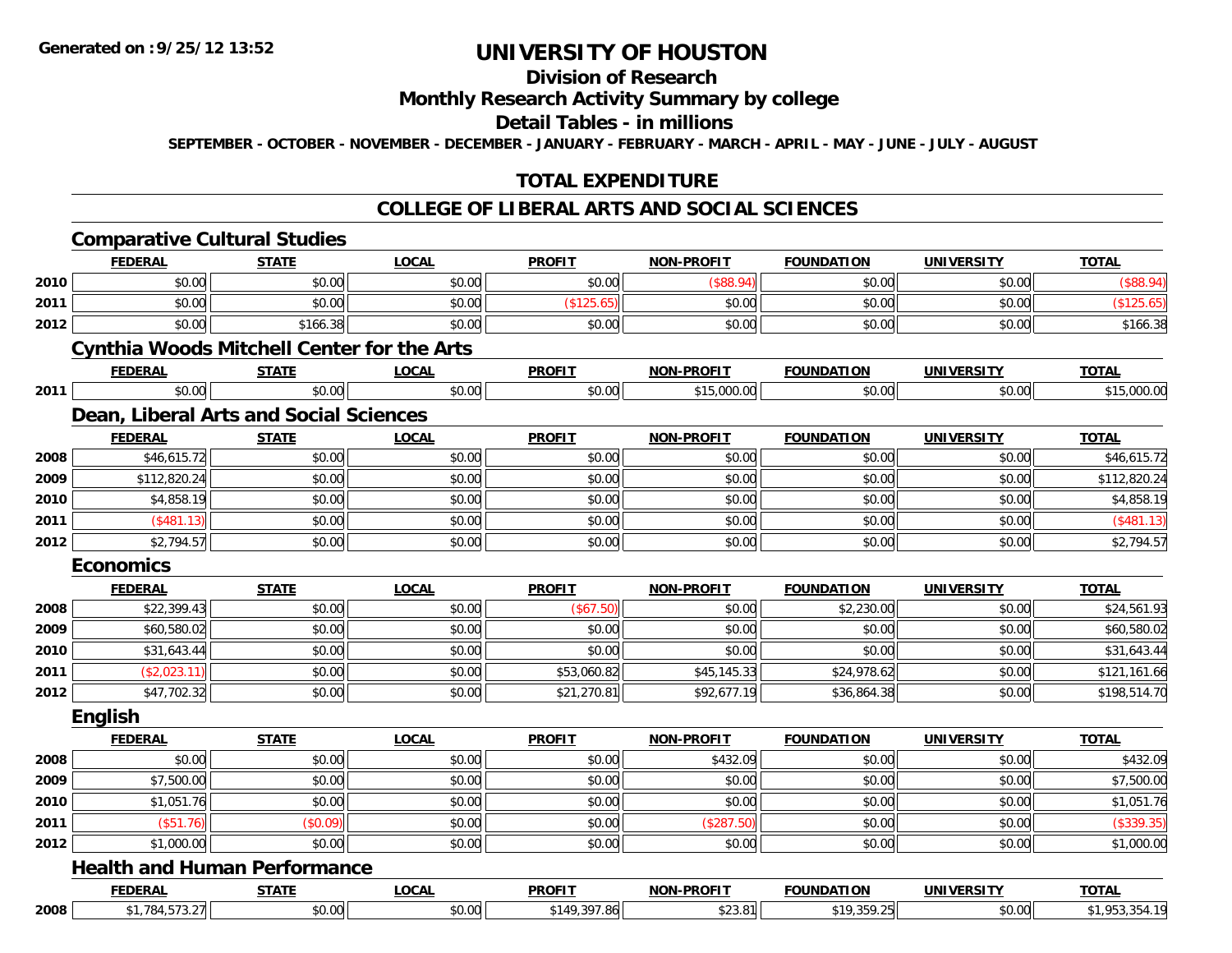Generated on :9/25/12 13:52

# UNIVERSITY OF HOUSTON

## Division of Research

## Monthly Research Activity Summary by college

## Detail Tables - in millions

SEPTEMBER - OCTOBER - NOVEMBER - DECEMBER - JANUARY - FEBRUARY - MARCH - APRIL - MAY - JUNE - JULY - AUGUST

## TOTAL EXPENDITURE

## COLLEGE OF LIBERAL ARTS AND SOCIAL SCIENCES

### Comparative Cultural Studies

| | FEDERAL | STATE | LOCAL | PROFIT | NON-PROFIT | FOUNDATION | UNIVERSITY | TOTAL |
|---|---|---|---|---|---|---|---|---|
| 2010 | $0.00 | $0.00 | $0.00 | $0.00 | ($88.94) | $0.00 | $0.00 | ($88.94) |
| 2011 | $0.00 | $0.00 | $0.00 | ($125.65) | $0.00 | $0.00 | $0.00 | ($125.65) |
| 2012 | $0.00 | $166.38 | $0.00 | $0.00 | $0.00 | $0.00 | $0.00 | $166.38 |

### Cynthia Woods Mitchell Center for the Arts

| | FEDERAL | STATE | LOCAL | PROFIT | NON-PROFIT | FOUNDATION | UNIVERSITY | TOTAL |
|---|---|---|---|---|---|---|---|---|
| 2011 | $0.00 | $0.00 | $0.00 | $0.00 | $15,000.00 | $0.00 | $0.00 | $15,000.00 |

### Dean, Liberal Arts and Social Sciences

| | FEDERAL | STATE | LOCAL | PROFIT | NON-PROFIT | FOUNDATION | UNIVERSITY | TOTAL |
|---|---|---|---|---|---|---|---|---|
| 2008 | $46,615.72 | $0.00 | $0.00 | $0.00 | $0.00 | $0.00 | $0.00 | $46,615.72 |
| 2009 | $112,820.24 | $0.00 | $0.00 | $0.00 | $0.00 | $0.00 | $0.00 | $112,820.24 |
| 2010 | $4,858.19 | $0.00 | $0.00 | $0.00 | $0.00 | $0.00 | $0.00 | $4,858.19 |
| 2011 | ($481.13) | $0.00 | $0.00 | $0.00 | $0.00 | $0.00 | $0.00 | ($481.13) |
| 2012 | $2,794.57 | $0.00 | $0.00 | $0.00 | $0.00 | $0.00 | $0.00 | $2,794.57 |

### Economics

| | FEDERAL | STATE | LOCAL | PROFIT | NON-PROFIT | FOUNDATION | UNIVERSITY | TOTAL |
|---|---|---|---|---|---|---|---|---|
| 2008 | $22,399.43 | $0.00 | $0.00 | ($67.50) | $0.00 | $2,230.00 | $0.00 | $24,561.93 |
| 2009 | $60,580.02 | $0.00 | $0.00 | $0.00 | $0.00 | $0.00 | $0.00 | $60,580.02 |
| 2010 | $31,643.44 | $0.00 | $0.00 | $0.00 | $0.00 | $0.00 | $0.00 | $31,643.44 |
| 2011 | ($2,023.11) | $0.00 | $0.00 | $53,060.82 | $45,145.33 | $24,978.62 | $0.00 | $121,161.66 |
| 2012 | $47,702.32 | $0.00 | $0.00 | $21,270.81 | $92,677.19 | $36,864.38 | $0.00 | $198,514.70 |

### English

| | FEDERAL | STATE | LOCAL | PROFIT | NON-PROFIT | FOUNDATION | UNIVERSITY | TOTAL |
|---|---|---|---|---|---|---|---|---|
| 2008 | $0.00 | $0.00 | $0.00 | $0.00 | $432.09 | $0.00 | $0.00 | $432.09 |
| 2009 | $7,500.00 | $0.00 | $0.00 | $0.00 | $0.00 | $0.00 | $0.00 | $7,500.00 |
| 2010 | $1,051.76 | $0.00 | $0.00 | $0.00 | $0.00 | $0.00 | $0.00 | $1,051.76 |
| 2011 | ($51.76) | ($0.09) | $0.00 | $0.00 | ($287.50) | $0.00 | $0.00 | ($339.35) |
| 2012 | $1,000.00 | $0.00 | $0.00 | $0.00 | $0.00 | $0.00 | $0.00 | $1,000.00 |

### Health and Human Performance

| | FEDERAL | STATE | LOCAL | PROFIT | NON-PROFIT | FOUNDATION | UNIVERSITY | TOTAL |
|---|---|---|---|---|---|---|---|---|
| 2008 | $1,784,573.27 | $0.00 | $0.00 | $149,397.86 | $23.81 | $19,359.25 | $0.00 | $1,953,354.19 |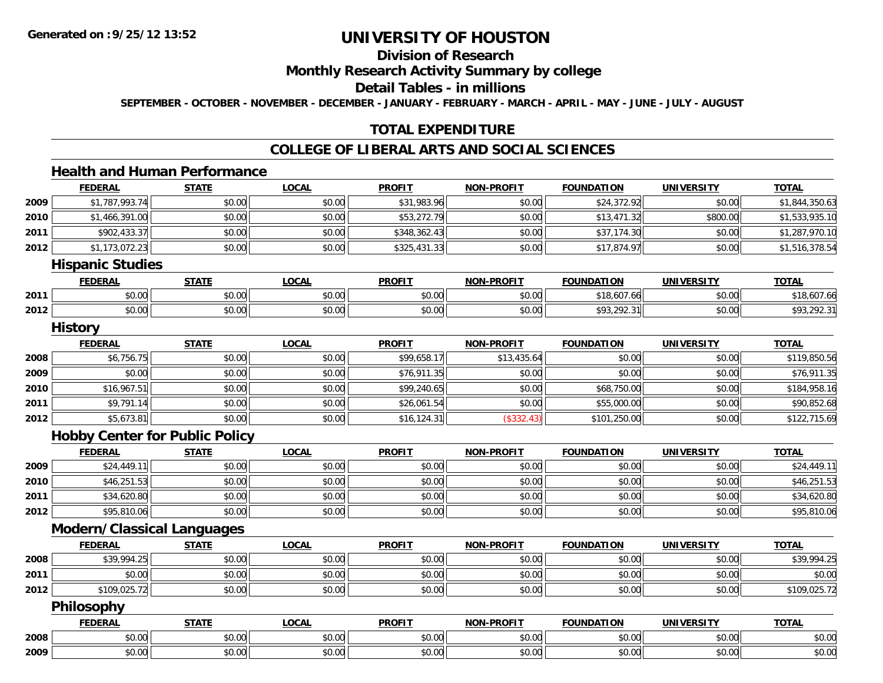# UNIVERSITY OF HOUSTON

## Division of Research

## Monthly Research Activity Summary by college

## Detail Tables - in millions

SEPTEMBER - OCTOBER - NOVEMBER - DECEMBER - JANUARY - FEBRUARY - MARCH - APRIL - MAY - JUNE - JULY - AUGUST

## TOTAL EXPENDITURE

## COLLEGE OF LIBERAL ARTS AND SOCIAL SCIENCES

### Health and Human Performance

| | FEDERAL | STATE | LOCAL | PROFIT | NON-PROFIT | FOUNDATION | UNIVERSITY | TOTAL |
|---|---|---|---|---|---|---|---|---|
| 2009 | $1,787,993.74 | $0.00 | $0.00 | $31,983.96 | $0.00 | $24,372.92 | $0.00 | $1,844,350.63 |
| 2010 | $1,466,391.00 | $0.00 | $0.00 | $53,272.79 | $0.00 | $13,471.32 | $800.00 | $1,533,935.10 |
| 2011 | $902,433.37 | $0.00 | $0.00 | $348,362.43 | $0.00 | $37,174.30 | $0.00 | $1,287,970.10 |
| 2012 | $1,173,072.23 | $0.00 | $0.00 | $325,431.33 | $0.00 | $17,874.97 | $0.00 | $1,516,378.54 |

### Hispanic Studies

| | FEDERAL | STATE | LOCAL | PROFIT | NON-PROFIT | FOUNDATION | UNIVERSITY | TOTAL |
|---|---|---|---|---|---|---|---|---|
| 2011 | $0.00 | $0.00 | $0.00 | $0.00 | $0.00 | $18,607.66 | $0.00 | $18,607.66 |
| 2012 | $0.00 | $0.00 | $0.00 | $0.00 | $0.00 | $93,292.31 | $0.00 | $93,292.31 |

### History

| | FEDERAL | STATE | LOCAL | PROFIT | NON-PROFIT | FOUNDATION | UNIVERSITY | TOTAL |
|---|---|---|---|---|---|---|---|---|
| 2008 | $6,756.75 | $0.00 | $0.00 | $99,658.17 | $13,435.64 | $0.00 | $0.00 | $119,850.56 |
| 2009 | $0.00 | $0.00 | $0.00 | $76,911.35 | $0.00 | $0.00 | $0.00 | $76,911.35 |
| 2010 | $16,967.51 | $0.00 | $0.00 | $99,240.65 | $0.00 | $68,750.00 | $0.00 | $184,958.16 |
| 2011 | $9,791.14 | $0.00 | $0.00 | $26,061.54 | $0.00 | $55,000.00 | $0.00 | $90,852.68 |
| 2012 | $5,673.81 | $0.00 | $0.00 | $16,124.31 | ($332.43) | $101,250.00 | $0.00 | $122,715.69 |

### Hobby Center for Public Policy

| | FEDERAL | STATE | LOCAL | PROFIT | NON-PROFIT | FOUNDATION | UNIVERSITY | TOTAL |
|---|---|---|---|---|---|---|---|---|
| 2009 | $24,449.11 | $0.00 | $0.00 | $0.00 | $0.00 | $0.00 | $0.00 | $24,449.11 |
| 2010 | $46,251.53 | $0.00 | $0.00 | $0.00 | $0.00 | $0.00 | $0.00 | $46,251.53 |
| 2011 | $34,620.80 | $0.00 | $0.00 | $0.00 | $0.00 | $0.00 | $0.00 | $34,620.80 |
| 2012 | $95,810.06 | $0.00 | $0.00 | $0.00 | $0.00 | $0.00 | $0.00 | $95,810.06 |

### Modern/Classical Languages

| | FEDERAL | STATE | LOCAL | PROFIT | NON-PROFIT | FOUNDATION | UNIVERSITY | TOTAL |
|---|---|---|---|---|---|---|---|---|
| 2008 | $39,994.25 | $0.00 | $0.00 | $0.00 | $0.00 | $0.00 | $0.00 | $39,994.25 |
| 2011 | $0.00 | $0.00 | $0.00 | $0.00 | $0.00 | $0.00 | $0.00 | $0.00 |
| 2012 | $109,025.72 | $0.00 | $0.00 | $0.00 | $0.00 | $0.00 | $0.00 | $109,025.72 |

### Philosophy

| | FEDERAL | STATE | LOCAL | PROFIT | NON-PROFIT | FOUNDATION | UNIVERSITY | TOTAL |
|---|---|---|---|---|---|---|---|---|
| 2008 | $0.00 | $0.00 | $0.00 | $0.00 | $0.00 | $0.00 | $0.00 | $0.00 |
| 2009 | $0.00 | $0.00 | $0.00 | $0.00 | $0.00 | $0.00 | $0.00 | $0.00 |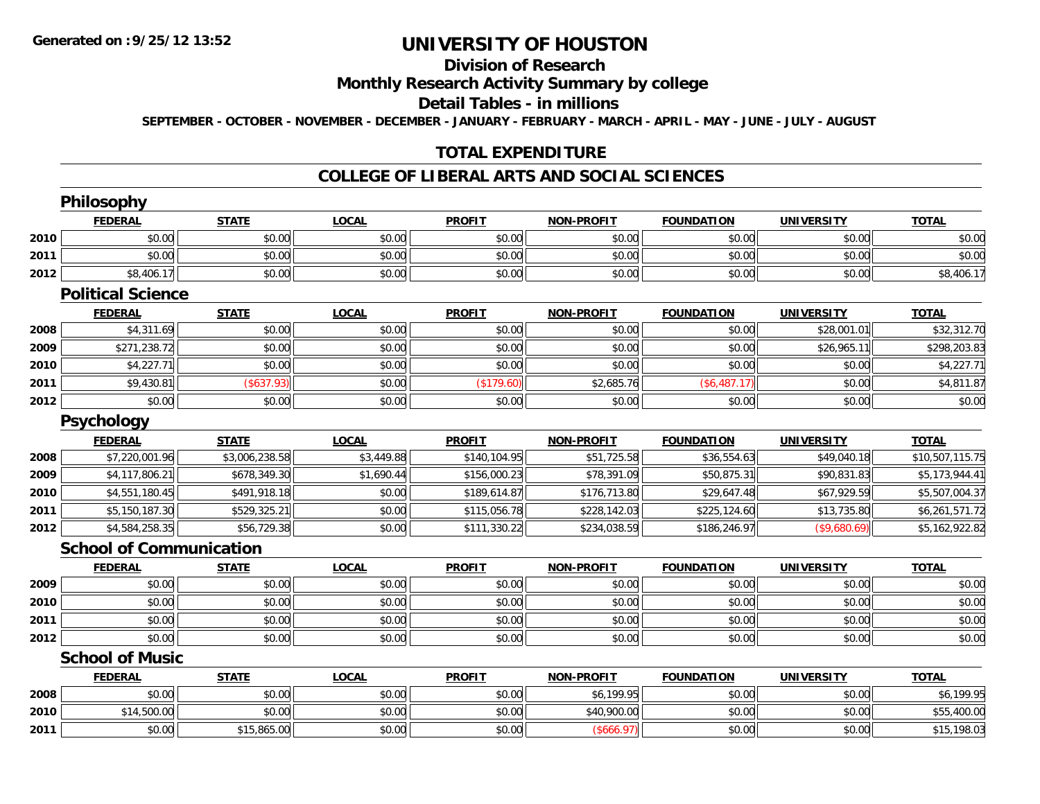**Generated on :9/25/12 13:52**

# UNIVERSITY OF HOUSTON

## Division of Research

## Monthly Research Activity Summary by college

## Detail Tables - in millions

**SEPTEMBER - OCTOBER - NOVEMBER - DECEMBER - JANUARY - FEBRUARY - MARCH - APRIL - MAY - JUNE - JULY - AUGUST**

## TOTAL EXPENDITURE

## COLLEGE OF LIBERAL ARTS AND SOCIAL SCIENCES

### Philosophy

| | FEDERAL | STATE | LOCAL | PROFIT | NON-PROFIT | FOUNDATION | UNIVERSITY | TOTAL |
|---|---|---|---|---|---|---|---|---|
| 2010 | $0.00 | $0.00 | $0.00 | $0.00 | $0.00 | $0.00 | $0.00 | $0.00 |
| 2011 | $0.00 | $0.00 | $0.00 | $0.00 | $0.00 | $0.00 | $0.00 | $0.00 |
| 2012 | $8,406.17 | $0.00 | $0.00 | $0.00 | $0.00 | $0.00 | $0.00 | $8,406.17 |

### Political Science

| | FEDERAL | STATE | LOCAL | PROFIT | NON-PROFIT | FOUNDATION | UNIVERSITY | TOTAL |
|---|---|---|---|---|---|---|---|---|
| 2008 | $4,311.69 | $0.00 | $0.00 | $0.00 | $0.00 | $0.00 | $28,001.01 | $32,312.70 |
| 2009 | $271,238.72 | $0.00 | $0.00 | $0.00 | $0.00 | $0.00 | $26,965.11 | $298,203.83 |
| 2010 | $4,227.71 | $0.00 | $0.00 | $0.00 | $0.00 | $0.00 | $0.00 | $4,227.71 |
| 2011 | $9,430.81 | ($637.93) | $0.00 | ($179.60) | $2,685.76 | ($6,487.17) | $0.00 | $4,811.87 |
| 2012 | $0.00 | $0.00 | $0.00 | $0.00 | $0.00 | $0.00 | $0.00 | $0.00 |

### Psychology

| | FEDERAL | STATE | LOCAL | PROFIT | NON-PROFIT | FOUNDATION | UNIVERSITY | TOTAL |
|---|---|---|---|---|---|---|---|---|
| 2008 | $7,220,001.96 | $3,006,238.58 | $3,449.88 | $140,104.95 | $51,725.58 | $36,554.63 | $49,040.18 | $10,507,115.75 |
| 2009 | $4,117,806.21 | $678,349.30 | $1,690.44 | $156,000.23 | $78,391.09 | $50,875.31 | $90,831.83 | $5,173,944.41 |
| 2010 | $4,551,180.45 | $491,918.18 | $0.00 | $189,614.87 | $176,713.80 | $29,647.48 | $67,929.59 | $5,507,004.37 |
| 2011 | $5,150,187.30 | $529,325.21 | $0.00 | $115,056.78 | $228,142.03 | $225,124.60 | $13,735.80 | $6,261,571.72 |
| 2012 | $4,584,258.35 | $56,729.38 | $0.00 | $111,330.22 | $234,038.59 | $186,246.97 | ($9,680.69) | $5,162,922.82 |

### School of Communication

| | FEDERAL | STATE | LOCAL | PROFIT | NON-PROFIT | FOUNDATION | UNIVERSITY | TOTAL |
|---|---|---|---|---|---|---|---|---|
| 2009 | $0.00 | $0.00 | $0.00 | $0.00 | $0.00 | $0.00 | $0.00 | $0.00 |
| 2010 | $0.00 | $0.00 | $0.00 | $0.00 | $0.00 | $0.00 | $0.00 | $0.00 |
| 2011 | $0.00 | $0.00 | $0.00 | $0.00 | $0.00 | $0.00 | $0.00 | $0.00 |
| 2012 | $0.00 | $0.00 | $0.00 | $0.00 | $0.00 | $0.00 | $0.00 | $0.00 |

### School of Music

| | FEDERAL | STATE | LOCAL | PROFIT | NON-PROFIT | FOUNDATION | UNIVERSITY | TOTAL |
|---|---|---|---|---|---|---|---|---|
| 2008 | $0.00 | $0.00 | $0.00 | $0.00 | $6,199.95 | $0.00 | $0.00 | $6,199.95 |
| 2010 | $14,500.00 | $0.00 | $0.00 | $0.00 | $40,900.00 | $0.00 | $0.00 | $55,400.00 |
| 2011 | $0.00 | $15,865.00 | $0.00 | $0.00 | ($666.97) | $0.00 | $0.00 | $15,198.03 |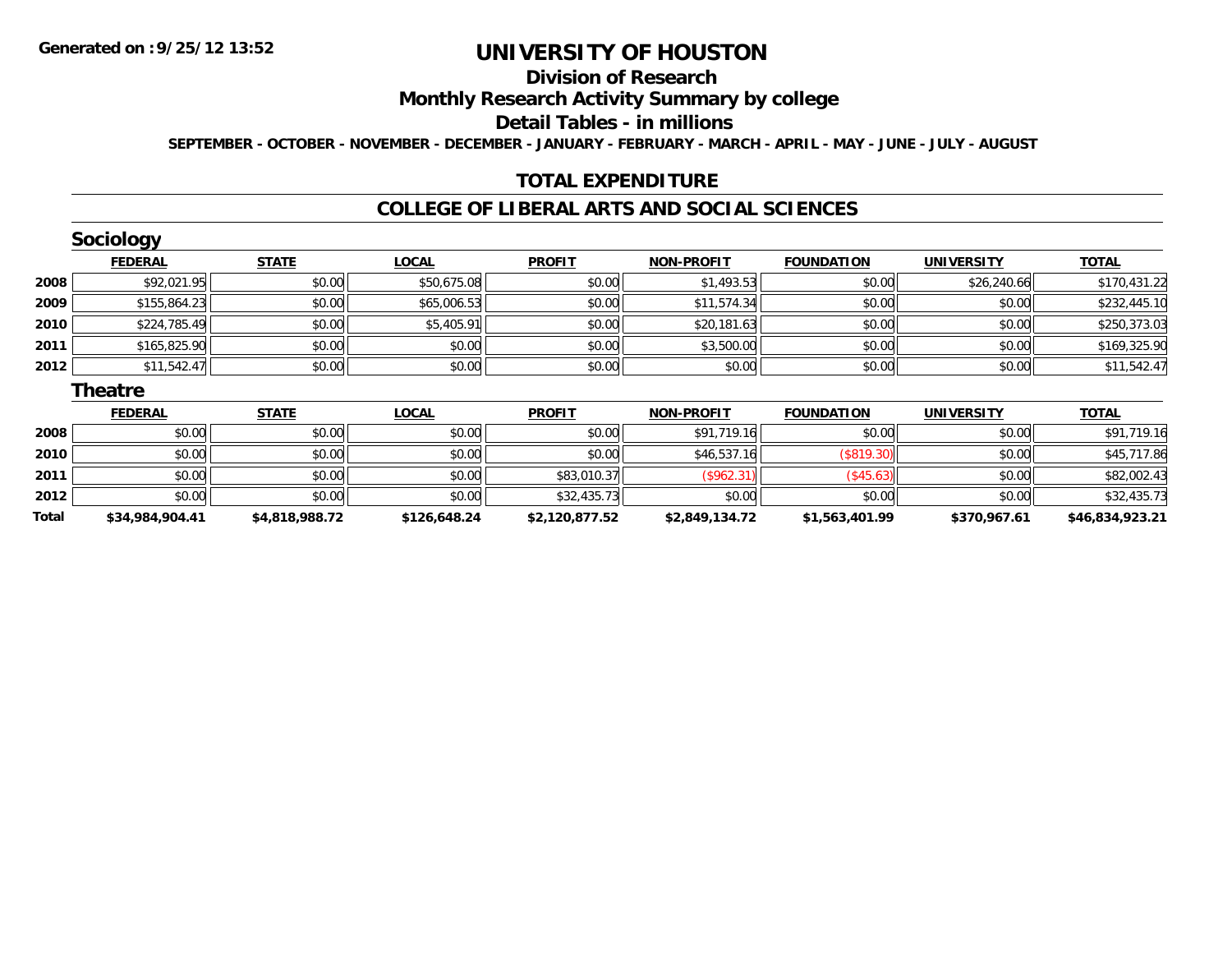# UNIVERSITY OF HOUSTON

## Division of Research

## Monthly Research Activity Summary by college

## Detail Tables - in millions

SEPTEMBER - OCTOBER - NOVEMBER - DECEMBER - JANUARY - FEBRUARY - MARCH - APRIL - MAY - JUNE - JULY - AUGUST

## TOTAL EXPENDITURE

## COLLEGE OF LIBERAL ARTS AND SOCIAL SCIENCES

### Sociology

| | FEDERAL | STATE | LOCAL | PROFIT | NON-PROFIT | FOUNDATION | UNIVERSITY | TOTAL |
|---|---|---|---|---|---|---|---|---|
| 2008 | $92,021.95 | $0.00 | $50,675.08 | $0.00 | $1,493.53 | $0.00 | $26,240.66 | $170,431.22 |
| 2009 | $155,864.23 | $0.00 | $65,006.53 | $0.00 | $11,574.34 | $0.00 | $0.00 | $232,445.10 |
| 2010 | $224,785.49 | $0.00 | $5,405.91 | $0.00 | $20,181.63 | $0.00 | $0.00 | $250,373.03 |
| 2011 | $165,825.90 | $0.00 | $0.00 | $0.00 | $3,500.00 | $0.00 | $0.00 | $169,325.90 |
| 2012 | $11,542.47 | $0.00 | $0.00 | $0.00 | $0.00 | $0.00 | $0.00 | $11,542.47 |

### Theatre

| | FEDERAL | STATE | LOCAL | PROFIT | NON-PROFIT | FOUNDATION | UNIVERSITY | TOTAL |
|---|---|---|---|---|---|---|---|---|
| 2008 | $0.00 | $0.00 | $0.00 | $0.00 | $91,719.16 | $0.00 | $0.00 | $91,719.16 |
| 2010 | $0.00 | $0.00 | $0.00 | $0.00 | $46,537.16 | ($819.30) | $0.00 | $45,717.86 |
| 2011 | $0.00 | $0.00 | $0.00 | $83,010.37 | ($962.31) | ($45.63) | $0.00 | $82,002.43 |
| 2012 | $0.00 | $0.00 | $0.00 | $32,435.73 | $0.00 | $0.00 | $0.00 | $32,435.73 |
| **Total** | **$34,984,904.41** | **$4,818,988.72** | **$126,648.24** | **$2,120,877.52** | **$2,849,134.72** | **$1,563,401.99** | **$370,967.61** | **$46,834,923.21** |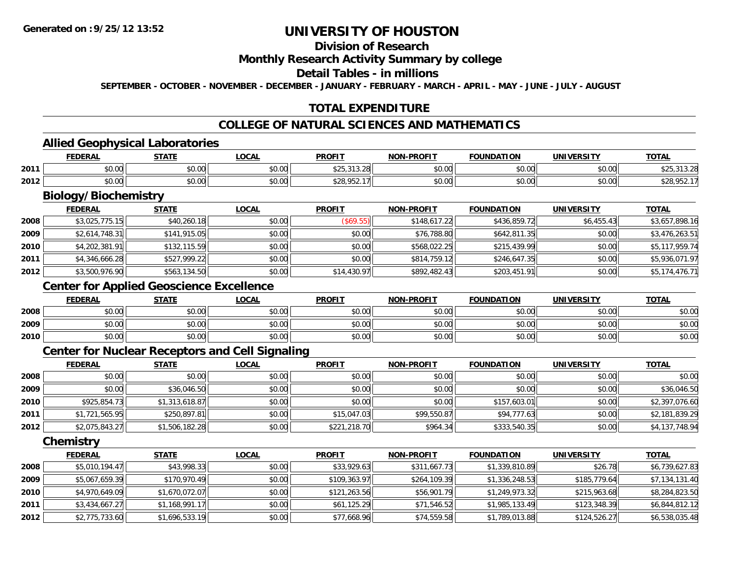**Generated on :9/25/12 13:52**

# UNIVERSITY OF HOUSTON

## Division of Research

## Monthly Research Activity Summary by college

## Detail Tables - in millions

SEPTEMBER - OCTOBER - NOVEMBER - DECEMBER - JANUARY - FEBRUARY - MARCH - APRIL - MAY - JUNE - JULY - AUGUST

## TOTAL EXPENDITURE

## COLLEGE OF NATURAL SCIENCES AND MATHEMATICS

### Allied Geophysical Laboratories

| | FEDERAL | STATE | LOCAL | PROFIT | NON-PROFIT | FOUNDATION | UNIVERSITY | TOTAL |
|---|---|---|---|---|---|---|---|---|
| 2011 | $0.00 | $0.00 | $0.00 | $25,313.28 | $0.00 | $0.00 | $0.00 | $25,313.28 |
| 2012 | $0.00 | $0.00 | $0.00 | $28,952.17 | $0.00 | $0.00 | $0.00 | $28,952.17 |

### Biology/Biochemistry

| | FEDERAL | STATE | LOCAL | PROFIT | NON-PROFIT | FOUNDATION | UNIVERSITY | TOTAL |
|---|---|---|---|---|---|---|---|---|
| 2008 | $3,025,775.15 | $40,260.18 | $0.00 | ($69.55) | $148,617.22 | $436,859.72 | $6,455.43 | $3,657,898.16 |
| 2009 | $2,614,748.31 | $141,915.05 | $0.00 | $0.00 | $76,788.80 | $642,811.35 | $0.00 | $3,476,263.51 |
| 2010 | $4,202,381.91 | $132,115.59 | $0.00 | $0.00 | $568,022.25 | $215,439.99 | $0.00 | $5,117,959.74 |
| 2011 | $4,346,666.28 | $527,999.22 | $0.00 | $0.00 | $814,759.12 | $246,647.35 | $0.00 | $5,936,071.97 |
| 2012 | $3,500,976.90 | $563,134.50 | $0.00 | $14,430.97 | $892,482.43 | $203,451.91 | $0.00 | $5,174,476.71 |

### Center for Applied Geoscience Excellence

| | FEDERAL | STATE | LOCAL | PROFIT | NON-PROFIT | FOUNDATION | UNIVERSITY | TOTAL |
|---|---|---|---|---|---|---|---|---|
| 2008 | $0.00 | $0.00 | $0.00 | $0.00 | $0.00 | $0.00 | $0.00 | $0.00 |
| 2009 | $0.00 | $0.00 | $0.00 | $0.00 | $0.00 | $0.00 | $0.00 | $0.00 |
| 2010 | $0.00 | $0.00 | $0.00 | $0.00 | $0.00 | $0.00 | $0.00 | $0.00 |

### Center for Nuclear Receptors and Cell Signaling

| | FEDERAL | STATE | LOCAL | PROFIT | NON-PROFIT | FOUNDATION | UNIVERSITY | TOTAL |
|---|---|---|---|---|---|---|---|---|
| 2008 | $0.00 | $0.00 | $0.00 | $0.00 | $0.00 | $0.00 | $0.00 | $0.00 |
| 2009 | $0.00 | $36,046.50 | $0.00 | $0.00 | $0.00 | $0.00 | $0.00 | $36,046.50 |
| 2010 | $925,854.73 | $1,313,618.87 | $0.00 | $0.00 | $0.00 | $157,603.01 | $0.00 | $2,397,076.60 |
| 2011 | $1,721,565.95 | $250,897.81 | $0.00 | $15,047.03 | $99,550.87 | $94,777.63 | $0.00 | $2,181,839.29 |
| 2012 | $2,075,843.27 | $1,506,182.28 | $0.00 | $221,218.70 | $964.34 | $333,540.35 | $0.00 | $4,137,748.94 |

### Chemistry

| | FEDERAL | STATE | LOCAL | PROFIT | NON-PROFIT | FOUNDATION | UNIVERSITY | TOTAL |
|---|---|---|---|---|---|---|---|---|
| 2008 | $5,010,194.47 | $43,998.33 | $0.00 | $33,929.63 | $311,667.73 | $1,339,810.89 | $26.78 | $6,739,627.83 |
| 2009 | $5,067,659.39 | $170,970.49 | $0.00 | $109,363.97 | $264,109.39 | $1,336,248.53 | $185,779.64 | $7,134,131.40 |
| 2010 | $4,970,649.09 | $1,670,072.07 | $0.00 | $121,263.56 | $56,901.79 | $1,249,973.32 | $215,963.68 | $8,284,823.50 |
| 2011 | $3,434,667.27 | $1,168,991.17 | $0.00 | $61,125.29 | $71,546.52 | $1,985,133.49 | $123,348.39 | $6,844,812.12 |
| 2012 | $2,775,733.60 | $1,696,533.19 | $0.00 | $77,668.96 | $74,559.58 | $1,789,013.88 | $124,526.27 | $6,538,035.48 |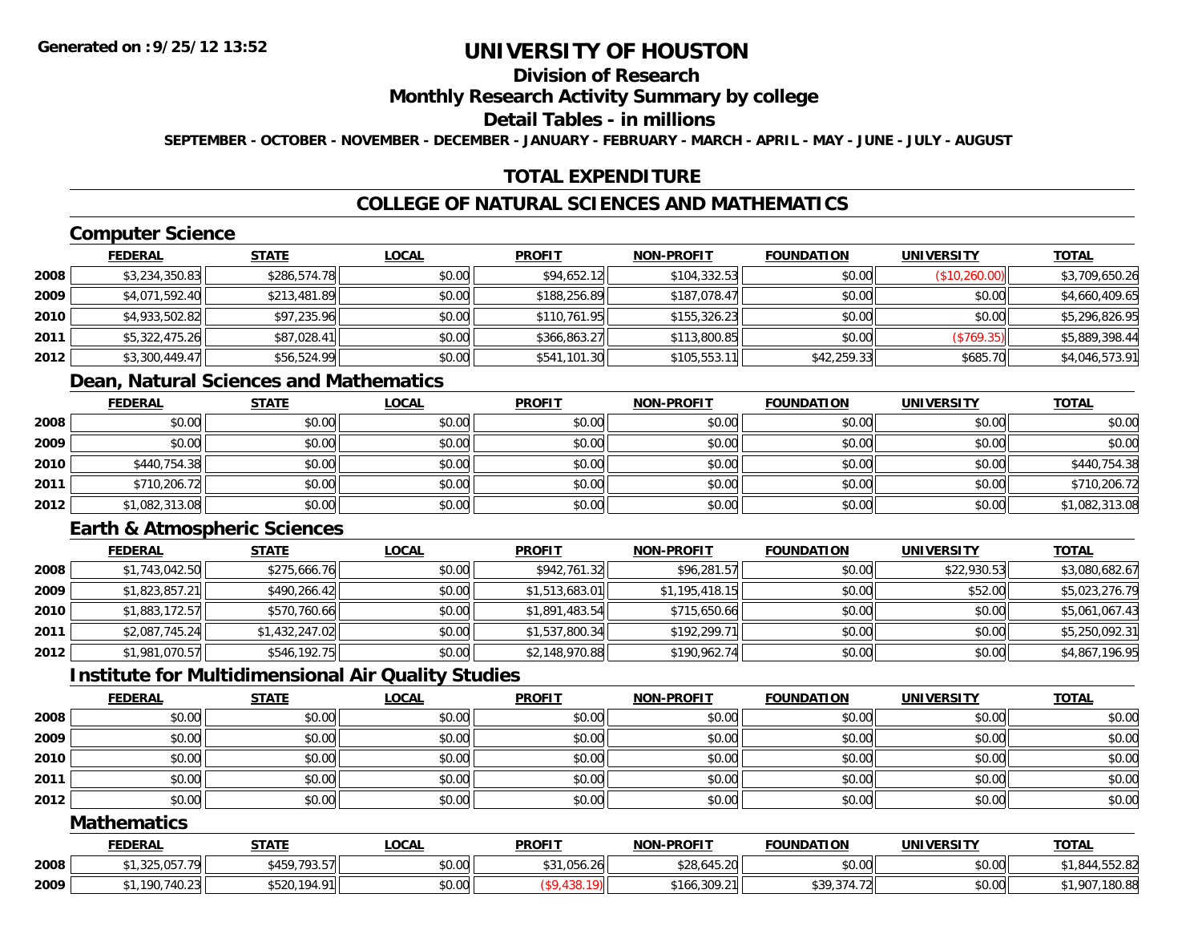# UNIVERSITY OF HOUSTON

## Division of Research

## Monthly Research Activity Summary by college

## Detail Tables - in millions

SEPTEMBER - OCTOBER - NOVEMBER - DECEMBER - JANUARY - FEBRUARY - MARCH - APRIL - MAY - JUNE - JULY - AUGUST

## TOTAL EXPENDITURE

## COLLEGE OF NATURAL SCIENCES AND MATHEMATICS

### Computer Science

| | FEDERAL | STATE | LOCAL | PROFIT | NON-PROFIT | FOUNDATION | UNIVERSITY | TOTAL |
|---|---|---|---|---|---|---|---|---|
| 2008 | $3,234,350.83 | $286,574.78 | $0.00 | $94,652.12 | $104,332.53 | $0.00 | ($10,260.00) | $3,709,650.26 |
| 2009 | $4,071,592.40 | $213,481.89 | $0.00 | $188,256.89 | $187,078.47 | $0.00 | $0.00 | $4,660,409.65 |
| 2010 | $4,933,502.82 | $97,235.96 | $0.00 | $110,761.95 | $155,326.23 | $0.00 | $0.00 | $5,296,826.95 |
| 2011 | $5,322,475.26 | $87,028.41 | $0.00 | $366,863.27 | $113,800.85 | $0.00 | ($769.35) | $5,889,398.44 |
| 2012 | $3,300,449.47 | $56,524.99 | $0.00 | $541,101.30 | $105,553.11 | $42,259.33 | $685.70 | $4,046,573.91 |

### Dean, Natural Sciences and Mathematics

| | FEDERAL | STATE | LOCAL | PROFIT | NON-PROFIT | FOUNDATION | UNIVERSITY | TOTAL |
|---|---|---|---|---|---|---|---|---|
| 2008 | $0.00 | $0.00 | $0.00 | $0.00 | $0.00 | $0.00 | $0.00 | $0.00 |
| 2009 | $0.00 | $0.00 | $0.00 | $0.00 | $0.00 | $0.00 | $0.00 | $0.00 |
| 2010 | $440,754.38 | $0.00 | $0.00 | $0.00 | $0.00 | $0.00 | $0.00 | $440,754.38 |
| 2011 | $710,206.72 | $0.00 | $0.00 | $0.00 | $0.00 | $0.00 | $0.00 | $710,206.72 |
| 2012 | $1,082,313.08 | $0.00 | $0.00 | $0.00 | $0.00 | $0.00 | $0.00 | $1,082,313.08 |

### Earth & Atmospheric Sciences

| | FEDERAL | STATE | LOCAL | PROFIT | NON-PROFIT | FOUNDATION | UNIVERSITY | TOTAL |
|---|---|---|---|---|---|---|---|---|
| 2008 | $1,743,042.50 | $275,666.76 | $0.00 | $942,761.32 | $96,281.57 | $0.00 | $22,930.53 | $3,080,682.67 |
| 2009 | $1,823,857.21 | $490,266.42 | $0.00 | $1,513,683.01 | $1,195,418.15 | $0.00 | $52.00 | $5,023,276.79 |
| 2010 | $1,883,172.57 | $570,760.66 | $0.00 | $1,891,483.54 | $715,650.66 | $0.00 | $0.00 | $5,061,067.43 |
| 2011 | $2,087,745.24 | $1,432,247.02 | $0.00 | $1,537,800.34 | $192,299.71 | $0.00 | $0.00 | $5,250,092.31 |
| 2012 | $1,981,070.57 | $546,192.75 | $0.00 | $2,148,970.88 | $190,962.74 | $0.00 | $0.00 | $4,867,196.95 |

### Institute for Multidimensional Air Quality Studies

| | FEDERAL | STATE | LOCAL | PROFIT | NON-PROFIT | FOUNDATION | UNIVERSITY | TOTAL |
|---|---|---|---|---|---|---|---|---|
| 2008 | $0.00 | $0.00 | $0.00 | $0.00 | $0.00 | $0.00 | $0.00 | $0.00 |
| 2009 | $0.00 | $0.00 | $0.00 | $0.00 | $0.00 | $0.00 | $0.00 | $0.00 |
| 2010 | $0.00 | $0.00 | $0.00 | $0.00 | $0.00 | $0.00 | $0.00 | $0.00 |
| 2011 | $0.00 | $0.00 | $0.00 | $0.00 | $0.00 | $0.00 | $0.00 | $0.00 |
| 2012 | $0.00 | $0.00 | $0.00 | $0.00 | $0.00 | $0.00 | $0.00 | $0.00 |

### Mathematics

| | FEDERAL | STATE | LOCAL | PROFIT | NON-PROFIT | FOUNDATION | UNIVERSITY | TOTAL |
|---|---|---|---|---|---|---|---|---|
| 2008 | $1,325,057.79 | $459,793.57 | $0.00 | $31,056.26 | $28,645.20 | $0.00 | $0.00 | $1,844,552.82 |
| 2009 | $1,190,740.23 | $520,194.91 | $0.00 | ($9,438.19) | $166,309.21 | $39,374.72 | $0.00 | $1,907,180.88 |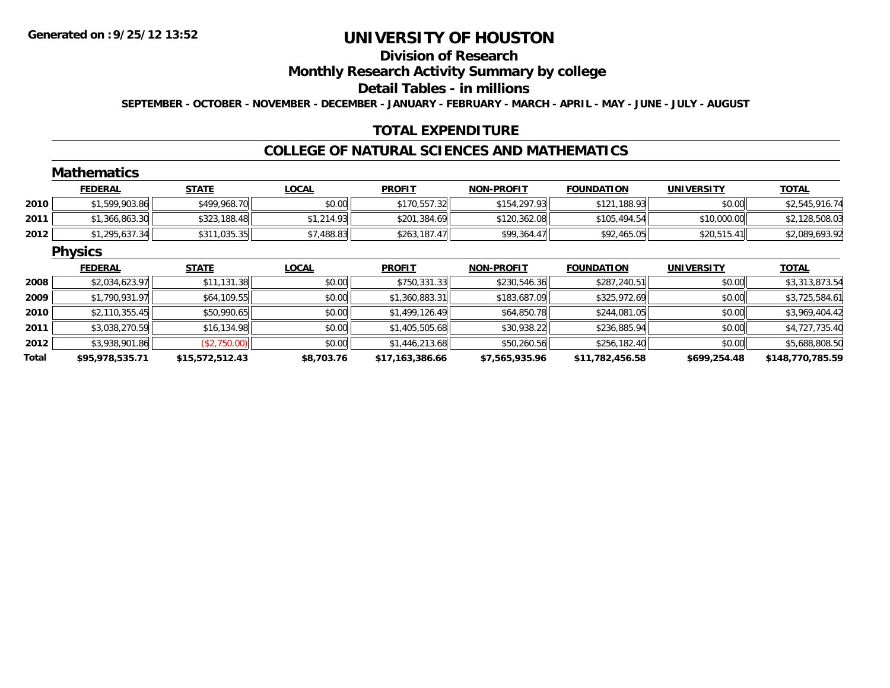**Generated on :9/25/12 13:52**

# UNIVERSITY OF HOUSTON

## Division of Research

## Monthly Research Activity Summary by college

## Detail Tables - in millions

**SEPTEMBER - OCTOBER - NOVEMBER - DECEMBER - JANUARY - FEBRUARY - MARCH - APRIL - MAY - JUNE - JULY - AUGUST**

## TOTAL EXPENDITURE

## COLLEGE OF NATURAL SCIENCES AND MATHEMATICS

### Mathematics

| | FEDERAL | STATE | LOCAL | PROFIT | NON-PROFIT | FOUNDATION | UNIVERSITY | TOTAL |
|---|---|---|---|---|---|---|---|---|
| 2010 | $1,599,903.86 | $499,968.70 | $0.00 | $170,557.32 | $154,297.93 | $121,188.93 | $0.00 | $2,545,916.74 |
| 2011 | $1,366,863.30 | $323,188.48 | $1,214.93 | $201,384.69 | $120,362.08 | $105,494.54 | $10,000.00 | $2,128,508.03 |
| 2012 | $1,295,637.34 | $311,035.35 | $7,488.83 | $263,187.47 | $99,364.47 | $92,465.05 | $20,515.41 | $2,089,693.92 |

### Physics

| | FEDERAL | STATE | LOCAL | PROFIT | NON-PROFIT | FOUNDATION | UNIVERSITY | TOTAL |
|---|---|---|---|---|---|---|---|---|
| 2008 | $2,034,623.97 | $11,131.38 | $0.00 | $750,331.33 | $230,546.36 | $287,240.51 | $0.00 | $3,313,873.54 |
| 2009 | $1,790,931.97 | $64,109.55 | $0.00 | $1,360,883.31 | $183,687.09 | $325,972.69 | $0.00 | $3,725,584.61 |
| 2010 | $2,110,355.45 | $50,990.65 | $0.00 | $1,499,126.49 | $64,850.78 | $244,081.05 | $0.00 | $3,969,404.42 |
| 2011 | $3,038,270.59 | $16,134.98 | $0.00 | $1,405,505.68 | $30,938.22 | $236,885.94 | $0.00 | $4,727,735.40 |
| 2012 | $3,938,901.86 | ($2,750.00) | $0.00 | $1,446,213.68 | $50,260.56 | $256,182.40 | $0.00 | $5,688,808.50 |
| **Total** | **$95,978,535.71** | **$15,572,512.43** | **$8,703.76** | **$17,163,386.66** | **$7,565,935.96** | **$11,782,456.58** | **$699,254.48** | **$148,770,785.59** |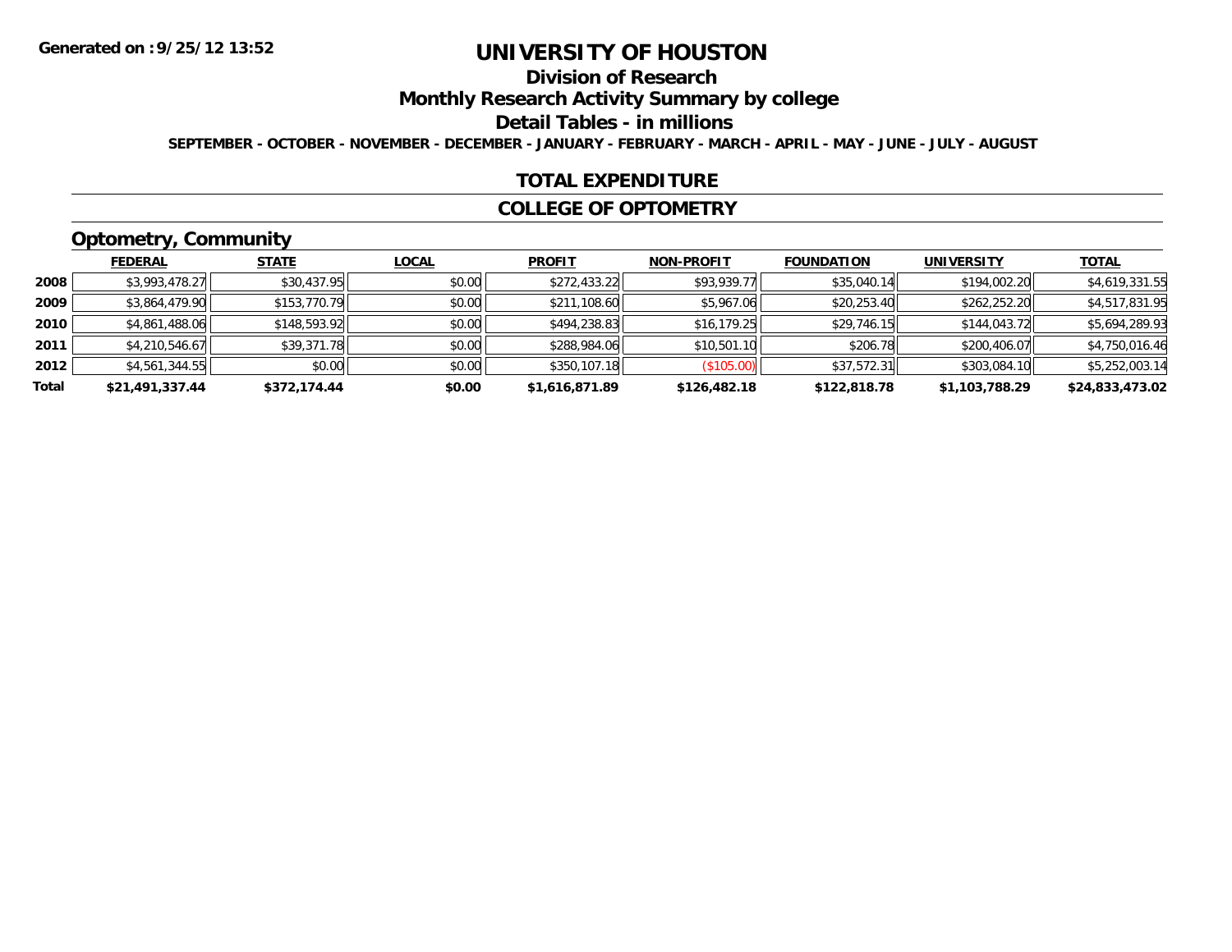**Generated on :9/25/12 13:52**

# UNIVERSITY OF HOUSTON

## Division of Research

## Monthly Research Activity Summary by college

## Detail Tables - in millions

**SEPTEMBER - OCTOBER - NOVEMBER - DECEMBER - JANUARY - FEBRUARY - MARCH - APRIL - MAY - JUNE - JULY - AUGUST**

### TOTAL EXPENDITURE

### COLLEGE OF OPTOMETRY

### Optometry, Community

| | FEDERAL | STATE | LOCAL | PROFIT | NON-PROFIT | FOUNDATION | UNIVERSITY | TOTAL |
|---|---|---|---|---|---|---|---|---|
| 2008 | $3,993,478.27 | $30,437.95 | $0.00 | $272,433.22 | $93,939.77 | $35,040.14 | $194,002.20 | $4,619,331.55 |
| 2009 | $3,864,479.90 | $153,770.79 | $0.00 | $211,108.60 | $5,967.06 | $20,253.40 | $262,252.20 | $4,517,831.95 |
| 2010 | $4,861,488.06 | $148,593.92 | $0.00 | $494,238.83 | $16,179.25 | $29,746.15 | $144,043.72 | $5,694,289.93 |
| 2011 | $4,210,546.67 | $39,371.78 | $0.00 | $288,984.06 | $10,501.10 | $206.78 | $200,406.07 | $4,750,016.46 |
| 2012 | $4,561,344.55 | $0.00 | $0.00 | $350,107.18 | ($105.00) | $37,572.31 | $303,084.10 | $5,252,003.14 |
| **Total** | **$21,491,337.44** | **$372,174.44** | **$0.00** | **$1,616,871.89** | **$126,482.18** | **$122,818.78** | **$1,103,788.29** | **$24,833,473.02** |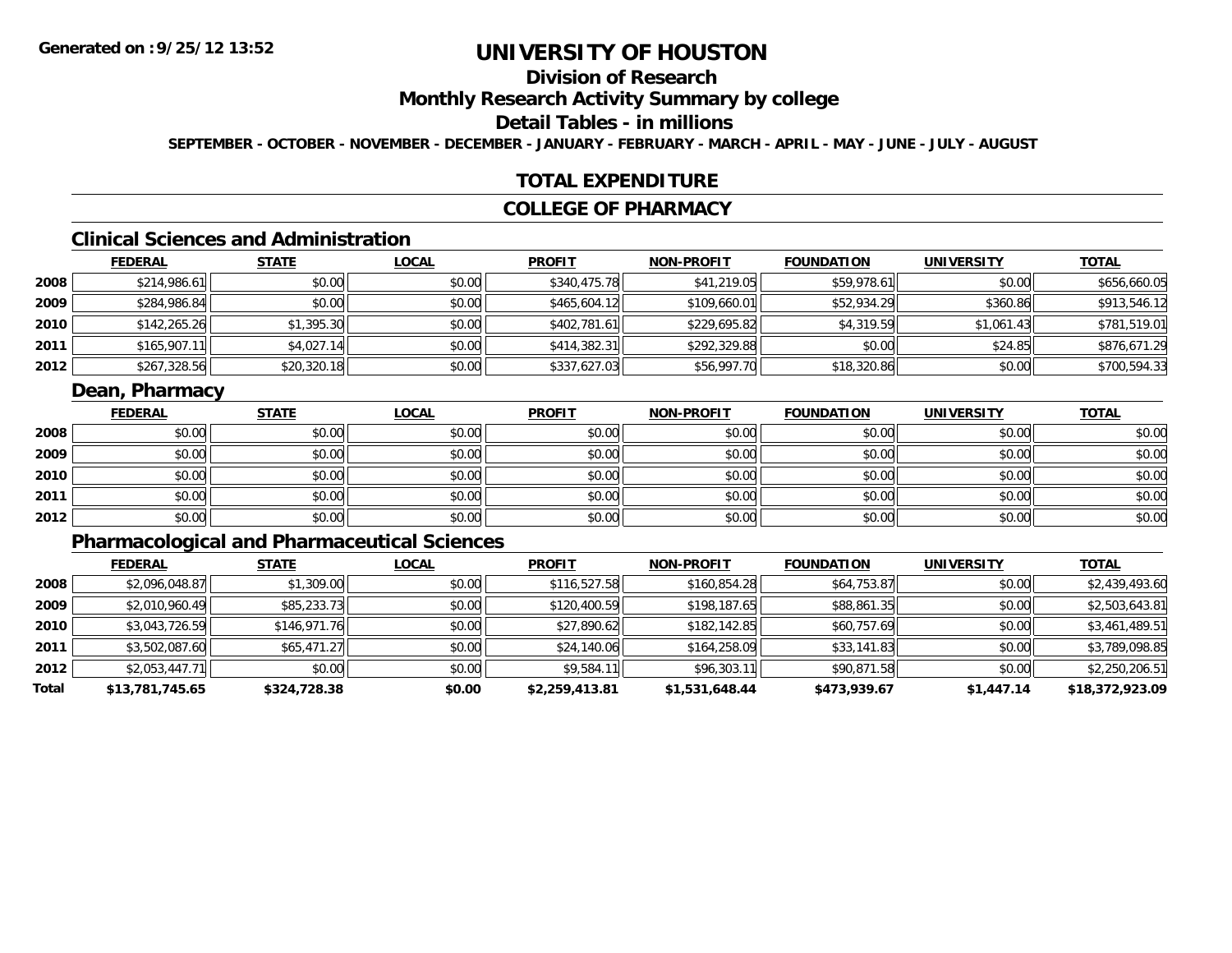# UNIVERSITY OF HOUSTON

## Division of Research

## Monthly Research Activity Summary by college

## Detail Tables - in millions

**SEPTEMBER - OCTOBER - NOVEMBER - DECEMBER - JANUARY - FEBRUARY - MARCH - APRIL - MAY - JUNE - JULY - AUGUST**

## TOTAL EXPENDITURE

## COLLEGE OF PHARMACY

### Clinical Sciences and Administration

| | FEDERAL | STATE | LOCAL | PROFIT | NON-PROFIT | FOUNDATION | UNIVERSITY | TOTAL |
|---|---|---|---|---|---|---|---|---|
| 2008 | $214,986.61 | $0.00 | $0.00 | $340,475.78 | $41,219.05 | $59,978.61 | $0.00 | $656,660.05 |
| 2009 | $284,986.84 | $0.00 | $0.00 | $465,604.12 | $109,660.01 | $52,934.29 | $360.86 | $913,546.12 |
| 2010 | $142,265.26 | $1,395.30 | $0.00 | $402,781.61 | $229,695.82 | $4,319.59 | $1,061.43 | $781,519.01 |
| 2011 | $165,907.11 | $4,027.14 | $0.00 | $414,382.31 | $292,329.88 | $0.00 | $24.85 | $876,671.29 |
| 2012 | $267,328.56 | $20,320.18 | $0.00 | $337,627.03 | $56,997.70 | $18,320.86 | $0.00 | $700,594.33 |

### Dean, Pharmacy

| | FEDERAL | STATE | LOCAL | PROFIT | NON-PROFIT | FOUNDATION | UNIVERSITY | TOTAL |
|---|---|---|---|---|---|---|---|---|
| 2008 | $0.00 | $0.00 | $0.00 | $0.00 | $0.00 | $0.00 | $0.00 | $0.00 |
| 2009 | $0.00 | $0.00 | $0.00 | $0.00 | $0.00 | $0.00 | $0.00 | $0.00 |
| 2010 | $0.00 | $0.00 | $0.00 | $0.00 | $0.00 | $0.00 | $0.00 | $0.00 |
| 2011 | $0.00 | $0.00 | $0.00 | $0.00 | $0.00 | $0.00 | $0.00 | $0.00 |
| 2012 | $0.00 | $0.00 | $0.00 | $0.00 | $0.00 | $0.00 | $0.00 | $0.00 |

### Pharmacological and Pharmaceutical Sciences

| | FEDERAL | STATE | LOCAL | PROFIT | NON-PROFIT | FOUNDATION | UNIVERSITY | TOTAL |
|---|---|---|---|---|---|---|---|---|
| 2008 | $2,096,048.87 | $1,309.00 | $0.00 | $116,527.58 | $160,854.28 | $64,753.87 | $0.00 | $2,439,493.60 |
| 2009 | $2,010,960.49 | $85,233.73 | $0.00 | $120,400.59 | $198,187.65 | $88,861.35 | $0.00 | $2,503,643.81 |
| 2010 | $3,043,726.59 | $146,971.76 | $0.00 | $27,890.62 | $182,142.85 | $60,757.69 | $0.00 | $3,461,489.51 |
| 2011 | $3,502,087.60 | $65,471.27 | $0.00 | $24,140.06 | $164,258.09 | $33,141.83 | $0.00 | $3,789,098.85 |
| 2012 | $2,053,447.71 | $0.00 | $0.00 | $9,584.11 | $96,303.11 | $90,871.58 | $0.00 | $2,250,206.51 |
| **Total** | **$13,781,745.65** | **$324,728.38** | **$0.00** | **$2,259,413.81** | **$1,531,648.44** | **$473,939.67** | **$1,447.14** | **$18,372,923.09** |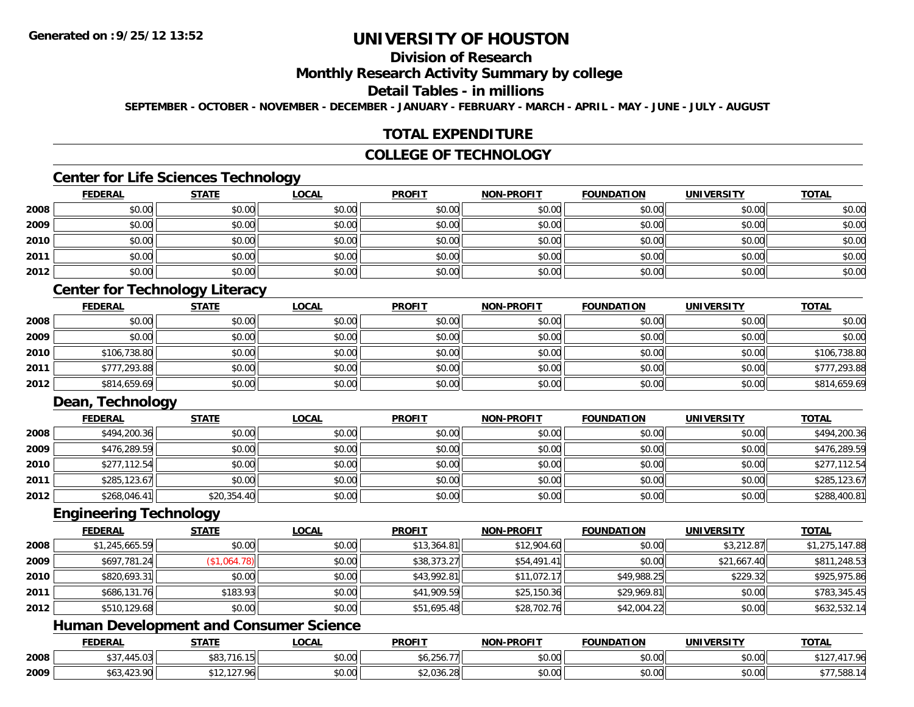Generated on :9/25/12 13:52

# UNIVERSITY OF HOUSTON

## Division of Research

## Monthly Research Activity Summary by college

## Detail Tables - in millions

**SEPTEMBER - OCTOBER - NOVEMBER - DECEMBER - JANUARY - FEBRUARY - MARCH - APRIL - MAY - JUNE - JULY - AUGUST**

## TOTAL EXPENDITURE

## COLLEGE OF TECHNOLOGY

### Center for Life Sciences Technology

| | FEDERAL | STATE | LOCAL | PROFIT | NON-PROFIT | FOUNDATION | UNIVERSITY | TOTAL |
|---|---|---|---|---|---|---|---|---|
| 2008 | $0.00 | $0.00 | $0.00 | $0.00 | $0.00 | $0.00 | $0.00 | $0.00 |
| 2009 | $0.00 | $0.00 | $0.00 | $0.00 | $0.00 | $0.00 | $0.00 | $0.00 |
| 2010 | $0.00 | $0.00 | $0.00 | $0.00 | $0.00 | $0.00 | $0.00 | $0.00 |
| 2011 | $0.00 | $0.00 | $0.00 | $0.00 | $0.00 | $0.00 | $0.00 | $0.00 |
| 2012 | $0.00 | $0.00 | $0.00 | $0.00 | $0.00 | $0.00 | $0.00 | $0.00 |

### Center for Technology Literacy

| | FEDERAL | STATE | LOCAL | PROFIT | NON-PROFIT | FOUNDATION | UNIVERSITY | TOTAL |
|---|---|---|---|---|---|---|---|---|
| 2008 | $0.00 | $0.00 | $0.00 | $0.00 | $0.00 | $0.00 | $0.00 | $0.00 |
| 2009 | $0.00 | $0.00 | $0.00 | $0.00 | $0.00 | $0.00 | $0.00 | $0.00 |
| 2010 | $106,738.80 | $0.00 | $0.00 | $0.00 | $0.00 | $0.00 | $0.00 | $106,738.80 |
| 2011 | $777,293.88 | $0.00 | $0.00 | $0.00 | $0.00 | $0.00 | $0.00 | $777,293.88 |
| 2012 | $814,659.69 | $0.00 | $0.00 | $0.00 | $0.00 | $0.00 | $0.00 | $814,659.69 |

### Dean, Technology

| | FEDERAL | STATE | LOCAL | PROFIT | NON-PROFIT | FOUNDATION | UNIVERSITY | TOTAL |
|---|---|---|---|---|---|---|---|---|
| 2008 | $494,200.36 | $0.00 | $0.00 | $0.00 | $0.00 | $0.00 | $0.00 | $494,200.36 |
| 2009 | $476,289.59 | $0.00 | $0.00 | $0.00 | $0.00 | $0.00 | $0.00 | $476,289.59 |
| 2010 | $277,112.54 | $0.00 | $0.00 | $0.00 | $0.00 | $0.00 | $0.00 | $277,112.54 |
| 2011 | $285,123.67 | $0.00 | $0.00 | $0.00 | $0.00 | $0.00 | $0.00 | $285,123.67 |
| 2012 | $268,046.41 | $20,354.40 | $0.00 | $0.00 | $0.00 | $0.00 | $0.00 | $288,400.81 |

### Engineering Technology

| | FEDERAL | STATE | LOCAL | PROFIT | NON-PROFIT | FOUNDATION | UNIVERSITY | TOTAL |
|---|---|---|---|---|---|---|---|---|
| 2008 | $1,245,665.59 | $0.00 | $0.00 | $13,364.81 | $12,904.60 | $0.00 | $3,212.87 | $1,275,147.88 |
| 2009 | $697,781.24 | ($1,064.78) | $0.00 | $38,373.27 | $54,491.41 | $0.00 | $21,667.40 | $811,248.53 |
| 2010 | $820,693.31 | $0.00 | $0.00 | $43,992.81 | $11,072.17 | $49,988.25 | $229.32 | $925,975.86 |
| 2011 | $686,131.76 | $183.93 | $0.00 | $41,909.59 | $25,150.36 | $29,969.81 | $0.00 | $783,345.45 |
| 2012 | $510,129.68 | $0.00 | $0.00 | $51,695.48 | $28,702.76 | $42,004.22 | $0.00 | $632,532.14 |

### Human Development and Consumer Science

| | FEDERAL | STATE | LOCAL | PROFIT | NON-PROFIT | FOUNDATION | UNIVERSITY | TOTAL |
|---|---|---|---|---|---|---|---|---|
| 2008 | $37,445.03 | $83,716.15 | $0.00 | $6,256.77 | $0.00 | $0.00 | $0.00 | $127,417.96 |
| 2009 | $63,423.90 | $12,127.96 | $0.00 | $2,036.28 | $0.00 | $0.00 | $0.00 | $77,588.14 |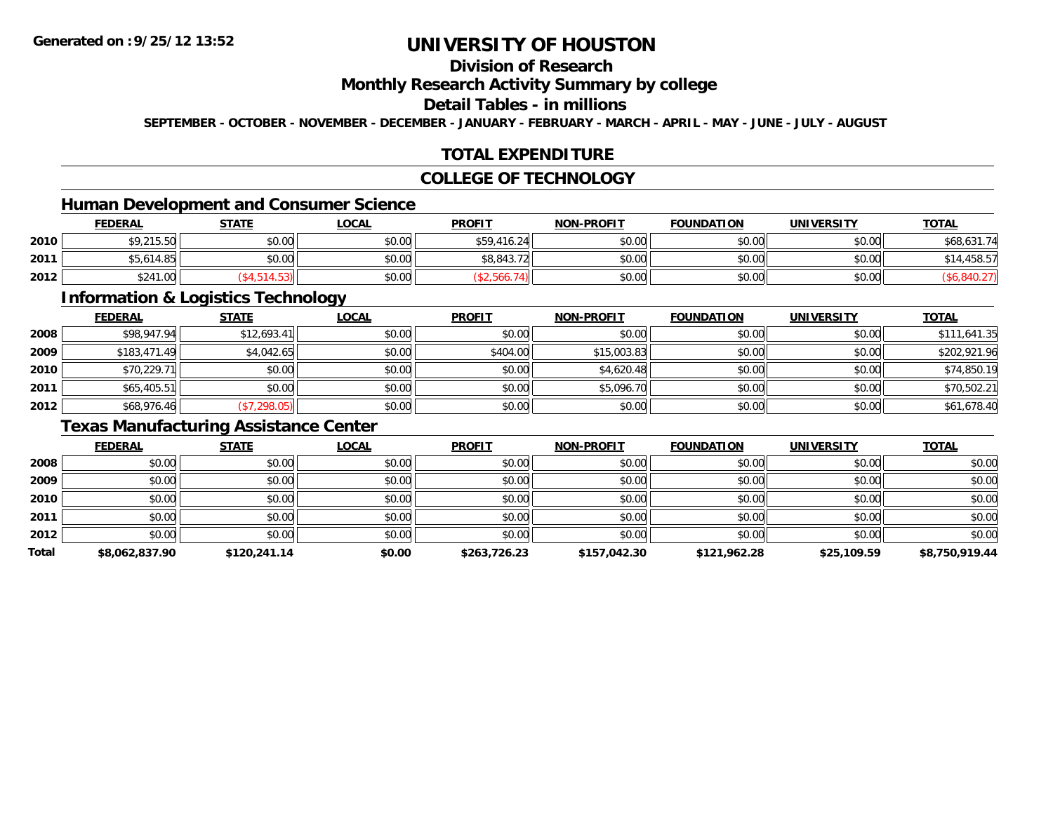# UNIVERSITY OF HOUSTON

## Division of Research

## Monthly Research Activity Summary by college

## Detail Tables - in millions

**SEPTEMBER - OCTOBER - NOVEMBER - DECEMBER - JANUARY - FEBRUARY - MARCH - APRIL - MAY - JUNE - JULY - AUGUST**

## TOTAL EXPENDITURE

## COLLEGE OF TECHNOLOGY

### Human Development and Consumer Science

| | FEDERAL | STATE | LOCAL | PROFIT | NON-PROFIT | FOUNDATION | UNIVERSITY | TOTAL |
|---|---|---|---|---|---|---|---|---|
| 2010 | $9,215.50 | $0.00 | $0.00 | $59,416.24 | $0.00 | $0.00 | $0.00 | $68,631.74 |
| 2011 | $5,614.85 | $0.00 | $0.00 | $8,843.72 | $0.00 | $0.00 | $0.00 | $14,458.57 |
| 2012 | $241.00 | ($4,514.53) | $0.00 | ($2,566.74) | $0.00 | $0.00 | $0.00 | ($6,840.27) |

### Information & Logistics Technology

| | FEDERAL | STATE | LOCAL | PROFIT | NON-PROFIT | FOUNDATION | UNIVERSITY | TOTAL |
|---|---|---|---|---|---|---|---|---|
| 2008 | $98,947.94 | $12,693.41 | $0.00 | $0.00 | $0.00 | $0.00 | $0.00 | $111,641.35 |
| 2009 | $183,471.49 | $4,042.65 | $0.00 | $404.00 | $15,003.83 | $0.00 | $0.00 | $202,921.96 |
| 2010 | $70,229.71 | $0.00 | $0.00 | $0.00 | $4,620.48 | $0.00 | $0.00 | $74,850.19 |
| 2011 | $65,405.51 | $0.00 | $0.00 | $0.00 | $5,096.70 | $0.00 | $0.00 | $70,502.21 |
| 2012 | $68,976.46 | ($7,298.05) | $0.00 | $0.00 | $0.00 | $0.00 | $0.00 | $61,678.40 |

### Texas Manufacturing Assistance Center

| | FEDERAL | STATE | LOCAL | PROFIT | NON-PROFIT | FOUNDATION | UNIVERSITY | TOTAL |
|---|---|---|---|---|---|---|---|---|
| 2008 | $0.00 | $0.00 | $0.00 | $0.00 | $0.00 | $0.00 | $0.00 | $0.00 |
| 2009 | $0.00 | $0.00 | $0.00 | $0.00 | $0.00 | $0.00 | $0.00 | $0.00 |
| 2010 | $0.00 | $0.00 | $0.00 | $0.00 | $0.00 | $0.00 | $0.00 | $0.00 |
| 2011 | $0.00 | $0.00 | $0.00 | $0.00 | $0.00 | $0.00 | $0.00 | $0.00 |
| 2012 | $0.00 | $0.00 | $0.00 | $0.00 | $0.00 | $0.00 | $0.00 | $0.00 |
| **Total** | **$8,062,837.90** | **$120,241.14** | **$0.00** | **$263,726.23** | **$157,042.30** | **$121,962.28** | **$25,109.59** | **$8,750,919.44** |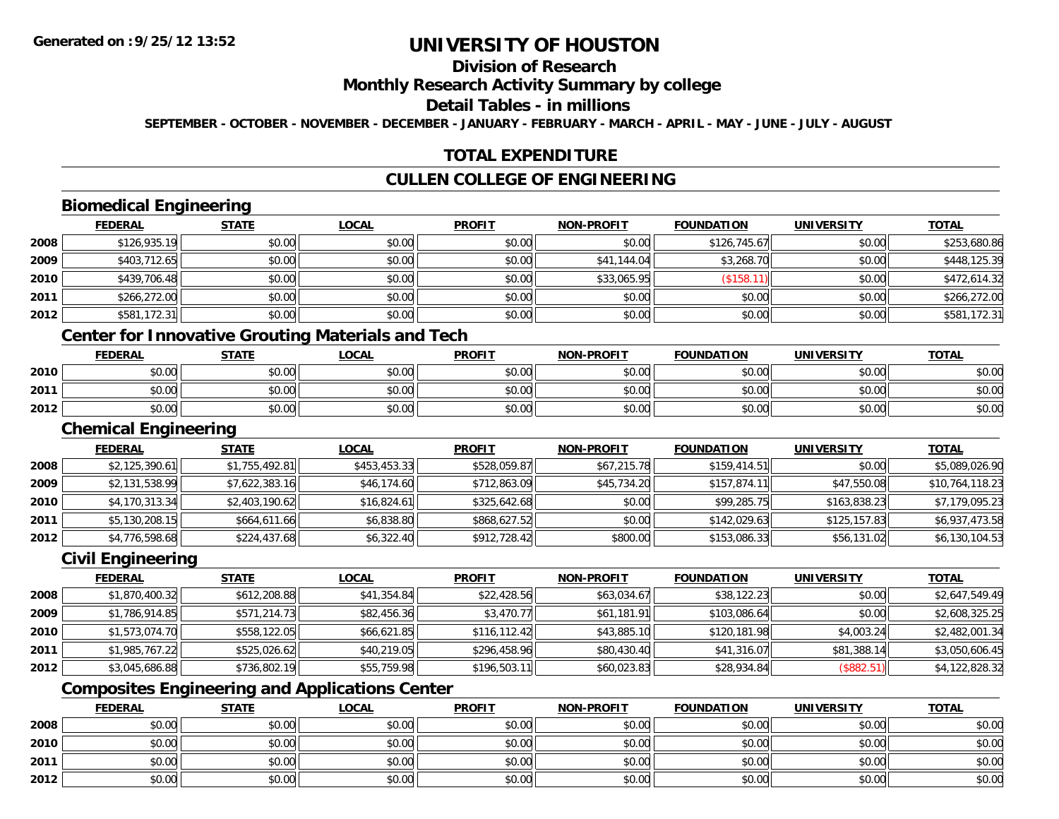**Generated on :9/25/12 13:52**

# UNIVERSITY OF HOUSTON

## Division of Research

## Monthly Research Activity Summary by college

## Detail Tables - in millions

**SEPTEMBER - OCTOBER - NOVEMBER - DECEMBER - JANUARY - FEBRUARY - MARCH - APRIL - MAY - JUNE - JULY - AUGUST**

## TOTAL EXPENDITURE

## CULLEN COLLEGE OF ENGINEERING

### Biomedical Engineering

| | FEDERAL | STATE | LOCAL | PROFIT | NON-PROFIT | FOUNDATION | UNIVERSITY | TOTAL |
|---|---|---|---|---|---|---|---|---|
| 2008 | $126,935.19 | $0.00 | $0.00 | $0.00 | $0.00 | $126,745.67 | $0.00 | $253,680.86 |
| 2009 | $403,712.65 | $0.00 | $0.00 | $0.00 | $41,144.04 | $3,268.70 | $0.00 | $448,125.39 |
| 2010 | $439,706.48 | $0.00 | $0.00 | $0.00 | $33,065.95 | ($158.11) | $0.00 | $472,614.32 |
| 2011 | $266,272.00 | $0.00 | $0.00 | $0.00 | $0.00 | $0.00 | $0.00 | $266,272.00 |
| 2012 | $581,172.31 | $0.00 | $0.00 | $0.00 | $0.00 | $0.00 | $0.00 | $581,172.31 |

### Center for Innovative Grouting Materials and Tech

| | FEDERAL | STATE | LOCAL | PROFIT | NON-PROFIT | FOUNDATION | UNIVERSITY | TOTAL |
|---|---|---|---|---|---|---|---|---|
| 2010 | $0.00 | $0.00 | $0.00 | $0.00 | $0.00 | $0.00 | $0.00 | $0.00 |
| 2011 | $0.00 | $0.00 | $0.00 | $0.00 | $0.00 | $0.00 | $0.00 | $0.00 |
| 2012 | $0.00 | $0.00 | $0.00 | $0.00 | $0.00 | $0.00 | $0.00 | $0.00 |

### Chemical Engineering

| | FEDERAL | STATE | LOCAL | PROFIT | NON-PROFIT | FOUNDATION | UNIVERSITY | TOTAL |
|---|---|---|---|---|---|---|---|---|
| 2008 | $2,125,390.61 | $1,755,492.81 | $453,453.33 | $528,059.87 | $67,215.78 | $159,414.51 | $0.00 | $5,089,026.90 |
| 2009 | $2,131,538.99 | $7,622,383.16 | $46,174.60 | $712,863.09 | $45,734.20 | $157,874.11 | $47,550.08 | $10,764,118.23 |
| 2010 | $4,170,313.34 | $2,403,190.62 | $16,824.61 | $325,642.68 | $0.00 | $99,285.75 | $163,838.23 | $7,179,095.23 |
| 2011 | $5,130,208.15 | $664,611.66 | $6,838.80 | $868,627.52 | $0.00 | $142,029.63 | $125,157.83 | $6,937,473.58 |
| 2012 | $4,776,598.68 | $224,437.68 | $6,322.40 | $912,728.42 | $800.00 | $153,086.33 | $56,131.02 | $6,130,104.53 |

### Civil Engineering

| | FEDERAL | STATE | LOCAL | PROFIT | NON-PROFIT | FOUNDATION | UNIVERSITY | TOTAL |
|---|---|---|---|---|---|---|---|---|
| 2008 | $1,870,400.32 | $612,208.88 | $41,354.84 | $22,428.56 | $63,034.67 | $38,122.23 | $0.00 | $2,647,549.49 |
| 2009 | $1,786,914.85 | $571,214.73 | $82,456.36 | $3,470.77 | $61,181.91 | $103,086.64 | $0.00 | $2,608,325.25 |
| 2010 | $1,573,074.70 | $558,122.05 | $66,621.85 | $116,112.42 | $43,885.10 | $120,181.98 | $4,003.24 | $2,482,001.34 |
| 2011 | $1,985,767.22 | $525,026.62 | $40,219.05 | $296,458.96 | $80,430.40 | $41,316.07 | $81,388.14 | $3,050,606.45 |
| 2012 | $3,045,686.88 | $736,802.19 | $55,759.98 | $196,503.11 | $60,023.83 | $28,934.84 | ($882.51) | $4,122,828.32 |

### Composites Engineering and Applications Center

| | FEDERAL | STATE | LOCAL | PROFIT | NON-PROFIT | FOUNDATION | UNIVERSITY | TOTAL |
|---|---|---|---|---|---|---|---|---|
| 2008 | $0.00 | $0.00 | $0.00 | $0.00 | $0.00 | $0.00 | $0.00 | $0.00 |
| 2010 | $0.00 | $0.00 | $0.00 | $0.00 | $0.00 | $0.00 | $0.00 | $0.00 |
| 2011 | $0.00 | $0.00 | $0.00 | $0.00 | $0.00 | $0.00 | $0.00 | $0.00 |
| 2012 | $0.00 | $0.00 | $0.00 | $0.00 | $0.00 | $0.00 | $0.00 | $0.00 |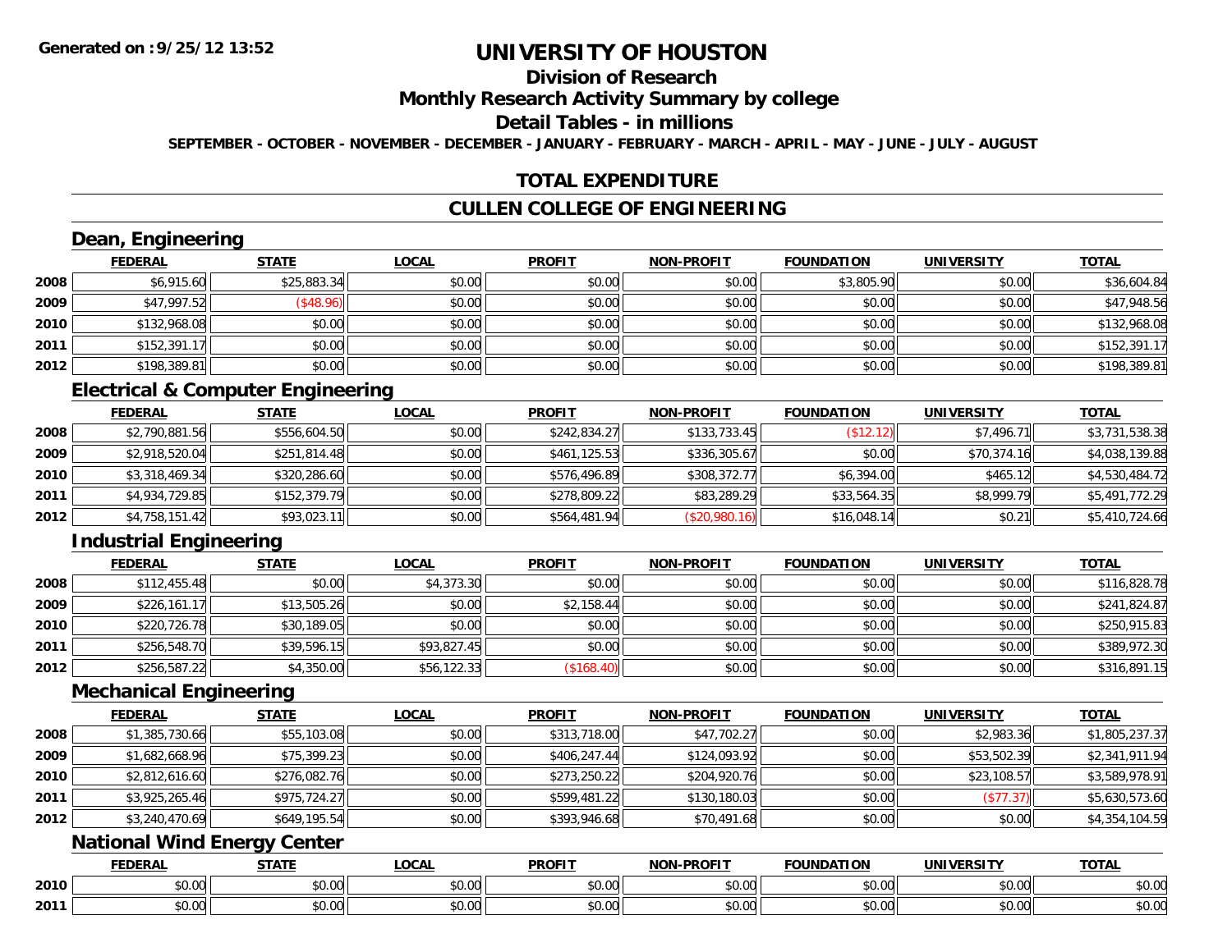# UNIVERSITY OF HOUSTON

## Division of Research

## Monthly Research Activity Summary by college

## Detail Tables - in millions

**SEPTEMBER - OCTOBER - NOVEMBER - DECEMBER - JANUARY - FEBRUARY - MARCH - APRIL - MAY - JUNE - JULY - AUGUST**

## TOTAL EXPENDITURE

## CULLEN COLLEGE OF ENGINEERING

### Dean, Engineering

| | FEDERAL | STATE | LOCAL | PROFIT | NON-PROFIT | FOUNDATION | UNIVERSITY | TOTAL |
|---|---|---|---|---|---|---|---|---|
| 2008 | $6,915.60 | $25,883.34 | $0.00 | $0.00 | $0.00 | $3,805.90 | $0.00 | $36,604.84 |
| 2009 | $47,997.52 | ($48.96) | $0.00 | $0.00 | $0.00 | $0.00 | $0.00 | $47,948.56 |
| 2010 | $132,968.08 | $0.00 | $0.00 | $0.00 | $0.00 | $0.00 | $0.00 | $132,968.08 |
| 2011 | $152,391.17 | $0.00 | $0.00 | $0.00 | $0.00 | $0.00 | $0.00 | $152,391.17 |
| 2012 | $198,389.81 | $0.00 | $0.00 | $0.00 | $0.00 | $0.00 | $0.00 | $198,389.81 |

### Electrical & Computer Engineering

| | FEDERAL | STATE | LOCAL | PROFIT | NON-PROFIT | FOUNDATION | UNIVERSITY | TOTAL |
|---|---|---|---|---|---|---|---|---|
| 2008 | $2,790,881.56 | $556,604.50 | $0.00 | $242,834.27 | $133,733.45 | ($12.12) | $7,496.71 | $3,731,538.38 |
| 2009 | $2,918,520.04 | $251,814.48 | $0.00 | $461,125.53 | $336,305.67 | $0.00 | $70,374.16 | $4,038,139.88 |
| 2010 | $3,318,469.34 | $320,286.60 | $0.00 | $576,496.89 | $308,372.77 | $6,394.00 | $465.12 | $4,530,484.72 |
| 2011 | $4,934,729.85 | $152,379.79 | $0.00 | $278,809.22 | $83,289.29 | $33,564.35 | $8,999.79 | $5,491,772.29 |
| 2012 | $4,758,151.42 | $93,023.11 | $0.00 | $564,481.94 | ($20,980.16) | $16,048.14 | $0.21 | $5,410,724.66 |

### Industrial Engineering

| | FEDERAL | STATE | LOCAL | PROFIT | NON-PROFIT | FOUNDATION | UNIVERSITY | TOTAL |
|---|---|---|---|---|---|---|---|---|
| 2008 | $112,455.48 | $0.00 | $4,373.30 | $0.00 | $0.00 | $0.00 | $0.00 | $116,828.78 |
| 2009 | $226,161.17 | $13,505.26 | $0.00 | $2,158.44 | $0.00 | $0.00 | $0.00 | $241,824.87 |
| 2010 | $220,726.78 | $30,189.05 | $0.00 | $0.00 | $0.00 | $0.00 | $0.00 | $250,915.83 |
| 2011 | $256,548.70 | $39,596.15 | $93,827.45 | $0.00 | $0.00 | $0.00 | $0.00 | $389,972.30 |
| 2012 | $256,587.22 | $4,350.00 | $56,122.33 | ($168.40) | $0.00 | $0.00 | $0.00 | $316,891.15 |

### Mechanical Engineering

| | FEDERAL | STATE | LOCAL | PROFIT | NON-PROFIT | FOUNDATION | UNIVERSITY | TOTAL |
|---|---|---|---|---|---|---|---|---|
| 2008 | $1,385,730.66 | $55,103.08 | $0.00 | $313,718.00 | $47,702.27 | $0.00 | $2,983.36 | $1,805,237.37 |
| 2009 | $1,682,668.96 | $75,399.23 | $0.00 | $406,247.44 | $124,093.92 | $0.00 | $53,502.39 | $2,341,911.94 |
| 2010 | $2,812,616.60 | $276,082.76 | $0.00 | $273,250.22 | $204,920.76 | $0.00 | $23,108.57 | $3,589,978.91 |
| 2011 | $3,925,265.46 | $975,724.27 | $0.00 | $599,481.22 | $130,180.03 | $0.00 | ($77.37) | $5,630,573.60 |
| 2012 | $3,240,470.69 | $649,195.54 | $0.00 | $393,946.68 | $70,491.68 | $0.00 | $0.00 | $4,354,104.59 |

### National Wind Energy Center

| | FEDERAL | STATE | LOCAL | PROFIT | NON-PROFIT | FOUNDATION | UNIVERSITY | TOTAL |
|---|---|---|---|---|---|---|---|---|
| 2010 | $0.00 | $0.00 | $0.00 | $0.00 | $0.00 | $0.00 | $0.00 | $0.00 |
| 2011 | $0.00 | $0.00 | $0.00 | $0.00 | $0.00 | $0.00 | $0.00 | $0.00 |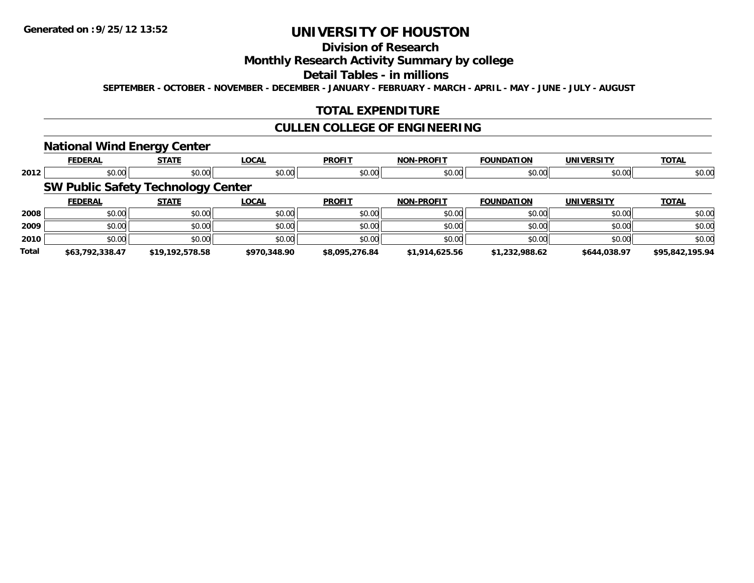# UNIVERSITY OF HOUSTON

## Division of Research

## Monthly Research Activity Summary by college

## Detail Tables - in millions

**SEPTEMBER - OCTOBER - NOVEMBER - DECEMBER - JANUARY - FEBRUARY - MARCH - APRIL - MAY - JUNE - JULY - AUGUST**

## TOTAL EXPENDITURE

## CULLEN COLLEGE OF ENGINEERING

### National Wind Energy Center

| | FEDERAL | STATE | LOCAL | PROFIT | NON-PROFIT | FOUNDATION | UNIVERSITY | TOTAL |
|---|---|---|---|---|---|---|---|---|
| 2012 | $0.00 | $0.00 | $0.00 | $0.00 | $0.00 | $0.00 | $0.00 | $0.00 |

### SW Public Safety Technology Center

| | FEDERAL | STATE | LOCAL | PROFIT | NON-PROFIT | FOUNDATION | UNIVERSITY | TOTAL |
|---|---|---|---|---|---|---|---|---|
| 2008 | $0.00 | $0.00 | $0.00 | $0.00 | $0.00 | $0.00 | $0.00 | $0.00 |
| 2009 | $0.00 | $0.00 | $0.00 | $0.00 | $0.00 | $0.00 | $0.00 | $0.00 |
| 2010 | $0.00 | $0.00 | $0.00 | $0.00 | $0.00 | $0.00 | $0.00 | $0.00 |
| **Total** | **$63,792,338.47** | **$19,192,578.58** | **$970,348.90** | **$8,095,276.84** | **$1,914,625.56** | **$1,232,988.62** | **$644,038.97** | **$95,842,195.94** |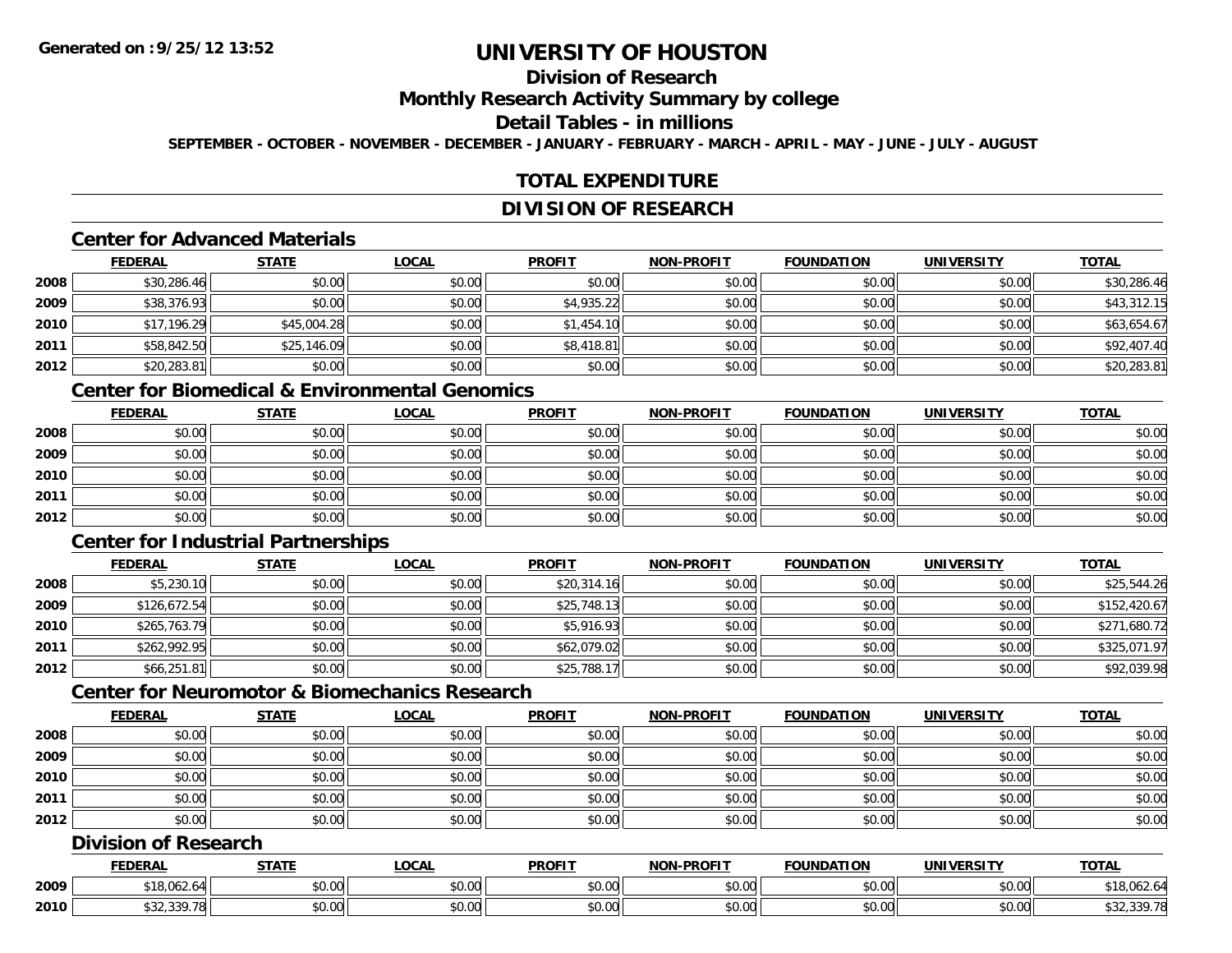# UNIVERSITY OF HOUSTON

## Division of Research

## Monthly Research Activity Summary by college

## Detail Tables - in millions

**SEPTEMBER - OCTOBER - NOVEMBER - DECEMBER - JANUARY - FEBRUARY - MARCH - APRIL - MAY - JUNE - JULY - AUGUST**

## TOTAL EXPENDITURE

## DIVISION OF RESEARCH

### Center for Advanced Materials

| | FEDERAL | STATE | LOCAL | PROFIT | NON-PROFIT | FOUNDATION | UNIVERSITY | TOTAL |
|---|---|---|---|---|---|---|---|---|
| 2008 | $30,286.46 | $0.00 | $0.00 | $0.00 | $0.00 | $0.00 | $0.00 | $30,286.46 |
| 2009 | $38,376.93 | $0.00 | $0.00 | $4,935.22 | $0.00 | $0.00 | $0.00 | $43,312.15 |
| 2010 | $17,196.29 | $45,004.28 | $0.00 | $1,454.10 | $0.00 | $0.00 | $0.00 | $63,654.67 |
| 2011 | $58,842.50 | $25,146.09 | $0.00 | $8,418.81 | $0.00 | $0.00 | $0.00 | $92,407.40 |
| 2012 | $20,283.81 | $0.00 | $0.00 | $0.00 | $0.00 | $0.00 | $0.00 | $20,283.81 |

### Center for Biomedical & Environmental Genomics

| | FEDERAL | STATE | LOCAL | PROFIT | NON-PROFIT | FOUNDATION | UNIVERSITY | TOTAL |
|---|---|---|---|---|---|---|---|---|
| 2008 | $0.00 | $0.00 | $0.00 | $0.00 | $0.00 | $0.00 | $0.00 | $0.00 |
| 2009 | $0.00 | $0.00 | $0.00 | $0.00 | $0.00 | $0.00 | $0.00 | $0.00 |
| 2010 | $0.00 | $0.00 | $0.00 | $0.00 | $0.00 | $0.00 | $0.00 | $0.00 |
| 2011 | $0.00 | $0.00 | $0.00 | $0.00 | $0.00 | $0.00 | $0.00 | $0.00 |
| 2012 | $0.00 | $0.00 | $0.00 | $0.00 | $0.00 | $0.00 | $0.00 | $0.00 |

### Center for Industrial Partnerships

| | FEDERAL | STATE | LOCAL | PROFIT | NON-PROFIT | FOUNDATION | UNIVERSITY | TOTAL |
|---|---|---|---|---|---|---|---|---|
| 2008 | $5,230.10 | $0.00 | $0.00 | $20,314.16 | $0.00 | $0.00 | $0.00 | $25,544.26 |
| 2009 | $126,672.54 | $0.00 | $0.00 | $25,748.13 | $0.00 | $0.00 | $0.00 | $152,420.67 |
| 2010 | $265,763.79 | $0.00 | $0.00 | $5,916.93 | $0.00 | $0.00 | $0.00 | $271,680.72 |
| 2011 | $262,992.95 | $0.00 | $0.00 | $62,079.02 | $0.00 | $0.00 | $0.00 | $325,071.97 |
| 2012 | $66,251.81 | $0.00 | $0.00 | $25,788.17 | $0.00 | $0.00 | $0.00 | $92,039.98 |

### Center for Neuromotor & Biomechanics Research

| | FEDERAL | STATE | LOCAL | PROFIT | NON-PROFIT | FOUNDATION | UNIVERSITY | TOTAL |
|---|---|---|---|---|---|---|---|---|
| 2008 | $0.00 | $0.00 | $0.00 | $0.00 | $0.00 | $0.00 | $0.00 | $0.00 |
| 2009 | $0.00 | $0.00 | $0.00 | $0.00 | $0.00 | $0.00 | $0.00 | $0.00 |
| 2010 | $0.00 | $0.00 | $0.00 | $0.00 | $0.00 | $0.00 | $0.00 | $0.00 |
| 2011 | $0.00 | $0.00 | $0.00 | $0.00 | $0.00 | $0.00 | $0.00 | $0.00 |
| 2012 | $0.00 | $0.00 | $0.00 | $0.00 | $0.00 | $0.00 | $0.00 | $0.00 |

### Division of Research

| | FEDERAL | STATE | LOCAL | PROFIT | NON-PROFIT | FOUNDATION | UNIVERSITY | TOTAL |
|---|---|---|---|---|---|---|---|---|
| 2009 | $18,062.64 | $0.00 | $0.00 | $0.00 | $0.00 | $0.00 | $0.00 | $18,062.64 |
| 2010 | $32,339.78 | $0.00 | $0.00 | $0.00 | $0.00 | $0.00 | $0.00 | $32,339.78 |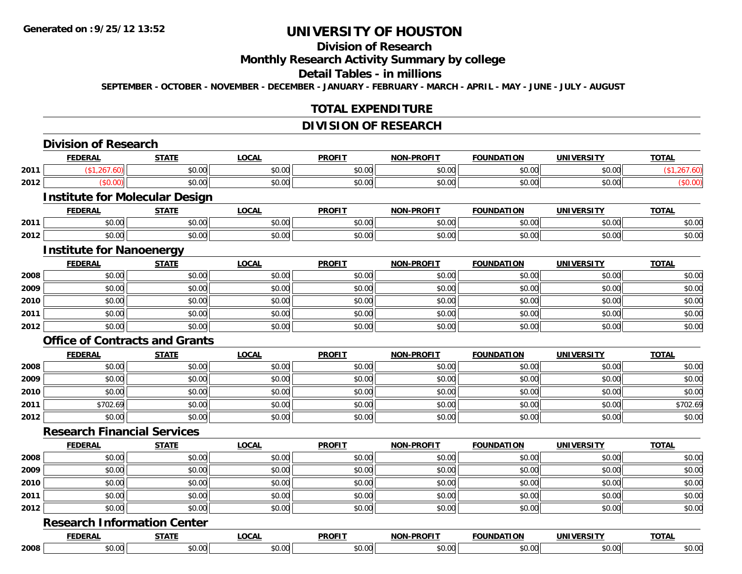# UNIVERSITY OF HOUSTON

## Division of Research

## Monthly Research Activity Summary by college

## Detail Tables - in millions

SEPTEMBER - OCTOBER - NOVEMBER - DECEMBER - JANUARY - FEBRUARY - MARCH - APRIL - MAY - JUNE - JULY - AUGUST

## TOTAL EXPENDITURE

## DIVISION OF RESEARCH

### Division of Research

| | FEDERAL | STATE | LOCAL | PROFIT | NON-PROFIT | FOUNDATION | UNIVERSITY | TOTAL |
|---|---|---|---|---|---|---|---|---|
| 2011 | ($1,267.60) | $0.00 | $0.00 | $0.00 | $0.00 | $0.00 | $0.00 | ($1,267.60) |
| 2012 | ($0.00) | $0.00 | $0.00 | $0.00 | $0.00 | $0.00 | $0.00 | ($0.00) |

### Institute for Molecular Design

| | FEDERAL | STATE | LOCAL | PROFIT | NON-PROFIT | FOUNDATION | UNIVERSITY | TOTAL |
|---|---|---|---|---|---|---|---|---|
| 2011 | $0.00 | $0.00 | $0.00 | $0.00 | $0.00 | $0.00 | $0.00 | $0.00 |
| 2012 | $0.00 | $0.00 | $0.00 | $0.00 | $0.00 | $0.00 | $0.00 | $0.00 |

### Institute for Nanoenergy

| | FEDERAL | STATE | LOCAL | PROFIT | NON-PROFIT | FOUNDATION | UNIVERSITY | TOTAL |
|---|---|---|---|---|---|---|---|---|
| 2008 | $0.00 | $0.00 | $0.00 | $0.00 | $0.00 | $0.00 | $0.00 | $0.00 |
| 2009 | $0.00 | $0.00 | $0.00 | $0.00 | $0.00 | $0.00 | $0.00 | $0.00 |
| 2010 | $0.00 | $0.00 | $0.00 | $0.00 | $0.00 | $0.00 | $0.00 | $0.00 |
| 2011 | $0.00 | $0.00 | $0.00 | $0.00 | $0.00 | $0.00 | $0.00 | $0.00 |
| 2012 | $0.00 | $0.00 | $0.00 | $0.00 | $0.00 | $0.00 | $0.00 | $0.00 |

### Office of Contracts and Grants

| | FEDERAL | STATE | LOCAL | PROFIT | NON-PROFIT | FOUNDATION | UNIVERSITY | TOTAL |
|---|---|---|---|---|---|---|---|---|
| 2008 | $0.00 | $0.00 | $0.00 | $0.00 | $0.00 | $0.00 | $0.00 | $0.00 |
| 2009 | $0.00 | $0.00 | $0.00 | $0.00 | $0.00 | $0.00 | $0.00 | $0.00 |
| 2010 | $0.00 | $0.00 | $0.00 | $0.00 | $0.00 | $0.00 | $0.00 | $0.00 |
| 2011 | $702.69 | $0.00 | $0.00 | $0.00 | $0.00 | $0.00 | $0.00 | $702.69 |
| 2012 | $0.00 | $0.00 | $0.00 | $0.00 | $0.00 | $0.00 | $0.00 | $0.00 |

### Research Financial Services

| | FEDERAL | STATE | LOCAL | PROFIT | NON-PROFIT | FOUNDATION | UNIVERSITY | TOTAL |
|---|---|---|---|---|---|---|---|---|
| 2008 | $0.00 | $0.00 | $0.00 | $0.00 | $0.00 | $0.00 | $0.00 | $0.00 |
| 2009 | $0.00 | $0.00 | $0.00 | $0.00 | $0.00 | $0.00 | $0.00 | $0.00 |
| 2010 | $0.00 | $0.00 | $0.00 | $0.00 | $0.00 | $0.00 | $0.00 | $0.00 |
| 2011 | $0.00 | $0.00 | $0.00 | $0.00 | $0.00 | $0.00 | $0.00 | $0.00 |
| 2012 | $0.00 | $0.00 | $0.00 | $0.00 | $0.00 | $0.00 | $0.00 | $0.00 |

### Research Information Center

| | FEDERAL | STATE | LOCAL | PROFIT | NON-PROFIT | FOUNDATION | UNIVERSITY | TOTAL |
|---|---|---|---|---|---|---|---|---|
| 2008 | $0.00 | $0.00 | $0.00 | $0.00 | $0.00 | $0.00 | $0.00 | $0.00 |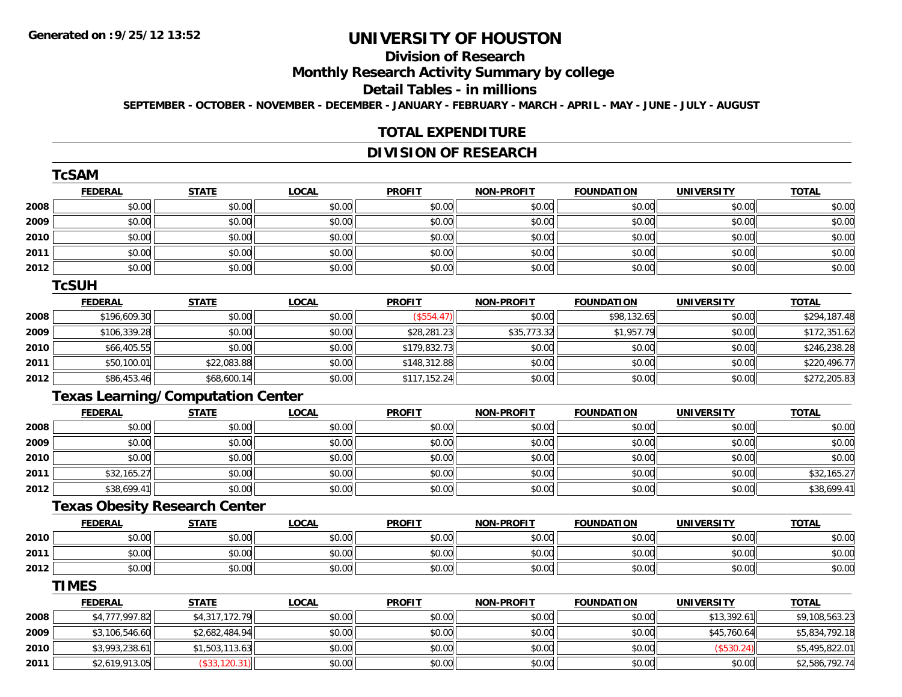# UNIVERSITY OF HOUSTON

## Division of Research

## Monthly Research Activity Summary by college

## Detail Tables - in millions

**SEPTEMBER - OCTOBER - NOVEMBER - DECEMBER - JANUARY - FEBRUARY - MARCH - APRIL - MAY - JUNE - JULY - AUGUST**

## TOTAL EXPENDITURE

## DIVISION OF RESEARCH

### TcSAM

| | FEDERAL | STATE | LOCAL | PROFIT | NON-PROFIT | FOUNDATION | UNIVERSITY | TOTAL |
|---|---|---|---|---|---|---|---|---|
| 2008 | $0.00 | $0.00 | $0.00 | $0.00 | $0.00 | $0.00 | $0.00 | $0.00 |
| 2009 | $0.00 | $0.00 | $0.00 | $0.00 | $0.00 | $0.00 | $0.00 | $0.00 |
| 2010 | $0.00 | $0.00 | $0.00 | $0.00 | $0.00 | $0.00 | $0.00 | $0.00 |
| 2011 | $0.00 | $0.00 | $0.00 | $0.00 | $0.00 | $0.00 | $0.00 | $0.00 |
| 2012 | $0.00 | $0.00 | $0.00 | $0.00 | $0.00 | $0.00 | $0.00 | $0.00 |

### TcSUH

| | FEDERAL | STATE | LOCAL | PROFIT | NON-PROFIT | FOUNDATION | UNIVERSITY | TOTAL |
|---|---|---|---|---|---|---|---|---|
| 2008 | $196,609.30 | $0.00 | $0.00 | ($554.47) | $0.00 | $98,132.65 | $0.00 | $294,187.48 |
| 2009 | $106,339.28 | $0.00 | $0.00 | $28,281.23 | $35,773.32 | $1,957.79 | $0.00 | $172,351.62 |
| 2010 | $66,405.55 | $0.00 | $0.00 | $179,832.73 | $0.00 | $0.00 | $0.00 | $246,238.28 |
| 2011 | $50,100.01 | $22,083.88 | $0.00 | $148,312.88 | $0.00 | $0.00 | $0.00 | $220,496.77 |
| 2012 | $86,453.46 | $68,600.14 | $0.00 | $117,152.24 | $0.00 | $0.00 | $0.00 | $272,205.83 |

### Texas Learning/Computation Center

| | FEDERAL | STATE | LOCAL | PROFIT | NON-PROFIT | FOUNDATION | UNIVERSITY | TOTAL |
|---|---|---|---|---|---|---|---|---|
| 2008 | $0.00 | $0.00 | $0.00 | $0.00 | $0.00 | $0.00 | $0.00 | $0.00 |
| 2009 | $0.00 | $0.00 | $0.00 | $0.00 | $0.00 | $0.00 | $0.00 | $0.00 |
| 2010 | $0.00 | $0.00 | $0.00 | $0.00 | $0.00 | $0.00 | $0.00 | $0.00 |
| 2011 | $32,165.27 | $0.00 | $0.00 | $0.00 | $0.00 | $0.00 | $0.00 | $32,165.27 |
| 2012 | $38,699.41 | $0.00 | $0.00 | $0.00 | $0.00 | $0.00 | $0.00 | $38,699.41 |

### Texas Obesity Research Center

| | FEDERAL | STATE | LOCAL | PROFIT | NON-PROFIT | FOUNDATION | UNIVERSITY | TOTAL |
|---|---|---|---|---|---|---|---|---|
| 2010 | $0.00 | $0.00 | $0.00 | $0.00 | $0.00 | $0.00 | $0.00 | $0.00 |
| 2011 | $0.00 | $0.00 | $0.00 | $0.00 | $0.00 | $0.00 | $0.00 | $0.00 |
| 2012 | $0.00 | $0.00 | $0.00 | $0.00 | $0.00 | $0.00 | $0.00 | $0.00 |

### TIMES

| | FEDERAL | STATE | LOCAL | PROFIT | NON-PROFIT | FOUNDATION | UNIVERSITY | TOTAL |
|---|---|---|---|---|---|---|---|---|
| 2008 | $4,777,997.82 | $4,317,172.79 | $0.00 | $0.00 | $0.00 | $0.00 | $13,392.61 | $9,108,563.23 |
| 2009 | $3,106,546.60 | $2,682,484.94 | $0.00 | $0.00 | $0.00 | $0.00 | $45,760.64 | $5,834,792.18 |
| 2010 | $3,993,238.61 | $1,503,113.63 | $0.00 | $0.00 | $0.00 | $0.00 | ($530.24) | $5,495,822.01 |
| 2011 | $2,619,913.05 | ($33,120.31) | $0.00 | $0.00 | $0.00 | $0.00 | $0.00 | $2,586,792.74 |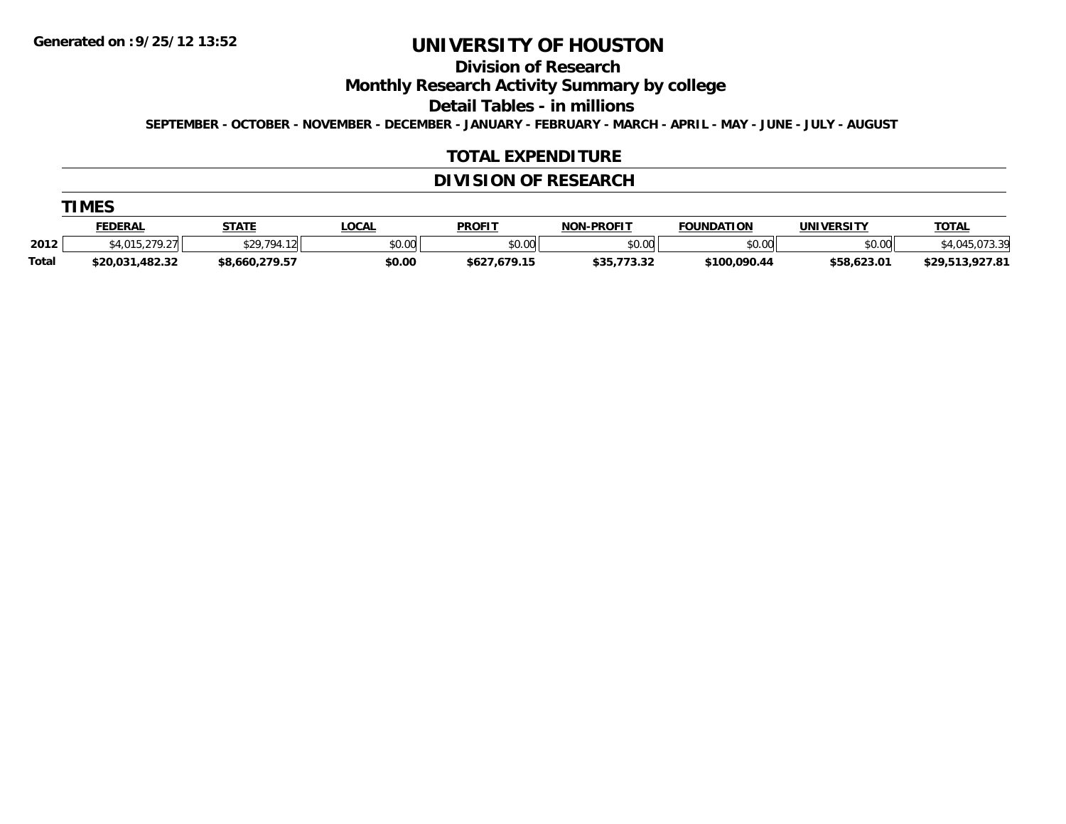# UNIVERSITY OF HOUSTON

## Division of Research

## Monthly Research Activity Summary by college

## Detail Tables - in millions

**SEPTEMBER - OCTOBER - NOVEMBER - DECEMBER - JANUARY - FEBRUARY - MARCH - APRIL - MAY - JUNE - JULY - AUGUST**

**Generated on :9/25/12 13:52**

## TOTAL EXPENDITURE

## DIVISION OF RESEARCH

### TIMES

| | FEDERAL | STATE | LOCAL | PROFIT | NON-PROFIT | FOUNDATION | UNIVERSITY | TOTAL |
|---|---|---|---|---|---|---|---|---|
| 2012 | $4,015,279.27 | $29,794.12 | $0.00 | $0.00 | $0.00 | $0.00 | $0.00 | $4,045,073.39 |
| Total | $20,031,482.32 | $8,660,279.57 | $0.00 | $627,679.15 | $35,773.32 | $100,090.44 | $58,623.01 | $29,513,927.81 |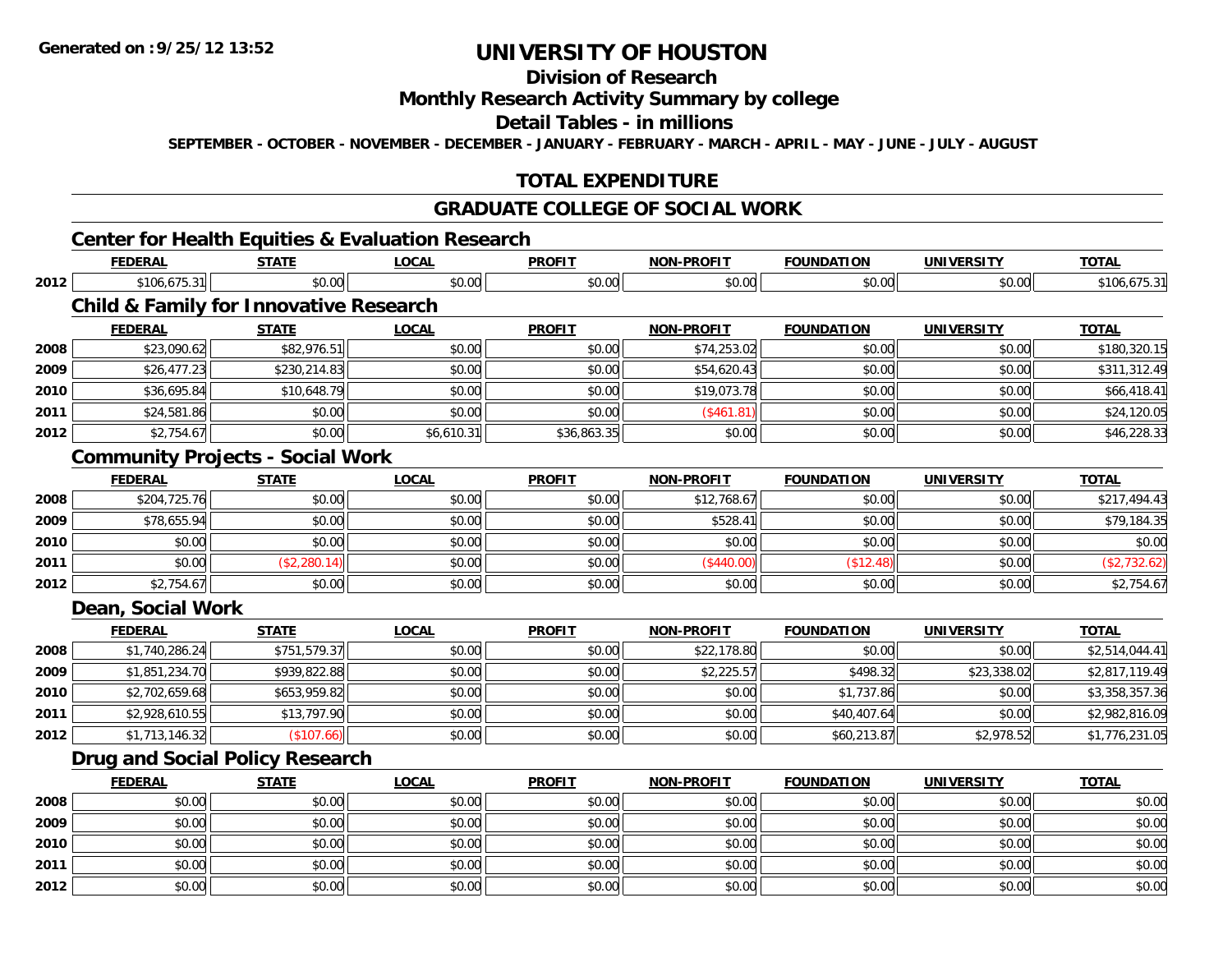**Generated on :9/25/12 13:52**

# UNIVERSITY OF HOUSTON

## Division of Research

## Monthly Research Activity Summary by college

## Detail Tables - in millions

**SEPTEMBER - OCTOBER - NOVEMBER - DECEMBER - JANUARY - FEBRUARY - MARCH - APRIL - MAY - JUNE - JULY - AUGUST**

## TOTAL EXPENDITURE

## GRADUATE COLLEGE OF SOCIAL WORK

### Center for Health Equities & Evaluation Research

| | FEDERAL | STATE | LOCAL | PROFIT | NON-PROFIT | FOUNDATION | UNIVERSITY | TOTAL |
|---|---|---|---|---|---|---|---|---|
| 2012 | $106,675.31 | $0.00 | $0.00 | $0.00 | $0.00 | $0.00 | $0.00 | $106,675.31 |

### Child & Family for Innovative Research

| | FEDERAL | STATE | LOCAL | PROFIT | NON-PROFIT | FOUNDATION | UNIVERSITY | TOTAL |
|---|---|---|---|---|---|---|---|---|
| 2008 | $23,090.62 | $82,976.51 | $0.00 | $0.00 | $74,253.02 | $0.00 | $0.00 | $180,320.15 |
| 2009 | $26,477.23 | $230,214.83 | $0.00 | $0.00 | $54,620.43 | $0.00 | $0.00 | $311,312.49 |
| 2010 | $36,695.84 | $10,648.79 | $0.00 | $0.00 | $19,073.78 | $0.00 | $0.00 | $66,418.41 |
| 2011 | $24,581.86 | $0.00 | $0.00 | $0.00 | ($461.81) | $0.00 | $0.00 | $24,120.05 |
| 2012 | $2,754.67 | $0.00 | $6,610.31 | $36,863.35 | $0.00 | $0.00 | $0.00 | $46,228.33 |

### Community Projects - Social Work

| | FEDERAL | STATE | LOCAL | PROFIT | NON-PROFIT | FOUNDATION | UNIVERSITY | TOTAL |
|---|---|---|---|---|---|---|---|---|
| 2008 | $204,725.76 | $0.00 | $0.00 | $0.00 | $12,768.67 | $0.00 | $0.00 | $217,494.43 |
| 2009 | $78,655.94 | $0.00 | $0.00 | $0.00 | $528.41 | $0.00 | $0.00 | $79,184.35 |
| 2010 | $0.00 | $0.00 | $0.00 | $0.00 | $0.00 | $0.00 | $0.00 | $0.00 |
| 2011 | $0.00 | ($2,280.14) | $0.00 | $0.00 | ($440.00) | ($12.48) | $0.00 | ($2,732.62) |
| 2012 | $2,754.67 | $0.00 | $0.00 | $0.00 | $0.00 | $0.00 | $0.00 | $2,754.67 |

### Dean, Social Work

| | FEDERAL | STATE | LOCAL | PROFIT | NON-PROFIT | FOUNDATION | UNIVERSITY | TOTAL |
|---|---|---|---|---|---|---|---|---|
| 2008 | $1,740,286.24 | $751,579.37 | $0.00 | $0.00 | $22,178.80 | $0.00 | $0.00 | $2,514,044.41 |
| 2009 | $1,851,234.70 | $939,822.88 | $0.00 | $0.00 | $2,225.57 | $498.32 | $23,338.02 | $2,817,119.49 |
| 2010 | $2,702,659.68 | $653,959.82 | $0.00 | $0.00 | $0.00 | $1,737.86 | $0.00 | $3,358,357.36 |
| 2011 | $2,928,610.55 | $13,797.90 | $0.00 | $0.00 | $0.00 | $40,407.64 | $0.00 | $2,982,816.09 |
| 2012 | $1,713,146.32 | ($107.66) | $0.00 | $0.00 | $0.00 | $60,213.87 | $2,978.52 | $1,776,231.05 |

### Drug and Social Policy Research

| | FEDERAL | STATE | LOCAL | PROFIT | NON-PROFIT | FOUNDATION | UNIVERSITY | TOTAL |
|---|---|---|---|---|---|---|---|---|
| 2008 | $0.00 | $0.00 | $0.00 | $0.00 | $0.00 | $0.00 | $0.00 | $0.00 |
| 2009 | $0.00 | $0.00 | $0.00 | $0.00 | $0.00 | $0.00 | $0.00 | $0.00 |
| 2010 | $0.00 | $0.00 | $0.00 | $0.00 | $0.00 | $0.00 | $0.00 | $0.00 |
| 2011 | $0.00 | $0.00 | $0.00 | $0.00 | $0.00 | $0.00 | $0.00 | $0.00 |
| 2012 | $0.00 | $0.00 | $0.00 | $0.00 | $0.00 | $0.00 | $0.00 | $0.00 |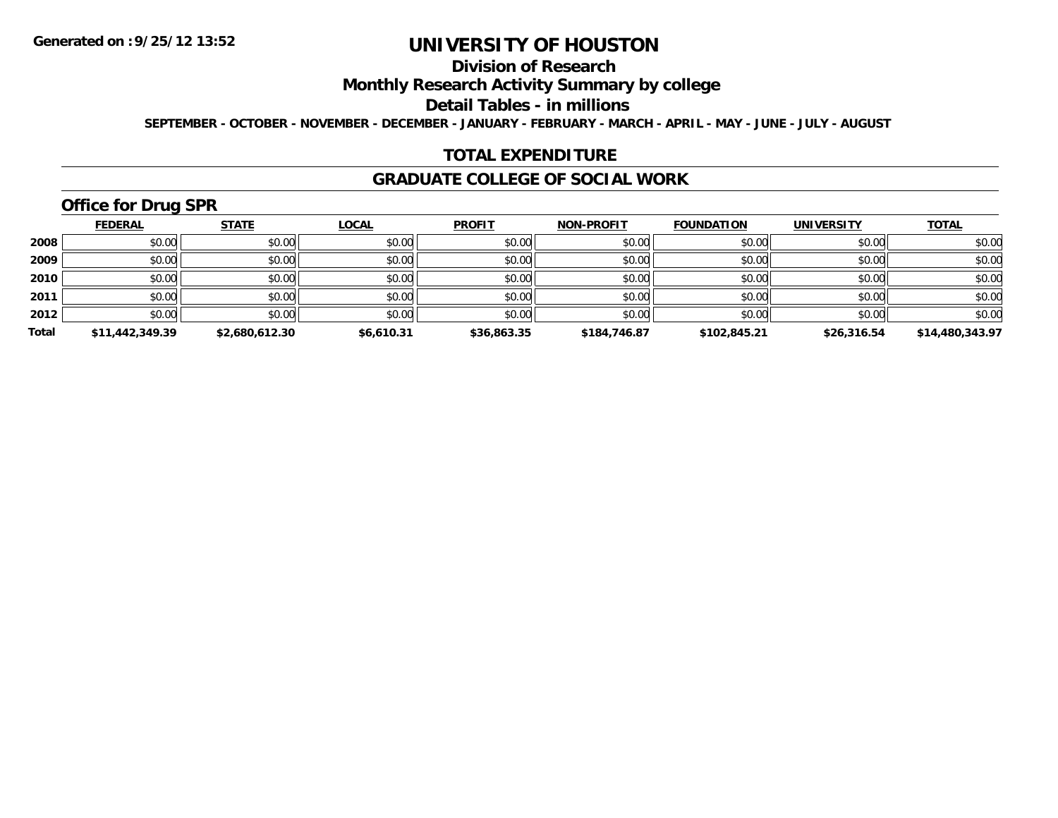**Generated on :9/25/12 13:52**

# UNIVERSITY OF HOUSTON

## Division of Research

## Monthly Research Activity Summary by college

## Detail Tables - in millions

**SEPTEMBER - OCTOBER - NOVEMBER - DECEMBER - JANUARY - FEBRUARY - MARCH - APRIL - MAY - JUNE - JULY - AUGUST**

## TOTAL EXPENDITURE

## GRADUATE COLLEGE OF SOCIAL WORK

### Office for Drug SPR

| | FEDERAL | STATE | LOCAL | PROFIT | NON-PROFIT | FOUNDATION | UNIVERSITY | TOTAL |
|---|---|---|---|---|---|---|---|---|
| 2008 | $0.00 | $0.00 | $0.00 | $0.00 | $0.00 | $0.00 | $0.00 | $0.00 |
| 2009 | $0.00 | $0.00 | $0.00 | $0.00 | $0.00 | $0.00 | $0.00 | $0.00 |
| 2010 | $0.00 | $0.00 | $0.00 | $0.00 | $0.00 | $0.00 | $0.00 | $0.00 |
| 2011 | $0.00 | $0.00 | $0.00 | $0.00 | $0.00 | $0.00 | $0.00 | $0.00 |
| 2012 | $0.00 | $0.00 | $0.00 | $0.00 | $0.00 | $0.00 | $0.00 | $0.00 |
| **Total** | **$11,442,349.39** | **$2,680,612.30** | **$6,610.31** | **$36,863.35** | **$184,746.87** | **$102,845.21** | **$26,316.54** | **$14,480,343.97** |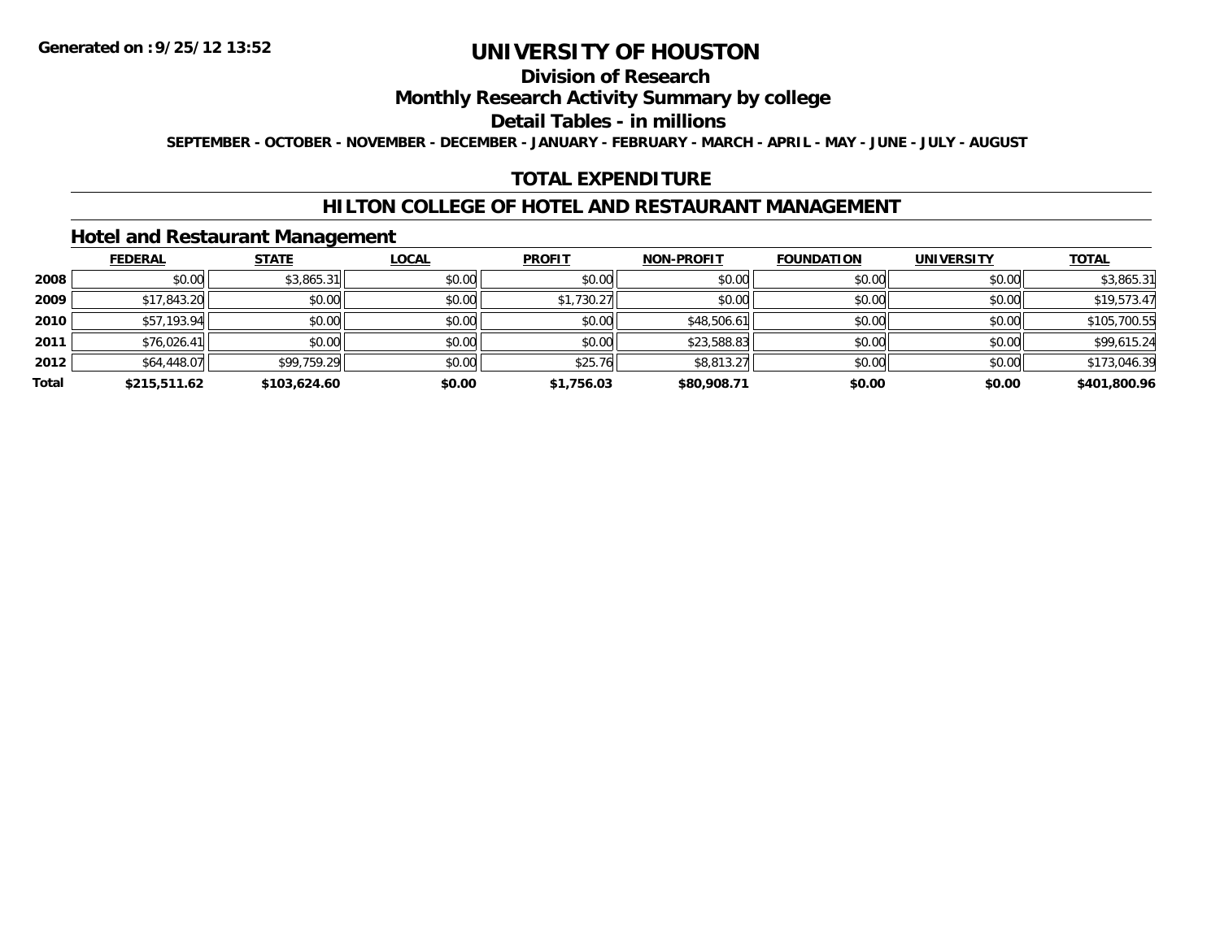**Generated on :9/25/12 13:52**

# UNIVERSITY OF HOUSTON

## Division of Research

## Monthly Research Activity Summary by college

## Detail Tables - in millions

SEPTEMBER - OCTOBER - NOVEMBER - DECEMBER - JANUARY - FEBRUARY - MARCH - APRIL - MAY - JUNE - JULY - AUGUST

## TOTAL EXPENDITURE

## HILTON COLLEGE OF HOTEL AND RESTAURANT MANAGEMENT

### Hotel and Restaurant Management

| | FEDERAL | STATE | LOCAL | PROFIT | NON-PROFIT | FOUNDATION | UNIVERSITY | TOTAL |
|---|---|---|---|---|---|---|---|---|
| 2008 | $0.00 | $3,865.31 | $0.00 | $0.00 | $0.00 | $0.00 | $0.00 | $3,865.31 |
| 2009 | $17,843.20 | $0.00 | $0.00 | $1,730.27 | $0.00 | $0.00 | $0.00 | $19,573.47 |
| 2010 | $57,193.94 | $0.00 | $0.00 | $0.00 | $48,506.61 | $0.00 | $0.00 | $105,700.55 |
| 2011 | $76,026.41 | $0.00 | $0.00 | $0.00 | $23,588.83 | $0.00 | $0.00 | $99,615.24 |
| 2012 | $64,448.07 | $99,759.29 | $0.00 | $25.76 | $8,813.27 | $0.00 | $0.00 | $173,046.39 |
| **Total** | **$215,511.62** | **$103,624.60** | **$0.00** | **$1,756.03** | **$80,908.71** | **$0.00** | **$0.00** | **$401,800.96** |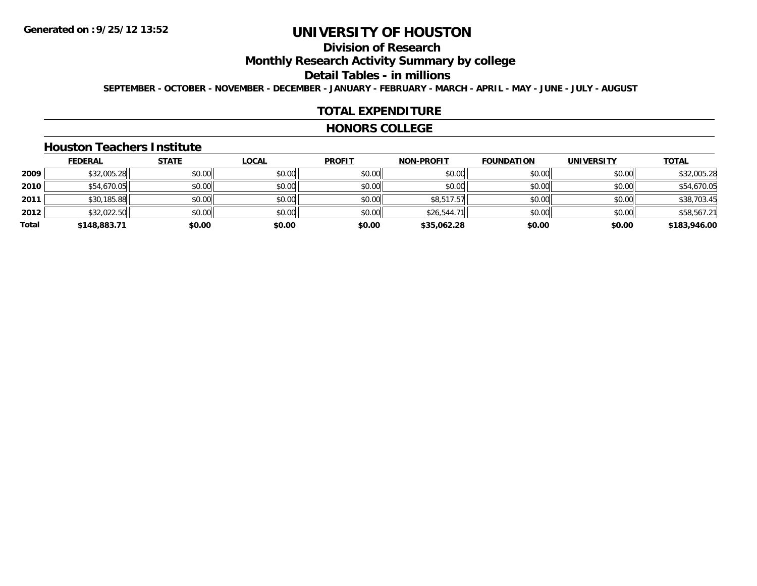# UNIVERSITY OF HOUSTON

## Division of Research

## Monthly Research Activity Summary by college

## Detail Tables - in millions

**SEPTEMBER - OCTOBER - NOVEMBER - DECEMBER - JANUARY - FEBRUARY - MARCH - APRIL - MAY - JUNE - JULY - AUGUST**

## TOTAL EXPENDITURE

## HONORS COLLEGE

### Houston Teachers Institute

| | FEDERAL | STATE | LOCAL | PROFIT | NON-PROFIT | FOUNDATION | UNIVERSITY | TOTAL |
|---|---|---|---|---|---|---|---|---|
| 2009 | $32,005.28 | $0.00 | $0.00 | $0.00 | $0.00 | $0.00 | $0.00 | $32,005.28 |
| 2010 | $54,670.05 | $0.00 | $0.00 | $0.00 | $0.00 | $0.00 | $0.00 | $54,670.05 |
| 2011 | $30,185.88 | $0.00 | $0.00 | $0.00 | $8,517.57 | $0.00 | $0.00 | $38,703.45 |
| 2012 | $32,022.50 | $0.00 | $0.00 | $0.00 | $26,544.71 | $0.00 | $0.00 | $58,567.21 |
| **Total** | **$148,883.71** | **$0.00** | **$0.00** | **$0.00** | **$35,062.28** | **$0.00** | **$0.00** | **$183,946.00** |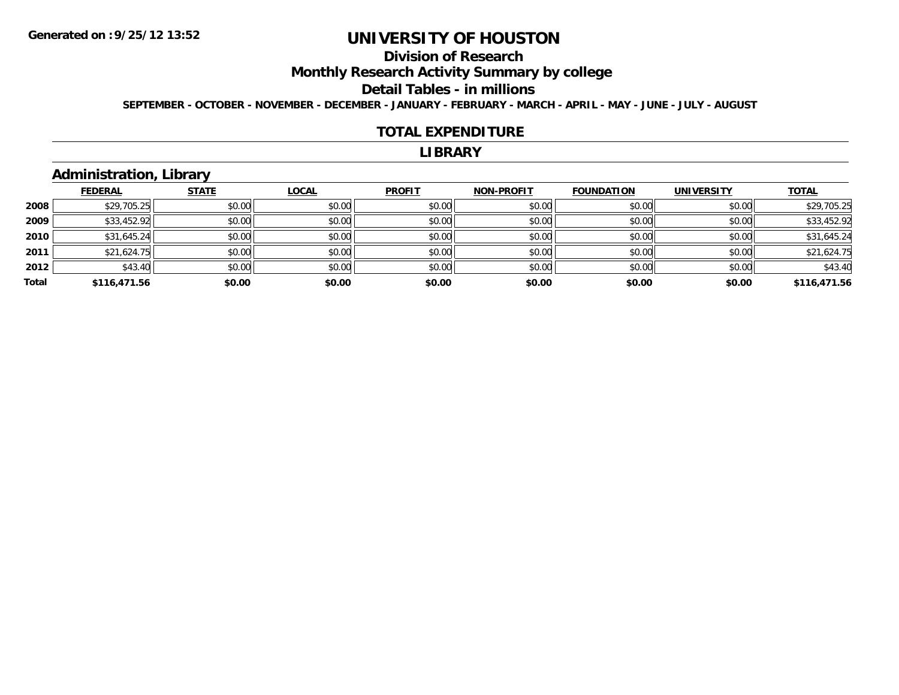Generated on :9/25/12 13:52

# UNIVERSITY OF HOUSTON

## Division of Research

## Monthly Research Activity Summary by college

## Detail Tables - in millions

SEPTEMBER - OCTOBER - NOVEMBER - DECEMBER - JANUARY - FEBRUARY - MARCH - APRIL - MAY - JUNE - JULY - AUGUST

## TOTAL EXPENDITURE

## LIBRARY

### Administration, Library

| | FEDERAL | STATE | LOCAL | PROFIT | NON-PROFIT | FOUNDATION | UNIVERSITY | TOTAL |
|---|---|---|---|---|---|---|---|---|
| 2008 | $29,705.25 | $0.00 | $0.00 | $0.00 | $0.00 | $0.00 | $0.00 | $29,705.25 |
| 2009 | $33,452.92 | $0.00 | $0.00 | $0.00 | $0.00 | $0.00 | $0.00 | $33,452.92 |
| 2010 | $31,645.24 | $0.00 | $0.00 | $0.00 | $0.00 | $0.00 | $0.00 | $31,645.24 |
| 2011 | $21,624.75 | $0.00 | $0.00 | $0.00 | $0.00 | $0.00 | $0.00 | $21,624.75 |
| 2012 | $43.40 | $0.00 | $0.00 | $0.00 | $0.00 | $0.00 | $0.00 | $43.40 |
| **Total** | **$116,471.56** | **$0.00** | **$0.00** | **$0.00** | **$0.00** | **$0.00** | **$0.00** | **$116,471.56** |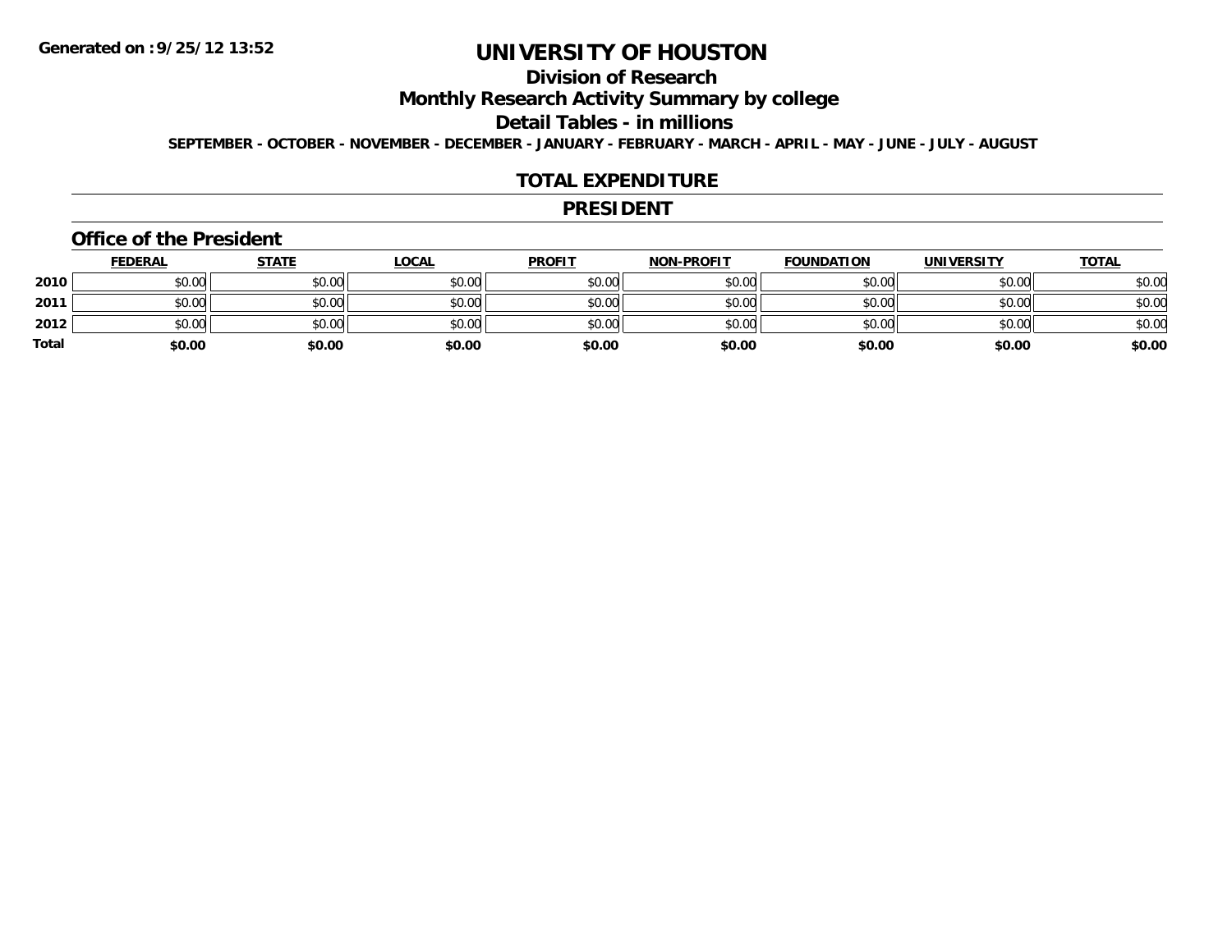Generated on :9/25/12 13:52

# UNIVERSITY OF HOUSTON

## Division of Research

## Monthly Research Activity Summary by college

## Detail Tables - in millions

SEPTEMBER - OCTOBER - NOVEMBER - DECEMBER - JANUARY - FEBRUARY - MARCH - APRIL - MAY - JUNE - JULY - AUGUST

## TOTAL EXPENDITURE

## PRESIDENT

### Office of the President

| | FEDERAL | STATE | LOCAL | PROFIT | NON-PROFIT | FOUNDATION | UNIVERSITY | TOTAL |
|---|---|---|---|---|---|---|---|---|
| 2010 | $0.00 | $0.00 | $0.00 | $0.00 | $0.00 | $0.00 | $0.00 | $0.00 |
| 2011 | $0.00 | $0.00 | $0.00 | $0.00 | $0.00 | $0.00 | $0.00 | $0.00 |
| 2012 | $0.00 | $0.00 | $0.00 | $0.00 | $0.00 | $0.00 | $0.00 | $0.00 |
| **Total** | **$0.00** | **$0.00** | **$0.00** | **$0.00** | **$0.00** | **$0.00** | **$0.00** | **$0.00** |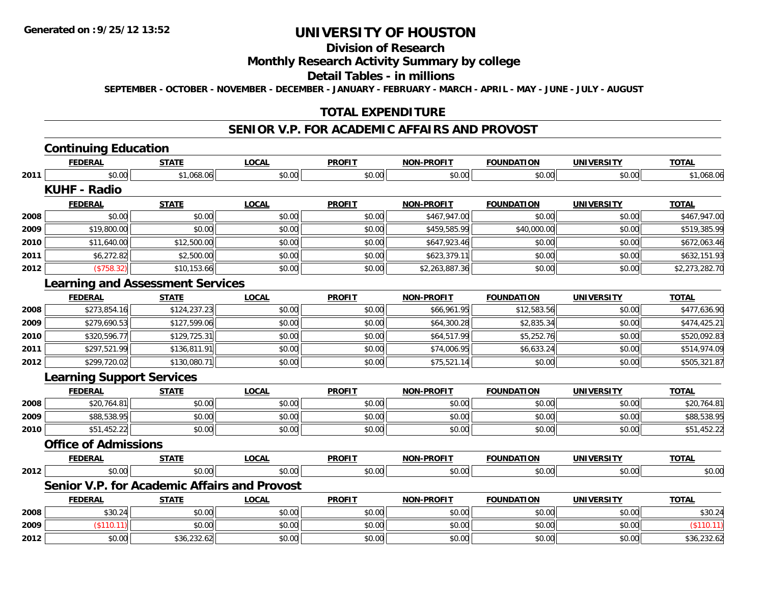**Generated on :9/25/12 13:52**

# UNIVERSITY OF HOUSTON

## Division of Research

## Monthly Research Activity Summary by college

## Detail Tables - in millions

**SEPTEMBER - OCTOBER - NOVEMBER - DECEMBER - JANUARY - FEBRUARY - MARCH - APRIL - MAY - JUNE - JULY - AUGUST**

## TOTAL EXPENDITURE

## SENIOR V.P. FOR ACADEMIC AFFAIRS AND PROVOST

### Continuing Education

| | FEDERAL | STATE | LOCAL | PROFIT | NON-PROFIT | FOUNDATION | UNIVERSITY | TOTAL |
|---|---|---|---|---|---|---|---|---|
| 2011 | $0.00 | $1,068.06 | $0.00 | $0.00 | $0.00 | $0.00 | $0.00 | $1,068.06 |

### KUHF - Radio

| | FEDERAL | STATE | LOCAL | PROFIT | NON-PROFIT | FOUNDATION | UNIVERSITY | TOTAL |
|---|---|---|---|---|---|---|---|---|
| 2008 | $0.00 | $0.00 | $0.00 | $0.00 | $467,947.00 | $0.00 | $0.00 | $467,947.00 |
| 2009 | $19,800.00 | $0.00 | $0.00 | $0.00 | $459,585.99 | $40,000.00 | $0.00 | $519,385.99 |
| 2010 | $11,640.00 | $12,500.00 | $0.00 | $0.00 | $647,923.46 | $0.00 | $0.00 | $672,063.46 |
| 2011 | $6,272.82 | $2,500.00 | $0.00 | $0.00 | $623,379.11 | $0.00 | $0.00 | $632,151.93 |
| 2012 | ($758.32) | $10,153.66 | $0.00 | $0.00 | $2,263,887.36 | $0.00 | $0.00 | $2,273,282.70 |

### Learning and Assessment Services

| | FEDERAL | STATE | LOCAL | PROFIT | NON-PROFIT | FOUNDATION | UNIVERSITY | TOTAL |
|---|---|---|---|---|---|---|---|---|
| 2008 | $273,854.16 | $124,237.23 | $0.00 | $0.00 | $66,961.95 | $12,583.56 | $0.00 | $477,636.90 |
| 2009 | $279,690.53 | $127,599.06 | $0.00 | $0.00 | $64,300.28 | $2,835.34 | $0.00 | $474,425.21 |
| 2010 | $320,596.77 | $129,725.31 | $0.00 | $0.00 | $64,517.99 | $5,252.76 | $0.00 | $520,092.83 |
| 2011 | $297,521.99 | $136,811.91 | $0.00 | $0.00 | $74,006.95 | $6,633.24 | $0.00 | $514,974.09 |
| 2012 | $299,720.02 | $130,080.71 | $0.00 | $0.00 | $75,521.14 | $0.00 | $0.00 | $505,321.87 |

### Learning Support Services

| | FEDERAL | STATE | LOCAL | PROFIT | NON-PROFIT | FOUNDATION | UNIVERSITY | TOTAL |
|---|---|---|---|---|---|---|---|---|
| 2008 | $20,764.81 | $0.00 | $0.00 | $0.00 | $0.00 | $0.00 | $0.00 | $20,764.81 |
| 2009 | $88,538.95 | $0.00 | $0.00 | $0.00 | $0.00 | $0.00 | $0.00 | $88,538.95 |
| 2010 | $51,452.22 | $0.00 | $0.00 | $0.00 | $0.00 | $0.00 | $0.00 | $51,452.22 |

### Office of Admissions

| | FEDERAL | STATE | LOCAL | PROFIT | NON-PROFIT | FOUNDATION | UNIVERSITY | TOTAL |
|---|---|---|---|---|---|---|---|---|
| 2012 | $0.00 | $0.00 | $0.00 | $0.00 | $0.00 | $0.00 | $0.00 | $0.00 |

### Senior V.P. for Academic Affairs and Provost

| | FEDERAL | STATE | LOCAL | PROFIT | NON-PROFIT | FOUNDATION | UNIVERSITY | TOTAL |
|---|---|---|---|---|---|---|---|---|
| 2008 | $30.24 | $0.00 | $0.00 | $0.00 | $0.00 | $0.00 | $0.00 | $30.24 |
| 2009 | ($110.11) | $0.00 | $0.00 | $0.00 | $0.00 | $0.00 | $0.00 | ($110.11) |
| 2012 | $0.00 | $36,232.62 | $0.00 | $0.00 | $0.00 | $0.00 | $0.00 | $36,232.62 |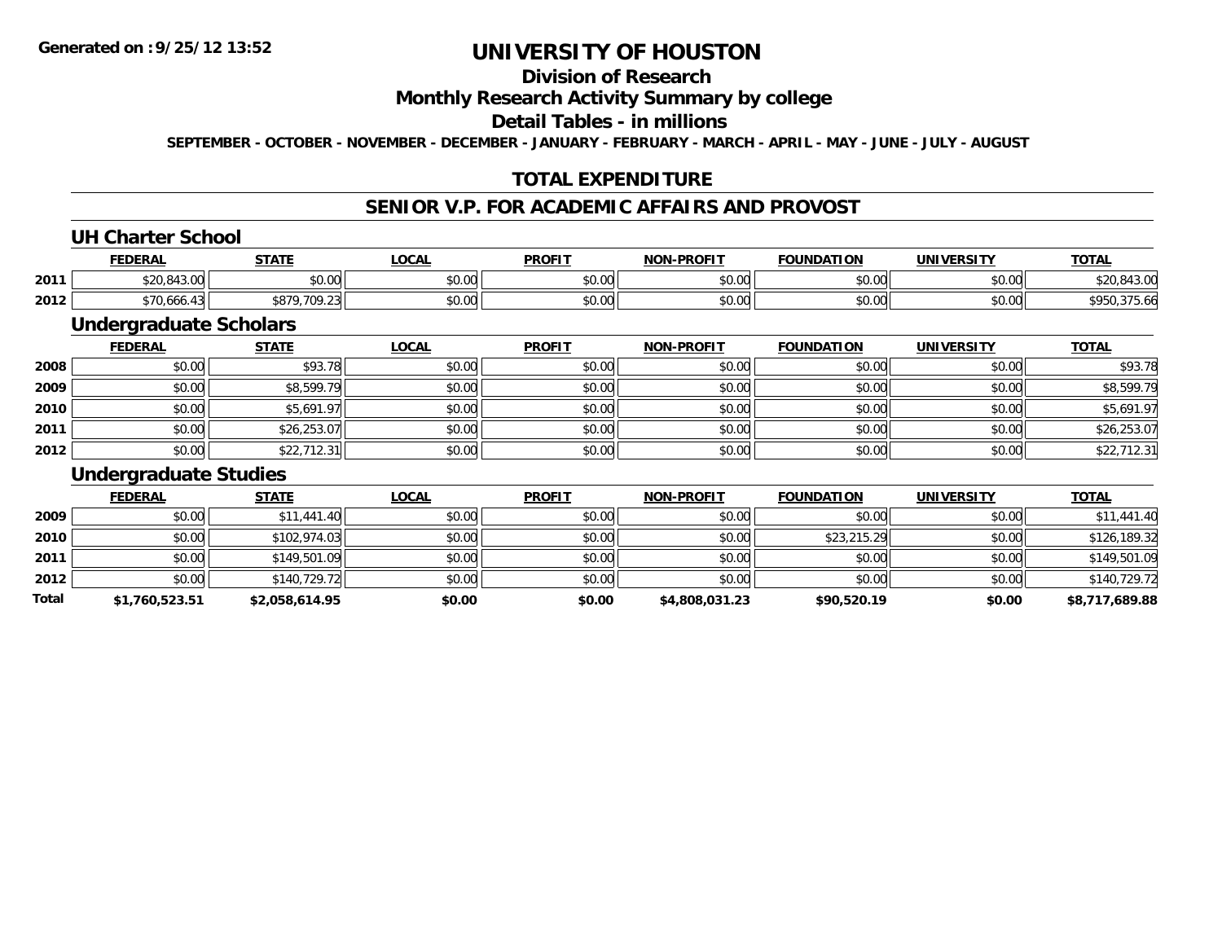**Generated on :9/25/12 13:52**

# UNIVERSITY OF HOUSTON

## Division of Research

## Monthly Research Activity Summary by college

## Detail Tables - in millions

**SEPTEMBER - OCTOBER - NOVEMBER - DECEMBER - JANUARY - FEBRUARY - MARCH - APRIL - MAY - JUNE - JULY - AUGUST**

## TOTAL EXPENDITURE

## SENIOR V.P. FOR ACADEMIC AFFAIRS AND PROVOST

### UH Charter School

| | FEDERAL | STATE | LOCAL | PROFIT | NON-PROFIT | FOUNDATION | UNIVERSITY | TOTAL |
|---|---|---|---|---|---|---|---|---|
| 2011 | $20,843.00 | $0.00 | $0.00 | $0.00 | $0.00 | $0.00 | $0.00 | $20,843.00 |
| 2012 | $70,666.43 | $879,709.23 | $0.00 | $0.00 | $0.00 | $0.00 | $0.00 | $950,375.66 |

### Undergraduate Scholars

| | FEDERAL | STATE | LOCAL | PROFIT | NON-PROFIT | FOUNDATION | UNIVERSITY | TOTAL |
|---|---|---|---|---|---|---|---|---|
| 2008 | $0.00 | $93.78 | $0.00 | $0.00 | $0.00 | $0.00 | $0.00 | $93.78 |
| 2009 | $0.00 | $8,599.79 | $0.00 | $0.00 | $0.00 | $0.00 | $0.00 | $8,599.79 |
| 2010 | $0.00 | $5,691.97 | $0.00 | $0.00 | $0.00 | $0.00 | $0.00 | $5,691.97 |
| 2011 | $0.00 | $26,253.07 | $0.00 | $0.00 | $0.00 | $0.00 | $0.00 | $26,253.07 |
| 2012 | $0.00 | $22,712.31 | $0.00 | $0.00 | $0.00 | $0.00 | $0.00 | $22,712.31 |

### Undergraduate Studies

| | FEDERAL | STATE | LOCAL | PROFIT | NON-PROFIT | FOUNDATION | UNIVERSITY | TOTAL |
|---|---|---|---|---|---|---|---|---|
| 2009 | $0.00 | $11,441.40 | $0.00 | $0.00 | $0.00 | $0.00 | $0.00 | $11,441.40 |
| 2010 | $0.00 | $102,974.03 | $0.00 | $0.00 | $0.00 | $23,215.29 | $0.00 | $126,189.32 |
| 2011 | $0.00 | $149,501.09 | $0.00 | $0.00 | $0.00 | $0.00 | $0.00 | $149,501.09 |
| 2012 | $0.00 | $140,729.72 | $0.00 | $0.00 | $0.00 | $0.00 | $0.00 | $140,729.72 |
| **Total** | **$1,760,523.51** | **$2,058,614.95** | **$0.00** | **$0.00** | **$4,808,031.23** | **$90,520.19** | **$0.00** | **$8,717,689.88** |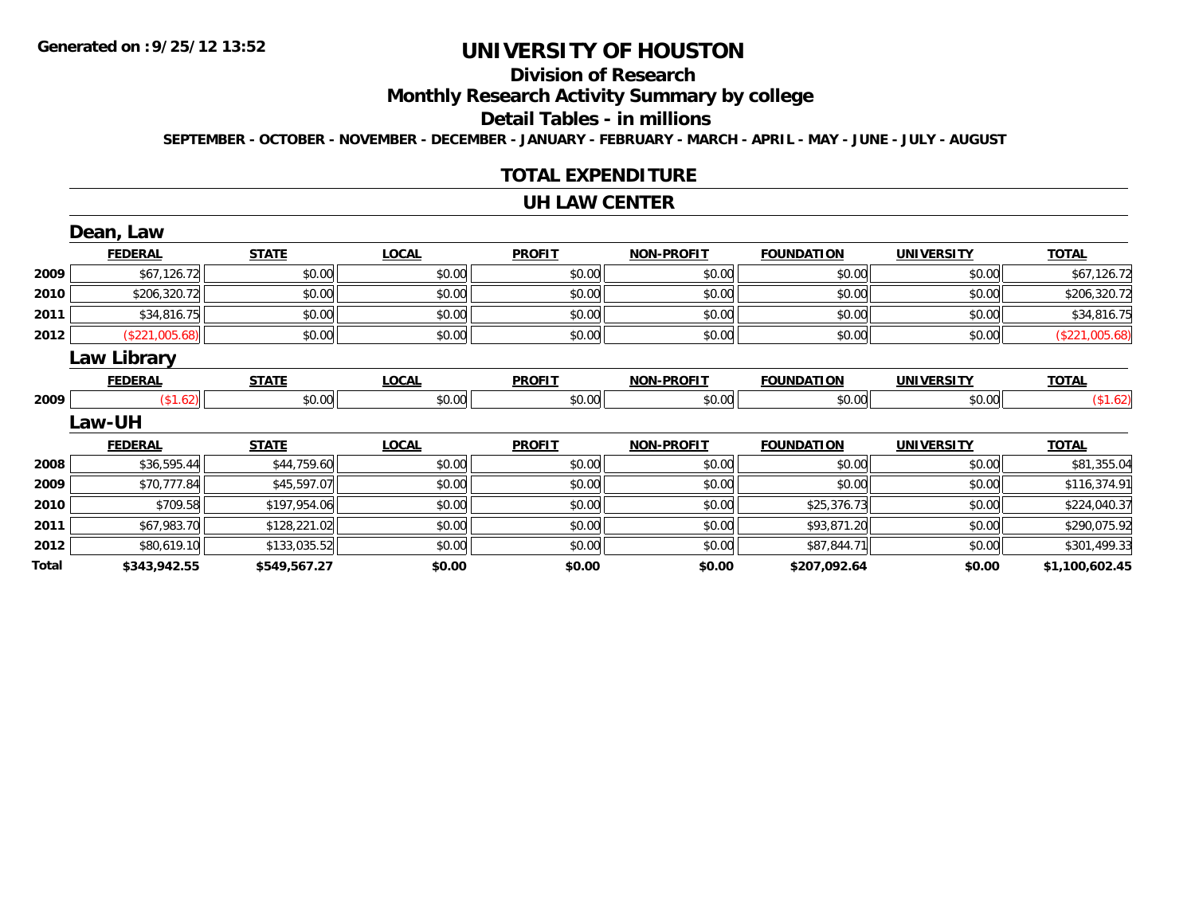Generated on :9/25/12 13:52

# UNIVERSITY OF HOUSTON

## Division of Research

## Monthly Research Activity Summary by college

## Detail Tables - in millions

SEPTEMBER - OCTOBER - NOVEMBER - DECEMBER - JANUARY - FEBRUARY - MARCH - APRIL - MAY - JUNE - JULY - AUGUST

## TOTAL EXPENDITURE

## UH LAW CENTER

### Dean, Law

| | FEDERAL | STATE | LOCAL | PROFIT | NON-PROFIT | FOUNDATION | UNIVERSITY | TOTAL |
|---|---|---|---|---|---|---|---|---|
| 2009 | $67,126.72 | $0.00 | $0.00 | $0.00 | $0.00 | $0.00 | $0.00 | $67,126.72 |
| 2010 | $206,320.72 | $0.00 | $0.00 | $0.00 | $0.00 | $0.00 | $0.00 | $206,320.72 |
| 2011 | $34,816.75 | $0.00 | $0.00 | $0.00 | $0.00 | $0.00 | $0.00 | $34,816.75 |
| 2012 | ($221,005.68) | $0.00 | $0.00 | $0.00 | $0.00 | $0.00 | $0.00 | ($221,005.68) |

### Law Library

| | FEDERAL | STATE | LOCAL | PROFIT | NON-PROFIT | FOUNDATION | UNIVERSITY | TOTAL |
|---|---|---|---|---|---|---|---|---|
| 2009 | ($1.62) | $0.00 | $0.00 | $0.00 | $0.00 | $0.00 | $0.00 | ($1.62) |

### Law-UH

| | FEDERAL | STATE | LOCAL | PROFIT | NON-PROFIT | FOUNDATION | UNIVERSITY | TOTAL |
|---|---|---|---|---|---|---|---|---|
| 2008 | $36,595.44 | $44,759.60 | $0.00 | $0.00 | $0.00 | $0.00 | $0.00 | $81,355.04 |
| 2009 | $70,777.84 | $45,597.07 | $0.00 | $0.00 | $0.00 | $0.00 | $0.00 | $116,374.91 |
| 2010 | $709.58 | $197,954.06 | $0.00 | $0.00 | $0.00 | $25,376.73 | $0.00 | $224,040.37 |
| 2011 | $67,983.70 | $128,221.02 | $0.00 | $0.00 | $0.00 | $93,871.20 | $0.00 | $290,075.92 |
| 2012 | $80,619.10 | $133,035.52 | $0.00 | $0.00 | $0.00 | $87,844.71 | $0.00 | $301,499.33 |
| **Total** | **$343,942.55** | **$549,567.27** | **$0.00** | **$0.00** | **$0.00** | **$207,092.64** | **$0.00** | **$1,100,602.45** |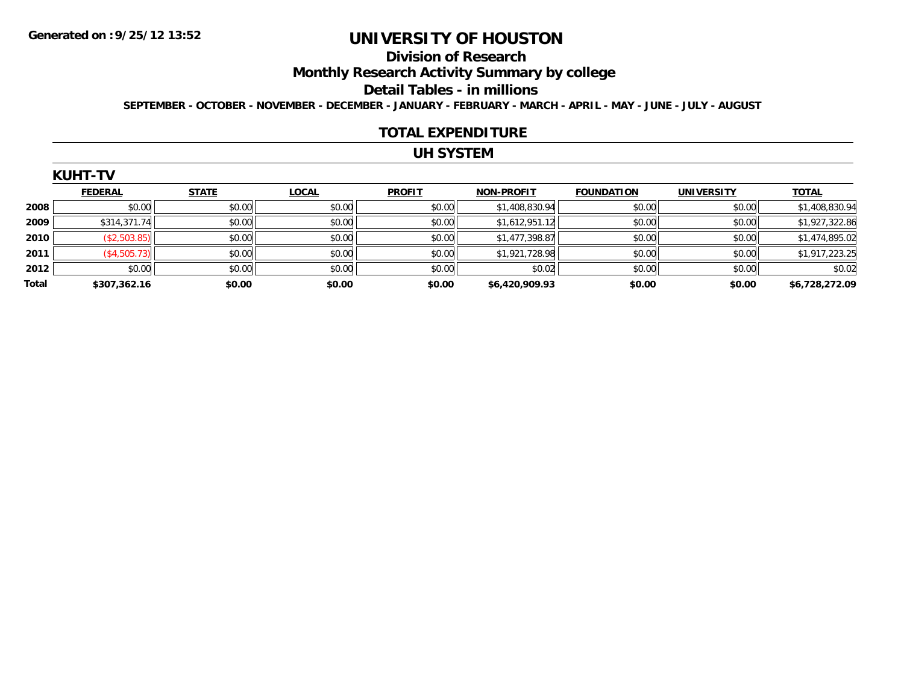Generated on :9/25/12 13:52

# UNIVERSITY OF HOUSTON

## Division of Research

## Monthly Research Activity Summary by college

## Detail Tables - in millions

SEPTEMBER - OCTOBER - NOVEMBER - DECEMBER - JANUARY - FEBRUARY - MARCH - APRIL - MAY - JUNE - JULY - AUGUST

## TOTAL EXPENDITURE

## UH SYSTEM

### KUHT-TV

| | FEDERAL | STATE | LOCAL | PROFIT | NON-PROFIT | FOUNDATION | UNIVERSITY | TOTAL |
|---|---|---|---|---|---|---|---|---|
| 2008 | $0.00 | $0.00 | $0.00 | $0.00 | $1,408,830.94 | $0.00 | $0.00 | $1,408,830.94 |
| 2009 | $314,371.74 | $0.00 | $0.00 | $0.00 | $1,612,951.12 | $0.00 | $0.00 | $1,927,322.86 |
| 2010 | ($2,503.85) | $0.00 | $0.00 | $0.00 | $1,477,398.87 | $0.00 | $0.00 | $1,474,895.02 |
| 2011 | ($4,505.73) | $0.00 | $0.00 | $0.00 | $1,921,728.98 | $0.00 | $0.00 | $1,917,223.25 |
| 2012 | $0.00 | $0.00 | $0.00 | $0.00 | $0.02 | $0.00 | $0.00 | $0.02 |
| **Total** | **$307,362.16** | **$0.00** | **$0.00** | **$0.00** | **$6,420,909.93** | **$0.00** | **$0.00** | **$6,728,272.09** |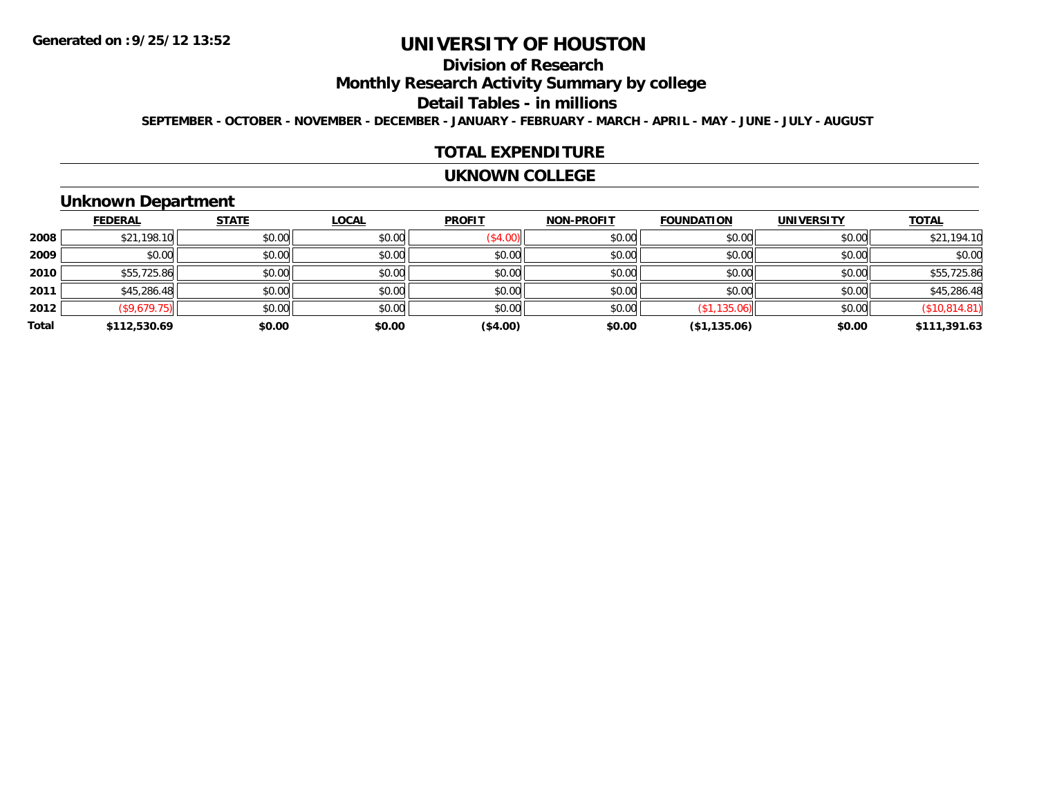Generated on :9/25/12 13:52

# UNIVERSITY OF HOUSTON

## Division of Research

## Monthly Research Activity Summary by college

## Detail Tables - in millions

SEPTEMBER - OCTOBER - NOVEMBER - DECEMBER - JANUARY - FEBRUARY - MARCH - APRIL - MAY - JUNE - JULY - AUGUST

## TOTAL EXPENDITURE

## UKNOWN COLLEGE

### Unknown Department

| | FEDERAL | STATE | LOCAL | PROFIT | NON-PROFIT | FOUNDATION | UNIVERSITY | TOTAL |
|---|---|---|---|---|---|---|---|---|
| 2008 | $21,198.10 | $0.00 | $0.00 | ($4.00) | $0.00 | $0.00 | $0.00 | $21,194.10 |
| 2009 | $0.00 | $0.00 | $0.00 | $0.00 | $0.00 | $0.00 | $0.00 | $0.00 |
| 2010 | $55,725.86 | $0.00 | $0.00 | $0.00 | $0.00 | $0.00 | $0.00 | $55,725.86 |
| 2011 | $45,286.48 | $0.00 | $0.00 | $0.00 | $0.00 | $0.00 | $0.00 | $45,286.48 |
| 2012 | ($9,679.75) | $0.00 | $0.00 | $0.00 | $0.00 | ($1,135.06) | $0.00 | ($10,814.81) |
| **Total** | **$112,530.69** | **$0.00** | **$0.00** | **($4.00)** | **$0.00** | **($1,135.06)** | **$0.00** | **$111,391.63** |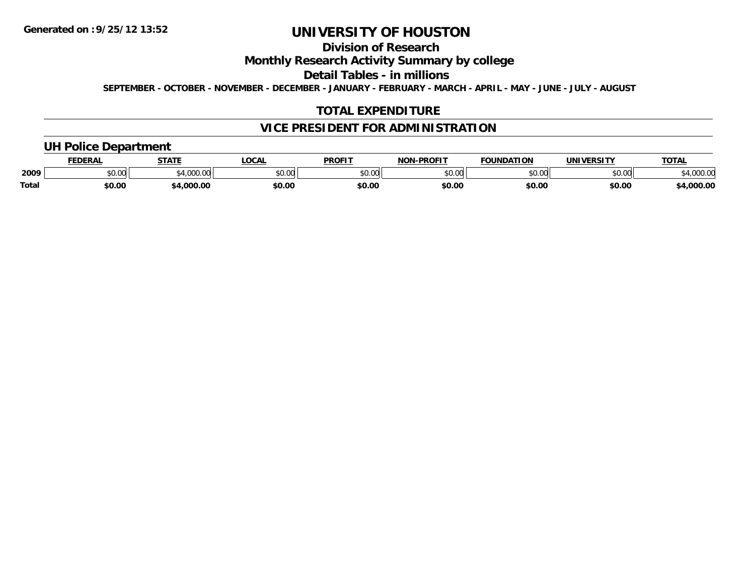Generated on :9/25/12 13:52

# UNIVERSITY OF HOUSTON

## Division of Research

## Monthly Research Activity Summary by college

## Detail Tables - in millions

SEPTEMBER - OCTOBER - NOVEMBER - DECEMBER - JANUARY - FEBRUARY - MARCH - APRIL - MAY - JUNE - JULY - AUGUST

## TOTAL EXPENDITURE

## VICE PRESIDENT FOR ADMINISTRATION

### UH Police Department

| | FEDERAL | STATE | LOCAL | PROFIT | NON-PROFIT | FOUNDATION | UNIVERSITY | TOTAL |
|---|---|---|---|---|---|---|---|---|
| 2009 | $0.00 | $4,000.00 | $0.00 | $0.00 | $0.00 | $0.00 | $0.00 | $4,000.00 |
| **Total** | **$0.00** | **$4,000.00** | **$0.00** | **$0.00** | **$0.00** | **$0.00** | **$0.00** | **$4,000.00** |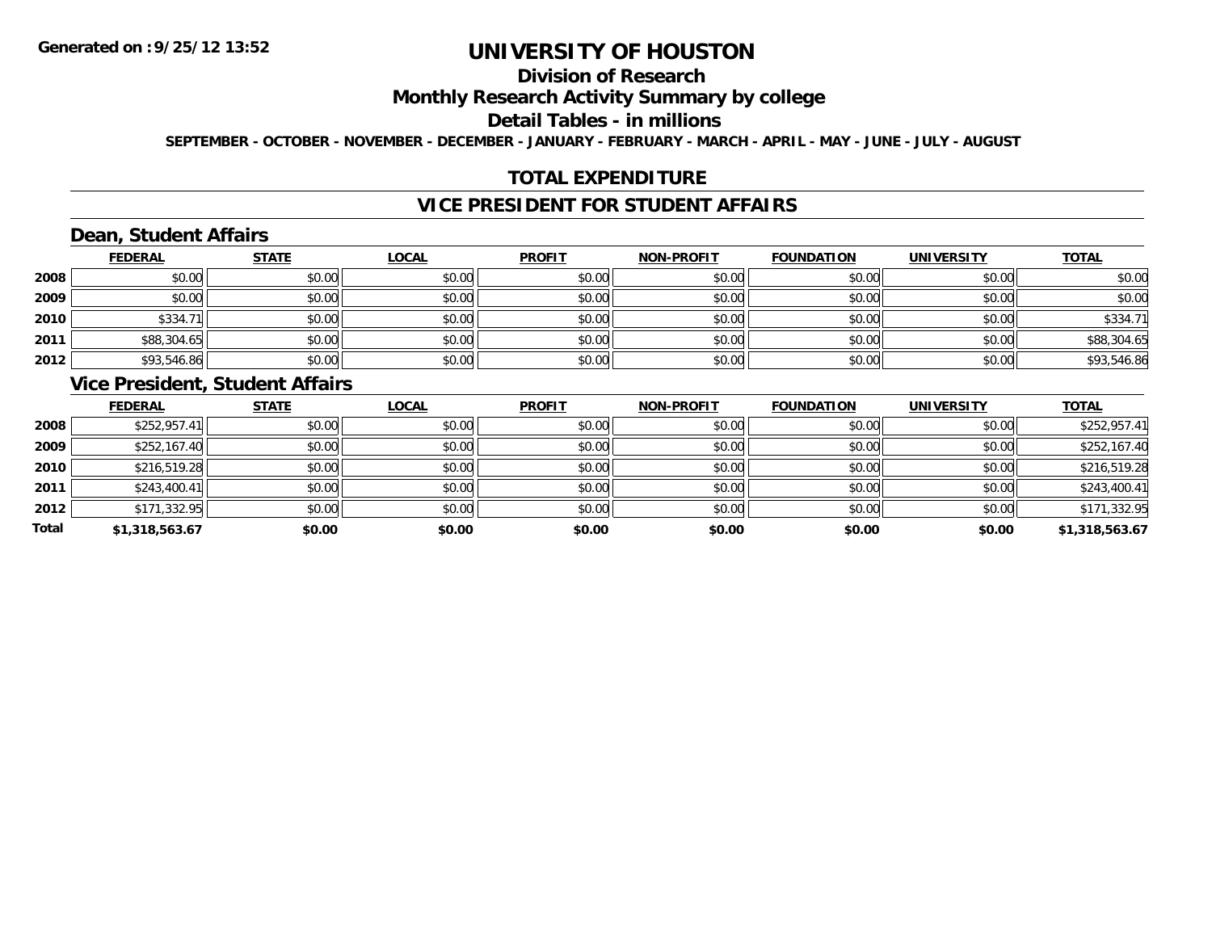**Generated on :9/25/12 13:52**

# UNIVERSITY OF HOUSTON

## Division of Research

## Monthly Research Activity Summary by college

## Detail Tables - in millions

**SEPTEMBER - OCTOBER - NOVEMBER - DECEMBER - JANUARY - FEBRUARY - MARCH - APRIL - MAY - JUNE - JULY - AUGUST**

## TOTAL EXPENDITURE

## VICE PRESIDENT FOR STUDENT AFFAIRS

### Dean, Student Affairs

| | FEDERAL | STATE | LOCAL | PROFIT | NON-PROFIT | FOUNDATION | UNIVERSITY | TOTAL |
|---|---|---|---|---|---|---|---|---|
| 2008 | $0.00 | $0.00 | $0.00 | $0.00 | $0.00 | $0.00 | $0.00 | $0.00 |
| 2009 | $0.00 | $0.00 | $0.00 | $0.00 | $0.00 | $0.00 | $0.00 | $0.00 |
| 2010 | $334.71 | $0.00 | $0.00 | $0.00 | $0.00 | $0.00 | $0.00 | $334.71 |
| 2011 | $88,304.65 | $0.00 | $0.00 | $0.00 | $0.00 | $0.00 | $0.00 | $88,304.65 |
| 2012 | $93,546.86 | $0.00 | $0.00 | $0.00 | $0.00 | $0.00 | $0.00 | $93,546.86 |

### Vice President, Student Affairs

| | FEDERAL | STATE | LOCAL | PROFIT | NON-PROFIT | FOUNDATION | UNIVERSITY | TOTAL |
|---|---|---|---|---|---|---|---|---|
| 2008 | $252,957.41 | $0.00 | $0.00 | $0.00 | $0.00 | $0.00 | $0.00 | $252,957.41 |
| 2009 | $252,167.40 | $0.00 | $0.00 | $0.00 | $0.00 | $0.00 | $0.00 | $252,167.40 |
| 2010 | $216,519.28 | $0.00 | $0.00 | $0.00 | $0.00 | $0.00 | $0.00 | $216,519.28 |
| 2011 | $243,400.41 | $0.00 | $0.00 | $0.00 | $0.00 | $0.00 | $0.00 | $243,400.41 |
| 2012 | $171,332.95 | $0.00 | $0.00 | $0.00 | $0.00 | $0.00 | $0.00 | $171,332.95 |
| **Total** | **$1,318,563.67** | **$0.00** | **$0.00** | **$0.00** | **$0.00** | **$0.00** | **$0.00** | **$1,318,563.67** |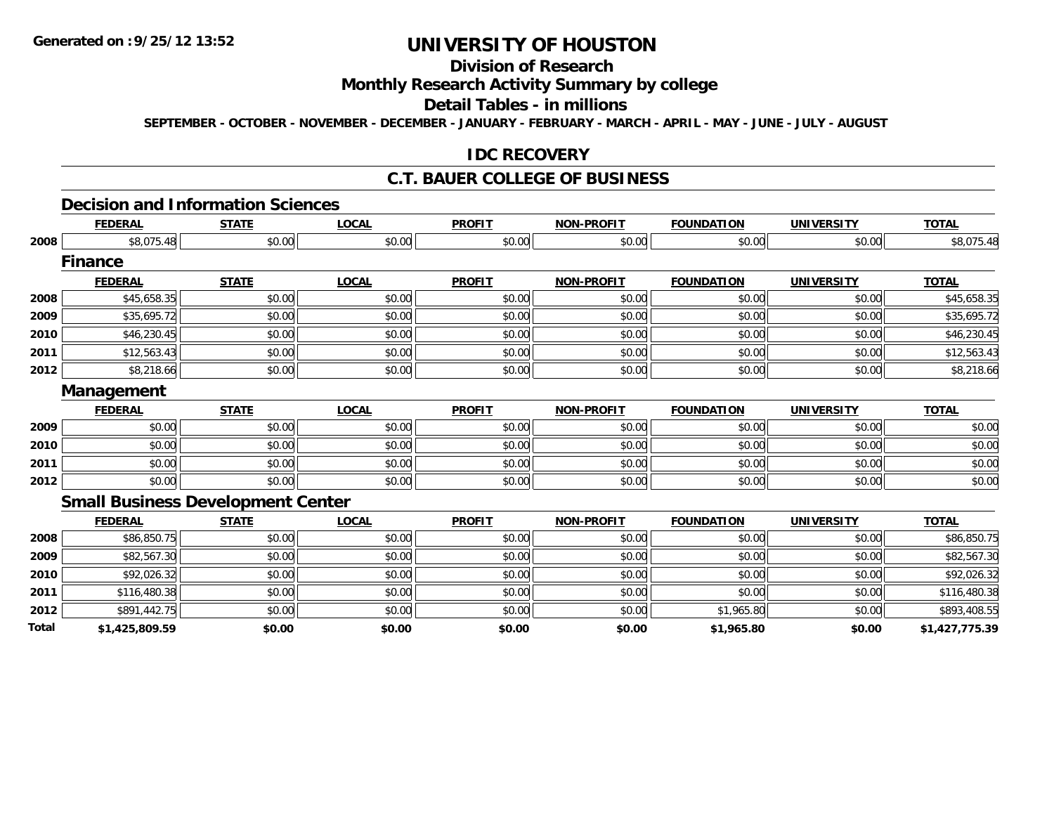**Generated on :9/25/12 13:52**

# UNIVERSITY OF HOUSTON

## Division of Research

## Monthly Research Activity Summary by college

## Detail Tables - in millions

**SEPTEMBER - OCTOBER - NOVEMBER - DECEMBER - JANUARY - FEBRUARY - MARCH - APRIL - MAY - JUNE - JULY - AUGUST**

## IDC RECOVERY

## C.T. BAUER COLLEGE OF BUSINESS

### Decision and Information Sciences

| | FEDERAL | STATE | LOCAL | PROFIT | NON-PROFIT | FOUNDATION | UNIVERSITY | TOTAL |
|---|---|---|---|---|---|---|---|---|
| 2008 | $8,075.48 | $0.00 | $0.00 | $0.00 | $0.00 | $0.00 | $0.00 | $8,075.48 |

### Finance

| | FEDERAL | STATE | LOCAL | PROFIT | NON-PROFIT | FOUNDATION | UNIVERSITY | TOTAL |
|---|---|---|---|---|---|---|---|---|
| 2008 | $45,658.35 | $0.00 | $0.00 | $0.00 | $0.00 | $0.00 | $0.00 | $45,658.35 |
| 2009 | $35,695.72 | $0.00 | $0.00 | $0.00 | $0.00 | $0.00 | $0.00 | $35,695.72 |
| 2010 | $46,230.45 | $0.00 | $0.00 | $0.00 | $0.00 | $0.00 | $0.00 | $46,230.45 |
| 2011 | $12,563.43 | $0.00 | $0.00 | $0.00 | $0.00 | $0.00 | $0.00 | $12,563.43 |
| 2012 | $8,218.66 | $0.00 | $0.00 | $0.00 | $0.00 | $0.00 | $0.00 | $8,218.66 |

### Management

| | FEDERAL | STATE | LOCAL | PROFIT | NON-PROFIT | FOUNDATION | UNIVERSITY | TOTAL |
|---|---|---|---|---|---|---|---|---|
| 2009 | $0.00 | $0.00 | $0.00 | $0.00 | $0.00 | $0.00 | $0.00 | $0.00 |
| 2010 | $0.00 | $0.00 | $0.00 | $0.00 | $0.00 | $0.00 | $0.00 | $0.00 |
| 2011 | $0.00 | $0.00 | $0.00 | $0.00 | $0.00 | $0.00 | $0.00 | $0.00 |
| 2012 | $0.00 | $0.00 | $0.00 | $0.00 | $0.00 | $0.00 | $0.00 | $0.00 |

### Small Business Development Center

| | FEDERAL | STATE | LOCAL | PROFIT | NON-PROFIT | FOUNDATION | UNIVERSITY | TOTAL |
|---|---|---|---|---|---|---|---|---|
| 2008 | $86,850.75 | $0.00 | $0.00 | $0.00 | $0.00 | $0.00 | $0.00 | $86,850.75 |
| 2009 | $82,567.30 | $0.00 | $0.00 | $0.00 | $0.00 | $0.00 | $0.00 | $82,567.30 |
| 2010 | $92,026.32 | $0.00 | $0.00 | $0.00 | $0.00 | $0.00 | $0.00 | $92,026.32 |
| 2011 | $116,480.38 | $0.00 | $0.00 | $0.00 | $0.00 | $0.00 | $0.00 | $116,480.38 |
| 2012 | $891,442.75 | $0.00 | $0.00 | $0.00 | $0.00 | $1,965.80 | $0.00 | $893,408.55 |
| **Total** | **$1,425,809.59** | **$0.00** | **$0.00** | **$0.00** | **$0.00** | **$1,965.80** | **$0.00** | **$1,427,775.39** |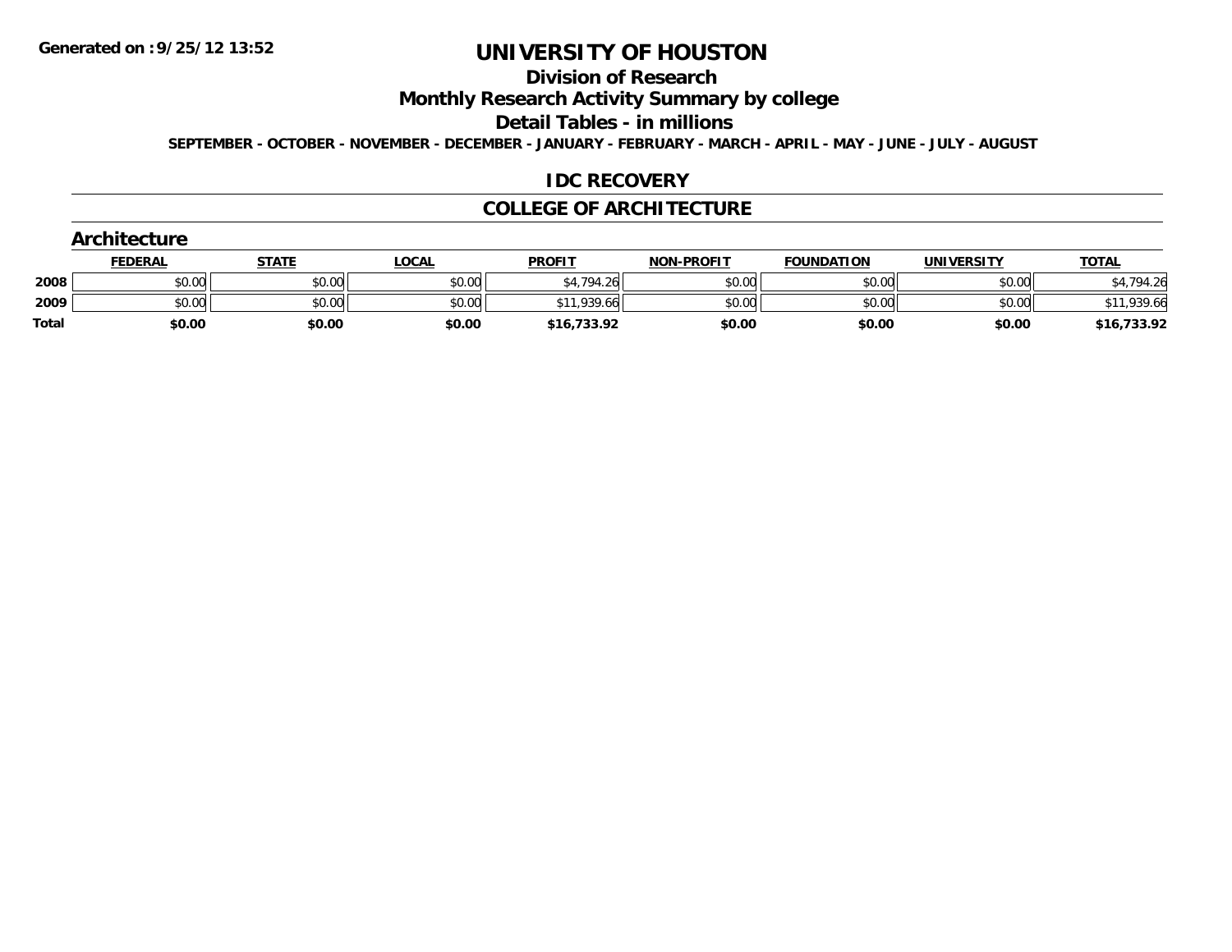Generated on :9/25/12 13:52

# UNIVERSITY OF HOUSTON

## Division of Research

## Monthly Research Activity Summary by college

## Detail Tables - in millions

**SEPTEMBER - OCTOBER - NOVEMBER - DECEMBER - JANUARY - FEBRUARY - MARCH - APRIL - MAY - JUNE - JULY - AUGUST**

## IDC RECOVERY

## COLLEGE OF ARCHITECTURE

### Architecture

| | FEDERAL | STATE | LOCAL | PROFIT | NON-PROFIT | FOUNDATION | UNIVERSITY | TOTAL |
|---|---|---|---|---|---|---|---|---|
| 2008 | $0.00 | $0.00 | $0.00 | $4,794.26 | $0.00 | $0.00 | $0.00 | $4,794.26 |
| 2009 | $0.00 | $0.00 | $0.00 | $11,939.66 | $0.00 | $0.00 | $0.00 | $11,939.66 |
| **Total** | **$0.00** | **$0.00** | **$0.00** | **$16,733.92** | **$0.00** | **$0.00** | **$0.00** | **$16,733.92** |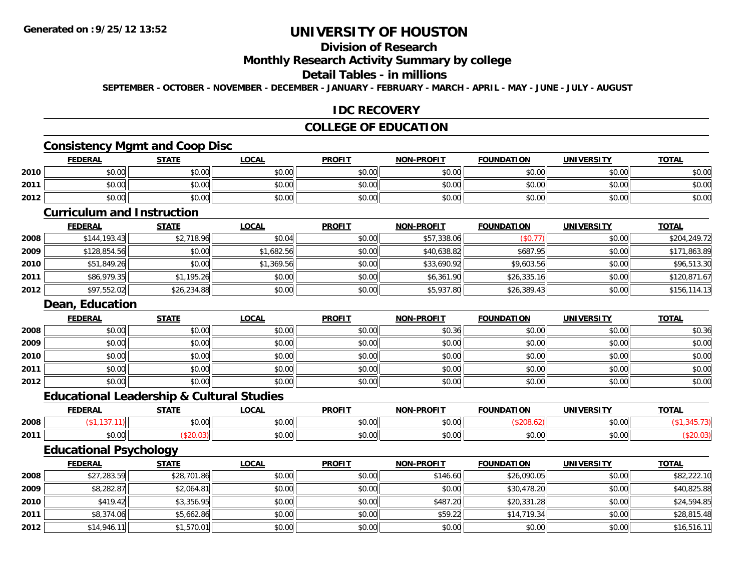# UNIVERSITY OF HOUSTON

## Division of Research

## Monthly Research Activity Summary by college

## Detail Tables - in millions

**SEPTEMBER - OCTOBER - NOVEMBER - DECEMBER - JANUARY - FEBRUARY - MARCH - APRIL - MAY - JUNE - JULY - AUGUST**

## IDC RECOVERY

## COLLEGE OF EDUCATION

### Consistency Mgmt and Coop Disc

| | FEDERAL | STATE | LOCAL | PROFIT | NON-PROFIT | FOUNDATION | UNIVERSITY | TOTAL |
|---|---|---|---|---|---|---|---|---|
| 2010 | $0.00 | $0.00 | $0.00 | $0.00 | $0.00 | $0.00 | $0.00 | $0.00 |
| 2011 | $0.00 | $0.00 | $0.00 | $0.00 | $0.00 | $0.00 | $0.00 | $0.00 |
| 2012 | $0.00 | $0.00 | $0.00 | $0.00 | $0.00 | $0.00 | $0.00 | $0.00 |

### Curriculum and Instruction

| | FEDERAL | STATE | LOCAL | PROFIT | NON-PROFIT | FOUNDATION | UNIVERSITY | TOTAL |
|---|---|---|---|---|---|---|---|---|
| 2008 | $144,193.43 | $2,718.96 | $0.04 | $0.00 | $57,338.06 | ($0.77) | $0.00 | $204,249.72 |
| 2009 | $128,854.56 | $0.00 | $1,682.56 | $0.00 | $40,638.82 | $687.95 | $0.00 | $171,863.89 |
| 2010 | $51,849.26 | $0.00 | $1,369.56 | $0.00 | $33,690.92 | $9,603.56 | $0.00 | $96,513.30 |
| 2011 | $86,979.35 | $1,195.26 | $0.00 | $0.00 | $6,361.90 | $26,335.16 | $0.00 | $120,871.67 |
| 2012 | $97,552.02 | $26,234.88 | $0.00 | $0.00 | $5,937.80 | $26,389.43 | $0.00 | $156,114.13 |

### Dean, Education

| | FEDERAL | STATE | LOCAL | PROFIT | NON-PROFIT | FOUNDATION | UNIVERSITY | TOTAL |
|---|---|---|---|---|---|---|---|---|
| 2008 | $0.00 | $0.00 | $0.00 | $0.00 | $0.36 | $0.00 | $0.00 | $0.36 |
| 2009 | $0.00 | $0.00 | $0.00 | $0.00 | $0.00 | $0.00 | $0.00 | $0.00 |
| 2010 | $0.00 | $0.00 | $0.00 | $0.00 | $0.00 | $0.00 | $0.00 | $0.00 |
| 2011 | $0.00 | $0.00 | $0.00 | $0.00 | $0.00 | $0.00 | $0.00 | $0.00 |
| 2012 | $0.00 | $0.00 | $0.00 | $0.00 | $0.00 | $0.00 | $0.00 | $0.00 |

### Educational Leadership & Cultural Studies

| | FEDERAL | STATE | LOCAL | PROFIT | NON-PROFIT | FOUNDATION | UNIVERSITY | TOTAL |
|---|---|---|---|---|---|---|---|---|
| 2008 | ($1,137.11) | $0.00 | $0.00 | $0.00 | $0.00 | ($208.62) | $0.00 | ($1,345.73) |
| 2011 | $0.00 | ($20.03) | $0.00 | $0.00 | $0.00 | $0.00 | $0.00 | ($20.03) |

### Educational Psychology

| | FEDERAL | STATE | LOCAL | PROFIT | NON-PROFIT | FOUNDATION | UNIVERSITY | TOTAL |
|---|---|---|---|---|---|---|---|---|
| 2008 | $27,283.59 | $28,701.86 | $0.00 | $0.00 | $146.60 | $26,090.05 | $0.00 | $82,222.10 |
| 2009 | $8,282.87 | $2,064.81 | $0.00 | $0.00 | $0.00 | $30,478.20 | $0.00 | $40,825.88 |
| 2010 | $419.42 | $3,356.95 | $0.00 | $0.00 | $487.20 | $20,331.28 | $0.00 | $24,594.85 |
| 2011 | $8,374.06 | $5,662.86 | $0.00 | $0.00 | $59.22 | $14,719.34 | $0.00 | $28,815.48 |
| 2012 | $14,946.11 | $1,570.01 | $0.00 | $0.00 | $0.00 | $0.00 | $0.00 | $16,516.11 |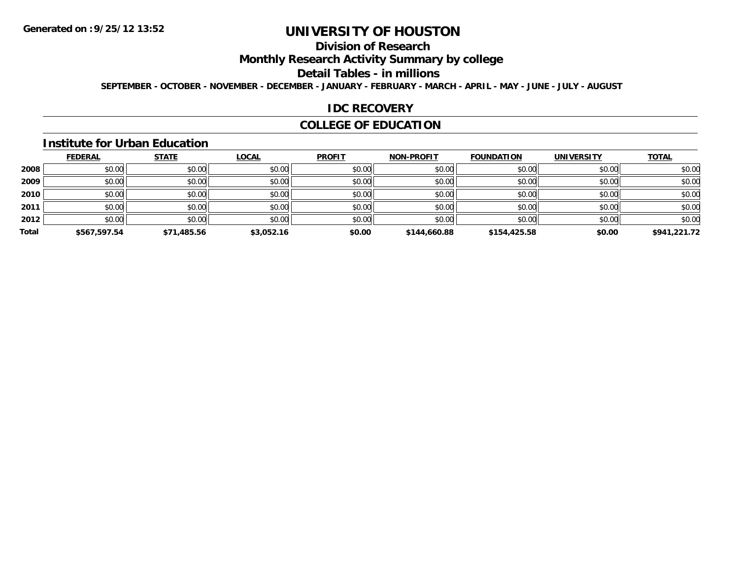**Generated on :9/25/12 13:52**

# UNIVERSITY OF HOUSTON

## Division of Research

## Monthly Research Activity Summary by college

## Detail Tables - in millions

**SEPTEMBER - OCTOBER - NOVEMBER - DECEMBER - JANUARY - FEBRUARY - MARCH - APRIL - MAY - JUNE - JULY - AUGUST**

## IDC RECOVERY

## COLLEGE OF EDUCATION

### Institute for Urban Education

| | FEDERAL | STATE | LOCAL | PROFIT | NON-PROFIT | FOUNDATION | UNIVERSITY | TOTAL |
|---|---|---|---|---|---|---|---|---|
| **2008** | $0.00 | $0.00 | $0.00 | $0.00 | $0.00 | $0.00 | $0.00 | $0.00 |
| **2009** | $0.00 | $0.00 | $0.00 | $0.00 | $0.00 | $0.00 | $0.00 | $0.00 |
| **2010** | $0.00 | $0.00 | $0.00 | $0.00 | $0.00 | $0.00 | $0.00 | $0.00 |
| **2011** | $0.00 | $0.00 | $0.00 | $0.00 | $0.00 | $0.00 | $0.00 | $0.00 |
| **2012** | $0.00 | $0.00 | $0.00 | $0.00 | $0.00 | $0.00 | $0.00 | $0.00 |
| **Total** | **$567,597.54** | **$71,485.56** | **$3,052.16** | **$0.00** | **$144,660.88** | **$154,425.58** | **$0.00** | **$941,221.72** |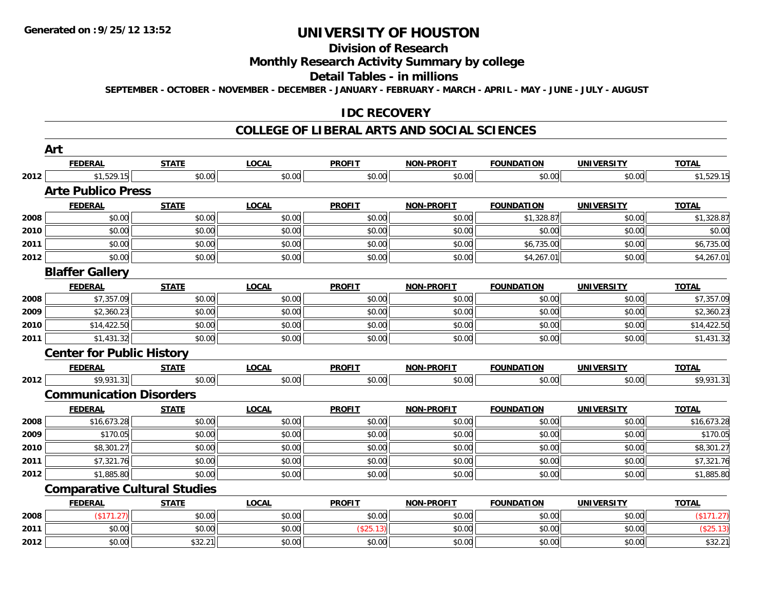# UNIVERSITY OF HOUSTON

## Division of Research

## Monthly Research Activity Summary by college

## Detail Tables - in millions

**SEPTEMBER - OCTOBER - NOVEMBER - DECEMBER - JANUARY - FEBRUARY - MARCH - APRIL - MAY - JUNE - JULY - AUGUST**

### IDC RECOVERY

### COLLEGE OF LIBERAL ARTS AND SOCIAL SCIENCES

#### Art

| | FEDERAL | STATE | LOCAL | PROFIT | NON-PROFIT | FOUNDATION | UNIVERSITY | TOTAL |
|---|---|---|---|---|---|---|---|---|
| 2012 | $1,529.15 | $0.00 | $0.00 | $0.00 | $0.00 | $0.00 | $0.00 | $1,529.15 |

#### Arte Publico Press

| | FEDERAL | STATE | LOCAL | PROFIT | NON-PROFIT | FOUNDATION | UNIVERSITY | TOTAL |
|---|---|---|---|---|---|---|---|---|
| 2008 | $0.00 | $0.00 | $0.00 | $0.00 | $0.00 | $1,328.87 | $0.00 | $1,328.87 |
| 2010 | $0.00 | $0.00 | $0.00 | $0.00 | $0.00 | $0.00 | $0.00 | $0.00 |
| 2011 | $0.00 | $0.00 | $0.00 | $0.00 | $0.00 | $6,735.00 | $0.00 | $6,735.00 |
| 2012 | $0.00 | $0.00 | $0.00 | $0.00 | $0.00 | $4,267.01 | $0.00 | $4,267.01 |

#### Blaffer Gallery

| | FEDERAL | STATE | LOCAL | PROFIT | NON-PROFIT | FOUNDATION | UNIVERSITY | TOTAL |
|---|---|---|---|---|---|---|---|---|
| 2008 | $7,357.09 | $0.00 | $0.00 | $0.00 | $0.00 | $0.00 | $0.00 | $7,357.09 |
| 2009 | $2,360.23 | $0.00 | $0.00 | $0.00 | $0.00 | $0.00 | $0.00 | $2,360.23 |
| 2010 | $14,422.50 | $0.00 | $0.00 | $0.00 | $0.00 | $0.00 | $0.00 | $14,422.50 |
| 2011 | $1,431.32 | $0.00 | $0.00 | $0.00 | $0.00 | $0.00 | $0.00 | $1,431.32 |

#### Center for Public History

| | FEDERAL | STATE | LOCAL | PROFIT | NON-PROFIT | FOUNDATION | UNIVERSITY | TOTAL |
|---|---|---|---|---|---|---|---|---|
| 2012 | $9,931.31 | $0.00 | $0.00 | $0.00 | $0.00 | $0.00 | $0.00 | $9,931.31 |

#### Communication Disorders

| | FEDERAL | STATE | LOCAL | PROFIT | NON-PROFIT | FOUNDATION | UNIVERSITY | TOTAL |
|---|---|---|---|---|---|---|---|---|
| 2008 | $16,673.28 | $0.00 | $0.00 | $0.00 | $0.00 | $0.00 | $0.00 | $16,673.28 |
| 2009 | $170.05 | $0.00 | $0.00 | $0.00 | $0.00 | $0.00 | $0.00 | $170.05 |
| 2010 | $8,301.27 | $0.00 | $0.00 | $0.00 | $0.00 | $0.00 | $0.00 | $8,301.27 |
| 2011 | $7,321.76 | $0.00 | $0.00 | $0.00 | $0.00 | $0.00 | $0.00 | $7,321.76 |
| 2012 | $1,885.80 | $0.00 | $0.00 | $0.00 | $0.00 | $0.00 | $0.00 | $1,885.80 |

#### Comparative Cultural Studies

| | FEDERAL | STATE | LOCAL | PROFIT | NON-PROFIT | FOUNDATION | UNIVERSITY | TOTAL |
|---|---|---|---|---|---|---|---|---|
| 2008 | ($171.27) | $0.00 | $0.00 | $0.00 | $0.00 | $0.00 | $0.00 | ($171.27) |
| 2011 | $0.00 | $0.00 | $0.00 | ($25.13) | $0.00 | $0.00 | $0.00 | ($25.13) |
| 2012 | $0.00 | $32.21 | $0.00 | $0.00 | $0.00 | $0.00 | $0.00 | $32.21 |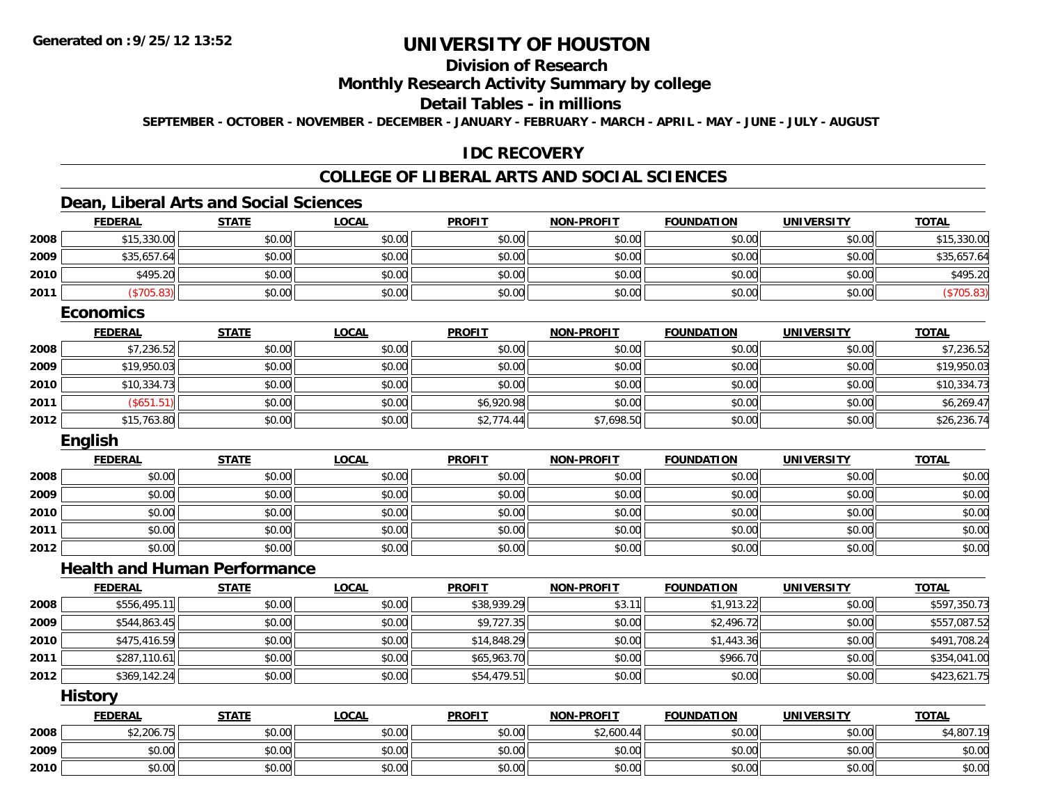**Generated on :9/25/12 13:52**

# UNIVERSITY OF HOUSTON

## Division of Research

## Monthly Research Activity Summary by college

## Detail Tables - in millions

**SEPTEMBER - OCTOBER - NOVEMBER - DECEMBER - JANUARY - FEBRUARY - MARCH - APRIL - MAY - JUNE - JULY - AUGUST**

## IDC RECOVERY

## COLLEGE OF LIBERAL ARTS AND SOCIAL SCIENCES

### Dean, Liberal Arts and Social Sciences

| | FEDERAL | STATE | LOCAL | PROFIT | NON-PROFIT | FOUNDATION | UNIVERSITY | TOTAL |
|---|---|---|---|---|---|---|---|---|
| 2008 | $15,330.00 | $0.00 | $0.00 | $0.00 | $0.00 | $0.00 | $0.00 | $15,330.00 |
| 2009 | $35,657.64 | $0.00 | $0.00 | $0.00 | $0.00 | $0.00 | $0.00 | $35,657.64 |
| 2010 | $495.20 | $0.00 | $0.00 | $0.00 | $0.00 | $0.00 | $0.00 | $495.20 |
| 2011 | ($705.83) | $0.00 | $0.00 | $0.00 | $0.00 | $0.00 | $0.00 | ($705.83) |

### Economics

| | FEDERAL | STATE | LOCAL | PROFIT | NON-PROFIT | FOUNDATION | UNIVERSITY | TOTAL |
|---|---|---|---|---|---|---|---|---|
| 2008 | $7,236.52 | $0.00 | $0.00 | $0.00 | $0.00 | $0.00 | $0.00 | $7,236.52 |
| 2009 | $19,950.03 | $0.00 | $0.00 | $0.00 | $0.00 | $0.00 | $0.00 | $19,950.03 |
| 2010 | $10,334.73 | $0.00 | $0.00 | $0.00 | $0.00 | $0.00 | $0.00 | $10,334.73 |
| 2011 | ($651.51) | $0.00 | $0.00 | $6,920.98 | $0.00 | $0.00 | $0.00 | $6,269.47 |
| 2012 | $15,763.80 | $0.00 | $0.00 | $2,774.44 | $7,698.50 | $0.00 | $0.00 | $26,236.74 |

### English

| | FEDERAL | STATE | LOCAL | PROFIT | NON-PROFIT | FOUNDATION | UNIVERSITY | TOTAL |
|---|---|---|---|---|---|---|---|---|
| 2008 | $0.00 | $0.00 | $0.00 | $0.00 | $0.00 | $0.00 | $0.00 | $0.00 |
| 2009 | $0.00 | $0.00 | $0.00 | $0.00 | $0.00 | $0.00 | $0.00 | $0.00 |
| 2010 | $0.00 | $0.00 | $0.00 | $0.00 | $0.00 | $0.00 | $0.00 | $0.00 |
| 2011 | $0.00 | $0.00 | $0.00 | $0.00 | $0.00 | $0.00 | $0.00 | $0.00 |
| 2012 | $0.00 | $0.00 | $0.00 | $0.00 | $0.00 | $0.00 | $0.00 | $0.00 |

### Health and Human Performance

| | FEDERAL | STATE | LOCAL | PROFIT | NON-PROFIT | FOUNDATION | UNIVERSITY | TOTAL |
|---|---|---|---|---|---|---|---|---|
| 2008 | $556,495.11 | $0.00 | $0.00 | $38,939.29 | $3.11 | $1,913.22 | $0.00 | $597,350.73 |
| 2009 | $544,863.45 | $0.00 | $0.00 | $9,727.35 | $0.00 | $2,496.72 | $0.00 | $557,087.52 |
| 2010 | $475,416.59 | $0.00 | $0.00 | $14,848.29 | $0.00 | $1,443.36 | $0.00 | $491,708.24 |
| 2011 | $287,110.61 | $0.00 | $0.00 | $65,963.70 | $0.00 | $966.70 | $0.00 | $354,041.00 |
| 2012 | $369,142.24 | $0.00 | $0.00 | $54,479.51 | $0.00 | $0.00 | $0.00 | $423,621.75 |

### History

| | FEDERAL | STATE | LOCAL | PROFIT | NON-PROFIT | FOUNDATION | UNIVERSITY | TOTAL |
|---|---|---|---|---|---|---|---|---|
| 2008 | $2,206.75 | $0.00 | $0.00 | $0.00 | $2,600.44 | $0.00 | $0.00 | $4,807.19 |
| 2009 | $0.00 | $0.00 | $0.00 | $0.00 | $0.00 | $0.00 | $0.00 | $0.00 |
| 2010 | $0.00 | $0.00 | $0.00 | $0.00 | $0.00 | $0.00 | $0.00 | $0.00 |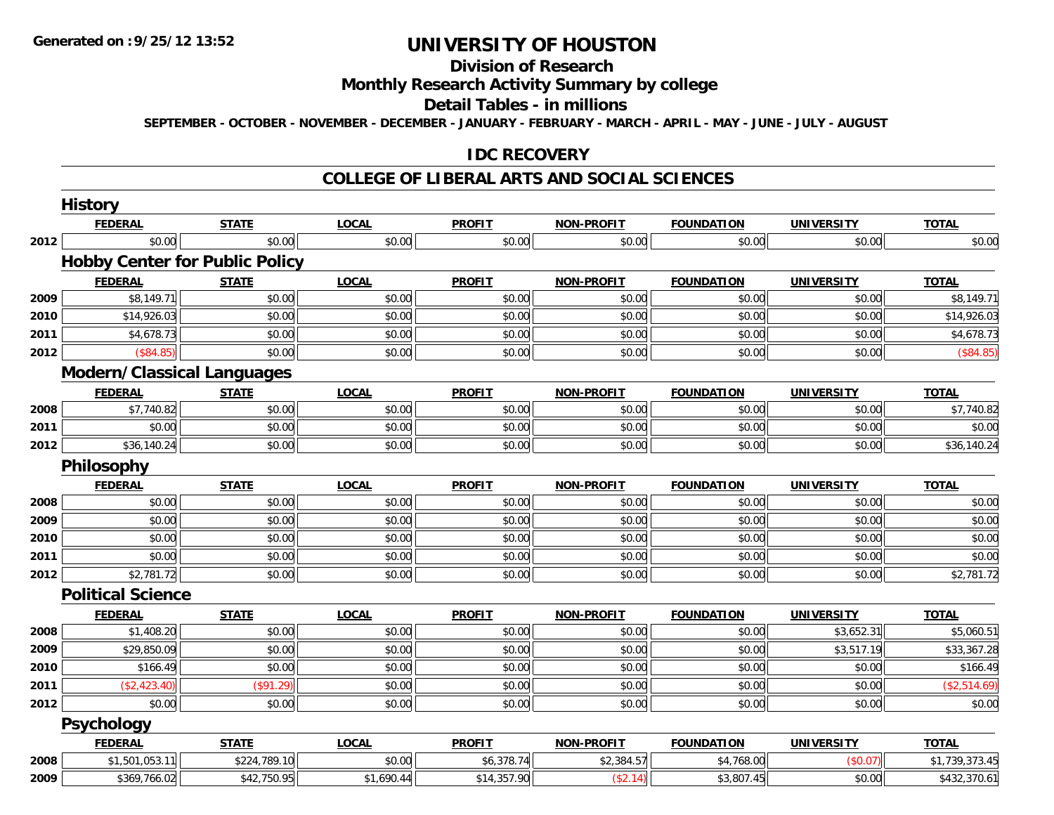Generated on :9/25/12 13:52

# UNIVERSITY OF HOUSTON

## Division of Research

## Monthly Research Activity Summary by college

## Detail Tables - in millions

SEPTEMBER - OCTOBER - NOVEMBER - DECEMBER - JANUARY - FEBRUARY - MARCH - APRIL - MAY - JUNE - JULY - AUGUST

## IDC RECOVERY

## COLLEGE OF LIBERAL ARTS AND SOCIAL SCIENCES

### History

| | FEDERAL | STATE | LOCAL | PROFIT | NON-PROFIT | FOUNDATION | UNIVERSITY | TOTAL |
|---|---|---|---|---|---|---|---|---|
| 2012 | $0.00 | $0.00 | $0.00 | $0.00 | $0.00 | $0.00 | $0.00 | $0.00 |

### Hobby Center for Public Policy

| | FEDERAL | STATE | LOCAL | PROFIT | NON-PROFIT | FOUNDATION | UNIVERSITY | TOTAL |
|---|---|---|---|---|---|---|---|---|
| 2009 | $8,149.71 | $0.00 | $0.00 | $0.00 | $0.00 | $0.00 | $0.00 | $8,149.71 |
| 2010 | $14,926.03 | $0.00 | $0.00 | $0.00 | $0.00 | $0.00 | $0.00 | $14,926.03 |
| 2011 | $4,678.73 | $0.00 | $0.00 | $0.00 | $0.00 | $0.00 | $0.00 | $4,678.73 |
| 2012 | ($84.85) | $0.00 | $0.00 | $0.00 | $0.00 | $0.00 | $0.00 | ($84.85) |

### Modern/Classical Languages

| | FEDERAL | STATE | LOCAL | PROFIT | NON-PROFIT | FOUNDATION | UNIVERSITY | TOTAL |
|---|---|---|---|---|---|---|---|---|
| 2008 | $7,740.82 | $0.00 | $0.00 | $0.00 | $0.00 | $0.00 | $0.00 | $7,740.82 |
| 2011 | $0.00 | $0.00 | $0.00 | $0.00 | $0.00 | $0.00 | $0.00 | $0.00 |
| 2012 | $36,140.24 | $0.00 | $0.00 | $0.00 | $0.00 | $0.00 | $0.00 | $36,140.24 |

### Philosophy

| | FEDERAL | STATE | LOCAL | PROFIT | NON-PROFIT | FOUNDATION | UNIVERSITY | TOTAL |
|---|---|---|---|---|---|---|---|---|
| 2008 | $0.00 | $0.00 | $0.00 | $0.00 | $0.00 | $0.00 | $0.00 | $0.00 |
| 2009 | $0.00 | $0.00 | $0.00 | $0.00 | $0.00 | $0.00 | $0.00 | $0.00 |
| 2010 | $0.00 | $0.00 | $0.00 | $0.00 | $0.00 | $0.00 | $0.00 | $0.00 |
| 2011 | $0.00 | $0.00 | $0.00 | $0.00 | $0.00 | $0.00 | $0.00 | $0.00 |
| 2012 | $2,781.72 | $0.00 | $0.00 | $0.00 | $0.00 | $0.00 | $0.00 | $2,781.72 |

### Political Science

| | FEDERAL | STATE | LOCAL | PROFIT | NON-PROFIT | FOUNDATION | UNIVERSITY | TOTAL |
|---|---|---|---|---|---|---|---|---|
| 2008 | $1,408.20 | $0.00 | $0.00 | $0.00 | $0.00 | $0.00 | $3,652.31 | $5,060.51 |
| 2009 | $29,850.09 | $0.00 | $0.00 | $0.00 | $0.00 | $0.00 | $3,517.19 | $33,367.28 |
| 2010 | $166.49 | $0.00 | $0.00 | $0.00 | $0.00 | $0.00 | $0.00 | $166.49 |
| 2011 | ($2,423.40) | ($91.29) | $0.00 | $0.00 | $0.00 | $0.00 | $0.00 | ($2,514.69) |
| 2012 | $0.00 | $0.00 | $0.00 | $0.00 | $0.00 | $0.00 | $0.00 | $0.00 |

### Psychology

| | FEDERAL | STATE | LOCAL | PROFIT | NON-PROFIT | FOUNDATION | UNIVERSITY | TOTAL |
|---|---|---|---|---|---|---|---|---|
| 2008 | $1,501,053.11 | $224,789.10 | $0.00 | $6,378.74 | $2,384.57 | $4,768.00 | ($0.07) | $1,739,373.45 |
| 2009 | $369,766.02 | $42,750.95 | $1,690.44 | $14,357.90 | ($2.14) | $3,807.45 | $0.00 | $432,370.61 |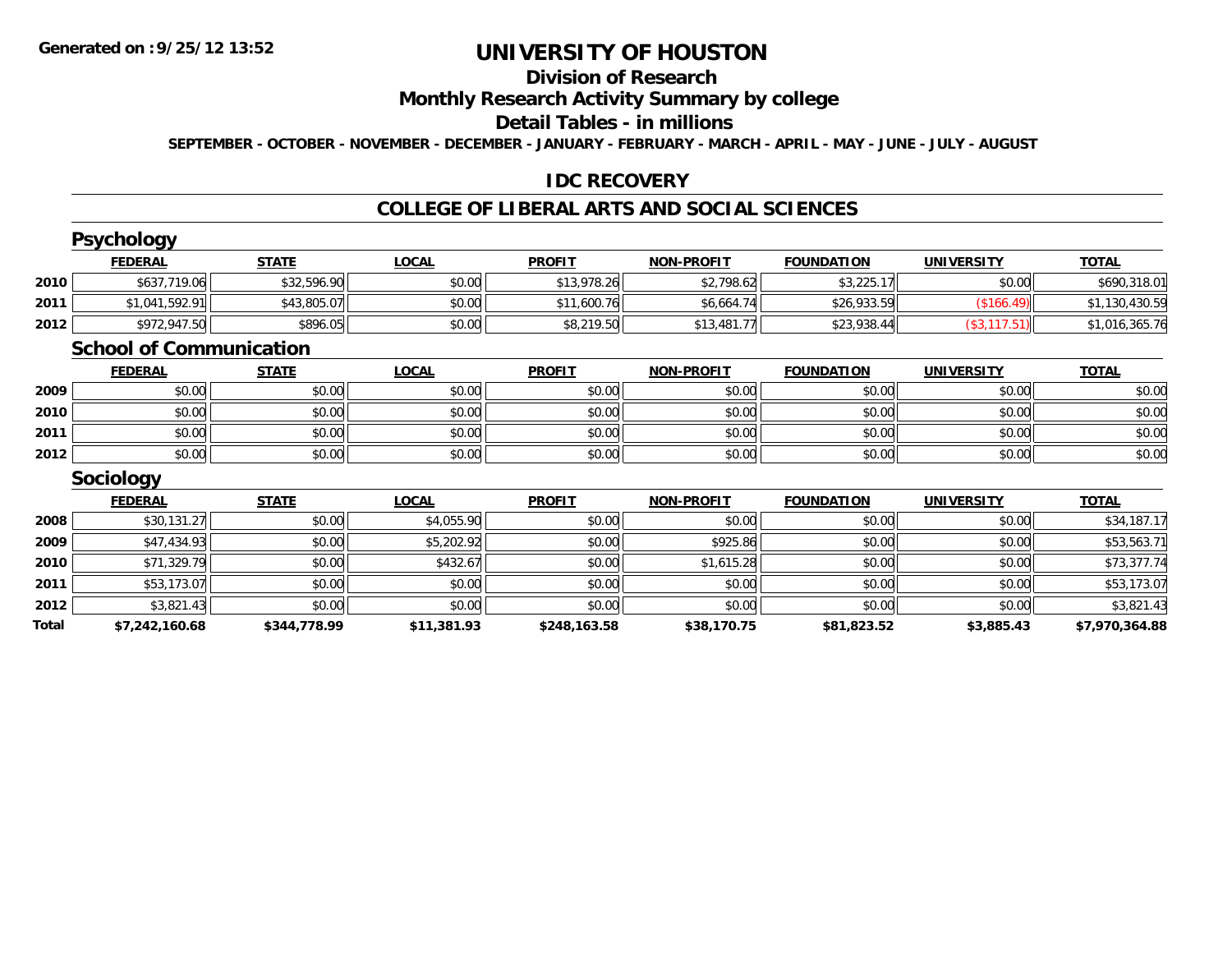# UNIVERSITY OF HOUSTON

## Division of Research

## Monthly Research Activity Summary by college

## Detail Tables - in millions

SEPTEMBER - OCTOBER - NOVEMBER - DECEMBER - JANUARY - FEBRUARY - MARCH - APRIL - MAY - JUNE - JULY - AUGUST

Generated on :9/25/12 13:52

### IDC RECOVERY

### COLLEGE OF LIBERAL ARTS AND SOCIAL SCIENCES

#### Psychology

| | FEDERAL | STATE | LOCAL | PROFIT | NON-PROFIT | FOUNDATION | UNIVERSITY | TOTAL |
|---|---|---|---|---|---|---|---|---|
| 2010 | $637,719.06 | $32,596.90 | $0.00 | $13,978.26 | $2,798.62 | $3,225.17 | $0.00 | $690,318.01 |
| 2011 | $1,041,592.91 | $43,805.07 | $0.00 | $11,600.76 | $6,664.74 | $26,933.59 | ($166.49) | $1,130,430.59 |
| 2012 | $972,947.50 | $896.05 | $0.00 | $8,219.50 | $13,481.77 | $23,938.44 | ($3,117.51) | $1,016,365.76 |

#### School of Communication

| | FEDERAL | STATE | LOCAL | PROFIT | NON-PROFIT | FOUNDATION | UNIVERSITY | TOTAL |
|---|---|---|---|---|---|---|---|---|
| 2009 | $0.00 | $0.00 | $0.00 | $0.00 | $0.00 | $0.00 | $0.00 | $0.00 |
| 2010 | $0.00 | $0.00 | $0.00 | $0.00 | $0.00 | $0.00 | $0.00 | $0.00 |
| 2011 | $0.00 | $0.00 | $0.00 | $0.00 | $0.00 | $0.00 | $0.00 | $0.00 |
| 2012 | $0.00 | $0.00 | $0.00 | $0.00 | $0.00 | $0.00 | $0.00 | $0.00 |

#### Sociology

| | FEDERAL | STATE | LOCAL | PROFIT | NON-PROFIT | FOUNDATION | UNIVERSITY | TOTAL |
|---|---|---|---|---|---|---|---|---|
| 2008 | $30,131.27 | $0.00 | $4,055.90 | $0.00 | $0.00 | $0.00 | $0.00 | $34,187.17 |
| 2009 | $47,434.93 | $0.00 | $5,202.92 | $0.00 | $925.86 | $0.00 | $0.00 | $53,563.71 |
| 2010 | $71,329.79 | $0.00 | $432.67 | $0.00 | $1,615.28 | $0.00 | $0.00 | $73,377.74 |
| 2011 | $53,173.07 | $0.00 | $0.00 | $0.00 | $0.00 | $0.00 | $0.00 | $53,173.07 |
| 2012 | $3,821.43 | $0.00 | $0.00 | $0.00 | $0.00 | $0.00 | $0.00 | $3,821.43 |
| **Total** | **$7,242,160.68** | **$344,778.99** | **$11,381.93** | **$248,163.58** | **$38,170.75** | **$81,823.52** | **$3,885.43** | **$7,970,364.88** |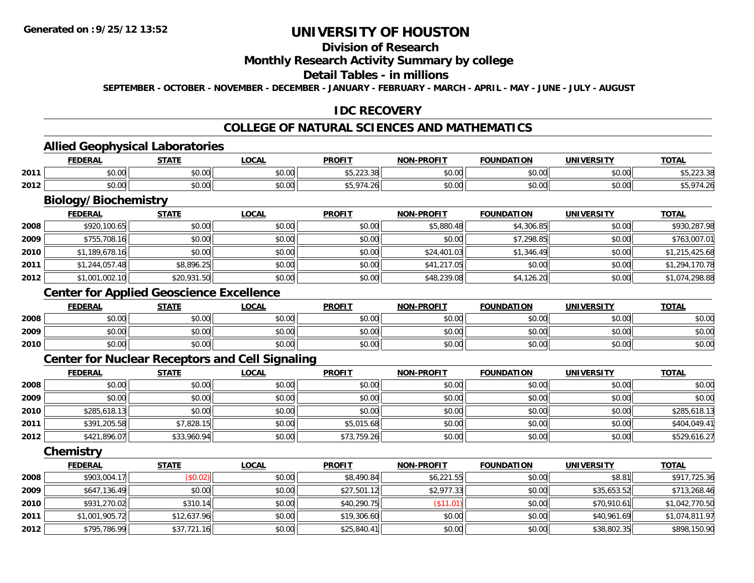# UNIVERSITY OF HOUSTON

## Division of Research

## Monthly Research Activity Summary by college

## Detail Tables - in millions

**SEPTEMBER - OCTOBER - NOVEMBER - DECEMBER - JANUARY - FEBRUARY - MARCH - APRIL - MAY - JUNE - JULY - AUGUST**

## IDC RECOVERY

## COLLEGE OF NATURAL SCIENCES AND MATHEMATICS

### Allied Geophysical Laboratories

| | FEDERAL | STATE | LOCAL | PROFIT | NON-PROFIT | FOUNDATION | UNIVERSITY | TOTAL |
|---|---|---|---|---|---|---|---|---|
| 2011 | $0.00 | $0.00 | $0.00 | $5,223.38 | $0.00 | $0.00 | $0.00 | $5,223.38 |
| 2012 | $0.00 | $0.00 | $0.00 | $5,974.26 | $0.00 | $0.00 | $0.00 | $5,974.26 |

### Biology/Biochemistry

| | FEDERAL | STATE | LOCAL | PROFIT | NON-PROFIT | FOUNDATION | UNIVERSITY | TOTAL |
|---|---|---|---|---|---|---|---|---|
| 2008 | $920,100.65 | $0.00 | $0.00 | $0.00 | $5,880.48 | $4,306.85 | $0.00 | $930,287.98 |
| 2009 | $755,708.16 | $0.00 | $0.00 | $0.00 | $0.00 | $7,298.85 | $0.00 | $763,007.01 |
| 2010 | $1,189,678.16 | $0.00 | $0.00 | $0.00 | $24,401.03 | $1,346.49 | $0.00 | $1,215,425.68 |
| 2011 | $1,244,057.48 | $8,896.25 | $0.00 | $0.00 | $41,217.05 | $0.00 | $0.00 | $1,294,170.78 |
| 2012 | $1,001,002.10 | $20,931.50 | $0.00 | $0.00 | $48,239.08 | $4,126.20 | $0.00 | $1,074,298.88 |

### Center for Applied Geoscience Excellence

| | FEDERAL | STATE | LOCAL | PROFIT | NON-PROFIT | FOUNDATION | UNIVERSITY | TOTAL |
|---|---|---|---|---|---|---|---|---|
| 2008 | $0.00 | $0.00 | $0.00 | $0.00 | $0.00 | $0.00 | $0.00 | $0.00 |
| 2009 | $0.00 | $0.00 | $0.00 | $0.00 | $0.00 | $0.00 | $0.00 | $0.00 |
| 2010 | $0.00 | $0.00 | $0.00 | $0.00 | $0.00 | $0.00 | $0.00 | $0.00 |

### Center for Nuclear Receptors and Cell Signaling

| | FEDERAL | STATE | LOCAL | PROFIT | NON-PROFIT | FOUNDATION | UNIVERSITY | TOTAL |
|---|---|---|---|---|---|---|---|---|
| 2008 | $0.00 | $0.00 | $0.00 | $0.00 | $0.00 | $0.00 | $0.00 | $0.00 |
| 2009 | $0.00 | $0.00 | $0.00 | $0.00 | $0.00 | $0.00 | $0.00 | $0.00 |
| 2010 | $285,618.13 | $0.00 | $0.00 | $0.00 | $0.00 | $0.00 | $0.00 | $285,618.13 |
| 2011 | $391,205.58 | $7,828.15 | $0.00 | $5,015.68 | $0.00 | $0.00 | $0.00 | $404,049.41 |
| 2012 | $421,896.07 | $33,960.94 | $0.00 | $73,759.26 | $0.00 | $0.00 | $0.00 | $529,616.27 |

### Chemistry

| | FEDERAL | STATE | LOCAL | PROFIT | NON-PROFIT | FOUNDATION | UNIVERSITY | TOTAL |
|---|---|---|---|---|---|---|---|---|
| 2008 | $903,004.17 | ($0.02) | $0.00 | $8,490.84 | $6,221.55 | $0.00 | $8.81 | $917,725.36 |
| 2009 | $647,136.49 | $0.00 | $0.00 | $27,501.12 | $2,977.33 | $0.00 | $35,653.52 | $713,268.46 |
| 2010 | $931,270.02 | $310.14 | $0.00 | $40,290.75 | ($11.01) | $0.00 | $70,910.61 | $1,042,770.50 |
| 2011 | $1,001,905.72 | $12,637.96 | $0.00 | $19,306.60 | $0.00 | $0.00 | $40,961.69 | $1,074,811.97 |
| 2012 | $795,786.99 | $37,721.16 | $0.00 | $25,840.41 | $0.00 | $0.00 | $38,802.35 | $898,150.90 |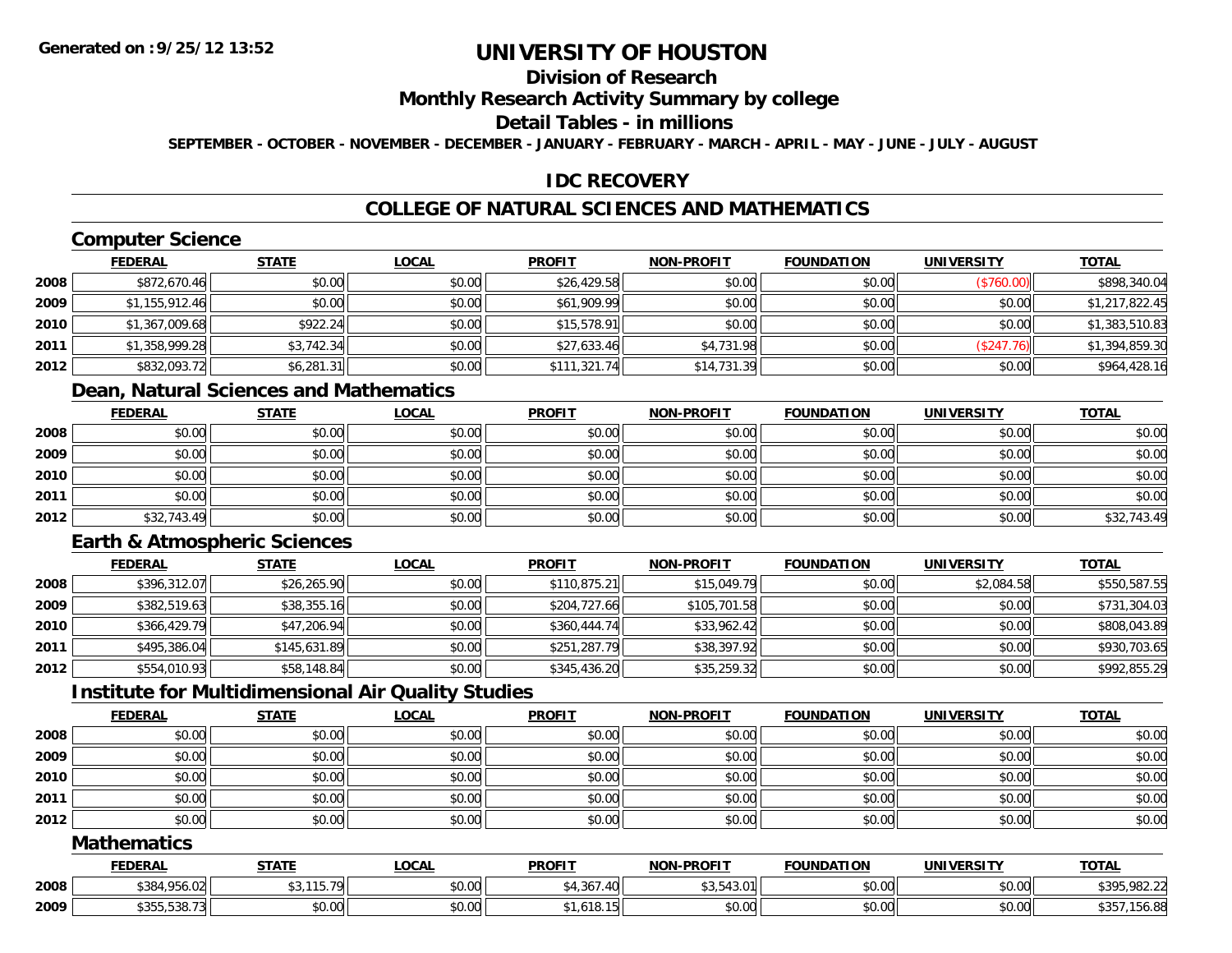# UNIVERSITY OF HOUSTON

## Division of Research

## Monthly Research Activity Summary by college

## Detail Tables - in millions

**SEPTEMBER - OCTOBER - NOVEMBER - DECEMBER - JANUARY - FEBRUARY - MARCH - APRIL - MAY - JUNE - JULY - AUGUST**

## IDC RECOVERY

## COLLEGE OF NATURAL SCIENCES AND MATHEMATICS

### Computer Science

| | FEDERAL | STATE | LOCAL | PROFIT | NON-PROFIT | FOUNDATION | UNIVERSITY | TOTAL |
|---|---|---|---|---|---|---|---|---|
| 2008 | $872,670.46 | $0.00 | $0.00 | $26,429.58 | $0.00 | $0.00 | ($760.00) | $898,340.04 |
| 2009 | $1,155,912.46 | $0.00 | $0.00 | $61,909.99 | $0.00 | $0.00 | $0.00 | $1,217,822.45 |
| 2010 | $1,367,009.68 | $922.24 | $0.00 | $15,578.91 | $0.00 | $0.00 | $0.00 | $1,383,510.83 |
| 2011 | $1,358,999.28 | $3,742.34 | $0.00 | $27,633.46 | $4,731.98 | $0.00 | ($247.76) | $1,394,859.30 |
| 2012 | $832,093.72 | $6,281.31 | $0.00 | $111,321.74 | $14,731.39 | $0.00 | $0.00 | $964,428.16 |

### Dean, Natural Sciences and Mathematics

| | FEDERAL | STATE | LOCAL | PROFIT | NON-PROFIT | FOUNDATION | UNIVERSITY | TOTAL |
|---|---|---|---|---|---|---|---|---|
| 2008 | $0.00 | $0.00 | $0.00 | $0.00 | $0.00 | $0.00 | $0.00 | $0.00 |
| 2009 | $0.00 | $0.00 | $0.00 | $0.00 | $0.00 | $0.00 | $0.00 | $0.00 |
| 2010 | $0.00 | $0.00 | $0.00 | $0.00 | $0.00 | $0.00 | $0.00 | $0.00 |
| 2011 | $0.00 | $0.00 | $0.00 | $0.00 | $0.00 | $0.00 | $0.00 | $0.00 |
| 2012 | $32,743.49 | $0.00 | $0.00 | $0.00 | $0.00 | $0.00 | $0.00 | $32,743.49 |

### Earth & Atmospheric Sciences

| | FEDERAL | STATE | LOCAL | PROFIT | NON-PROFIT | FOUNDATION | UNIVERSITY | TOTAL |
|---|---|---|---|---|---|---|---|---|
| 2008 | $396,312.07 | $26,265.90 | $0.00 | $110,875.21 | $15,049.79 | $0.00 | $2,084.58 | $550,587.55 |
| 2009 | $382,519.63 | $38,355.16 | $0.00 | $204,727.66 | $105,701.58 | $0.00 | $0.00 | $731,304.03 |
| 2010 | $366,429.79 | $47,206.94 | $0.00 | $360,444.74 | $33,962.42 | $0.00 | $0.00 | $808,043.89 |
| 2011 | $495,386.04 | $145,631.89 | $0.00 | $251,287.79 | $38,397.92 | $0.00 | $0.00 | $930,703.65 |
| 2012 | $554,010.93 | $58,148.84 | $0.00 | $345,436.20 | $35,259.32 | $0.00 | $0.00 | $992,855.29 |

### Institute for Multidimensional Air Quality Studies

| | FEDERAL | STATE | LOCAL | PROFIT | NON-PROFIT | FOUNDATION | UNIVERSITY | TOTAL |
|---|---|---|---|---|---|---|---|---|
| 2008 | $0.00 | $0.00 | $0.00 | $0.00 | $0.00 | $0.00 | $0.00 | $0.00 |
| 2009 | $0.00 | $0.00 | $0.00 | $0.00 | $0.00 | $0.00 | $0.00 | $0.00 |
| 2010 | $0.00 | $0.00 | $0.00 | $0.00 | $0.00 | $0.00 | $0.00 | $0.00 |
| 2011 | $0.00 | $0.00 | $0.00 | $0.00 | $0.00 | $0.00 | $0.00 | $0.00 |
| 2012 | $0.00 | $0.00 | $0.00 | $0.00 | $0.00 | $0.00 | $0.00 | $0.00 |

### Mathematics

| | FEDERAL | STATE | LOCAL | PROFIT | NON-PROFIT | FOUNDATION | UNIVERSITY | TOTAL |
|---|---|---|---|---|---|---|---|---|
| 2008 | $384,956.02 | $3,115.79 | $0.00 | $4,367.40 | $3,543.01 | $0.00 | $0.00 | $395,982.22 |
| 2009 | $355,538.73 | $0.00 | $0.00 | $1,618.15 | $0.00 | $0.00 | $0.00 | $357,156.88 |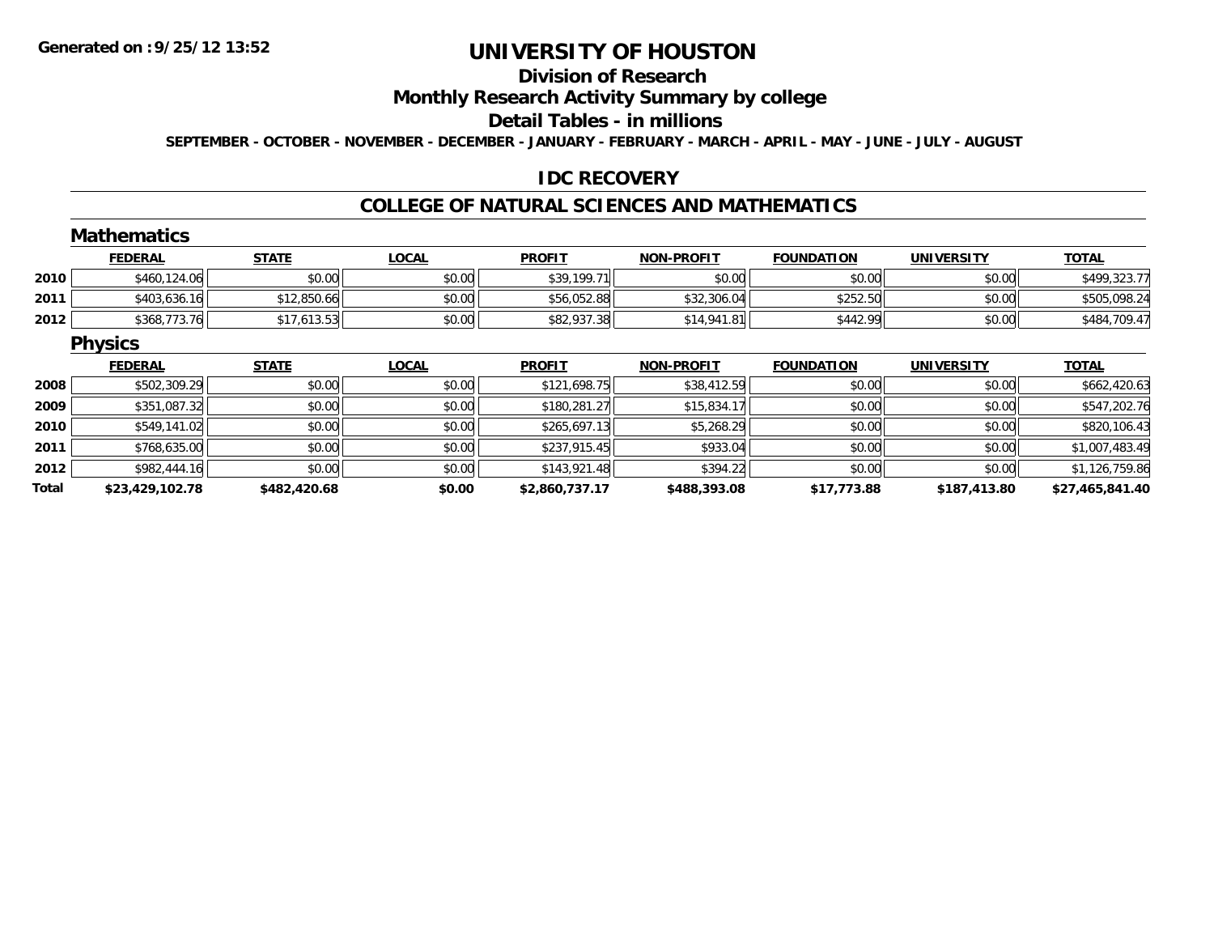# UNIVERSITY OF HOUSTON

## Division of Research

## Monthly Research Activity Summary by college

## Detail Tables - in millions

**SEPTEMBER - OCTOBER - NOVEMBER - DECEMBER - JANUARY - FEBRUARY - MARCH - APRIL - MAY - JUNE - JULY - AUGUST**

### IDC RECOVERY

### COLLEGE OF NATURAL SCIENCES AND MATHEMATICS

#### Mathematics

| | FEDERAL | STATE | LOCAL | PROFIT | NON-PROFIT | FOUNDATION | UNIVERSITY | TOTAL |
|---|---|---|---|---|---|---|---|---|
| 2010 | $460,124.06 | $0.00 | $0.00 | $39,199.71 | $0.00 | $0.00 | $0.00 | $499,323.77 |
| 2011 | $403,636.16 | $12,850.66 | $0.00 | $56,052.88 | $32,306.04 | $252.50 | $0.00 | $505,098.24 |
| 2012 | $368,773.76 | $17,613.53 | $0.00 | $82,937.38 | $14,941.81 | $442.99 | $0.00 | $484,709.47 |

#### Physics

| | FEDERAL | STATE | LOCAL | PROFIT | NON-PROFIT | FOUNDATION | UNIVERSITY | TOTAL |
|---|---|---|---|---|---|---|---|---|
| 2008 | $502,309.29 | $0.00 | $0.00 | $121,698.75 | $38,412.59 | $0.00 | $0.00 | $662,420.63 |
| 2009 | $351,087.32 | $0.00 | $0.00 | $180,281.27 | $15,834.17 | $0.00 | $0.00 | $547,202.76 |
| 2010 | $549,141.02 | $0.00 | $0.00 | $265,697.13 | $5,268.29 | $0.00 | $0.00 | $820,106.43 |
| 2011 | $768,635.00 | $0.00 | $0.00 | $237,915.45 | $933.04 | $0.00 | $0.00 | $1,007,483.49 |
| 2012 | $982,444.16 | $0.00 | $0.00 | $143,921.48 | $394.22 | $0.00 | $0.00 | $1,126,759.86 |
| **Total** | **$23,429,102.78** | **$482,420.68** | **$0.00** | **$2,860,737.17** | **$488,393.08** | **$17,773.88** | **$187,413.80** | **$27,465,841.40** |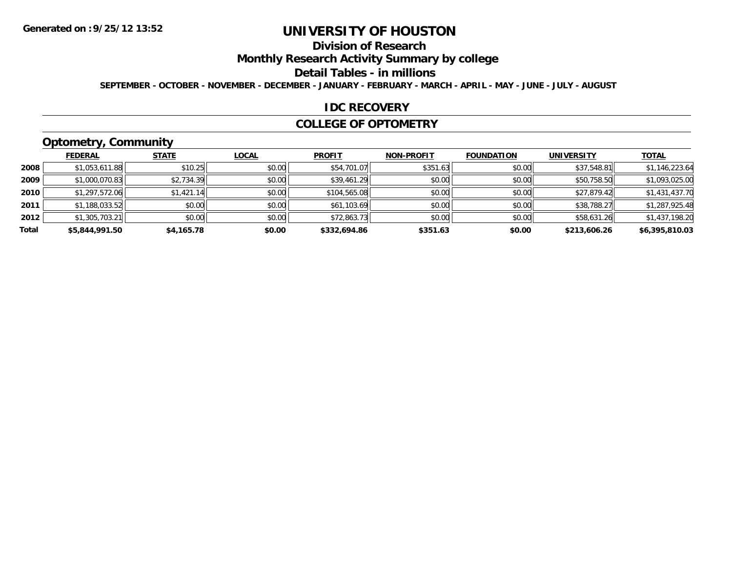Generated on :9/25/12 13:52

# UNIVERSITY OF HOUSTON

## Division of Research

## Monthly Research Activity Summary by college

## Detail Tables - in millions

SEPTEMBER - OCTOBER - NOVEMBER - DECEMBER - JANUARY - FEBRUARY - MARCH - APRIL - MAY - JUNE - JULY - AUGUST

## IDC RECOVERY

## COLLEGE OF OPTOMETRY

### Optometry, Community

| | FEDERAL | STATE | LOCAL | PROFIT | NON-PROFIT | FOUNDATION | UNIVERSITY | TOTAL |
|---|---|---|---|---|---|---|---|---|
| 2008 | $1,053,611.88 | $10.25 | $0.00 | $54,701.07 | $351.63 | $0.00 | $37,548.81 | $1,146,223.64 |
| 2009 | $1,000,070.83 | $2,734.39 | $0.00 | $39,461.29 | $0.00 | $0.00 | $50,758.50 | $1,093,025.00 |
| 2010 | $1,297,572.06 | $1,421.14 | $0.00 | $104,565.08 | $0.00 | $0.00 | $27,879.42 | $1,431,437.70 |
| 2011 | $1,188,033.52 | $0.00 | $0.00 | $61,103.69 | $0.00 | $0.00 | $38,788.27 | $1,287,925.48 |
| 2012 | $1,305,703.21 | $0.00 | $0.00 | $72,863.73 | $0.00 | $0.00 | $58,631.26 | $1,437,198.20 |
| **Total** | **$5,844,991.50** | **$4,165.78** | **$0.00** | **$332,694.86** | **$351.63** | **$0.00** | **$213,606.26** | **$6,395,810.03** |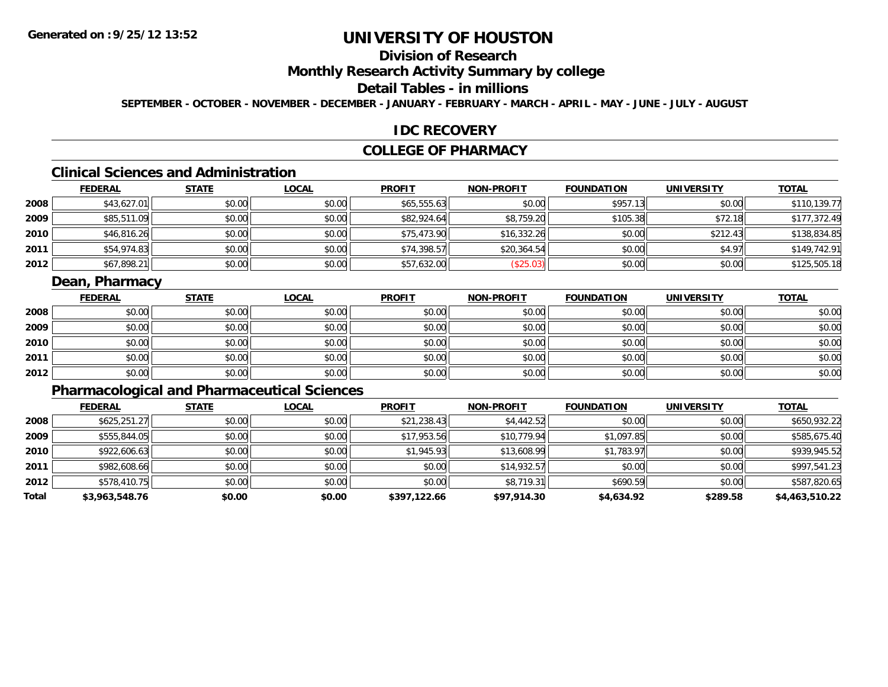# UNIVERSITY OF HOUSTON

## Division of Research

## Monthly Research Activity Summary by college

## Detail Tables - in millions

**SEPTEMBER - OCTOBER - NOVEMBER - DECEMBER - JANUARY - FEBRUARY - MARCH - APRIL - MAY - JUNE - JULY - AUGUST**

### IDC RECOVERY

### COLLEGE OF PHARMACY

#### Clinical Sciences and Administration

| | FEDERAL | STATE | LOCAL | PROFIT | NON-PROFIT | FOUNDATION | UNIVERSITY | TOTAL |
|---|---|---|---|---|---|---|---|---|
| 2008 | $43,627.01 | $0.00 | $0.00 | $65,555.63 | $0.00 | $957.13 | $0.00 | $110,139.77 |
| 2009 | $85,511.09 | $0.00 | $0.00 | $82,924.64 | $8,759.20 | $105.38 | $72.18 | $177,372.49 |
| 2010 | $46,816.26 | $0.00 | $0.00 | $75,473.90 | $16,332.26 | $0.00 | $212.43 | $138,834.85 |
| 2011 | $54,974.83 | $0.00 | $0.00 | $74,398.57 | $20,364.54 | $0.00 | $4.97 | $149,742.91 |
| 2012 | $67,898.21 | $0.00 | $0.00 | $57,632.00 | ($25.03) | $0.00 | $0.00 | $125,505.18 |

#### Dean, Pharmacy

| | FEDERAL | STATE | LOCAL | PROFIT | NON-PROFIT | FOUNDATION | UNIVERSITY | TOTAL |
|---|---|---|---|---|---|---|---|---|
| 2008 | $0.00 | $0.00 | $0.00 | $0.00 | $0.00 | $0.00 | $0.00 | $0.00 |
| 2009 | $0.00 | $0.00 | $0.00 | $0.00 | $0.00 | $0.00 | $0.00 | $0.00 |
| 2010 | $0.00 | $0.00 | $0.00 | $0.00 | $0.00 | $0.00 | $0.00 | $0.00 |
| 2011 | $0.00 | $0.00 | $0.00 | $0.00 | $0.00 | $0.00 | $0.00 | $0.00 |
| 2012 | $0.00 | $0.00 | $0.00 | $0.00 | $0.00 | $0.00 | $0.00 | $0.00 |

#### Pharmacological and Pharmaceutical Sciences

| | FEDERAL | STATE | LOCAL | PROFIT | NON-PROFIT | FOUNDATION | UNIVERSITY | TOTAL |
|---|---|---|---|---|---|---|---|---|
| 2008 | $625,251.27 | $0.00 | $0.00 | $21,238.43 | $4,442.52 | $0.00 | $0.00 | $650,932.22 |
| 2009 | $555,844.05 | $0.00 | $0.00 | $17,953.56 | $10,779.94 | $1,097.85 | $0.00 | $585,675.40 |
| 2010 | $922,606.63 | $0.00 | $0.00 | $1,945.93 | $13,608.99 | $1,783.97 | $0.00 | $939,945.52 |
| 2011 | $982,608.66 | $0.00 | $0.00 | $0.00 | $14,932.57 | $0.00 | $0.00 | $997,541.23 |
| 2012 | $578,410.75 | $0.00 | $0.00 | $0.00 | $8,719.31 | $690.59 | $0.00 | $587,820.65 |
| **Total** | **$3,963,548.76** | **$0.00** | **$0.00** | **$397,122.66** | **$97,914.30** | **$4,634.92** | **$289.58** | **$4,463,510.22** |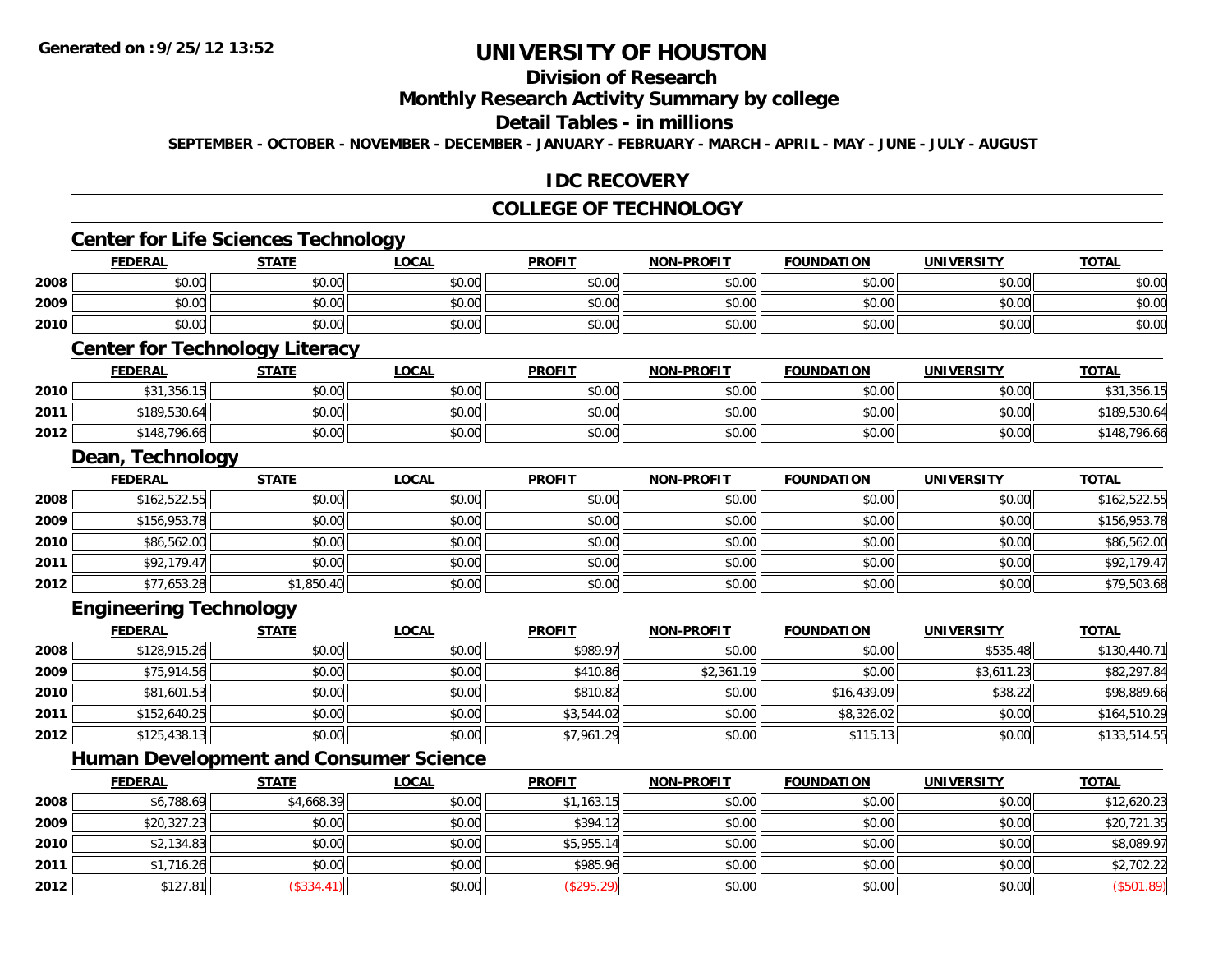# UNIVERSITY OF HOUSTON

## Division of Research

## Monthly Research Activity Summary by college

## Detail Tables - in millions

**SEPTEMBER - OCTOBER - NOVEMBER - DECEMBER - JANUARY - FEBRUARY - MARCH - APRIL - MAY - JUNE - JULY - AUGUST**

## IDC RECOVERY

## COLLEGE OF TECHNOLOGY

### Center for Life Sciences Technology

| | FEDERAL | STATE | LOCAL | PROFIT | NON-PROFIT | FOUNDATION | UNIVERSITY | TOTAL |
|---|---|---|---|---|---|---|---|---|
| 2008 | $0.00 | $0.00 | $0.00 | $0.00 | $0.00 | $0.00 | $0.00 | $0.00 |
| 2009 | $0.00 | $0.00 | $0.00 | $0.00 | $0.00 | $0.00 | $0.00 | $0.00 |
| 2010 | $0.00 | $0.00 | $0.00 | $0.00 | $0.00 | $0.00 | $0.00 | $0.00 |

### Center for Technology Literacy

| | FEDERAL | STATE | LOCAL | PROFIT | NON-PROFIT | FOUNDATION | UNIVERSITY | TOTAL |
|---|---|---|---|---|---|---|---|---|
| 2010 | $31,356.15 | $0.00 | $0.00 | $0.00 | $0.00 | $0.00 | $0.00 | $31,356.15 |
| 2011 | $189,530.64 | $0.00 | $0.00 | $0.00 | $0.00 | $0.00 | $0.00 | $189,530.64 |
| 2012 | $148,796.66 | $0.00 | $0.00 | $0.00 | $0.00 | $0.00 | $0.00 | $148,796.66 |

### Dean, Technology

| | FEDERAL | STATE | LOCAL | PROFIT | NON-PROFIT | FOUNDATION | UNIVERSITY | TOTAL |
|---|---|---|---|---|---|---|---|---|
| 2008 | $162,522.55 | $0.00 | $0.00 | $0.00 | $0.00 | $0.00 | $0.00 | $162,522.55 |
| 2009 | $156,953.78 | $0.00 | $0.00 | $0.00 | $0.00 | $0.00 | $0.00 | $156,953.78 |
| 2010 | $86,562.00 | $0.00 | $0.00 | $0.00 | $0.00 | $0.00 | $0.00 | $86,562.00 |
| 2011 | $92,179.47 | $0.00 | $0.00 | $0.00 | $0.00 | $0.00 | $0.00 | $92,179.47 |
| 2012 | $77,653.28 | $1,850.40 | $0.00 | $0.00 | $0.00 | $0.00 | $0.00 | $79,503.68 |

### Engineering Technology

| | FEDERAL | STATE | LOCAL | PROFIT | NON-PROFIT | FOUNDATION | UNIVERSITY | TOTAL |
|---|---|---|---|---|---|---|---|---|
| 2008 | $128,915.26 | $0.00 | $0.00 | $989.97 | $0.00 | $0.00 | $535.48 | $130,440.71 |
| 2009 | $75,914.56 | $0.00 | $0.00 | $410.86 | $2,361.19 | $0.00 | $3,611.23 | $82,297.84 |
| 2010 | $81,601.53 | $0.00 | $0.00 | $810.82 | $0.00 | $16,439.09 | $38.22 | $98,889.66 |
| 2011 | $152,640.25 | $0.00 | $0.00 | $3,544.02 | $0.00 | $8,326.02 | $0.00 | $164,510.29 |
| 2012 | $125,438.13 | $0.00 | $0.00 | $7,961.29 | $0.00 | $115.13 | $0.00 | $133,514.55 |

### Human Development and Consumer Science

| | FEDERAL | STATE | LOCAL | PROFIT | NON-PROFIT | FOUNDATION | UNIVERSITY | TOTAL |
|---|---|---|---|---|---|---|---|---|
| 2008 | $6,788.69 | $4,668.39 | $0.00 | $1,163.15 | $0.00 | $0.00 | $0.00 | $12,620.23 |
| 2009 | $20,327.23 | $0.00 | $0.00 | $394.12 | $0.00 | $0.00 | $0.00 | $20,721.35 |
| 2010 | $2,134.83 | $0.00 | $0.00 | $5,955.14 | $0.00 | $0.00 | $0.00 | $8,089.97 |
| 2011 | $1,716.26 | $0.00 | $0.00 | $985.96 | $0.00 | $0.00 | $0.00 | $2,702.22 |
| 2012 | $127.81 | ($334.41) | $0.00 | ($295.29) | $0.00 | $0.00 | $0.00 | ($501.89) |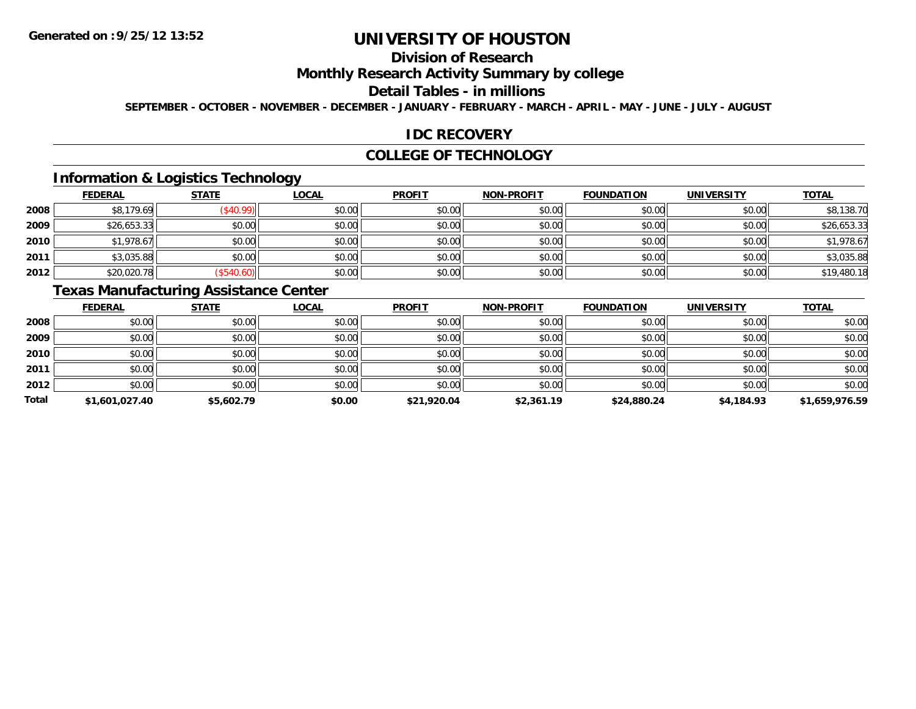# UNIVERSITY OF HOUSTON

## Division of Research

## Monthly Research Activity Summary by college

## Detail Tables - in millions

SEPTEMBER - OCTOBER - NOVEMBER - DECEMBER - JANUARY - FEBRUARY - MARCH - APRIL - MAY - JUNE - JULY - AUGUST

## IDC RECOVERY

## COLLEGE OF TECHNOLOGY

### Information & Logistics Technology

| | FEDERAL | STATE | LOCAL | PROFIT | NON-PROFIT | FOUNDATION | UNIVERSITY | TOTAL |
|---|---|---|---|---|---|---|---|---|
| 2008 | $8,179.69 | ($40.99) | $0.00 | $0.00 | $0.00 | $0.00 | $0.00 | $8,138.70 |
| 2009 | $26,653.33 | $0.00 | $0.00 | $0.00 | $0.00 | $0.00 | $0.00 | $26,653.33 |
| 2010 | $1,978.67 | $0.00 | $0.00 | $0.00 | $0.00 | $0.00 | $0.00 | $1,978.67 |
| 2011 | $3,035.88 | $0.00 | $0.00 | $0.00 | $0.00 | $0.00 | $0.00 | $3,035.88 |
| 2012 | $20,020.78 | ($540.60) | $0.00 | $0.00 | $0.00 | $0.00 | $0.00 | $19,480.18 |

### Texas Manufacturing Assistance Center

| | FEDERAL | STATE | LOCAL | PROFIT | NON-PROFIT | FOUNDATION | UNIVERSITY | TOTAL |
|---|---|---|---|---|---|---|---|---|
| 2008 | $0.00 | $0.00 | $0.00 | $0.00 | $0.00 | $0.00 | $0.00 | $0.00 |
| 2009 | $0.00 | $0.00 | $0.00 | $0.00 | $0.00 | $0.00 | $0.00 | $0.00 |
| 2010 | $0.00 | $0.00 | $0.00 | $0.00 | $0.00 | $0.00 | $0.00 | $0.00 |
| 2011 | $0.00 | $0.00 | $0.00 | $0.00 | $0.00 | $0.00 | $0.00 | $0.00 |
| 2012 | $0.00 | $0.00 | $0.00 | $0.00 | $0.00 | $0.00 | $0.00 | $0.00 |
| **Total** | **$1,601,027.40** | **$5,602.79** | **$0.00** | **$21,920.04** | **$2,361.19** | **$24,880.24** | **$4,184.93** | **$1,659,976.59** |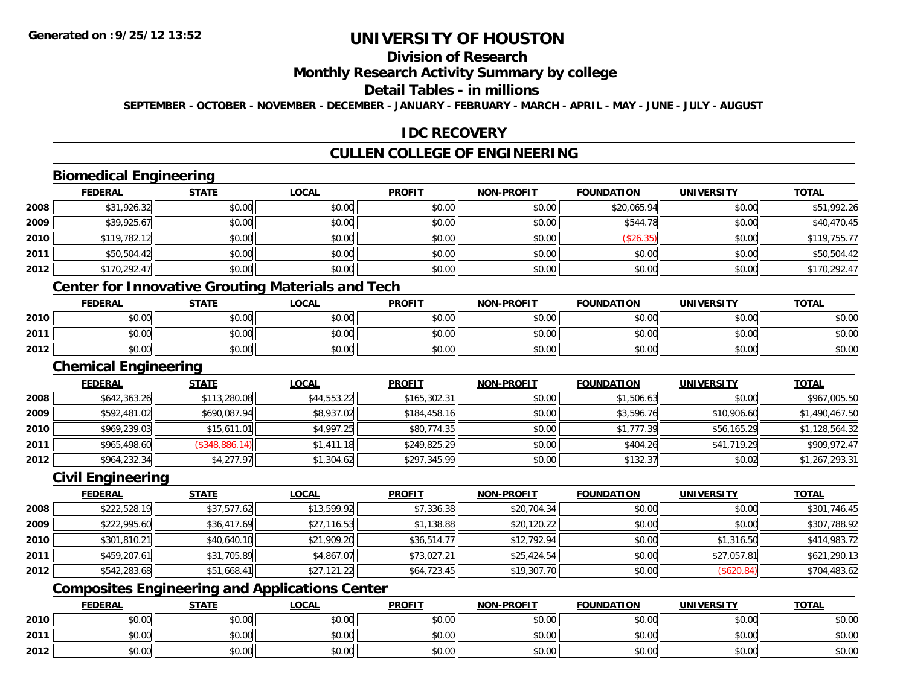Generated on :9/25/12 13:52

# UNIVERSITY OF HOUSTON

## Division of Research

## Monthly Research Activity Summary by college

## Detail Tables - in millions

SEPTEMBER - OCTOBER - NOVEMBER - DECEMBER - JANUARY - FEBRUARY - MARCH - APRIL - MAY - JUNE - JULY - AUGUST

## IDC RECOVERY

## CULLEN COLLEGE OF ENGINEERING

### Biomedical Engineering

| | FEDERAL | STATE | LOCAL | PROFIT | NON-PROFIT | FOUNDATION | UNIVERSITY | TOTAL |
|---|---|---|---|---|---|---|---|---|
| 2008 | $31,926.32 | $0.00 | $0.00 | $0.00 | $0.00 | $20,065.94 | $0.00 | $51,992.26 |
| 2009 | $39,925.67 | $0.00 | $0.00 | $0.00 | $0.00 | $544.78 | $0.00 | $40,470.45 |
| 2010 | $119,782.12 | $0.00 | $0.00 | $0.00 | $0.00 | ($26.35) | $0.00 | $119,755.77 |
| 2011 | $50,504.42 | $0.00 | $0.00 | $0.00 | $0.00 | $0.00 | $0.00 | $50,504.42 |
| 2012 | $170,292.47 | $0.00 | $0.00 | $0.00 | $0.00 | $0.00 | $0.00 | $170,292.47 |

### Center for Innovative Grouting Materials and Tech

| | FEDERAL | STATE | LOCAL | PROFIT | NON-PROFIT | FOUNDATION | UNIVERSITY | TOTAL |
|---|---|---|---|---|---|---|---|---|
| 2010 | $0.00 | $0.00 | $0.00 | $0.00 | $0.00 | $0.00 | $0.00 | $0.00 |
| 2011 | $0.00 | $0.00 | $0.00 | $0.00 | $0.00 | $0.00 | $0.00 | $0.00 |
| 2012 | $0.00 | $0.00 | $0.00 | $0.00 | $0.00 | $0.00 | $0.00 | $0.00 |

### Chemical Engineering

| | FEDERAL | STATE | LOCAL | PROFIT | NON-PROFIT | FOUNDATION | UNIVERSITY | TOTAL |
|---|---|---|---|---|---|---|---|---|
| 2008 | $642,363.26 | $113,280.08 | $44,553.22 | $165,302.31 | $0.00 | $1,506.63 | $0.00 | $967,005.50 |
| 2009 | $592,481.02 | $690,087.94 | $8,937.02 | $184,458.16 | $0.00 | $3,596.76 | $10,906.60 | $1,490,467.50 |
| 2010 | $969,239.03 | $15,611.01 | $4,997.25 | $80,774.35 | $0.00 | $1,777.39 | $56,165.29 | $1,128,564.32 |
| 2011 | $965,498.60 | ($348,886.14) | $1,411.18 | $249,825.29 | $0.00 | $404.26 | $41,719.29 | $909,972.47 |
| 2012 | $964,232.34 | $4,277.97 | $1,304.62 | $297,345.99 | $0.00 | $132.37 | $0.02 | $1,267,293.31 |

### Civil Engineering

| | FEDERAL | STATE | LOCAL | PROFIT | NON-PROFIT | FOUNDATION | UNIVERSITY | TOTAL |
|---|---|---|---|---|---|---|---|---|
| 2008 | $222,528.19 | $37,577.62 | $13,599.92 | $7,336.38 | $20,704.34 | $0.00 | $0.00 | $301,746.45 |
| 2009 | $222,995.60 | $36,417.69 | $27,116.53 | $1,138.88 | $20,120.22 | $0.00 | $0.00 | $307,788.92 |
| 2010 | $301,810.21 | $40,640.10 | $21,909.20 | $36,514.77 | $12,792.94 | $0.00 | $1,316.50 | $414,983.72 |
| 2011 | $459,207.61 | $31,705.89 | $4,867.07 | $73,027.21 | $25,424.54 | $0.00 | $27,057.81 | $621,290.13 |
| 2012 | $542,283.68 | $51,668.41 | $27,121.22 | $64,723.45 | $19,307.70 | $0.00 | ($620.84) | $704,483.62 |

### Composites Engineering and Applications Center

| | FEDERAL | STATE | LOCAL | PROFIT | NON-PROFIT | FOUNDATION | UNIVERSITY | TOTAL |
|---|---|---|---|---|---|---|---|---|
| 2010 | $0.00 | $0.00 | $0.00 | $0.00 | $0.00 | $0.00 | $0.00 | $0.00 |
| 2011 | $0.00 | $0.00 | $0.00 | $0.00 | $0.00 | $0.00 | $0.00 | $0.00 |
| 2012 | $0.00 | $0.00 | $0.00 | $0.00 | $0.00 | $0.00 | $0.00 | $0.00 |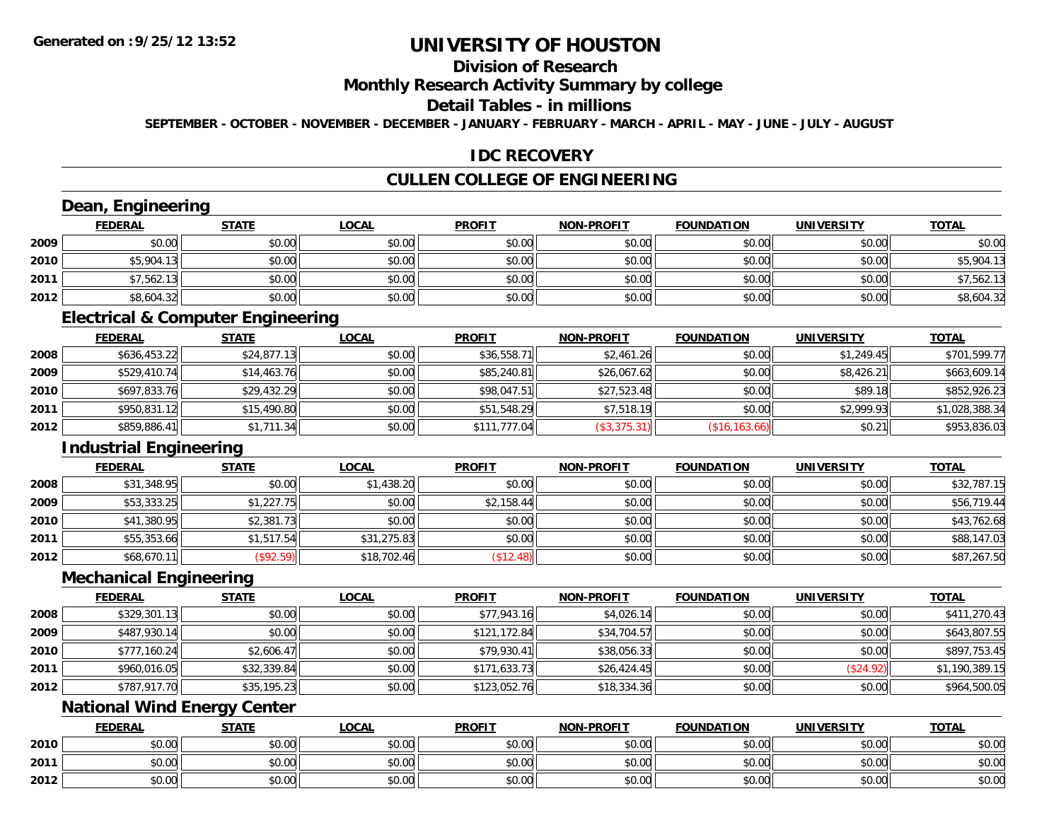**Generated on :9/25/12 13:52**

# UNIVERSITY OF HOUSTON

## Division of Research

## Monthly Research Activity Summary by college

## Detail Tables - in millions

**SEPTEMBER - OCTOBER - NOVEMBER - DECEMBER - JANUARY - FEBRUARY - MARCH - APRIL - MAY - JUNE - JULY - AUGUST**

## IDC RECOVERY

## CULLEN COLLEGE OF ENGINEERING

### Dean, Engineering

| | FEDERAL | STATE | LOCAL | PROFIT | NON-PROFIT | FOUNDATION | UNIVERSITY | TOTAL |
|---|---|---|---|---|---|---|---|---|
| 2009 | $0.00 | $0.00 | $0.00 | $0.00 | $0.00 | $0.00 | $0.00 | $0.00 |
| 2010 | $5,904.13 | $0.00 | $0.00 | $0.00 | $0.00 | $0.00 | $0.00 | $5,904.13 |
| 2011 | $7,562.13 | $0.00 | $0.00 | $0.00 | $0.00 | $0.00 | $0.00 | $7,562.13 |
| 2012 | $8,604.32 | $0.00 | $0.00 | $0.00 | $0.00 | $0.00 | $0.00 | $8,604.32 |

### Electrical & Computer Engineering

| | FEDERAL | STATE | LOCAL | PROFIT | NON-PROFIT | FOUNDATION | UNIVERSITY | TOTAL |
|---|---|---|---|---|---|---|---|---|
| 2008 | $636,453.22 | $24,877.13 | $0.00 | $36,558.71 | $2,461.26 | $0.00 | $1,249.45 | $701,599.77 |
| 2009 | $529,410.74 | $14,463.76 | $0.00 | $85,240.81 | $26,067.62 | $0.00 | $8,426.21 | $663,609.14 |
| 2010 | $697,833.76 | $29,432.29 | $0.00 | $98,047.51 | $27,523.48 | $0.00 | $89.18 | $852,926.23 |
| 2011 | $950,831.12 | $15,490.80 | $0.00 | $51,548.29 | $7,518.19 | $0.00 | $2,999.93 | $1,028,388.34 |
| 2012 | $859,886.41 | $1,711.34 | $0.00 | $111,777.04 | ($3,375.31) | ($16,163.66) | $0.21 | $953,836.03 |

### Industrial Engineering

| | FEDERAL | STATE | LOCAL | PROFIT | NON-PROFIT | FOUNDATION | UNIVERSITY | TOTAL |
|---|---|---|---|---|---|---|---|---|
| 2008 | $31,348.95 | $0.00 | $1,438.20 | $0.00 | $0.00 | $0.00 | $0.00 | $32,787.15 |
| 2009 | $53,333.25 | $1,227.75 | $0.00 | $2,158.44 | $0.00 | $0.00 | $0.00 | $56,719.44 |
| 2010 | $41,380.95 | $2,381.73 | $0.00 | $0.00 | $0.00 | $0.00 | $0.00 | $43,762.68 |
| 2011 | $55,353.66 | $1,517.54 | $31,275.83 | $0.00 | $0.00 | $0.00 | $0.00 | $88,147.03 |
| 2012 | $68,670.11 | ($92.59) | $18,702.46 | ($12.48) | $0.00 | $0.00 | $0.00 | $87,267.50 |

### Mechanical Engineering

| | FEDERAL | STATE | LOCAL | PROFIT | NON-PROFIT | FOUNDATION | UNIVERSITY | TOTAL |
|---|---|---|---|---|---|---|---|---|
| 2008 | $329,301.13 | $0.00 | $0.00 | $77,943.16 | $4,026.14 | $0.00 | $0.00 | $411,270.43 |
| 2009 | $487,930.14 | $0.00 | $0.00 | $121,172.84 | $34,704.57 | $0.00 | $0.00 | $643,807.55 |
| 2010 | $777,160.24 | $2,606.47 | $0.00 | $79,930.41 | $38,056.33 | $0.00 | $0.00 | $897,753.45 |
| 2011 | $960,016.05 | $32,339.84 | $0.00 | $171,633.73 | $26,424.45 | $0.00 | ($24.92) | $1,190,389.15 |
| 2012 | $787,917.70 | $35,195.23 | $0.00 | $123,052.76 | $18,334.36 | $0.00 | $0.00 | $964,500.05 |

### National Wind Energy Center

| | FEDERAL | STATE | LOCAL | PROFIT | NON-PROFIT | FOUNDATION | UNIVERSITY | TOTAL |
|---|---|---|---|---|---|---|---|---|
| 2010 | $0.00 | $0.00 | $0.00 | $0.00 | $0.00 | $0.00 | $0.00 | $0.00 |
| 2011 | $0.00 | $0.00 | $0.00 | $0.00 | $0.00 | $0.00 | $0.00 | $0.00 |
| 2012 | $0.00 | $0.00 | $0.00 | $0.00 | $0.00 | $0.00 | $0.00 | $0.00 |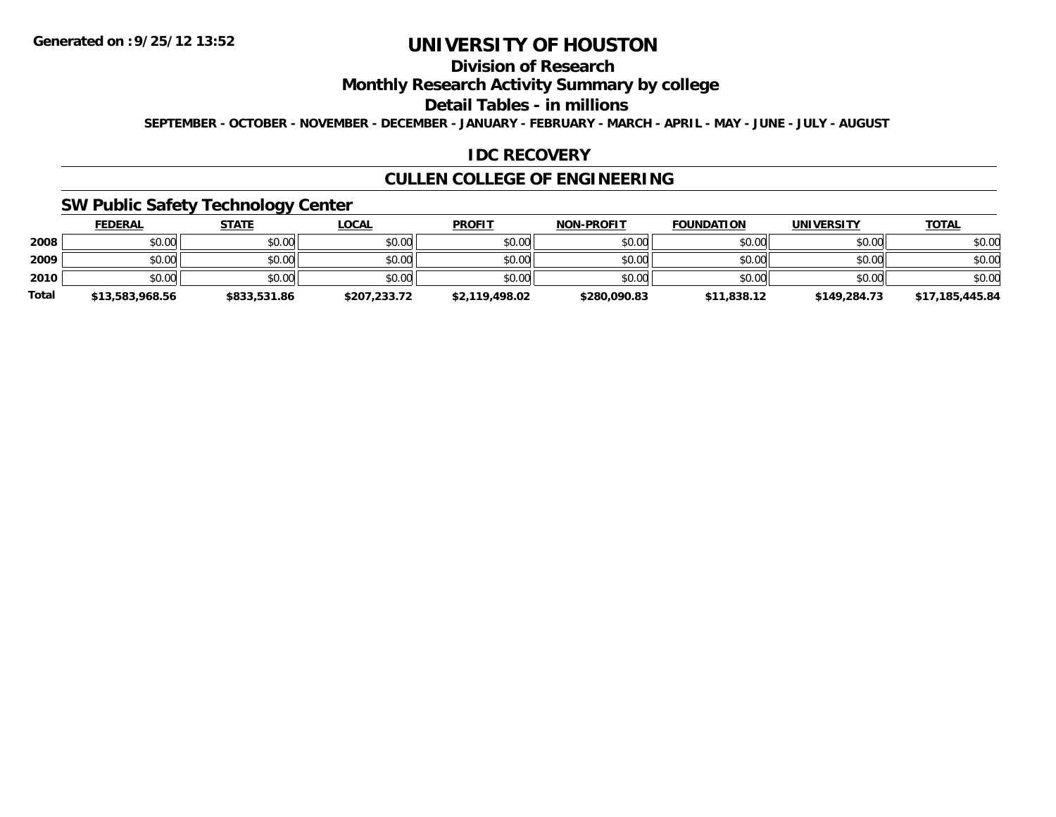Generated on :9/25/12 13:52

# UNIVERSITY OF HOUSTON

## Division of Research

## Monthly Research Activity Summary by college

## Detail Tables - in millions

SEPTEMBER - OCTOBER - NOVEMBER - DECEMBER - JANUARY - FEBRUARY - MARCH - APRIL - MAY - JUNE - JULY - AUGUST

## IDC RECOVERY

## CULLEN COLLEGE OF ENGINEERING

### SW Public Safety Technology Center

| | FEDERAL | STATE | LOCAL | PROFIT | NON-PROFIT | FOUNDATION | UNIVERSITY | TOTAL |
|---|---|---|---|---|---|---|---|---|
| 2008 | $0.00 | $0.00 | $0.00 | $0.00 | $0.00 | $0.00 | $0.00 | $0.00 |
| 2009 | $0.00 | $0.00 | $0.00 | $0.00 | $0.00 | $0.00 | $0.00 | $0.00 |
| 2010 | $0.00 | $0.00 | $0.00 | $0.00 | $0.00 | $0.00 | $0.00 | $0.00 |
| Total | $13,583,968.56 | $833,531.86 | $207,233.72 | $2,119,498.02 | $280,090.83 | $11,838.12 | $149,284.73 | $17,185,445.84 |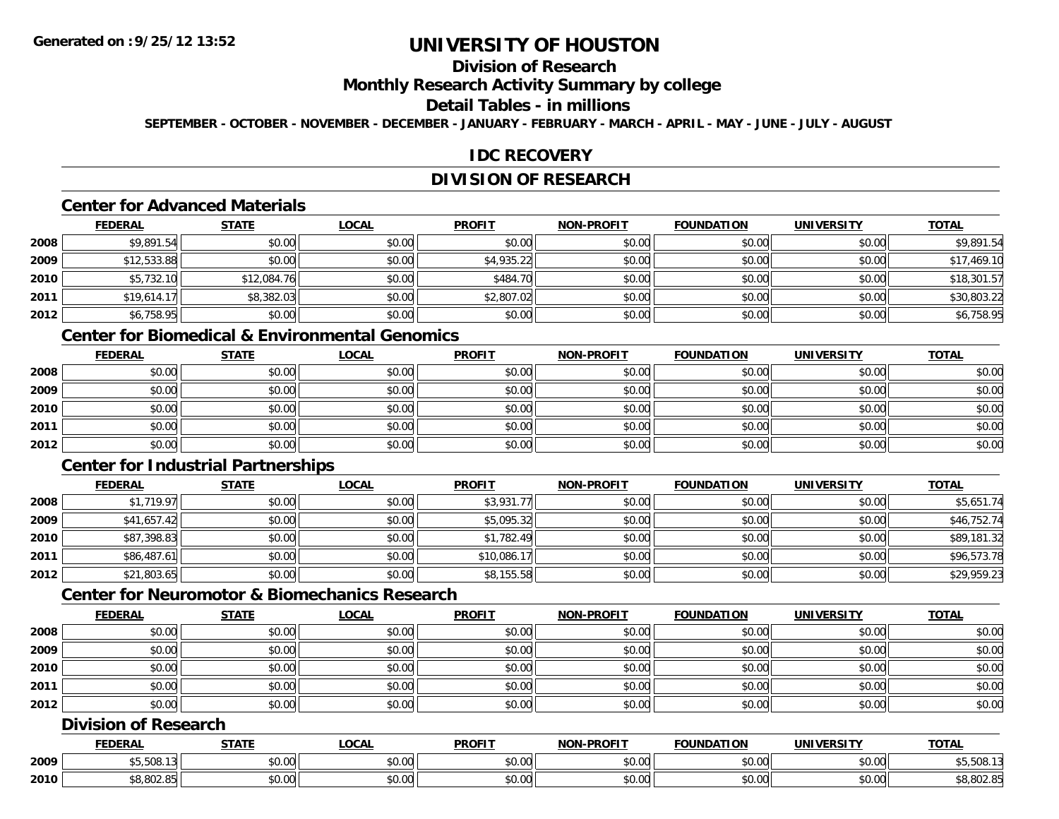**Generated on :9/25/12 13:52**

# UNIVERSITY OF HOUSTON

## Division of Research

## Monthly Research Activity Summary by college

## Detail Tables - in millions

**SEPTEMBER - OCTOBER - NOVEMBER - DECEMBER - JANUARY - FEBRUARY - MARCH - APRIL - MAY - JUNE - JULY - AUGUST**

## IDC RECOVERY

## DIVISION OF RESEARCH

### Center for Advanced Materials

| | FEDERAL | STATE | LOCAL | PROFIT | NON-PROFIT | FOUNDATION | UNIVERSITY | TOTAL |
|---|---|---|---|---|---|---|---|---|
| 2008 | $9,891.54 | $0.00 | $0.00 | $0.00 | $0.00 | $0.00 | $0.00 | $9,891.54 |
| 2009 | $12,533.88 | $0.00 | $0.00 | $4,935.22 | $0.00 | $0.00 | $0.00 | $17,469.10 |
| 2010 | $5,732.10 | $12,084.76 | $0.00 | $484.70 | $0.00 | $0.00 | $0.00 | $18,301.57 |
| 2011 | $19,614.17 | $8,382.03 | $0.00 | $2,807.02 | $0.00 | $0.00 | $0.00 | $30,803.22 |
| 2012 | $6,758.95 | $0.00 | $0.00 | $0.00 | $0.00 | $0.00 | $0.00 | $6,758.95 |

### Center for Biomedical & Environmental Genomics

| | FEDERAL | STATE | LOCAL | PROFIT | NON-PROFIT | FOUNDATION | UNIVERSITY | TOTAL |
|---|---|---|---|---|---|---|---|---|
| 2008 | $0.00 | $0.00 | $0.00 | $0.00 | $0.00 | $0.00 | $0.00 | $0.00 |
| 2009 | $0.00 | $0.00 | $0.00 | $0.00 | $0.00 | $0.00 | $0.00 | $0.00 |
| 2010 | $0.00 | $0.00 | $0.00 | $0.00 | $0.00 | $0.00 | $0.00 | $0.00 |
| 2011 | $0.00 | $0.00 | $0.00 | $0.00 | $0.00 | $0.00 | $0.00 | $0.00 |
| 2012 | $0.00 | $0.00 | $0.00 | $0.00 | $0.00 | $0.00 | $0.00 | $0.00 |

### Center for Industrial Partnerships

| | FEDERAL | STATE | LOCAL | PROFIT | NON-PROFIT | FOUNDATION | UNIVERSITY | TOTAL |
|---|---|---|---|---|---|---|---|---|
| 2008 | $1,719.97 | $0.00 | $0.00 | $3,931.77 | $0.00 | $0.00 | $0.00 | $5,651.74 |
| 2009 | $41,657.42 | $0.00 | $0.00 | $5,095.32 | $0.00 | $0.00 | $0.00 | $46,752.74 |
| 2010 | $87,398.83 | $0.00 | $0.00 | $1,782.49 | $0.00 | $0.00 | $0.00 | $89,181.32 |
| 2011 | $86,487.61 | $0.00 | $0.00 | $10,086.17 | $0.00 | $0.00 | $0.00 | $96,573.78 |
| 2012 | $21,803.65 | $0.00 | $0.00 | $8,155.58 | $0.00 | $0.00 | $0.00 | $29,959.23 |

### Center for Neuromotor & Biomechanics Research

| | FEDERAL | STATE | LOCAL | PROFIT | NON-PROFIT | FOUNDATION | UNIVERSITY | TOTAL |
|---|---|---|---|---|---|---|---|---|
| 2008 | $0.00 | $0.00 | $0.00 | $0.00 | $0.00 | $0.00 | $0.00 | $0.00 |
| 2009 | $0.00 | $0.00 | $0.00 | $0.00 | $0.00 | $0.00 | $0.00 | $0.00 |
| 2010 | $0.00 | $0.00 | $0.00 | $0.00 | $0.00 | $0.00 | $0.00 | $0.00 |
| 2011 | $0.00 | $0.00 | $0.00 | $0.00 | $0.00 | $0.00 | $0.00 | $0.00 |
| 2012 | $0.00 | $0.00 | $0.00 | $0.00 | $0.00 | $0.00 | $0.00 | $0.00 |

### Division of Research

| | FEDERAL | STATE | LOCAL | PROFIT | NON-PROFIT | FOUNDATION | UNIVERSITY | TOTAL |
|---|---|---|---|---|---|---|---|---|
| 2009 | $5,508.13 | $0.00 | $0.00 | $0.00 | $0.00 | $0.00 | $0.00 | $5,508.13 |
| 2010 | $8,802.85 | $0.00 | $0.00 | $0.00 | $0.00 | $0.00 | $0.00 | $8,802.85 |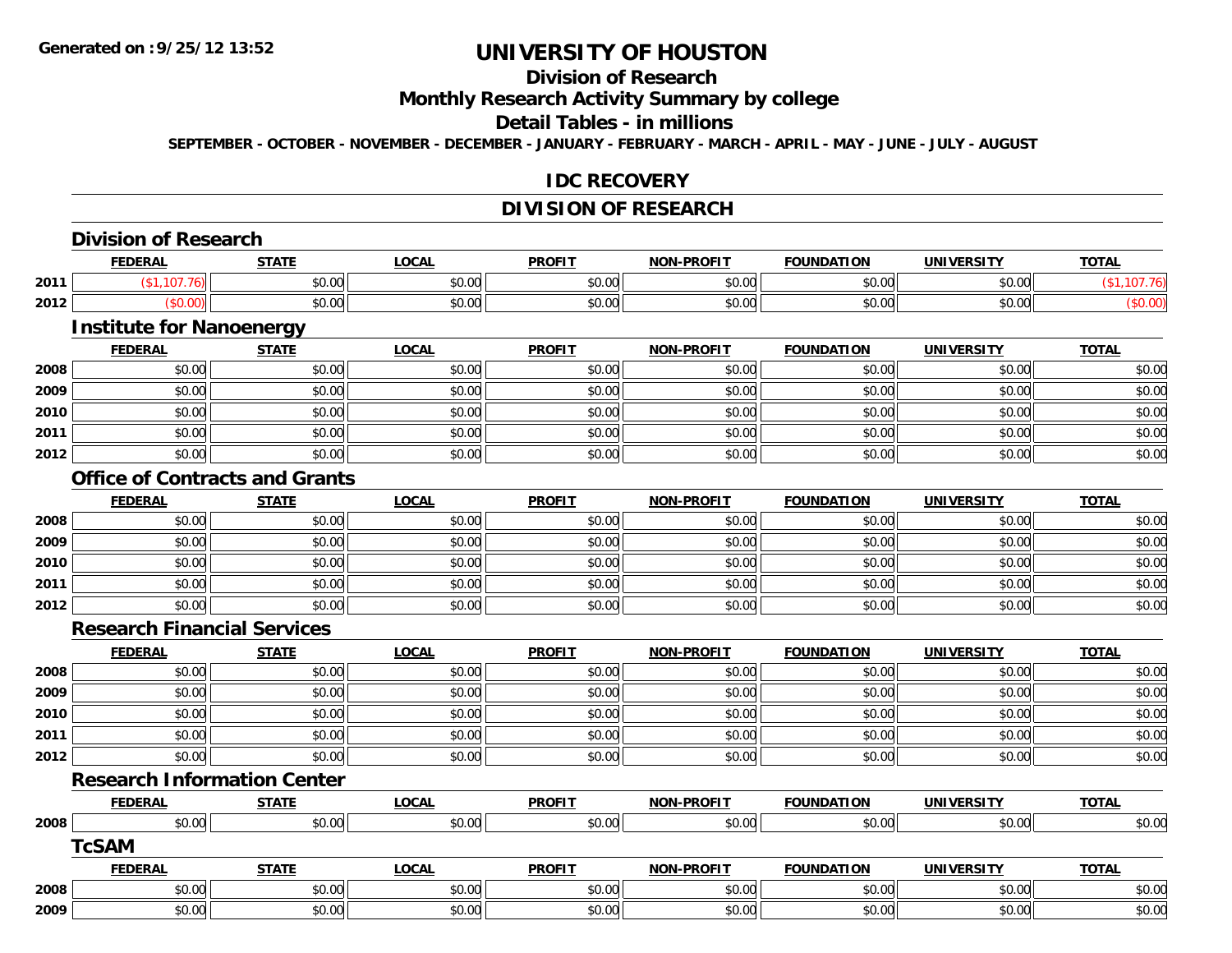# UNIVERSITY OF HOUSTON

## Division of Research

## Monthly Research Activity Summary by college

## Detail Tables - in millions

SEPTEMBER - OCTOBER - NOVEMBER - DECEMBER - JANUARY - FEBRUARY - MARCH - APRIL - MAY - JUNE - JULY - AUGUST

## IDC RECOVERY

## DIVISION OF RESEARCH

### Division of Research

| | FEDERAL | STATE | LOCAL | PROFIT | NON-PROFIT | FOUNDATION | UNIVERSITY | TOTAL |
|---|---|---|---|---|---|---|---|---|
| 2011 | ($1,107.76) | $0.00 | $0.00 | $0.00 | $0.00 | $0.00 | $0.00 | ($1,107.76) |
| 2012 | ($0.00) | $0.00 | $0.00 | $0.00 | $0.00 | $0.00 | $0.00 | ($0.00) |

### Institute for Nanoenergy

| | FEDERAL | STATE | LOCAL | PROFIT | NON-PROFIT | FOUNDATION | UNIVERSITY | TOTAL |
|---|---|---|---|---|---|---|---|---|
| 2008 | $0.00 | $0.00 | $0.00 | $0.00 | $0.00 | $0.00 | $0.00 | $0.00 |
| 2009 | $0.00 | $0.00 | $0.00 | $0.00 | $0.00 | $0.00 | $0.00 | $0.00 |
| 2010 | $0.00 | $0.00 | $0.00 | $0.00 | $0.00 | $0.00 | $0.00 | $0.00 |
| 2011 | $0.00 | $0.00 | $0.00 | $0.00 | $0.00 | $0.00 | $0.00 | $0.00 |
| 2012 | $0.00 | $0.00 | $0.00 | $0.00 | $0.00 | $0.00 | $0.00 | $0.00 |

### Office of Contracts and Grants

| | FEDERAL | STATE | LOCAL | PROFIT | NON-PROFIT | FOUNDATION | UNIVERSITY | TOTAL |
|---|---|---|---|---|---|---|---|---|
| 2008 | $0.00 | $0.00 | $0.00 | $0.00 | $0.00 | $0.00 | $0.00 | $0.00 |
| 2009 | $0.00 | $0.00 | $0.00 | $0.00 | $0.00 | $0.00 | $0.00 | $0.00 |
| 2010 | $0.00 | $0.00 | $0.00 | $0.00 | $0.00 | $0.00 | $0.00 | $0.00 |
| 2011 | $0.00 | $0.00 | $0.00 | $0.00 | $0.00 | $0.00 | $0.00 | $0.00 |
| 2012 | $0.00 | $0.00 | $0.00 | $0.00 | $0.00 | $0.00 | $0.00 | $0.00 |

### Research Financial Services

| | FEDERAL | STATE | LOCAL | PROFIT | NON-PROFIT | FOUNDATION | UNIVERSITY | TOTAL |
|---|---|---|---|---|---|---|---|---|
| 2008 | $0.00 | $0.00 | $0.00 | $0.00 | $0.00 | $0.00 | $0.00 | $0.00 |
| 2009 | $0.00 | $0.00 | $0.00 | $0.00 | $0.00 | $0.00 | $0.00 | $0.00 |
| 2010 | $0.00 | $0.00 | $0.00 | $0.00 | $0.00 | $0.00 | $0.00 | $0.00 |
| 2011 | $0.00 | $0.00 | $0.00 | $0.00 | $0.00 | $0.00 | $0.00 | $0.00 |
| 2012 | $0.00 | $0.00 | $0.00 | $0.00 | $0.00 | $0.00 | $0.00 | $0.00 |

### Research Information Center

| | FEDERAL | STATE | LOCAL | PROFIT | NON-PROFIT | FOUNDATION | UNIVERSITY | TOTAL |
|---|---|---|---|---|---|---|---|---|
| 2008 | $0.00 | $0.00 | $0.00 | $0.00 | $0.00 | $0.00 | $0.00 | $0.00 |

### TcSAM

| | FEDERAL | STATE | LOCAL | PROFIT | NON-PROFIT | FOUNDATION | UNIVERSITY | TOTAL |
|---|---|---|---|---|---|---|---|---|
| 2008 | $0.00 | $0.00 | $0.00 | $0.00 | $0.00 | $0.00 | $0.00 | $0.00 |
| 2009 | $0.00 | $0.00 | $0.00 | $0.00 | $0.00 | $0.00 | $0.00 | $0.00 |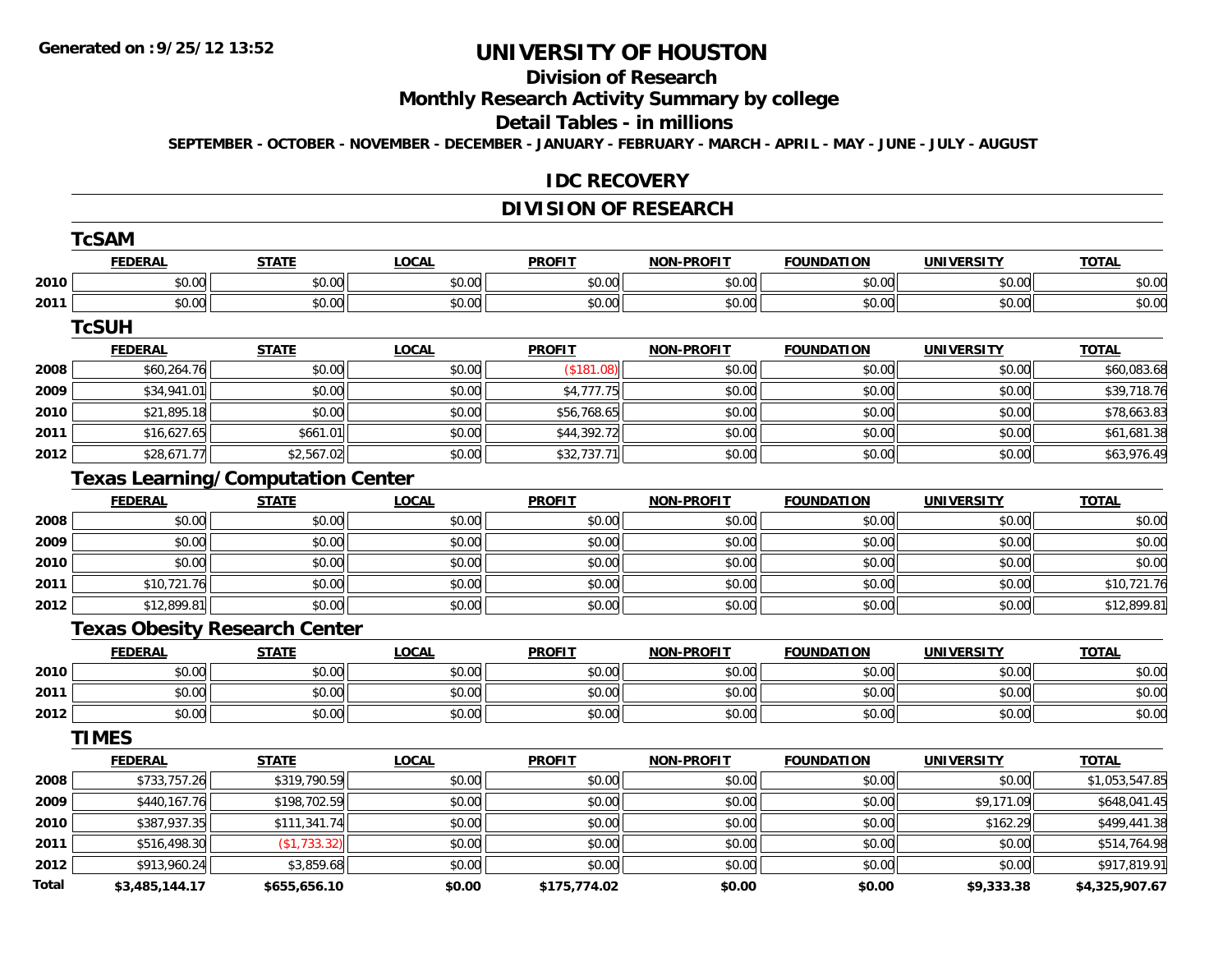# UNIVERSITY OF HOUSTON

## Division of Research

## Monthly Research Activity Summary by college

## Detail Tables - in millions

**SEPTEMBER - OCTOBER - NOVEMBER - DECEMBER - JANUARY - FEBRUARY - MARCH - APRIL - MAY - JUNE - JULY - AUGUST**

## IDC RECOVERY

## DIVISION OF RESEARCH

### TcSAM

| | FEDERAL | STATE | LOCAL | PROFIT | NON-PROFIT | FOUNDATION | UNIVERSITY | TOTAL |
|---|---|---|---|---|---|---|---|---|
| 2010 | $0.00 | $0.00 | $0.00 | $0.00 | $0.00 | $0.00 | $0.00 | $0.00 |
| 2011 | $0.00 | $0.00 | $0.00 | $0.00 | $0.00 | $0.00 | $0.00 | $0.00 |

### TcSUH

| | FEDERAL | STATE | LOCAL | PROFIT | NON-PROFIT | FOUNDATION | UNIVERSITY | TOTAL |
|---|---|---|---|---|---|---|---|---|
| 2008 | $60,264.76 | $0.00 | $0.00 | ($181.08) | $0.00 | $0.00 | $0.00 | $60,083.68 |
| 2009 | $34,941.01 | $0.00 | $0.00 | $4,777.75 | $0.00 | $0.00 | $0.00 | $39,718.76 |
| 2010 | $21,895.18 | $0.00 | $0.00 | $56,768.65 | $0.00 | $0.00 | $0.00 | $78,663.83 |
| 2011 | $16,627.65 | $661.01 | $0.00 | $44,392.72 | $0.00 | $0.00 | $0.00 | $61,681.38 |
| 2012 | $28,671.77 | $2,567.02 | $0.00 | $32,737.71 | $0.00 | $0.00 | $0.00 | $63,976.49 |

### Texas Learning/Computation Center

| | FEDERAL | STATE | LOCAL | PROFIT | NON-PROFIT | FOUNDATION | UNIVERSITY | TOTAL |
|---|---|---|---|---|---|---|---|---|
| 2008 | $0.00 | $0.00 | $0.00 | $0.00 | $0.00 | $0.00 | $0.00 | $0.00 |
| 2009 | $0.00 | $0.00 | $0.00 | $0.00 | $0.00 | $0.00 | $0.00 | $0.00 |
| 2010 | $0.00 | $0.00 | $0.00 | $0.00 | $0.00 | $0.00 | $0.00 | $0.00 |
| 2011 | $10,721.76 | $0.00 | $0.00 | $0.00 | $0.00 | $0.00 | $0.00 | $10,721.76 |
| 2012 | $12,899.81 | $0.00 | $0.00 | $0.00 | $0.00 | $0.00 | $0.00 | $12,899.81 |

### Texas Obesity Research Center

| | FEDERAL | STATE | LOCAL | PROFIT | NON-PROFIT | FOUNDATION | UNIVERSITY | TOTAL |
|---|---|---|---|---|---|---|---|---|
| 2010 | $0.00 | $0.00 | $0.00 | $0.00 | $0.00 | $0.00 | $0.00 | $0.00 |
| 2011 | $0.00 | $0.00 | $0.00 | $0.00 | $0.00 | $0.00 | $0.00 | $0.00 |
| 2012 | $0.00 | $0.00 | $0.00 | $0.00 | $0.00 | $0.00 | $0.00 | $0.00 |

### TIMES

| | FEDERAL | STATE | LOCAL | PROFIT | NON-PROFIT | FOUNDATION | UNIVERSITY | TOTAL |
|---|---|---|---|---|---|---|---|---|
| 2008 | $733,757.26 | $319,790.59 | $0.00 | $0.00 | $0.00 | $0.00 | $0.00 | $1,053,547.85 |
| 2009 | $440,167.76 | $198,702.59 | $0.00 | $0.00 | $0.00 | $0.00 | $9,171.09 | $648,041.45 |
| 2010 | $387,937.35 | $111,341.74 | $0.00 | $0.00 | $0.00 | $0.00 | $162.29 | $499,441.38 |
| 2011 | $516,498.30 | ($1,733.32) | $0.00 | $0.00 | $0.00 | $0.00 | $0.00 | $514,764.98 |
| 2012 | $913,960.24 | $3,859.68 | $0.00 | $0.00 | $0.00 | $0.00 | $0.00 | $917,819.91 |
| **Total** | **$3,485,144.17** | **$655,656.10** | **$0.00** | **$175,774.02** | **$0.00** | **$0.00** | **$9,333.38** | **$4,325,907.67** |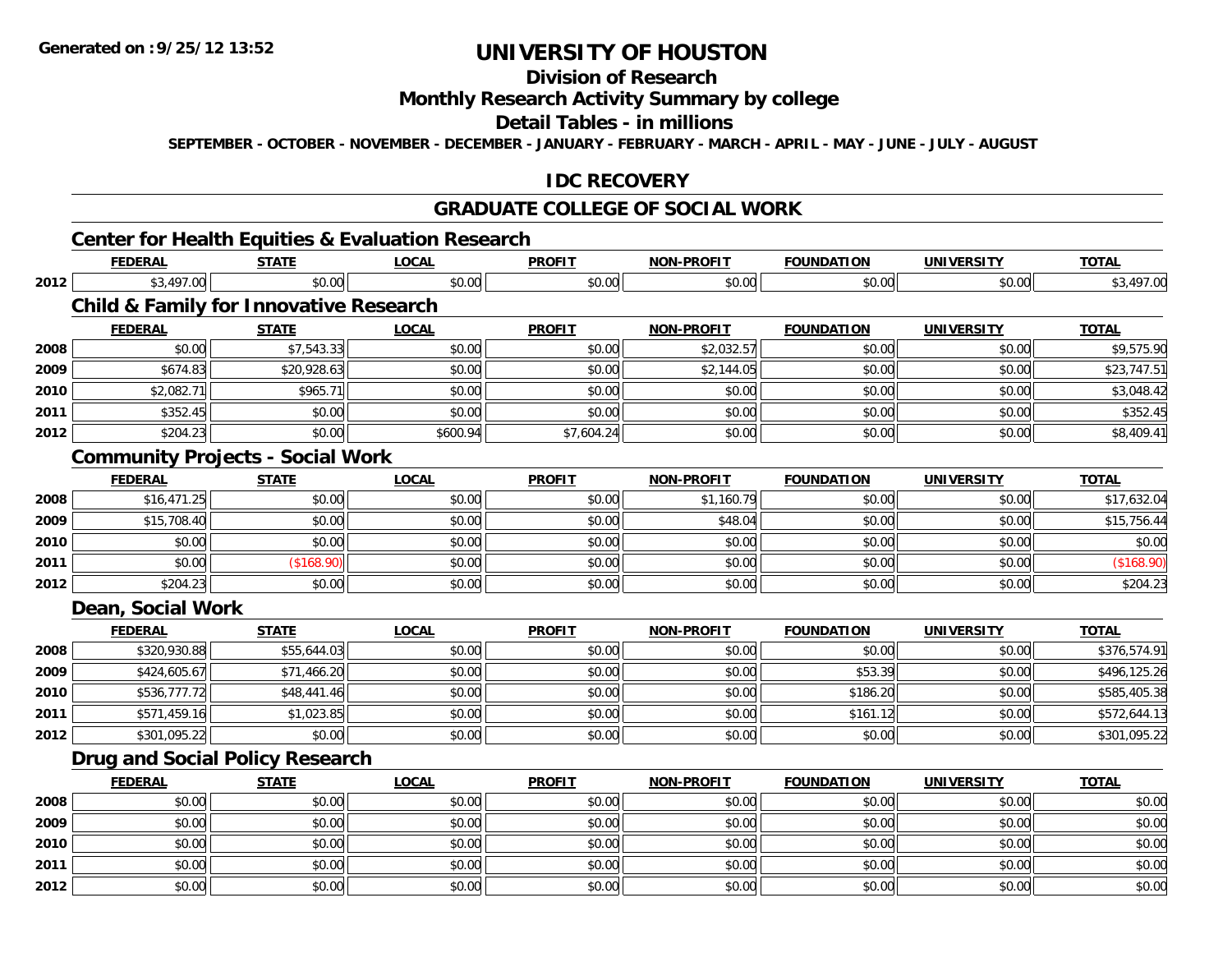# UNIVERSITY OF HOUSTON

## Division of Research

## Monthly Research Activity Summary by college

## Detail Tables - in millions

**SEPTEMBER - OCTOBER - NOVEMBER - DECEMBER - JANUARY - FEBRUARY - MARCH - APRIL - MAY - JUNE - JULY - AUGUST**

## IDC RECOVERY

## GRADUATE COLLEGE OF SOCIAL WORK

### Center for Health Equities & Evaluation Research

| | FEDERAL | STATE | LOCAL | PROFIT | NON-PROFIT | FOUNDATION | UNIVERSITY | TOTAL |
|---|---|---|---|---|---|---|---|---|
| 2012 | $3,497.00 | $0.00 | $0.00 | $0.00 | $0.00 | $0.00 | $0.00 | $3,497.00 |

### Child & Family for Innovative Research

| | FEDERAL | STATE | LOCAL | PROFIT | NON-PROFIT | FOUNDATION | UNIVERSITY | TOTAL |
|---|---|---|---|---|---|---|---|---|
| 2008 | $0.00 | $7,543.33 | $0.00 | $0.00 | $2,032.57 | $0.00 | $0.00 | $9,575.90 |
| 2009 | $674.83 | $20,928.63 | $0.00 | $0.00 | $2,144.05 | $0.00 | $0.00 | $23,747.51 |
| 2010 | $2,082.71 | $965.71 | $0.00 | $0.00 | $0.00 | $0.00 | $0.00 | $3,048.42 |
| 2011 | $352.45 | $0.00 | $0.00 | $0.00 | $0.00 | $0.00 | $0.00 | $352.45 |
| 2012 | $204.23 | $0.00 | $600.94 | $7,604.24 | $0.00 | $0.00 | $0.00 | $8,409.41 |

### Community Projects - Social Work

| | FEDERAL | STATE | LOCAL | PROFIT | NON-PROFIT | FOUNDATION | UNIVERSITY | TOTAL |
|---|---|---|---|---|---|---|---|---|
| 2008 | $16,471.25 | $0.00 | $0.00 | $0.00 | $1,160.79 | $0.00 | $0.00 | $17,632.04 |
| 2009 | $15,708.40 | $0.00 | $0.00 | $0.00 | $48.04 | $0.00 | $0.00 | $15,756.44 |
| 2010 | $0.00 | $0.00 | $0.00 | $0.00 | $0.00 | $0.00 | $0.00 | $0.00 |
| 2011 | $0.00 | ($168.90) | $0.00 | $0.00 | $0.00 | $0.00 | $0.00 | ($168.90) |
| 2012 | $204.23 | $0.00 | $0.00 | $0.00 | $0.00 | $0.00 | $0.00 | $204.23 |

### Dean, Social Work

| | FEDERAL | STATE | LOCAL | PROFIT | NON-PROFIT | FOUNDATION | UNIVERSITY | TOTAL |
|---|---|---|---|---|---|---|---|---|
| 2008 | $320,930.88 | $55,644.03 | $0.00 | $0.00 | $0.00 | $0.00 | $0.00 | $376,574.91 |
| 2009 | $424,605.67 | $71,466.20 | $0.00 | $0.00 | $0.00 | $53.39 | $0.00 | $496,125.26 |
| 2010 | $536,777.72 | $48,441.46 | $0.00 | $0.00 | $0.00 | $186.20 | $0.00 | $585,405.38 |
| 2011 | $571,459.16 | $1,023.85 | $0.00 | $0.00 | $0.00 | $161.12 | $0.00 | $572,644.13 |
| 2012 | $301,095.22 | $0.00 | $0.00 | $0.00 | $0.00 | $0.00 | $0.00 | $301,095.22 |

### Drug and Social Policy Research

| | FEDERAL | STATE | LOCAL | PROFIT | NON-PROFIT | FOUNDATION | UNIVERSITY | TOTAL |
|---|---|---|---|---|---|---|---|---|
| 2008 | $0.00 | $0.00 | $0.00 | $0.00 | $0.00 | $0.00 | $0.00 | $0.00 |
| 2009 | $0.00 | $0.00 | $0.00 | $0.00 | $0.00 | $0.00 | $0.00 | $0.00 |
| 2010 | $0.00 | $0.00 | $0.00 | $0.00 | $0.00 | $0.00 | $0.00 | $0.00 |
| 2011 | $0.00 | $0.00 | $0.00 | $0.00 | $0.00 | $0.00 | $0.00 | $0.00 |
| 2012 | $0.00 | $0.00 | $0.00 | $0.00 | $0.00 | $0.00 | $0.00 | $0.00 |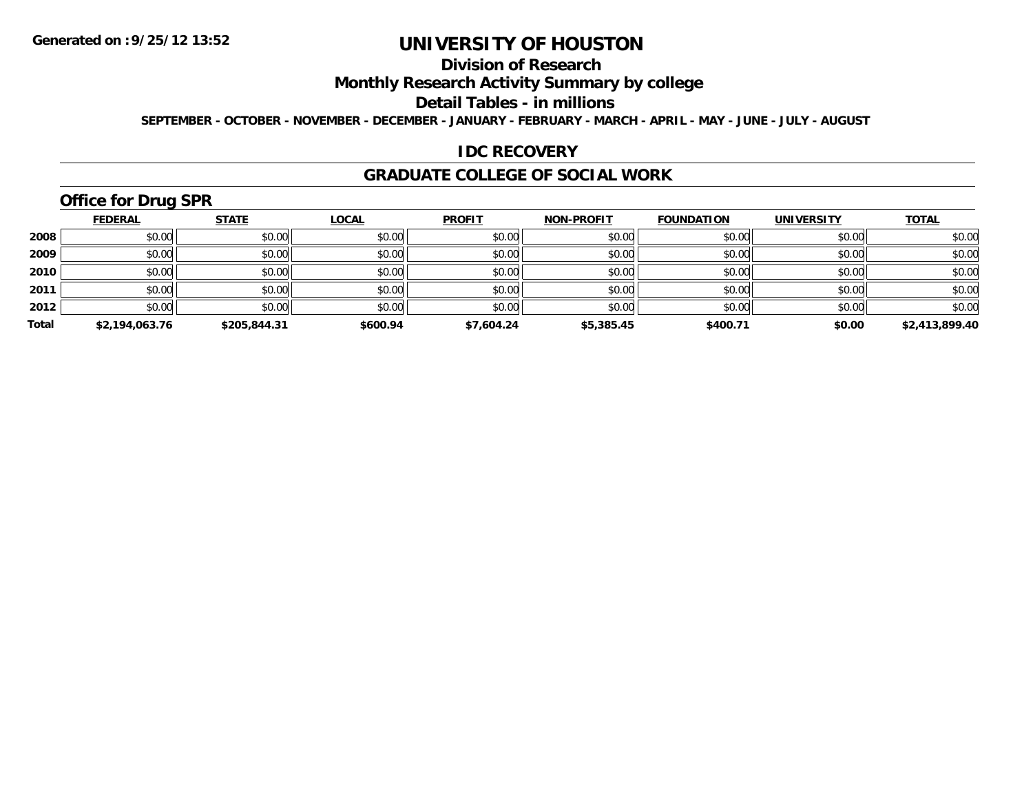Generated on :9/25/12 13:52

# UNIVERSITY OF HOUSTON

## Division of Research

## Monthly Research Activity Summary by college

## Detail Tables - in millions

SEPTEMBER - OCTOBER - NOVEMBER - DECEMBER - JANUARY - FEBRUARY - MARCH - APRIL - MAY - JUNE - JULY - AUGUST

## IDC RECOVERY

## GRADUATE COLLEGE OF SOCIAL WORK

### Office for Drug SPR

| | FEDERAL | STATE | LOCAL | PROFIT | NON-PROFIT | FOUNDATION | UNIVERSITY | TOTAL |
|---|---|---|---|---|---|---|---|---|
| 2008 | $0.00 | $0.00 | $0.00 | $0.00 | $0.00 | $0.00 | $0.00 | $0.00 |
| 2009 | $0.00 | $0.00 | $0.00 | $0.00 | $0.00 | $0.00 | $0.00 | $0.00 |
| 2010 | $0.00 | $0.00 | $0.00 | $0.00 | $0.00 | $0.00 | $0.00 | $0.00 |
| 2011 | $0.00 | $0.00 | $0.00 | $0.00 | $0.00 | $0.00 | $0.00 | $0.00 |
| 2012 | $0.00 | $0.00 | $0.00 | $0.00 | $0.00 | $0.00 | $0.00 | $0.00 |
| **Total** | **$2,194,063.76** | **$205,844.31** | **$600.94** | **$7,604.24** | **$5,385.45** | **$400.71** | **$0.00** | **$2,413,899.40** |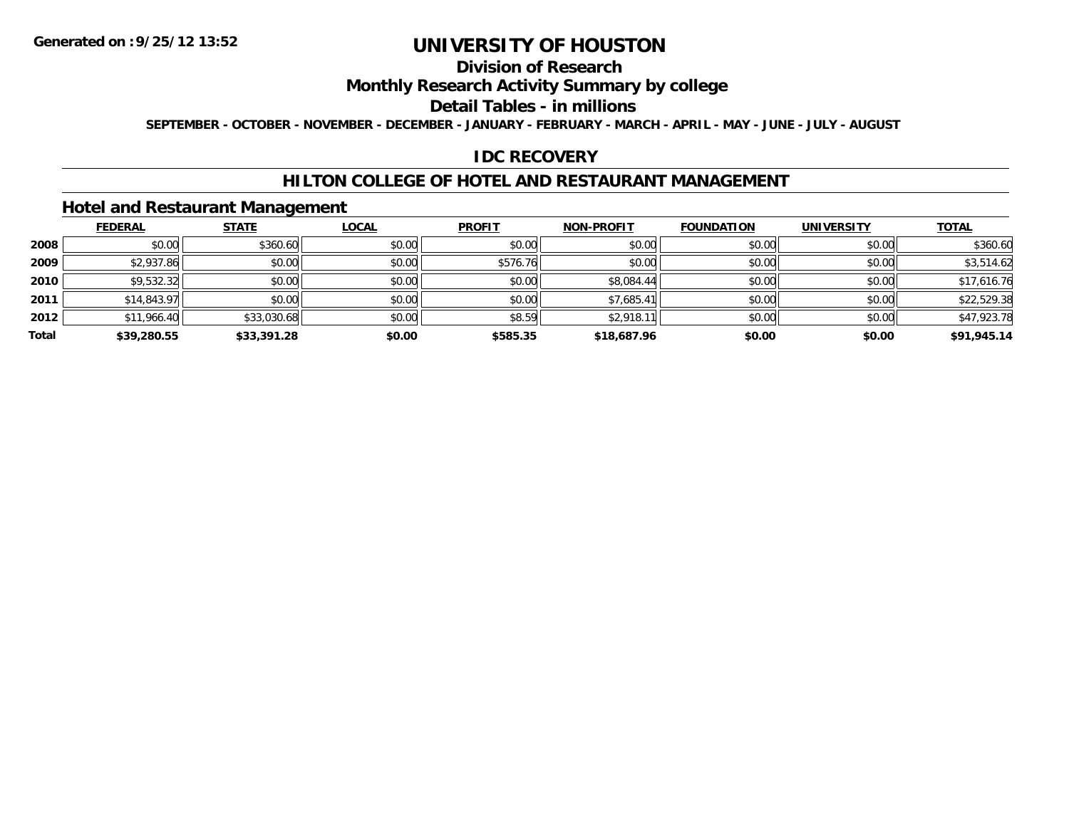Generated on :9/25/12 13:52

# UNIVERSITY OF HOUSTON

## Division of Research

## Monthly Research Activity Summary by college

## Detail Tables - in millions

**SEPTEMBER - OCTOBER - NOVEMBER - DECEMBER - JANUARY - FEBRUARY - MARCH - APRIL - MAY - JUNE - JULY - AUGUST**

## IDC RECOVERY

## HILTON COLLEGE OF HOTEL AND RESTAURANT MANAGEMENT

### Hotel and Restaurant Management

| | FEDERAL | STATE | LOCAL | PROFIT | NON-PROFIT | FOUNDATION | UNIVERSITY | TOTAL |
|---|---|---|---|---|---|---|---|---|
| 2008 | $0.00 | $360.60 | $0.00 | $0.00 | $0.00 | $0.00 | $0.00 | $360.60 |
| 2009 | $2,937.86 | $0.00 | $0.00 | $576.76 | $0.00 | $0.00 | $0.00 | $3,514.62 |
| 2010 | $9,532.32 | $0.00 | $0.00 | $0.00 | $8,084.44 | $0.00 | $0.00 | $17,616.76 |
| 2011 | $14,843.97 | $0.00 | $0.00 | $0.00 | $7,685.41 | $0.00 | $0.00 | $22,529.38 |
| 2012 | $11,966.40 | $33,030.68 | $0.00 | $8.59 | $2,918.11 | $0.00 | $0.00 | $47,923.78 |
| **Total** | **$39,280.55** | **$33,391.28** | **$0.00** | **$585.35** | **$18,687.96** | **$0.00** | **$0.00** | **$91,945.14** |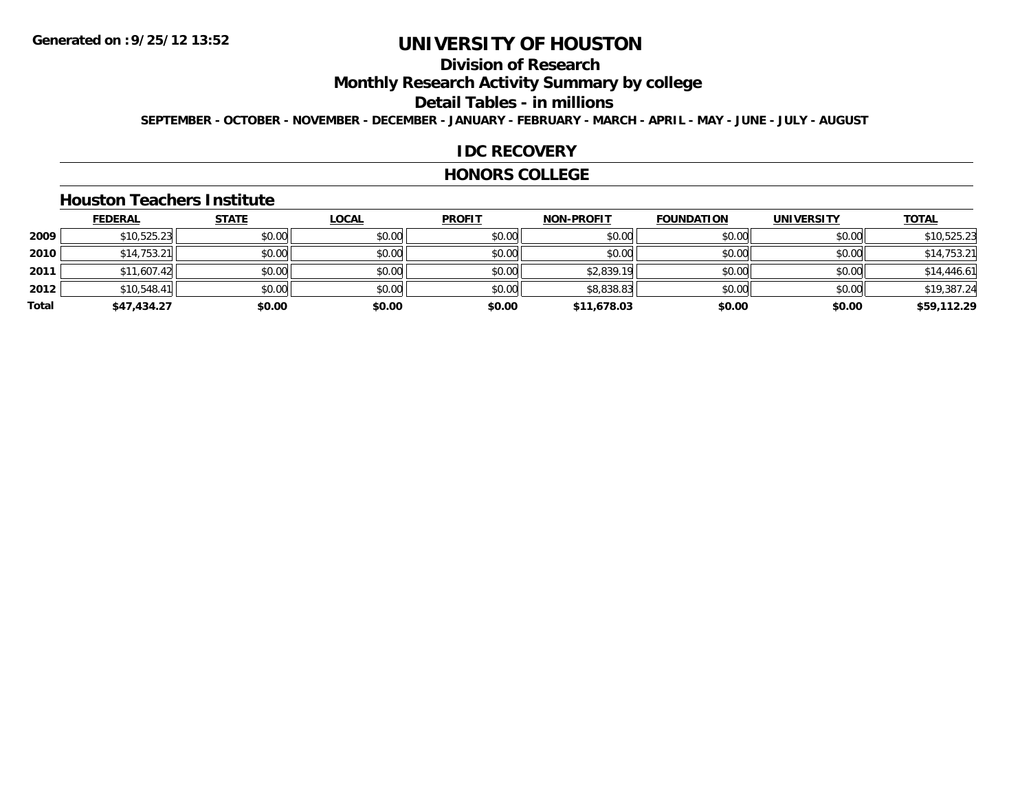# UNIVERSITY OF HOUSTON

## Division of Research

## Monthly Research Activity Summary by college

## Detail Tables - in millions

**SEPTEMBER - OCTOBER - NOVEMBER - DECEMBER - JANUARY - FEBRUARY - MARCH - APRIL - MAY - JUNE - JULY - AUGUST**

## IDC RECOVERY

## HONORS COLLEGE

### Houston Teachers Institute

| | FEDERAL | STATE | LOCAL | PROFIT | NON-PROFIT | FOUNDATION | UNIVERSITY | TOTAL |
|---|---|---|---|---|---|---|---|---|
| 2009 | $10,525.23 | $0.00 | $0.00 | $0.00 | $0.00 | $0.00 | $0.00 | $10,525.23 |
| 2010 | $14,753.21 | $0.00 | $0.00 | $0.00 | $0.00 | $0.00 | $0.00 | $14,753.21 |
| 2011 | $11,607.42 | $0.00 | $0.00 | $0.00 | $2,839.19 | $0.00 | $0.00 | $14,446.61 |
| 2012 | $10,548.41 | $0.00 | $0.00 | $0.00 | $8,838.83 | $0.00 | $0.00 | $19,387.24 |
| **Total** | **$47,434.27** | **$0.00** | **$0.00** | **$0.00** | **$11,678.03** | **$0.00** | **$0.00** | **$59,112.29** |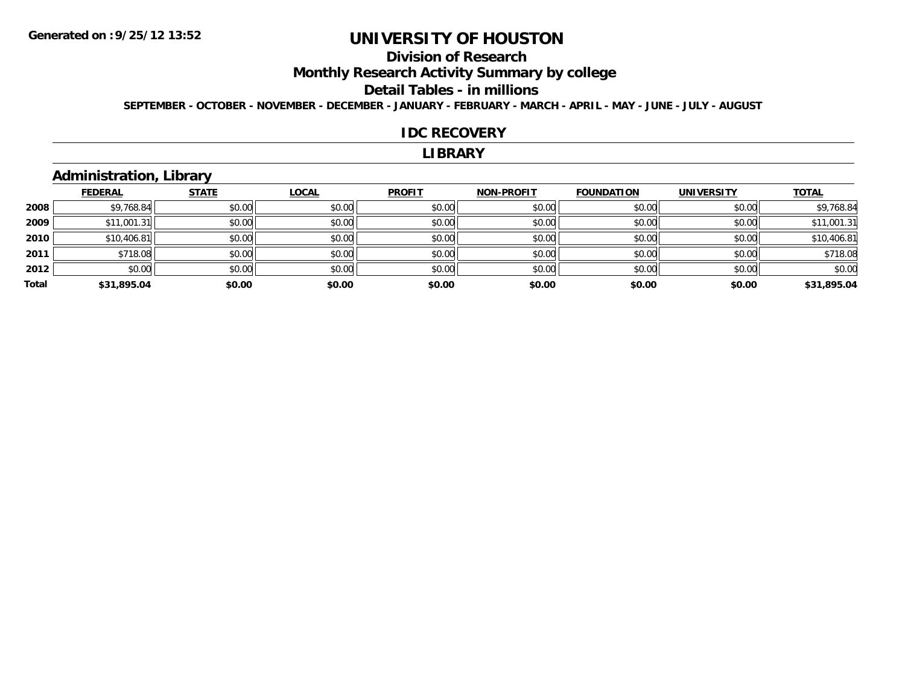**Generated on :9/25/12 13:52**

# UNIVERSITY OF HOUSTON

## Division of Research

## Monthly Research Activity Summary by college

## Detail Tables - in millions

**SEPTEMBER - OCTOBER - NOVEMBER - DECEMBER - JANUARY - FEBRUARY - MARCH - APRIL - MAY - JUNE - JULY - AUGUST**

## IDC RECOVERY

## LIBRARY

### Administration, Library

| | FEDERAL | STATE | LOCAL | PROFIT | NON-PROFIT | FOUNDATION | UNIVERSITY | TOTAL |
|---|---|---|---|---|---|---|---|---|
| 2008 | $9,768.84 | $0.00 | $0.00 | $0.00 | $0.00 | $0.00 | $0.00 | $9,768.84 |
| 2009 | $11,001.31 | $0.00 | $0.00 | $0.00 | $0.00 | $0.00 | $0.00 | $11,001.31 |
| 2010 | $10,406.81 | $0.00 | $0.00 | $0.00 | $0.00 | $0.00 | $0.00 | $10,406.81 |
| 2011 | $718.08 | $0.00 | $0.00 | $0.00 | $0.00 | $0.00 | $0.00 | $718.08 |
| 2012 | $0.00 | $0.00 | $0.00 | $0.00 | $0.00 | $0.00 | $0.00 | $0.00 |
| **Total** | **$31,895.04** | **$0.00** | **$0.00** | **$0.00** | **$0.00** | **$0.00** | **$0.00** | **$31,895.04** |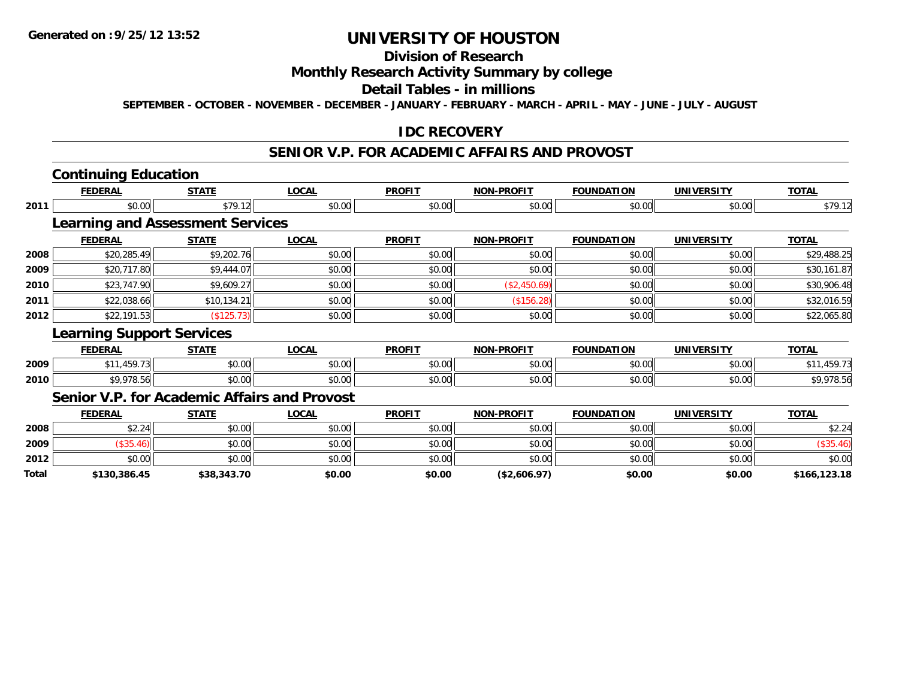# UNIVERSITY OF HOUSTON

## Division of Research

## Monthly Research Activity Summary by college

## Detail Tables - in millions

**SEPTEMBER - OCTOBER - NOVEMBER - DECEMBER - JANUARY - FEBRUARY - MARCH - APRIL - MAY - JUNE - JULY - AUGUST**

## IDC RECOVERY

## SENIOR V.P. FOR ACADEMIC AFFAIRS AND PROVOST

### Continuing Education

| | FEDERAL | STATE | LOCAL | PROFIT | NON-PROFIT | FOUNDATION | UNIVERSITY | TOTAL |
|---|---|---|---|---|---|---|---|---|
| 2011 | $0.00 | $79.12 | $0.00 | $0.00 | $0.00 | $0.00 | $0.00 | $79.12 |

### Learning and Assessment Services

| | FEDERAL | STATE | LOCAL | PROFIT | NON-PROFIT | FOUNDATION | UNIVERSITY | TOTAL |
|---|---|---|---|---|---|---|---|---|
| 2008 | $20,285.49 | $9,202.76 | $0.00 | $0.00 | $0.00 | $0.00 | $0.00 | $29,488.25 |
| 2009 | $20,717.80 | $9,444.07 | $0.00 | $0.00 | $0.00 | $0.00 | $0.00 | $30,161.87 |
| 2010 | $23,747.90 | $9,609.27 | $0.00 | $0.00 | ($2,450.69) | $0.00 | $0.00 | $30,906.48 |
| 2011 | $22,038.66 | $10,134.21 | $0.00 | $0.00 | ($156.28) | $0.00 | $0.00 | $32,016.59 |
| 2012 | $22,191.53 | ($125.73) | $0.00 | $0.00 | $0.00 | $0.00 | $0.00 | $22,065.80 |

### Learning Support Services

| | FEDERAL | STATE | LOCAL | PROFIT | NON-PROFIT | FOUNDATION | UNIVERSITY | TOTAL |
|---|---|---|---|---|---|---|---|---|
| 2009 | $11,459.73 | $0.00 | $0.00 | $0.00 | $0.00 | $0.00 | $0.00 | $11,459.73 |
| 2010 | $9,978.56 | $0.00 | $0.00 | $0.00 | $0.00 | $0.00 | $0.00 | $9,978.56 |

### Senior V.P. for Academic Affairs and Provost

| | FEDERAL | STATE | LOCAL | PROFIT | NON-PROFIT | FOUNDATION | UNIVERSITY | TOTAL |
|---|---|---|---|---|---|---|---|---|
| 2008 | $2.24 | $0.00 | $0.00 | $0.00 | $0.00 | $0.00 | $0.00 | $2.24 |
| 2009 | ($35.46) | $0.00 | $0.00 | $0.00 | $0.00 | $0.00 | $0.00 | ($35.46) |
| 2012 | $0.00 | $0.00 | $0.00 | $0.00 | $0.00 | $0.00 | $0.00 | $0.00 |
| **Total** | **$130,386.45** | **$38,343.70** | **$0.00** | **$0.00** | **($2,606.97)** | **$0.00** | **$0.00** | **$166,123.18** |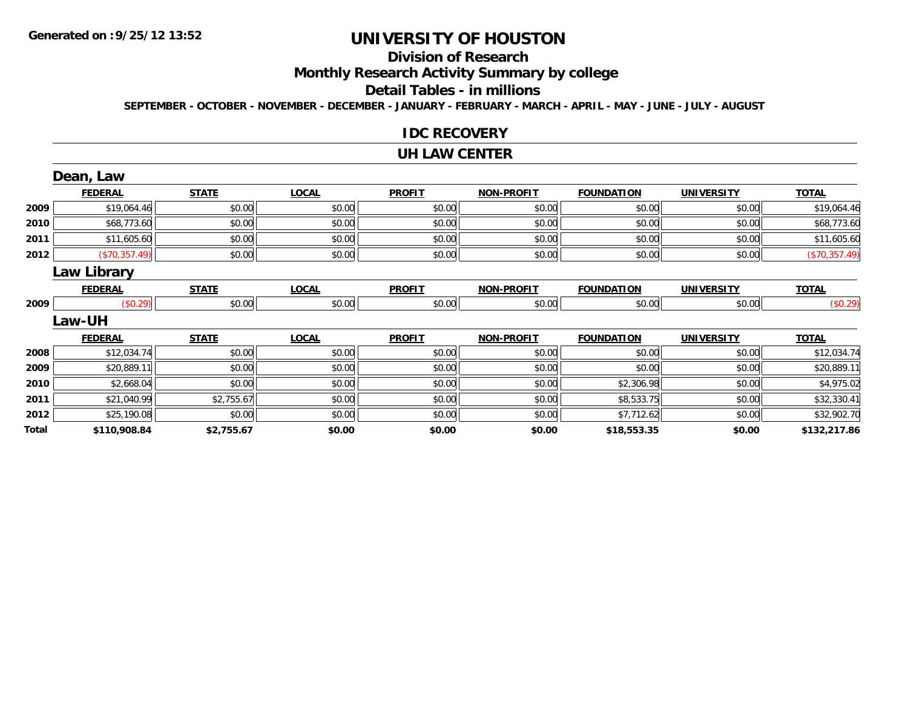**Generated on :9/25/12 13:52**

# UNIVERSITY OF HOUSTON

## Division of Research

## Monthly Research Activity Summary by college

## Detail Tables - in millions

**SEPTEMBER - OCTOBER - NOVEMBER - DECEMBER - JANUARY - FEBRUARY - MARCH - APRIL - MAY - JUNE - JULY - AUGUST**

### IDC RECOVERY

### UH LAW CENTER

#### Dean, Law

| | FEDERAL | STATE | LOCAL | PROFIT | NON-PROFIT | FOUNDATION | UNIVERSITY | TOTAL |
|---|---|---|---|---|---|---|---|---|
| 2009 | $19,064.46 | $0.00 | $0.00 | $0.00 | $0.00 | $0.00 | $0.00 | $19,064.46 |
| 2010 | $68,773.60 | $0.00 | $0.00 | $0.00 | $0.00 | $0.00 | $0.00 | $68,773.60 |
| 2011 | $11,605.60 | $0.00 | $0.00 | $0.00 | $0.00 | $0.00 | $0.00 | $11,605.60 |
| 2012 | ($70,357.49) | $0.00 | $0.00 | $0.00 | $0.00 | $0.00 | $0.00 | ($70,357.49) |

#### Law Library

| | FEDERAL | STATE | LOCAL | PROFIT | NON-PROFIT | FOUNDATION | UNIVERSITY | TOTAL |
|---|---|---|---|---|---|---|---|---|
| 2009 | ($0.29) | $0.00 | $0.00 | $0.00 | $0.00 | $0.00 | $0.00 | ($0.29) |

#### Law-UH

| | FEDERAL | STATE | LOCAL | PROFIT | NON-PROFIT | FOUNDATION | UNIVERSITY | TOTAL |
|---|---|---|---|---|---|---|---|---|
| 2008 | $12,034.74 | $0.00 | $0.00 | $0.00 | $0.00 | $0.00 | $0.00 | $12,034.74 |
| 2009 | $20,889.11 | $0.00 | $0.00 | $0.00 | $0.00 | $0.00 | $0.00 | $20,889.11 |
| 2010 | $2,668.04 | $0.00 | $0.00 | $0.00 | $0.00 | $2,306.98 | $0.00 | $4,975.02 |
| 2011 | $21,040.99 | $2,755.67 | $0.00 | $0.00 | $0.00 | $8,533.75 | $0.00 | $32,330.41 |
| 2012 | $25,190.08 | $0.00 | $0.00 | $0.00 | $0.00 | $7,712.62 | $0.00 | $32,902.70 |
| **Total** | **$110,908.84** | **$2,755.67** | **$0.00** | **$0.00** | **$0.00** | **$18,553.35** | **$0.00** | **$132,217.86** |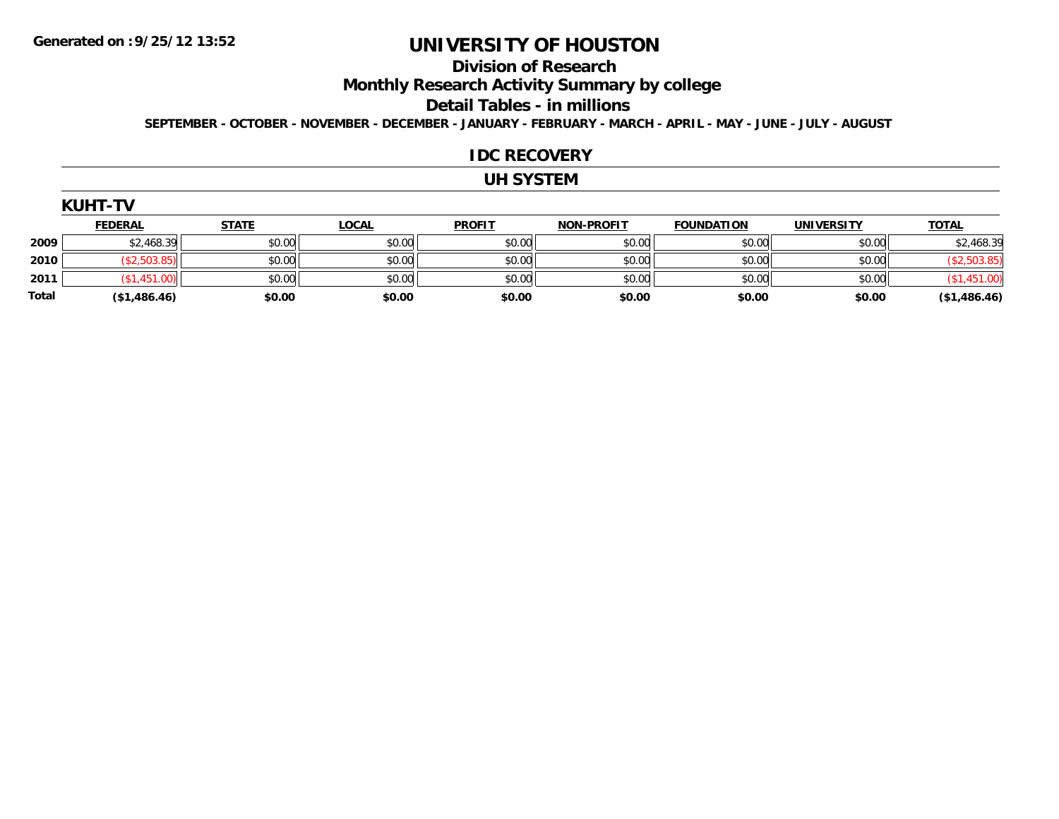Generated on :9/25/12 13:52

# UNIVERSITY OF HOUSTON

## Division of Research

## Monthly Research Activity Summary by college

## Detail Tables - in millions

**SEPTEMBER - OCTOBER - NOVEMBER - DECEMBER - JANUARY - FEBRUARY - MARCH - APRIL - MAY - JUNE - JULY - AUGUST**

### IDC RECOVERY

### UH SYSTEM

### KUHT-TV

| | FEDERAL | STATE | LOCAL | PROFIT | NON-PROFIT | FOUNDATION | UNIVERSITY | TOTAL |
|---|---|---|---|---|---|---|---|---|
| 2009 | $2,468.39 | $0.00 | $0.00 | $0.00 | $0.00 | $0.00 | $0.00 | $2,468.39 |
| 2010 | ($2,503.85) | $0.00 | $0.00 | $0.00 | $0.00 | $0.00 | $0.00 | ($2,503.85) |
| 2011 | ($1,451.00) | $0.00 | $0.00 | $0.00 | $0.00 | $0.00 | $0.00 | ($1,451.00) |
| **Total** | **($1,486.46)** | **$0.00** | **$0.00** | **$0.00** | **$0.00** | **$0.00** | **$0.00** | **($1,486.46)** |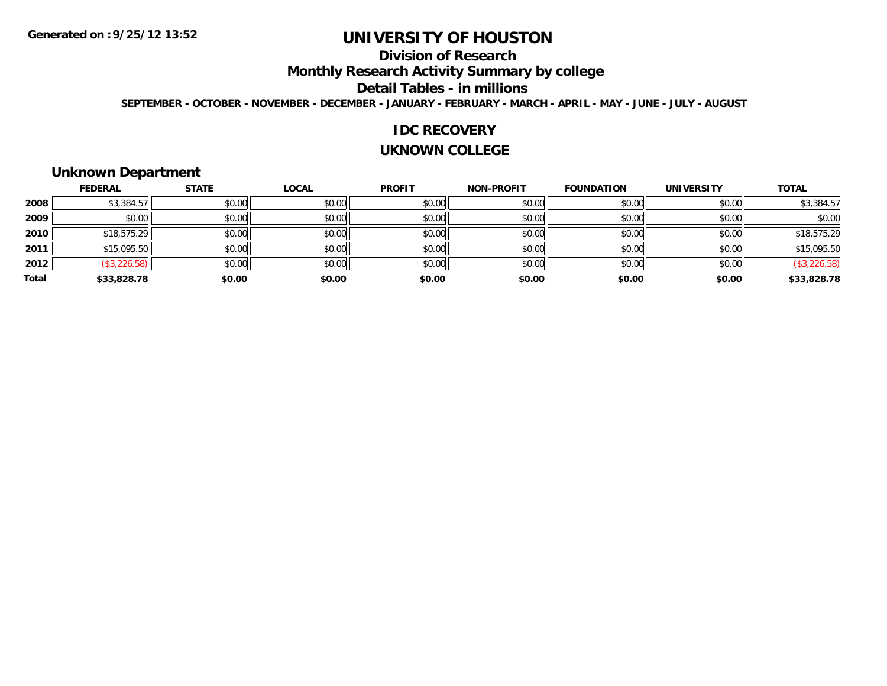# UNIVERSITY OF HOUSTON

## Division of Research

## Monthly Research Activity Summary by college

## Detail Tables - in millions

**SEPTEMBER - OCTOBER - NOVEMBER - DECEMBER - JANUARY - FEBRUARY - MARCH - APRIL - MAY - JUNE - JULY - AUGUST**

## IDC RECOVERY

## UKNOWN COLLEGE

### Unknown Department

| | FEDERAL | STATE | LOCAL | PROFIT | NON-PROFIT | FOUNDATION | UNIVERSITY | TOTAL |
|---|---|---|---|---|---|---|---|---|
| 2008 | $3,384.57 | $0.00 | $0.00 | $0.00 | $0.00 | $0.00 | $0.00 | $3,384.57 |
| 2009 | $0.00 | $0.00 | $0.00 | $0.00 | $0.00 | $0.00 | $0.00 | $0.00 |
| 2010 | $18,575.29 | $0.00 | $0.00 | $0.00 | $0.00 | $0.00 | $0.00 | $18,575.29 |
| 2011 | $15,095.50 | $0.00 | $0.00 | $0.00 | $0.00 | $0.00 | $0.00 | $15,095.50 |
| 2012 | ($3,226.58) | $0.00 | $0.00 | $0.00 | $0.00 | $0.00 | $0.00 | ($3,226.58) |
| **Total** | **$33,828.78** | **$0.00** | **$0.00** | **$0.00** | **$0.00** | **$0.00** | **$0.00** | **$33,828.78** |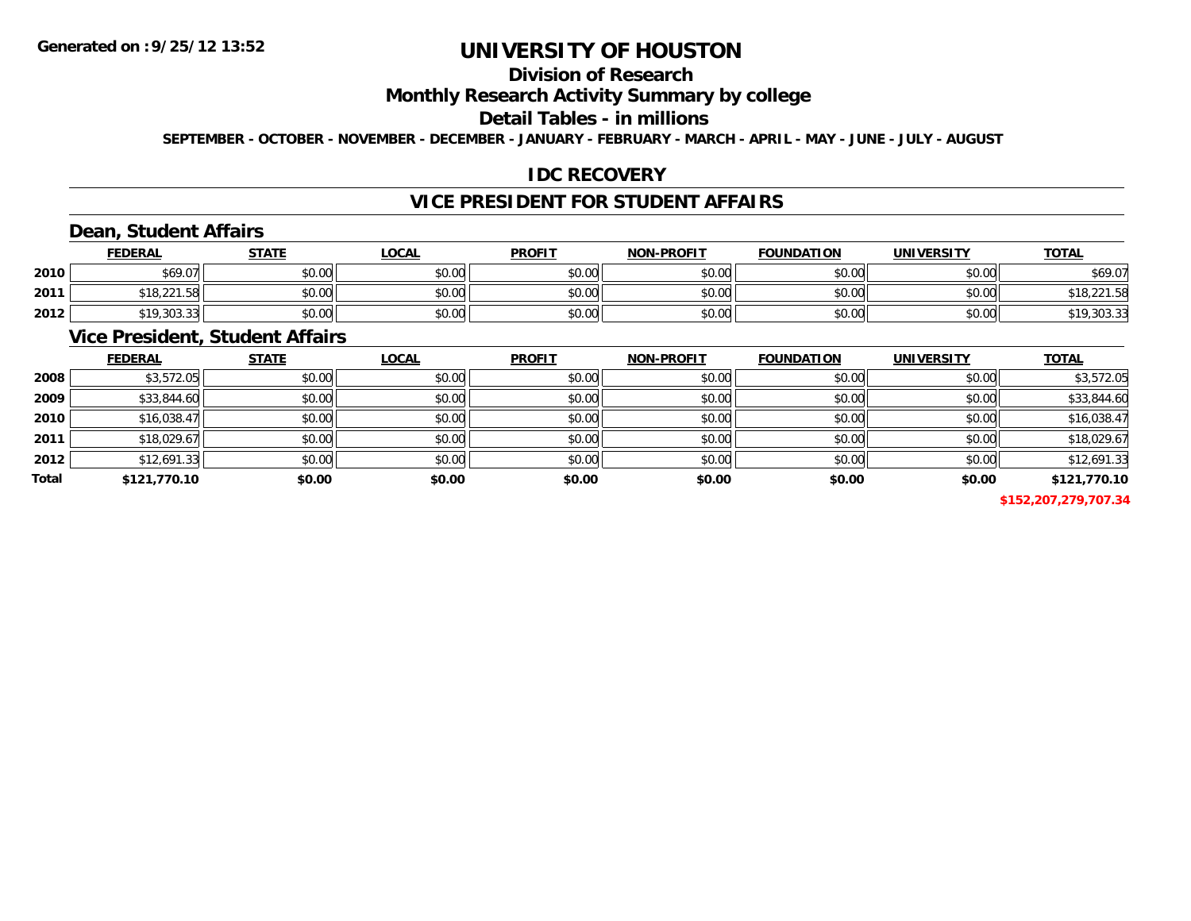# UNIVERSITY OF HOUSTON

## Division of Research

## Monthly Research Activity Summary by college

## Detail Tables - in millions

**SEPTEMBER - OCTOBER - NOVEMBER - DECEMBER - JANUARY - FEBRUARY - MARCH - APRIL - MAY - JUNE - JULY - AUGUST**

Generated on :9/25/12 13:52

## IDC RECOVERY

## VICE PRESIDENT FOR STUDENT AFFAIRS

### Dean, Student Affairs

| | FEDERAL | STATE | LOCAL | PROFIT | NON-PROFIT | FOUNDATION | UNIVERSITY | TOTAL |
|---|---|---|---|---|---|---|---|---|
| 2010 | $69.07 | $0.00 | $0.00 | $0.00 | $0.00 | $0.00 | $0.00 | $69.07 |
| 2011 | $18,221.58 | $0.00 | $0.00 | $0.00 | $0.00 | $0.00 | $0.00 | $18,221.58 |
| 2012 | $19,303.33 | $0.00 | $0.00 | $0.00 | $0.00 | $0.00 | $0.00 | $19,303.33 |

### Vice President, Student Affairs

| | FEDERAL | STATE | LOCAL | PROFIT | NON-PROFIT | FOUNDATION | UNIVERSITY | TOTAL |
|---|---|---|---|---|---|---|---|---|
| 2008 | $3,572.05 | $0.00 | $0.00 | $0.00 | $0.00 | $0.00 | $0.00 | $3,572.05 |
| 2009 | $33,844.60 | $0.00 | $0.00 | $0.00 | $0.00 | $0.00 | $0.00 | $33,844.60 |
| 2010 | $16,038.47 | $0.00 | $0.00 | $0.00 | $0.00 | $0.00 | $0.00 | $16,038.47 |
| 2011 | $18,029.67 | $0.00 | $0.00 | $0.00 | $0.00 | $0.00 | $0.00 | $18,029.67 |
| 2012 | $12,691.33 | $0.00 | $0.00 | $0.00 | $0.00 | $0.00 | $0.00 | $12,691.33 |
| **Total** | **$121,770.10** | **$0.00** | **$0.00** | **$0.00** | **$0.00** | **$0.00** | **$0.00** | **$121,770.10** |

**$152,207,279,707.34**